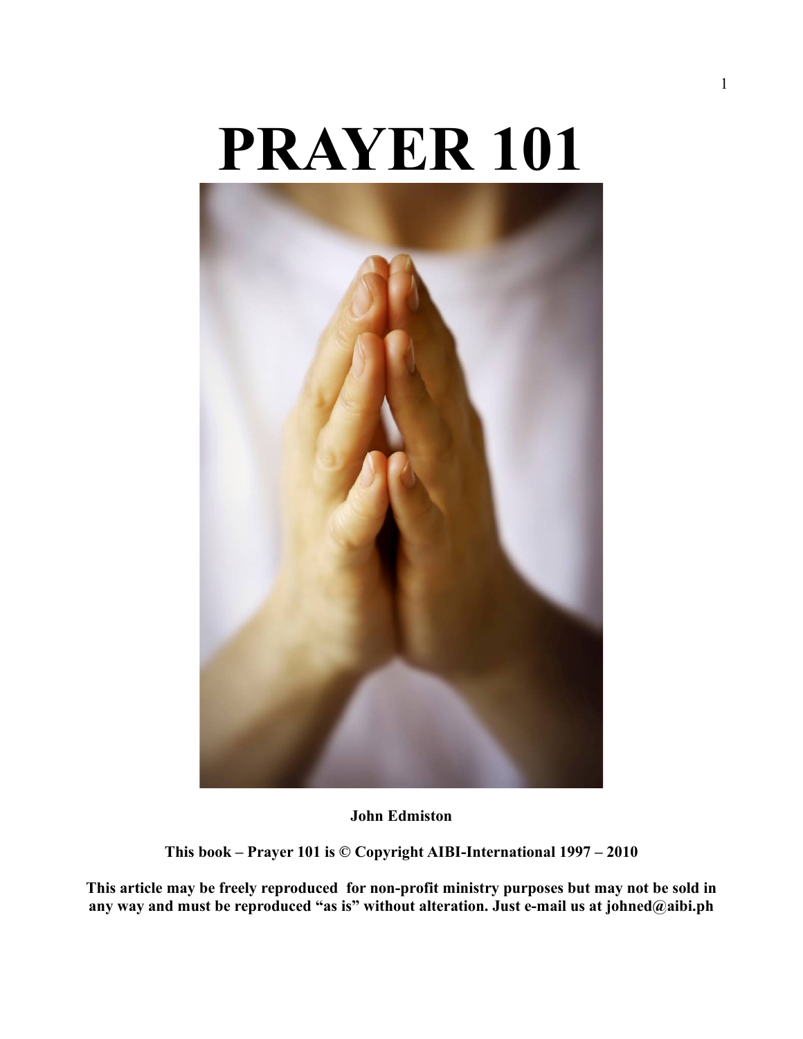# PRAYER 101

**John Edmiston**

**This book – Prayer 101 is © Copyright AIBI-International 1997 – 2010**

**This article may be freely reproduced for non-profit ministry purposes but may not be sold in any way and must be reproduced "as is" without alteration. Just e-mail us at johned@aibi.ph**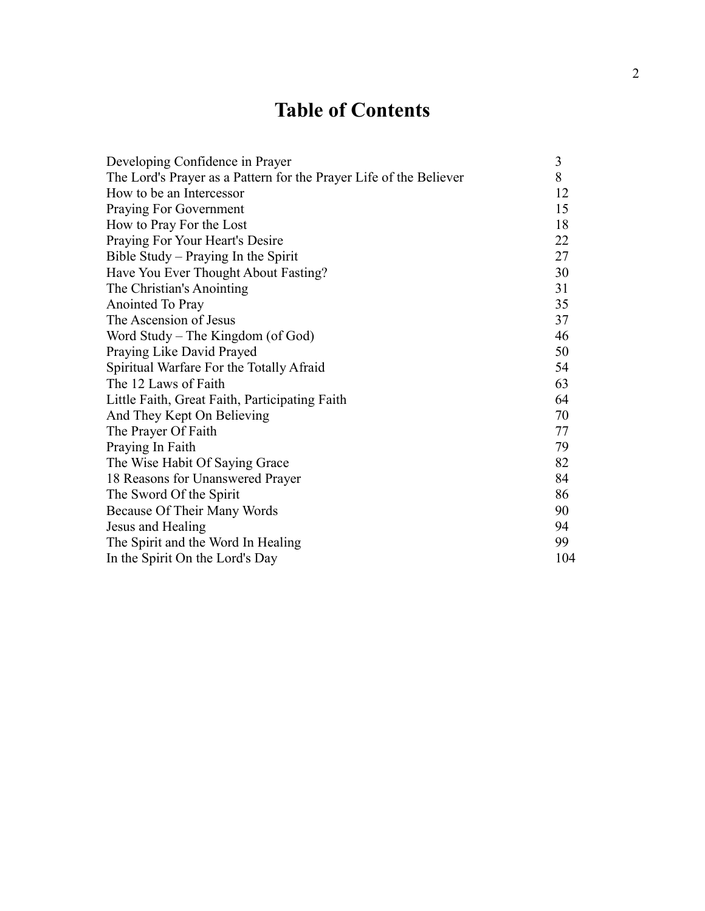# Table of Contents

| | |
|---|---|
| Developing Confidence in Prayer | 3 |
| The Lord's Prayer as a Pattern for the Prayer Life of the Believer | 8 |
| How to be an Intercessor | 12 |
| Praying For Government | 15 |
| How to Pray For the Lost | 18 |
| Praying For Your Heart's Desire | 22 |
| Bible Study – Praying In the Spirit | 27 |
| Have You Ever Thought About Fasting? | 30 |
| The Christian's Anointing | 31 |
| Anointed To Pray | 35 |
| The Ascension of Jesus | 37 |
| Word Study – The Kingdom (of God) | 46 |
| Praying Like David Prayed | 50 |
| Spiritual Warfare For the Totally Afraid | 54 |
| The 12 Laws of Faith | 63 |
| Little Faith, Great Faith, Participating Faith | 64 |
| And They Kept On Believing | 70 |
| The Prayer Of Faith | 77 |
| Praying In Faith | 79 |
| The Wise Habit Of Saying Grace | 82 |
| 18 Reasons for Unanswered Prayer | 84 |
| The Sword Of the Spirit | 86 |
| Because Of Their Many Words | 90 |
| Jesus and Healing | 94 |
| The Spirit and the Word In Healing | 99 |
| In the Spirit On the Lord's Day | 104 |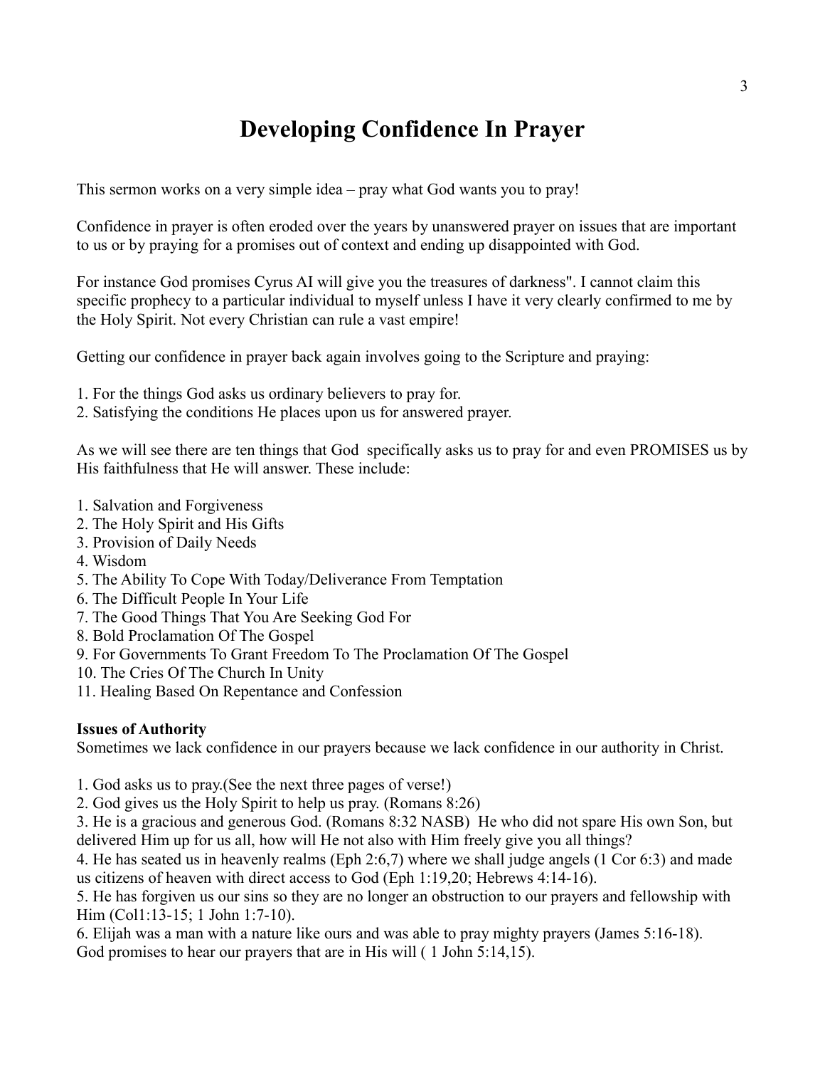# Developing Confidence In Prayer

This sermon works on a very simple idea – pray what God wants you to pray!

Confidence in prayer is often eroded over the years by unanswered prayer on issues that are important to us or by praying for a promises out of context and ending up disappointed with God.

For instance God promises Cyrus AI will give you the treasures of darkness". I cannot claim this specific prophecy to a particular individual to myself unless I have it very clearly confirmed to me by the Holy Spirit. Not every Christian can rule a vast empire!

Getting our confidence in prayer back again involves going to the Scripture and praying:

1. For the things God asks us ordinary believers to pray for.
2. Satisfying the conditions He places upon us for answered prayer.

As we will see there are ten things that God  specifically asks us to pray for and even PROMISES us by His faithfulness that He will answer. These include:

1. Salvation and Forgiveness
2. The Holy Spirit and His Gifts
3. Provision of Daily Needs
4. Wisdom
5. The Ability To Cope With Today/Deliverance From Temptation
6. The Difficult People In Your Life
7. The Good Things That You Are Seeking God For
8. Bold Proclamation Of The Gospel
9. For Governments To Grant Freedom To The Proclamation Of The Gospel
10. The Cries Of The Church In Unity
11. Healing Based On Repentance and Confession

**Issues of Authority**

Sometimes we lack confidence in our prayers because we lack confidence in our authority in Christ.

1. God asks us to pray.(See the next three pages of verse!)
2. God gives us the Holy Spirit to help us pray. (Romans 8:26)
3. He is a gracious and generous God. (Romans 8:32 NASB)  He who did not spare His own Son, but delivered Him up for us all, how will He not also with Him freely give you all things?
4. He has seated us in heavenly realms (Eph 2:6,7) where we shall judge angels (1 Cor 6:3) and made us citizens of heaven with direct access to God (Eph 1:19,20; Hebrews 4:14-16).
5. He has forgiven us our sins so they are no longer an obstruction to our prayers and fellowship with Him (Col1:13-15; 1 John 1:7-10).
6. Elijah was a man with a nature like ours and was able to pray mighty prayers (James 5:16-18). God promises to hear our prayers that are in His will ( 1 John 5:14,15).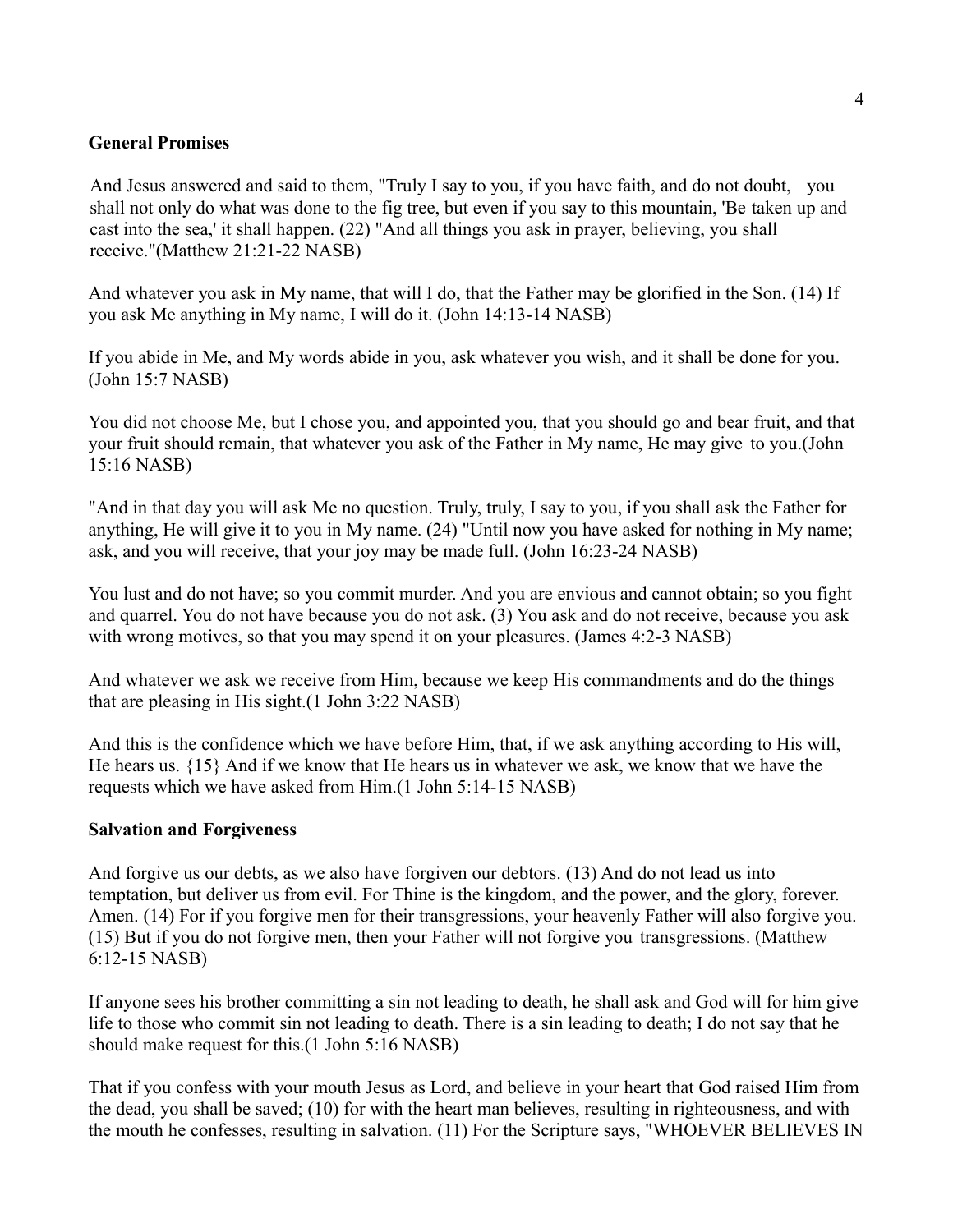**General Promises**

And Jesus answered and said to them, "Truly I say to you, if you have faith, and do not doubt, you shall not only do what was done to the fig tree, but even if you say to this mountain, 'Be taken up and cast into the sea,' it shall happen. (22) "And all things you ask in prayer, believing, you shall receive."(Matthew 21:21-22 NASB)

And whatever you ask in My name, that will I do, that the Father may be glorified in the Son. (14) If you ask Me anything in My name, I will do it. (John 14:13-14 NASB)

If you abide in Me, and My words abide in you, ask whatever you wish, and it shall be done for you. (John 15:7 NASB)

You did not choose Me, but I chose you, and appointed you, that you should go and bear fruit, and that your fruit should remain, that whatever you ask of the Father in My name, He may give to you.(John 15:16 NASB)

"And in that day you will ask Me no question. Truly, truly, I say to you, if you shall ask the Father for anything, He will give it to you in My name. (24) "Until now you have asked for nothing in My name; ask, and you will receive, that your joy may be made full. (John 16:23-24 NASB)

You lust and do not have; so you commit murder. And you are envious and cannot obtain; so you fight and quarrel. You do not have because you do not ask. (3) You ask and do not receive, because you ask with wrong motives, so that you may spend it on your pleasures. (James 4:2-3 NASB)

And whatever we ask we receive from Him, because we keep His commandments and do the things that are pleasing in His sight.(1 John 3:22 NASB)

And this is the confidence which we have before Him, that, if we ask anything according to His will, He hears us. {15} And if we know that He hears us in whatever we ask, we know that we have the requests which we have asked from Him.(1 John 5:14-15 NASB)

**Salvation and Forgiveness**

And forgive us our debts, as we also have forgiven our debtors. (13) And do not lead us into temptation, but deliver us from evil. For Thine is the kingdom, and the power, and the glory, forever. Amen. (14) For if you forgive men for their transgressions, your heavenly Father will also forgive you. (15) But if you do not forgive men, then your Father will not forgive you transgressions. (Matthew 6:12-15 NASB)

If anyone sees his brother committing a sin not leading to death, he shall ask and God will for him give life to those who commit sin not leading to death. There is a sin leading to death; I do not say that he should make request for this.(1 John 5:16 NASB)

That if you confess with your mouth Jesus as Lord, and believe in your heart that God raised Him from the dead, you shall be saved; (10) for with the heart man believes, resulting in righteousness, and with the mouth he confesses, resulting in salvation. (11) For the Scripture says, "WHOEVER BELIEVES IN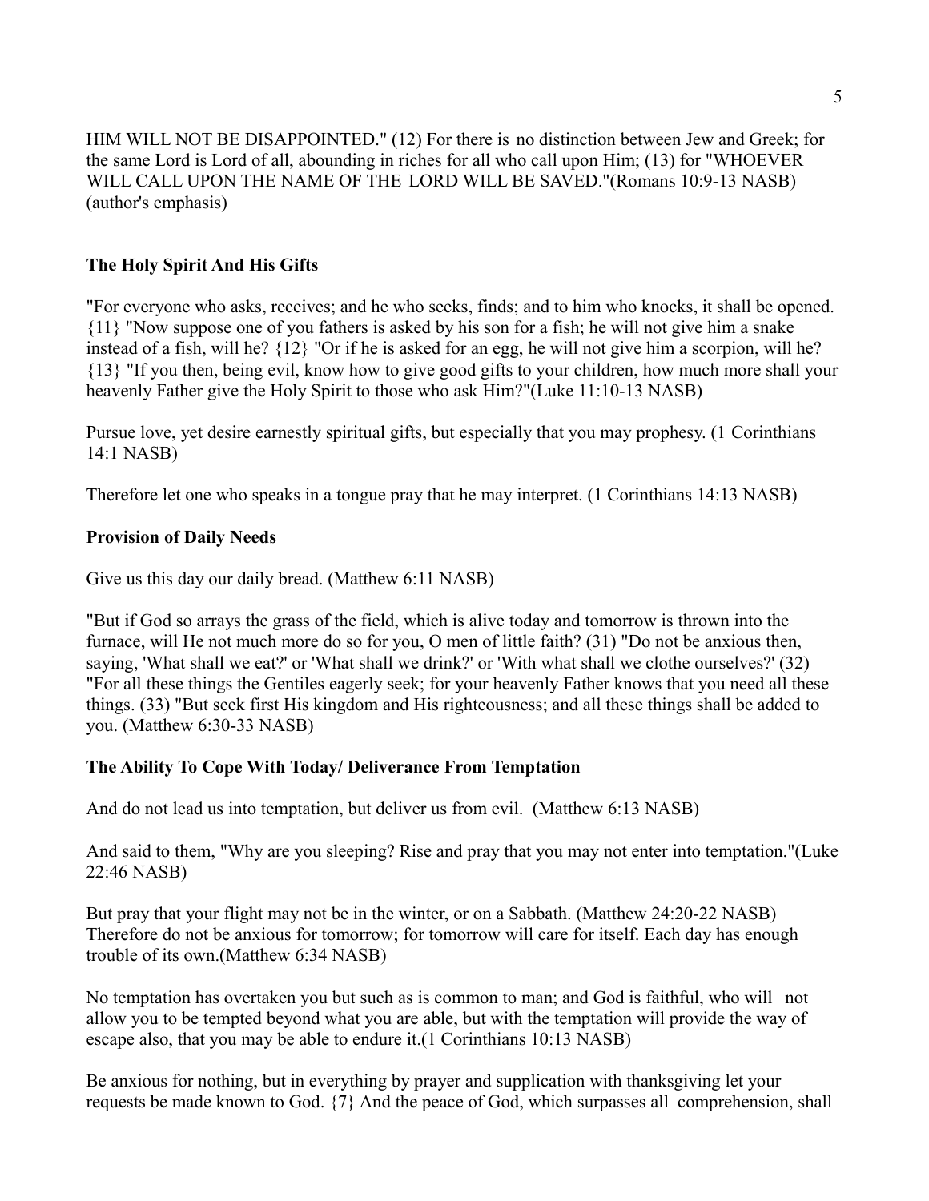HIM WILL NOT BE DISAPPOINTED." (12) For there is no distinction between Jew and Greek; for the same Lord is Lord of all, abounding in riches for all who call upon Him; (13) for "WHOEVER WILL CALL UPON THE NAME OF THE LORD WILL BE SAVED."(Romans 10:9-13 NASB) (author's emphasis)

**The Holy Spirit And His Gifts**

"For everyone who asks, receives; and he who seeks, finds; and to him who knocks, it shall be opened. {11} "Now suppose one of you fathers is asked by his son for a fish; he will not give him a snake instead of a fish, will he? {12} "Or if he is asked for an egg, he will not give him a scorpion, will he? {13} "If you then, being evil, know how to give good gifts to your children, how much more shall your heavenly Father give the Holy Spirit to those who ask Him?"(Luke 11:10-13 NASB)

Pursue love, yet desire earnestly spiritual gifts, but especially that you may prophesy. (1 Corinthians 14:1 NASB)

Therefore let one who speaks in a tongue pray that he may interpret. (1 Corinthians 14:13 NASB)

**Provision of Daily Needs**

Give us this day our daily bread. (Matthew 6:11 NASB)

"But if God so arrays the grass of the field, which is alive today and tomorrow is thrown into the furnace, will He not much more do so for you, O men of little faith? (31) "Do not be anxious then, saying, 'What shall we eat?' or 'What shall we drink?' or 'With what shall we clothe ourselves?' (32) "For all these things the Gentiles eagerly seek; for your heavenly Father knows that you need all these things. (33) "But seek first His kingdom and His righteousness; and all these things shall be added to you. (Matthew 6:30-33 NASB)

**The Ability To Cope With Today/ Deliverance From Temptation**

And do not lead us into temptation, but deliver us from evil. (Matthew 6:13 NASB)

And said to them, "Why are you sleeping? Rise and pray that you may not enter into temptation."(Luke 22:46 NASB)

But pray that your flight may not be in the winter, or on a Sabbath. (Matthew 24:20-22 NASB) Therefore do not be anxious for tomorrow; for tomorrow will care for itself. Each day has enough trouble of its own.(Matthew 6:34 NASB)

No temptation has overtaken you but such as is common to man; and God is faithful, who will not allow you to be tempted beyond what you are able, but with the temptation will provide the way of escape also, that you may be able to endure it.(1 Corinthians 10:13 NASB)

Be anxious for nothing, but in everything by prayer and supplication with thanksgiving let your requests be made known to God. {7} And the peace of God, which surpasses all comprehension, shall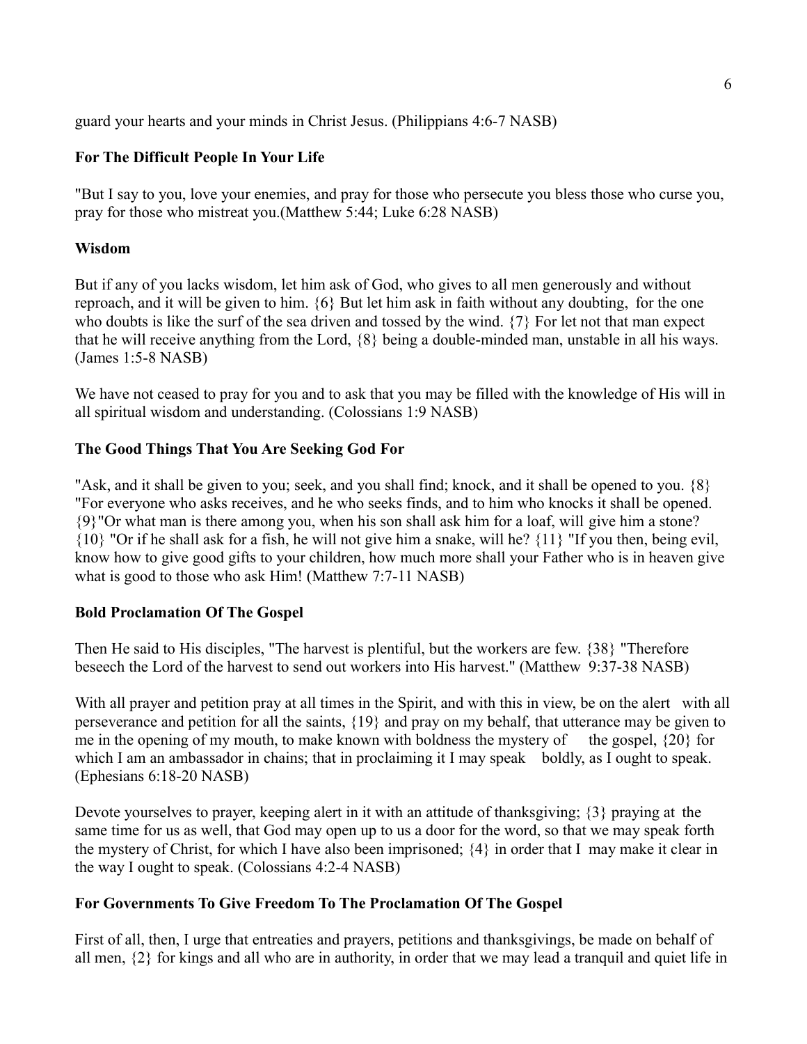guard your hearts and your minds in Christ Jesus. (Philippians 4:6-7 NASB)

**For The Difficult People In Your Life**

"But I say to you, love your enemies, and pray for those who persecute you bless those who curse you, pray for those who mistreat you.(Matthew 5:44; Luke 6:28 NASB)

**Wisdom**

But if any of you lacks wisdom, let him ask of God, who gives to all men generously and without reproach, and it will be given to him. {6} But let him ask in faith without any doubting, for the one who doubts is like the surf of the sea driven and tossed by the wind. {7} For let not that man expect that he will receive anything from the Lord, {8} being a double-minded man, unstable in all his ways. (James 1:5-8 NASB)

We have not ceased to pray for you and to ask that you may be filled with the knowledge of His will in all spiritual wisdom and understanding. (Colossians 1:9 NASB)

**The Good Things That You Are Seeking God For**

"Ask, and it shall be given to you; seek, and you shall find; knock, and it shall be opened to you. {8} "For everyone who asks receives, and he who seeks finds, and to him who knocks it shall be opened. {9}"Or what man is there among you, when his son shall ask him for a loaf, will give him a stone? {10} "Or if he shall ask for a fish, he will not give him a snake, will he? {11} "If you then, being evil, know how to give good gifts to your children, how much more shall your Father who is in heaven give what is good to those who ask Him! (Matthew 7:7-11 NASB)

**Bold Proclamation Of The Gospel**

Then He said to His disciples, "The harvest is plentiful, but the workers are few. {38} "Therefore beseech the Lord of the harvest to send out workers into His harvest." (Matthew 9:37-38 NASB)

With all prayer and petition pray at all times in the Spirit, and with this in view, be on the alert with all perseverance and petition for all the saints, {19} and pray on my behalf, that utterance may be given to me in the opening of my mouth, to make known with boldness the mystery of the gospel, {20} for which I am an ambassador in chains; that in proclaiming it I may speak boldly, as I ought to speak. (Ephesians 6:18-20 NASB)

Devote yourselves to prayer, keeping alert in it with an attitude of thanksgiving; {3} praying at the same time for us as well, that God may open up to us a door for the word, so that we may speak forth the mystery of Christ, for which I have also been imprisoned; {4} in order that I may make it clear in the way I ought to speak. (Colossians 4:2-4 NASB)

**For Governments To Give Freedom To The Proclamation Of The Gospel**

First of all, then, I urge that entreaties and prayers, petitions and thanksgivings, be made on behalf of all men, {2} for kings and all who are in authority, in order that we may lead a tranquil and quiet life in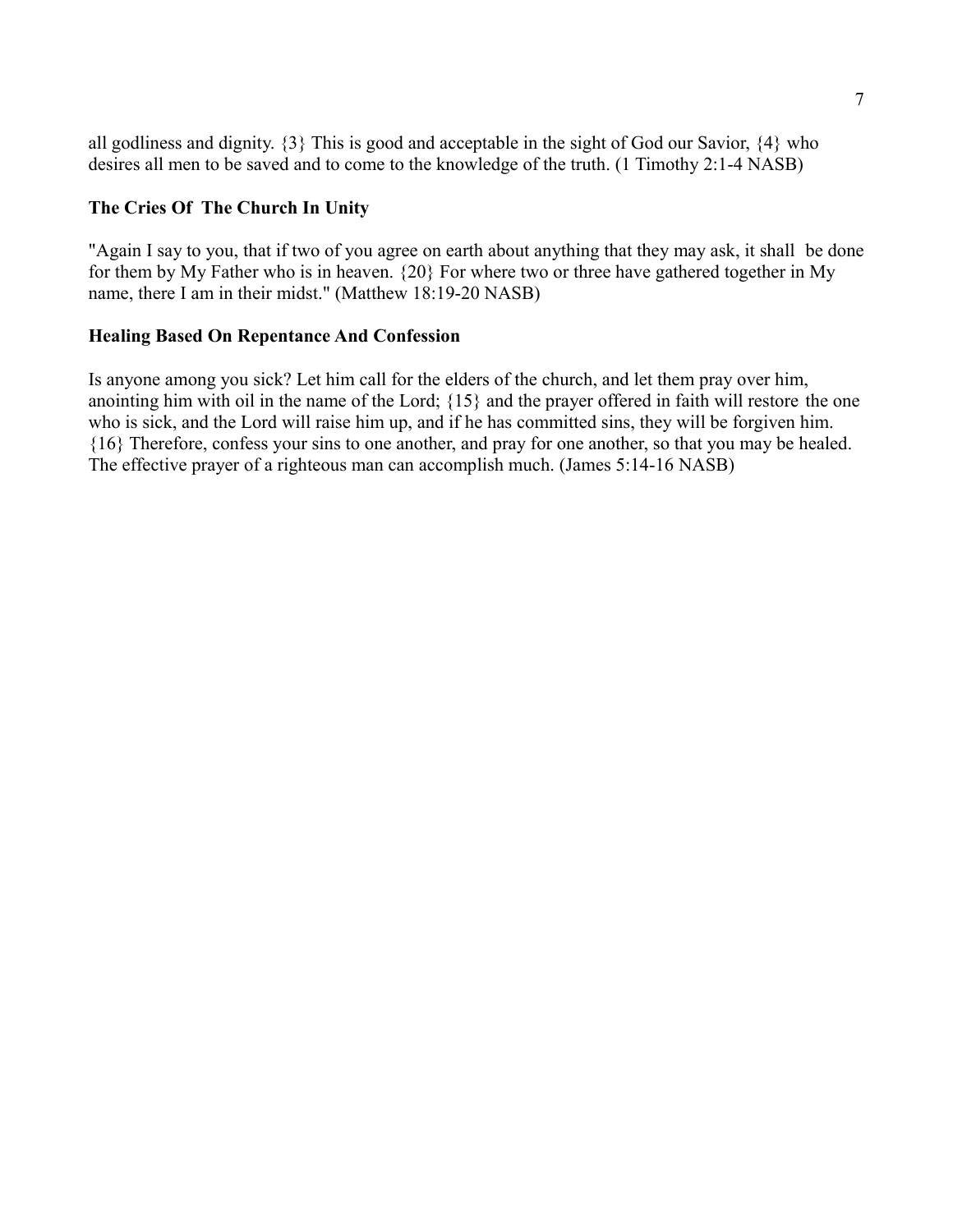all godliness and dignity. {3} This is good and acceptable in the sight of God our Savior, {4} who desires all men to be saved and to come to the knowledge of the truth. (1 Timothy 2:1-4 NASB)

**The Cries Of The Church In Unity**

"Again I say to you, that if two of you agree on earth about anything that they may ask, it shall be done for them by My Father who is in heaven. {20} For where two or three have gathered together in My name, there I am in their midst." (Matthew 18:19-20 NASB)

**Healing Based On Repentance And Confession**

Is anyone among you sick? Let him call for the elders of the church, and let them pray over him, anointing him with oil in the name of the Lord; {15} and the prayer offered in faith will restore the one who is sick, and the Lord will raise him up, and if he has committed sins, they will be forgiven him. {16} Therefore, confess your sins to one another, and pray for one another, so that you may be healed. The effective prayer of a righteous man can accomplish much. (James 5:14-16 NASB)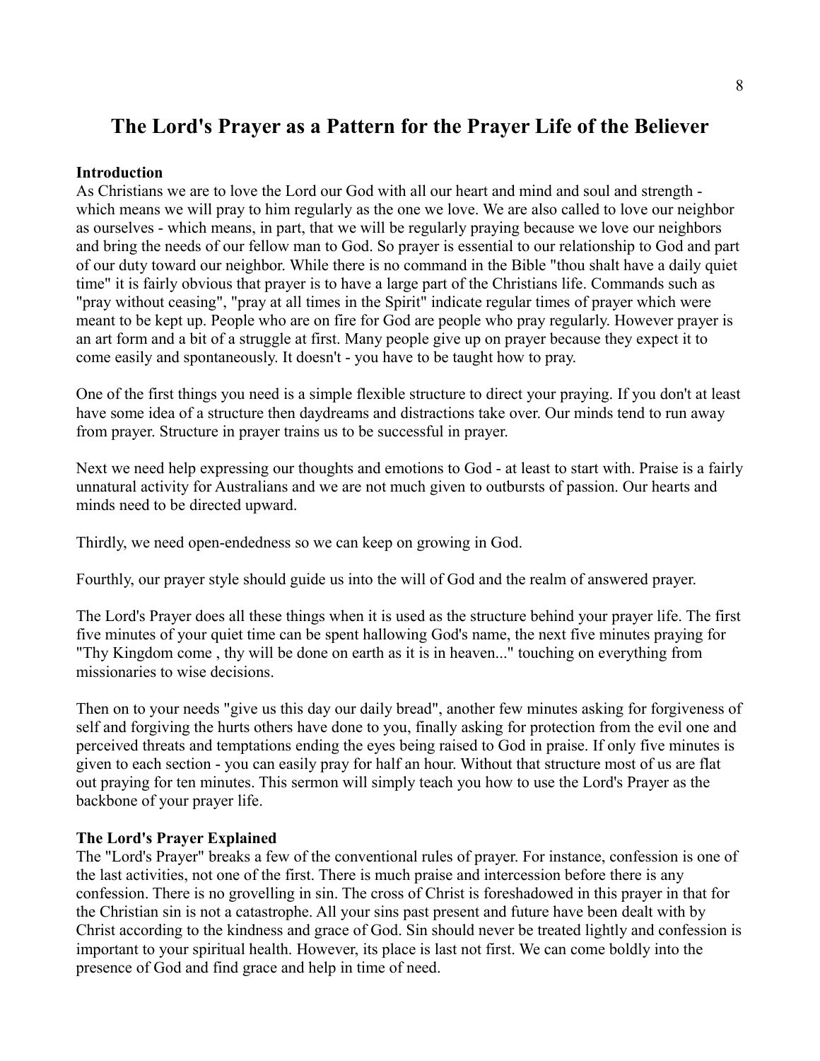# The Lord's Prayer as a Pattern for the Prayer Life of the Believer

**Introduction**

As Christians we are to love the Lord our God with all our heart and mind and soul and strength - which means we will pray to him regularly as the one we love. We are also called to love our neighbor as ourselves - which means, in part, that we will be regularly praying because we love our neighbors and bring the needs of our fellow man to God. So prayer is essential to our relationship to God and part of our duty toward our neighbor. While there is no command in the Bible "thou shalt have a daily quiet time" it is fairly obvious that prayer is to have a large part of the Christians life. Commands such as "pray without ceasing", "pray at all times in the Spirit" indicate regular times of prayer which were meant to be kept up. People who are on fire for God are people who pray regularly. However prayer is an art form and a bit of a struggle at first. Many people give up on prayer because they expect it to come easily and spontaneously. It doesn't - you have to be taught how to pray.

One of the first things you need is a simple flexible structure to direct your praying. If you don't at least have some idea of a structure then daydreams and distractions take over. Our minds tend to run away from prayer. Structure in prayer trains us to be successful in prayer.

Next we need help expressing our thoughts and emotions to God - at least to start with. Praise is a fairly unnatural activity for Australians and we are not much given to outbursts of passion. Our hearts and minds need to be directed upward.

Thirdly, we need open-endedness so we can keep on growing in God.

Fourthly, our prayer style should guide us into the will of God and the realm of answered prayer.

The Lord's Prayer does all these things when it is used as the structure behind your prayer life. The first five minutes of your quiet time can be spent hallowing God's name, the next five minutes praying for "Thy Kingdom come , thy will be done on earth as it is in heaven..." touching on everything from missionaries to wise decisions.

Then on to your needs "give us this day our daily bread", another few minutes asking for forgiveness of self and forgiving the hurts others have done to you, finally asking for protection from the evil one and perceived threats and temptations ending the eyes being raised to God in praise. If only five minutes is given to each section - you can easily pray for half an hour. Without that structure most of us are flat out praying for ten minutes. This sermon will simply teach you how to use the Lord's Prayer as the backbone of your prayer life.

**The Lord's Prayer Explained**

The "Lord's Prayer" breaks a few of the conventional rules of prayer. For instance, confession is one of the last activities, not one of the first. There is much praise and intercession before there is any confession. There is no grovelling in sin. The cross of Christ is foreshadowed in this prayer in that for the Christian sin is not a catastrophe. All your sins past present and future have been dealt with by Christ according to the kindness and grace of God. Sin should never be treated lightly and confession is important to your spiritual health. However, its place is last not first. We can come boldly into the presence of God and find grace and help in time of need.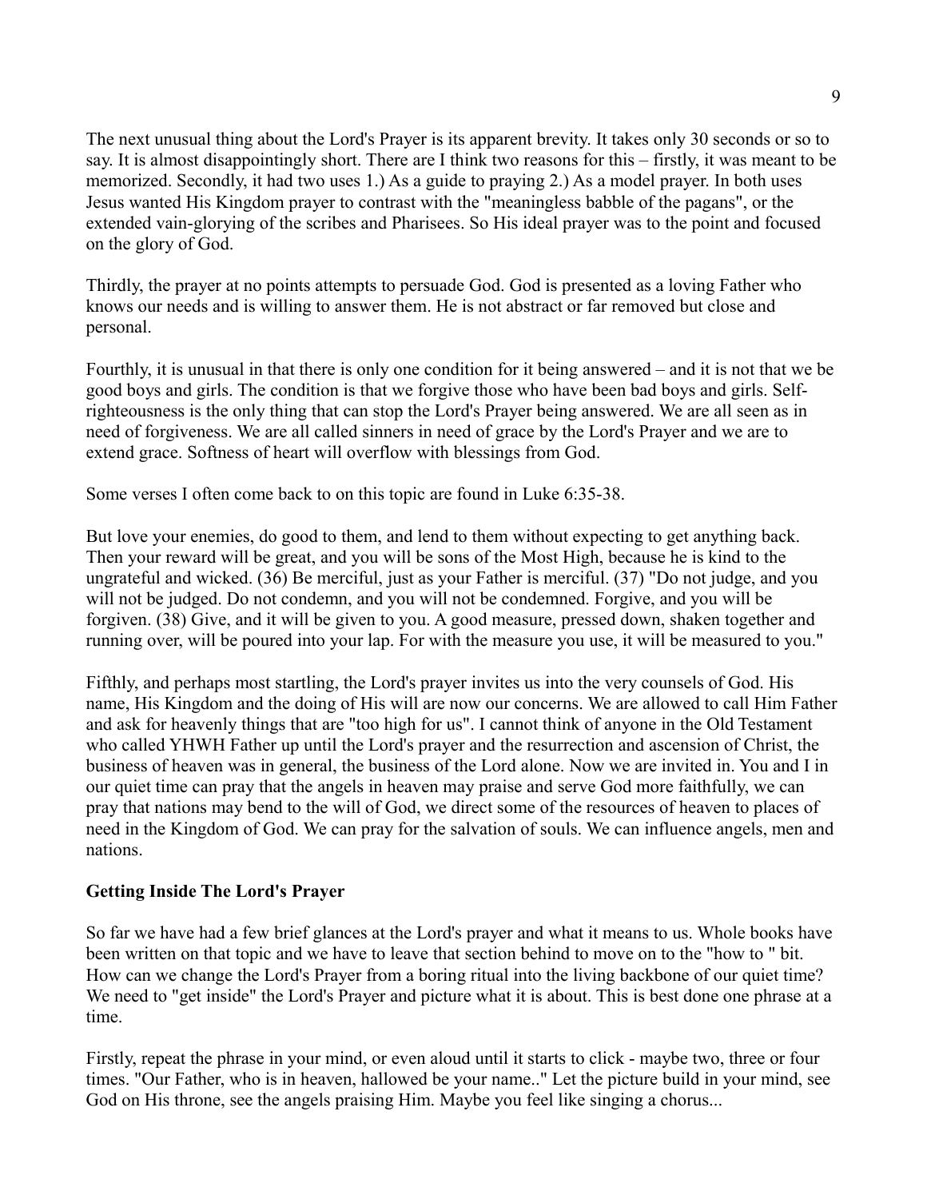The next unusual thing about the Lord's Prayer is its apparent brevity. It takes only 30 seconds or so to say. It is almost disappointingly short. There are I think two reasons for this – firstly, it was meant to be memorized. Secondly, it had two uses 1.) As a guide to praying 2.) As a model prayer. In both uses Jesus wanted His Kingdom prayer to contrast with the "meaningless babble of the pagans", or the extended vain-glorying of the scribes and Pharisees. So His ideal prayer was to the point and focused on the glory of God.

Thirdly, the prayer at no points attempts to persuade God. God is presented as a loving Father who knows our needs and is willing to answer them. He is not abstract or far removed but close and personal.

Fourthly, it is unusual in that there is only one condition for it being answered – and it is not that we be good boys and girls. The condition is that we forgive those who have been bad boys and girls. Self-righteousness is the only thing that can stop the Lord's Prayer being answered. We are all seen as in need of forgiveness. We are all called sinners in need of grace by the Lord's Prayer and we are to extend grace. Softness of heart will overflow with blessings from God.

Some verses I often come back to on this topic are found in Luke 6:35-38.

But love your enemies, do good to them, and lend to them without expecting to get anything back. Then your reward will be great, and you will be sons of the Most High, because he is kind to the ungrateful and wicked. (36) Be merciful, just as your Father is merciful. (37) "Do not judge, and you will not be judged. Do not condemn, and you will not be condemned. Forgive, and you will be forgiven. (38) Give, and it will be given to you. A good measure, pressed down, shaken together and running over, will be poured into your lap. For with the measure you use, it will be measured to you."

Fifthly, and perhaps most startling, the Lord's prayer invites us into the very counsels of God. His name, His Kingdom and the doing of His will are now our concerns. We are allowed to call Him Father and ask for heavenly things that are "too high for us". I cannot think of anyone in the Old Testament who called YHWH Father up until the Lord's prayer and the resurrection and ascension of Christ, the business of heaven was in general, the business of the Lord alone. Now we are invited in. You and I in our quiet time can pray that the angels in heaven may praise and serve God more faithfully, we can pray that nations may bend to the will of God, we direct some of the resources of heaven to places of need in the Kingdom of God. We can pray for the salvation of souls. We can influence angels, men and nations.

**Getting Inside The Lord's Prayer**

So far we have had a few brief glances at the Lord's prayer and what it means to us. Whole books have been written on that topic and we have to leave that section behind to move on to the "how to " bit. How can we change the Lord's Prayer from a boring ritual into the living backbone of our quiet time? We need to "get inside" the Lord's Prayer and picture what it is about. This is best done one phrase at a time.

Firstly, repeat the phrase in your mind, or even aloud until it starts to click - maybe two, three or four times. "Our Father, who is in heaven, hallowed be your name.." Let the picture build in your mind, see God on His throne, see the angels praising Him. Maybe you feel like singing a chorus...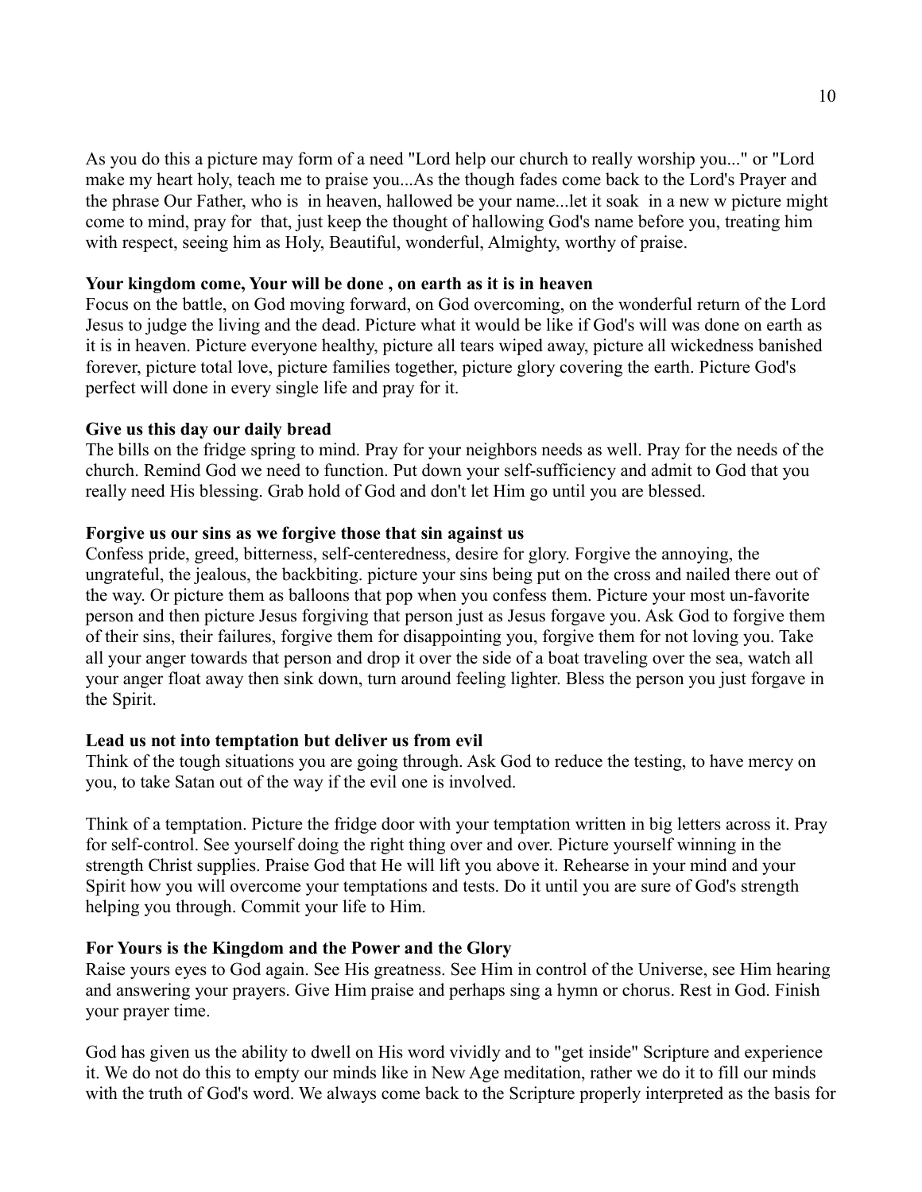As you do this a picture may form of a need "Lord help our church to really worship you..." or "Lord make my heart holy, teach me to praise you...As the though fades come back to the Lord's Prayer and the phrase Our Father, who is in heaven, hallowed be your name...let it soak in a new w picture might come to mind, pray for that, just keep the thought of hallowing God's name before you, treating him with respect, seeing him as Holy, Beautiful, wonderful, Almighty, worthy of praise.

**Your kingdom come, Your will be done , on earth as it is in heaven**
Focus on the battle, on God moving forward, on God overcoming, on the wonderful return of the Lord Jesus to judge the living and the dead. Picture what it would be like if God's will was done on earth as it is in heaven. Picture everyone healthy, picture all tears wiped away, picture all wickedness banished forever, picture total love, picture families together, picture glory covering the earth. Picture God's perfect will done in every single life and pray for it.

**Give us this day our daily bread**
The bills on the fridge spring to mind. Pray for your neighbors needs as well. Pray for the needs of the church. Remind God we need to function. Put down your self-sufficiency and admit to God that you really need His blessing. Grab hold of God and don't let Him go until you are blessed.

**Forgive us our sins as we forgive those that sin against us**
Confess pride, greed, bitterness, self-centeredness, desire for glory. Forgive the annoying, the ungrateful, the jealous, the backbiting. picture your sins being put on the cross and nailed there out of the way. Or picture them as balloons that pop when you confess them. Picture your most un-favorite person and then picture Jesus forgiving that person just as Jesus forgave you. Ask God to forgive them of their sins, their failures, forgive them for disappointing you, forgive them for not loving you. Take all your anger towards that person and drop it over the side of a boat traveling over the sea, watch all your anger float away then sink down, turn around feeling lighter. Bless the person you just forgave in the Spirit.

**Lead us not into temptation but deliver us from evil**
Think of the tough situations you are going through. Ask God to reduce the testing, to have mercy on you, to take Satan out of the way if the evil one is involved.

Think of a temptation. Picture the fridge door with your temptation written in big letters across it. Pray for self-control. See yourself doing the right thing over and over. Picture yourself winning in the strength Christ supplies. Praise God that He will lift you above it. Rehearse in your mind and your Spirit how you will overcome your temptations and tests. Do it until you are sure of God's strength helping you through. Commit your life to Him.

**For Yours is the Kingdom and the Power and the Glory**
Raise yours eyes to God again. See His greatness. See Him in control of the Universe, see Him hearing and answering your prayers. Give Him praise and perhaps sing a hymn or chorus. Rest in God. Finish your prayer time.

God has given us the ability to dwell on His word vividly and to "get inside" Scripture and experience it. We do not do this to empty our minds like in New Age meditation, rather we do it to fill our minds with the truth of God's word. We always come back to the Scripture properly interpreted as the basis for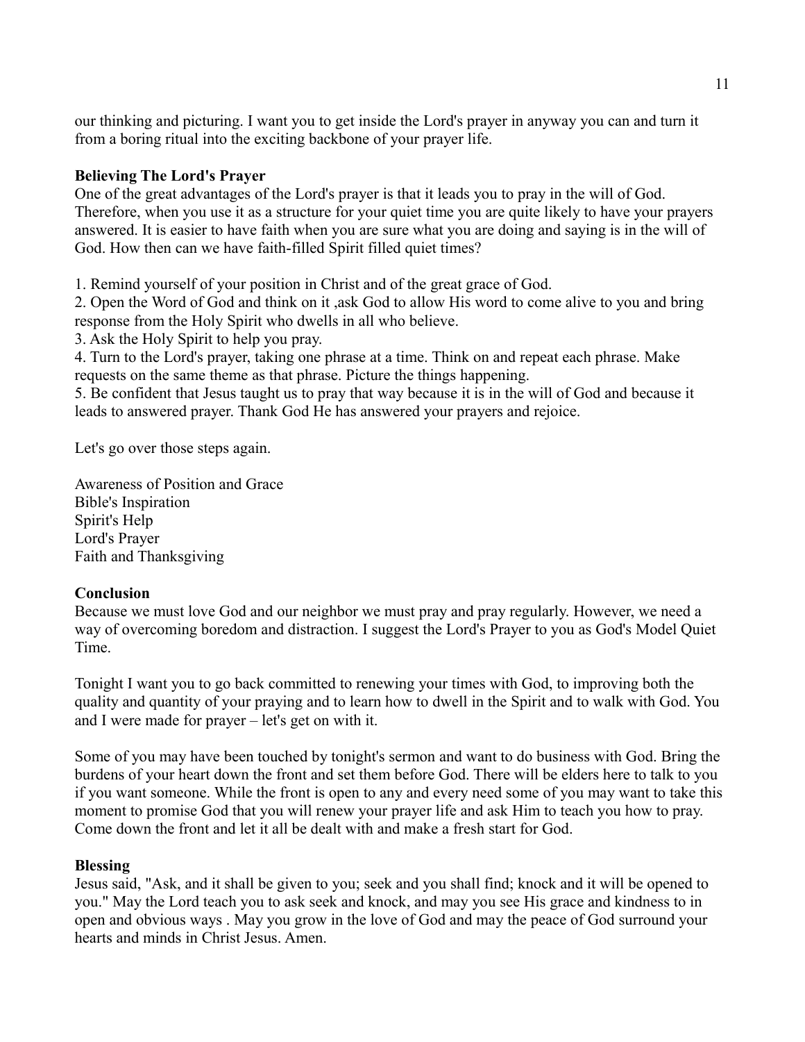our thinking and picturing. I want you to get inside the Lord's prayer in anyway you can and turn it from a boring ritual into the exciting backbone of your prayer life.

**Believing The Lord's Prayer**

One of the great advantages of the Lord's prayer is that it leads you to pray in the will of God. Therefore, when you use it as a structure for your quiet time you are quite likely to have your prayers answered. It is easier to have faith when you are sure what you are doing and saying is in the will of God. How then can we have faith-filled Spirit filled quiet times?

1. Remind yourself of your position in Christ and of the great grace of God.
2. Open the Word of God and think on it ,ask God to allow His word to come alive to you and bring response from the Holy Spirit who dwells in all who believe.
3. Ask the Holy Spirit to help you pray.
4. Turn to the Lord's prayer, taking one phrase at a time. Think on and repeat each phrase. Make requests on the same theme as that phrase. Picture the things happening.
5. Be confident that Jesus taught us to pray that way because it is in the will of God and because it leads to answered prayer. Thank God He has answered your prayers and rejoice.

Let's go over those steps again.

Awareness of Position and Grace
Bible's Inspiration
Spirit's Help
Lord's Prayer
Faith and Thanksgiving

**Conclusion**

Because we must love God and our neighbor we must pray and pray regularly. However, we need a way of overcoming boredom and distraction. I suggest the Lord's Prayer to you as God's Model Quiet Time.

Tonight I want you to go back committed to renewing your times with God, to improving both the quality and quantity of your praying and to learn how to dwell in the Spirit and to walk with God. You and I were made for prayer – let's get on with it.

Some of you may have been touched by tonight's sermon and want to do business with God. Bring the burdens of your heart down the front and set them before God. There will be elders here to talk to you if you want someone. While the front is open to any and every need some of you may want to take this moment to promise God that you will renew your prayer life and ask Him to teach you how to pray. Come down the front and let it all be dealt with and make a fresh start for God.

**Blessing**

Jesus said, "Ask, and it shall be given to you; seek and you shall find; knock and it will be opened to you." May the Lord teach you to ask seek and knock, and may you see His grace and kindness to in open and obvious ways . May you grow in the love of God and may the peace of God surround your hearts and minds in Christ Jesus. Amen.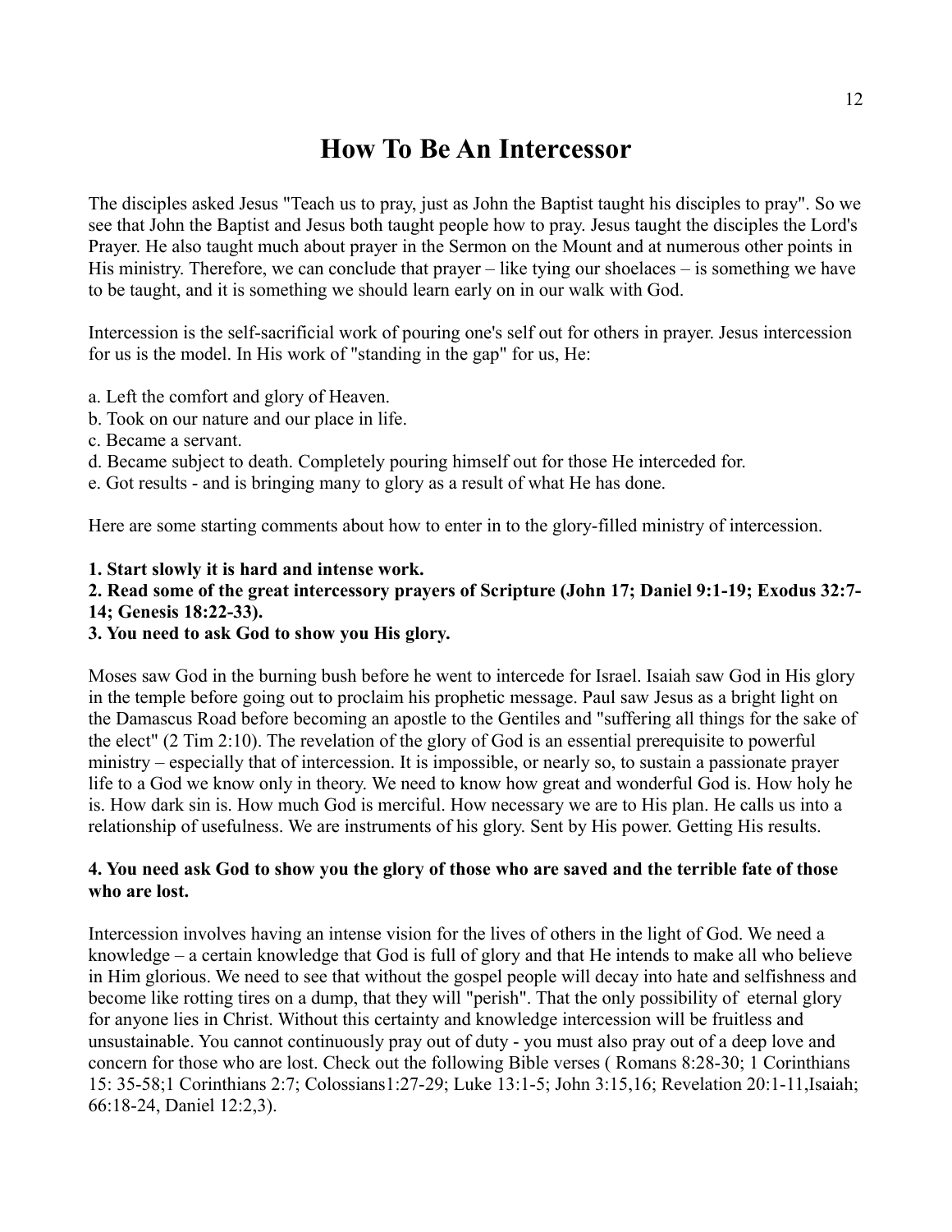# How To Be An Intercessor

The disciples asked Jesus "Teach us to pray, just as John the Baptist taught his disciples to pray". So we see that John the Baptist and Jesus both taught people how to pray. Jesus taught the disciples the Lord's Prayer. He also taught much about prayer in the Sermon on the Mount and at numerous other points in His ministry. Therefore, we can conclude that prayer – like tying our shoelaces – is something we have to be taught, and it is something we should learn early on in our walk with God.

Intercession is the self-sacrificial work of pouring one's self out for others in prayer. Jesus intercession for us is the model. In His work of "standing in the gap" for us, He:

a. Left the comfort and glory of Heaven.
b. Took on our nature and our place in life.
c. Became a servant.
d. Became subject to death. Completely pouring himself out for those He interceded for.
e. Got results - and is bringing many to glory as a result of what He has done.

Here are some starting comments about how to enter in to the glory-filled ministry of intercession.

**1. Start slowly it is hard and intense work.**
**2. Read some of the great intercessory prayers of Scripture (John 17; Daniel 9:1-19; Exodus 32:7-14; Genesis 18:22-33).**
**3. You need to ask God to show you His glory.**

Moses saw God in the burning bush before he went to intercede for Israel. Isaiah saw God in His glory in the temple before going out to proclaim his prophetic message. Paul saw Jesus as a bright light on the Damascus Road before becoming an apostle to the Gentiles and "suffering all things for the sake of the elect" (2 Tim 2:10). The revelation of the glory of God is an essential prerequisite to powerful ministry – especially that of intercession. It is impossible, or nearly so, to sustain a passionate prayer life to a God we know only in theory. We need to know how great and wonderful God is. How holy he is. How dark sin is. How much God is merciful. How necessary we are to His plan. He calls us into a relationship of usefulness. We are instruments of his glory. Sent by His power. Getting His results.

**4. You need ask God to show you the glory of those who are saved and the terrible fate of those who are lost.**

Intercession involves having an intense vision for the lives of others in the light of God. We need a knowledge – a certain knowledge that God is full of glory and that He intends to make all who believe in Him glorious. We need to see that without the gospel people will decay into hate and selfishness and become like rotting tires on a dump, that they will "perish". That the only possibility of eternal glory for anyone lies in Christ. Without this certainty and knowledge intercession will be fruitless and unsustainable. You cannot continuously pray out of duty - you must also pray out of a deep love and concern for those who are lost. Check out the following Bible verses ( Romans 8:28-30; 1 Corinthians 15: 35-58;1 Corinthians 2:7; Colossians1:27-29; Luke 13:1-5; John 3:15,16; Revelation 20:1-11,Isaiah; 66:18-24, Daniel 12:2,3).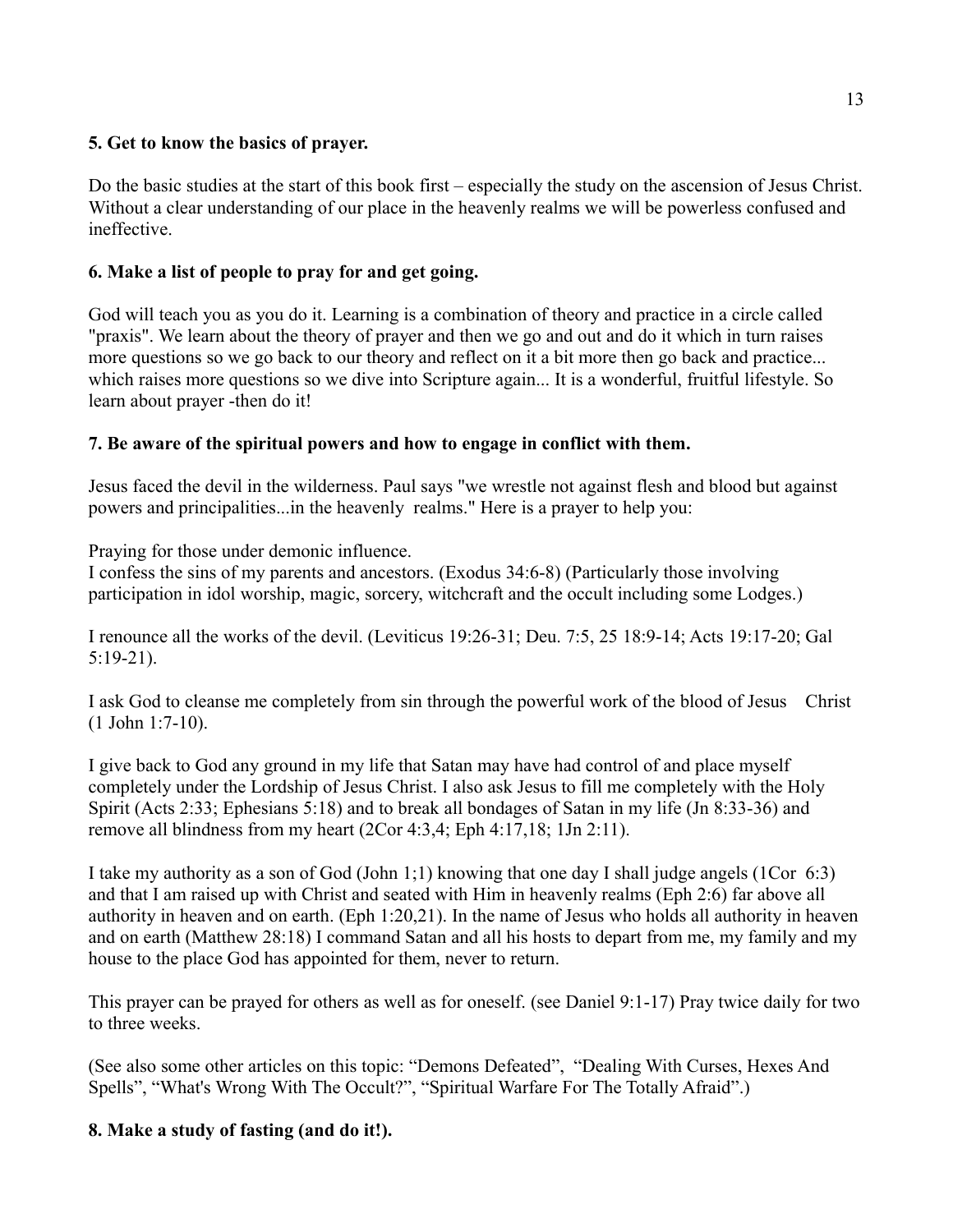**5. Get to know the basics of prayer.**

Do the basic studies at the start of this book first – especially the study on the ascension of Jesus Christ. Without a clear understanding of our place in the heavenly realms we will be powerless confused and ineffective.

**6. Make a list of people to pray for and get going.**

God will teach you as you do it. Learning is a combination of theory and practice in a circle called "praxis". We learn about the theory of prayer and then we go and out and do it which in turn raises more questions so we go back to our theory and reflect on it a bit more then go back and practice... which raises more questions so we dive into Scripture again... It is a wonderful, fruitful lifestyle. So learn about prayer -then do it!

**7. Be aware of the spiritual powers and how to engage in conflict with them.**

Jesus faced the devil in the wilderness. Paul says "we wrestle not against flesh and blood but against powers and principalities...in the heavenly realms." Here is a prayer to help you:

Praying for those under demonic influence.
I confess the sins of my parents and ancestors. (Exodus 34:6-8) (Particularly those involving participation in idol worship, magic, sorcery, witchcraft and the occult including some Lodges.)

I renounce all the works of the devil. (Leviticus 19:26-31; Deu. 7:5, 25 18:9-14; Acts 19:17-20; Gal 5:19-21).

I ask God to cleanse me completely from sin through the powerful work of the blood of Jesus Christ (1 John 1:7-10).

I give back to God any ground in my life that Satan may have had control of and place myself completely under the Lordship of Jesus Christ. I also ask Jesus to fill me completely with the Holy Spirit (Acts 2:33; Ephesians 5:18) and to break all bondages of Satan in my life (Jn 8:33-36) and remove all blindness from my heart (2Cor 4:3,4; Eph 4:17,18; 1Jn 2:11).

I take my authority as a son of God (John 1;1) knowing that one day I shall judge angels (1Cor 6:3) and that I am raised up with Christ and seated with Him in heavenly realms (Eph 2:6) far above all authority in heaven and on earth. (Eph 1:20,21). In the name of Jesus who holds all authority in heaven and on earth (Matthew 28:18) I command Satan and all his hosts to depart from me, my family and my house to the place God has appointed for them, never to return.

This prayer can be prayed for others as well as for oneself. (see Daniel 9:1-17) Pray twice daily for two to three weeks.

(See also some other articles on this topic: "Demons Defeated", "Dealing With Curses, Hexes And Spells", "What's Wrong With The Occult?", "Spiritual Warfare For The Totally Afraid".)

**8. Make a study of fasting (and do it!).**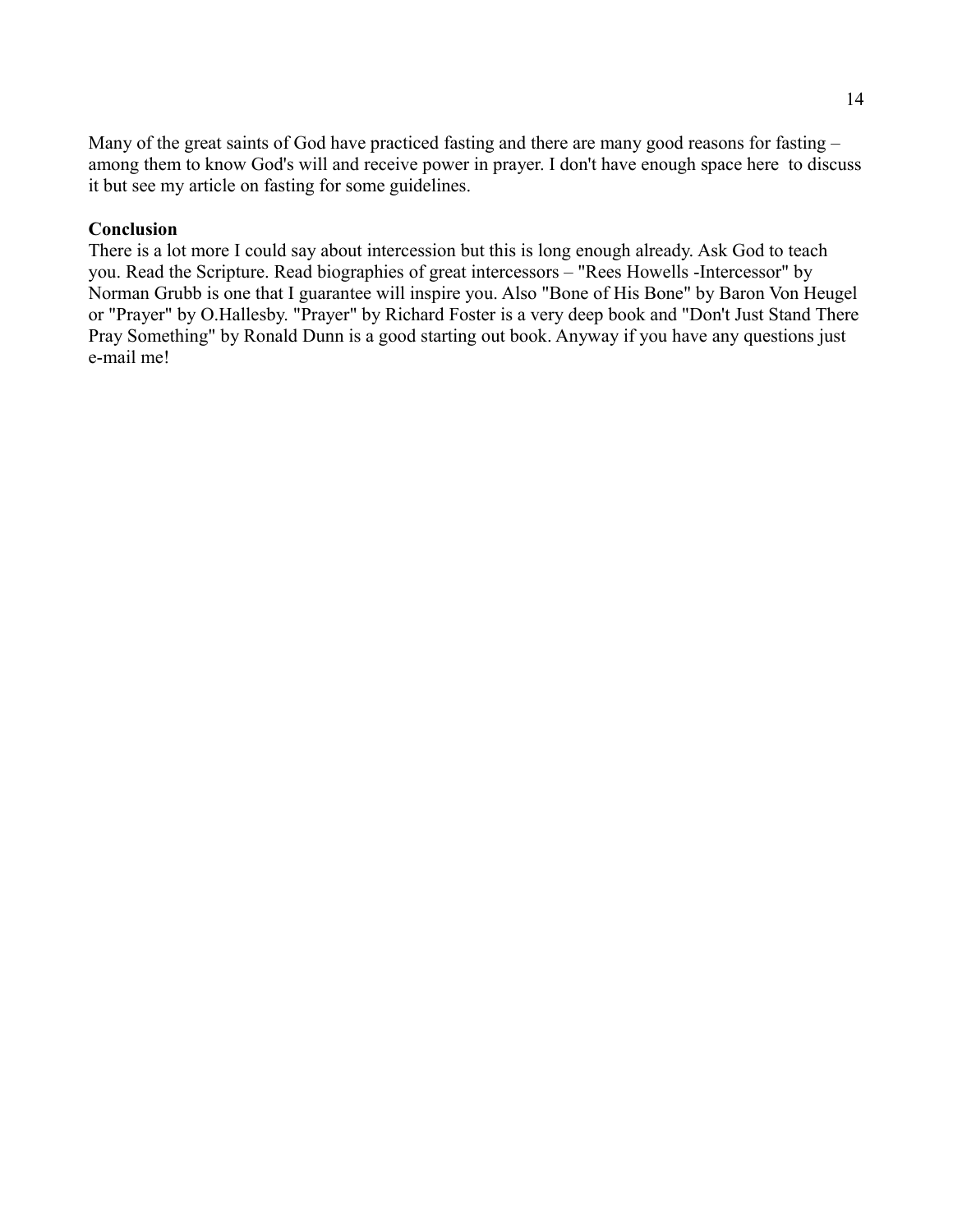Many of the great saints of God have practiced fasting and there are many good reasons for fasting – among them to know God's will and receive power in prayer. I don't have enough space here to discuss it but see my article on fasting for some guidelines.

**Conclusion**

There is a lot more I could say about intercession but this is long enough already. Ask God to teach you. Read the Scripture. Read biographies of great intercessors – "Rees Howells -Intercessor" by Norman Grubb is one that I guarantee will inspire you. Also "Bone of His Bone" by Baron Von Heugel or "Prayer" by O.Hallesby. "Prayer" by Richard Foster is a very deep book and "Don't Just Stand There Pray Something" by Ronald Dunn is a good starting out book. Anyway if you have any questions just e-mail me!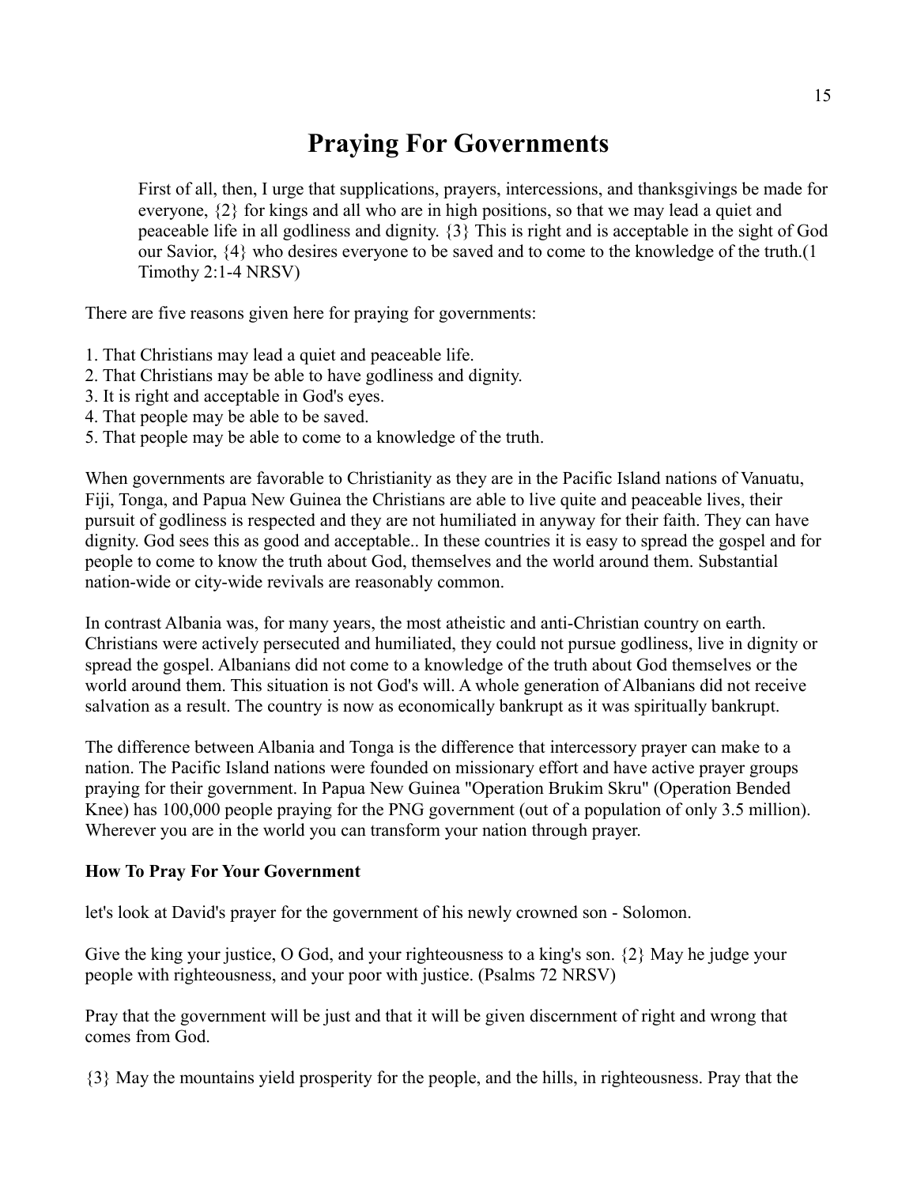# Praying For Governments

> First of all, then, I urge that supplications, prayers, intercessions, and thanksgivings be made for everyone, {2} for kings and all who are in high positions, so that we may lead a quiet and peaceable life in all godliness and dignity. {3} This is right and is acceptable in the sight of God our Savior, {4} who desires everyone to be saved and to come to the knowledge of the truth.(1 Timothy 2:1-4 NRSV)

There are five reasons given here for praying for governments:

1. That Christians may lead a quiet and peaceable life.
2. That Christians may be able to have godliness and dignity.
3. It is right and acceptable in God's eyes.
4. That people may be able to be saved.
5. That people may be able to come to a knowledge of the truth.

When governments are favorable to Christianity as they are in the Pacific Island nations of Vanuatu, Fiji, Tonga, and Papua New Guinea the Christians are able to live quite and peaceable lives, their pursuit of godliness is respected and they are not humiliated in anyway for their faith. They can have dignity. God sees this as good and acceptable.. In these countries it is easy to spread the gospel and for people to come to know the truth about God, themselves and the world around them. Substantial nation-wide or city-wide revivals are reasonably common.

In contrast Albania was, for many years, the most atheistic and anti-Christian country on earth. Christians were actively persecuted and humiliated, they could not pursue godliness, live in dignity or spread the gospel. Albanians did not come to a knowledge of the truth about God themselves or the world around them. This situation is not God's will. A whole generation of Albanians did not receive salvation as a result. The country is now as economically bankrupt as it was spiritually bankrupt.

The difference between Albania and Tonga is the difference that intercessory prayer can make to a nation. The Pacific Island nations were founded on missionary effort and have active prayer groups praying for their government. In Papua New Guinea "Operation Brukim Skru" (Operation Bended Knee) has 100,000 people praying for the PNG government (out of a population of only 3.5 million). Wherever you are in the world you can transform your nation through prayer.

**How To Pray For Your Government**

let's look at David's prayer for the government of his newly crowned son - Solomon.

Give the king your justice, O God, and your righteousness to a king's son. {2} May he judge your people with righteousness, and your poor with justice. (Psalms 72 NRSV)

Pray that the government will be just and that it will be given discernment of right and wrong that comes from God.

{3} May the mountains yield prosperity for the people, and the hills, in righteousness. Pray that the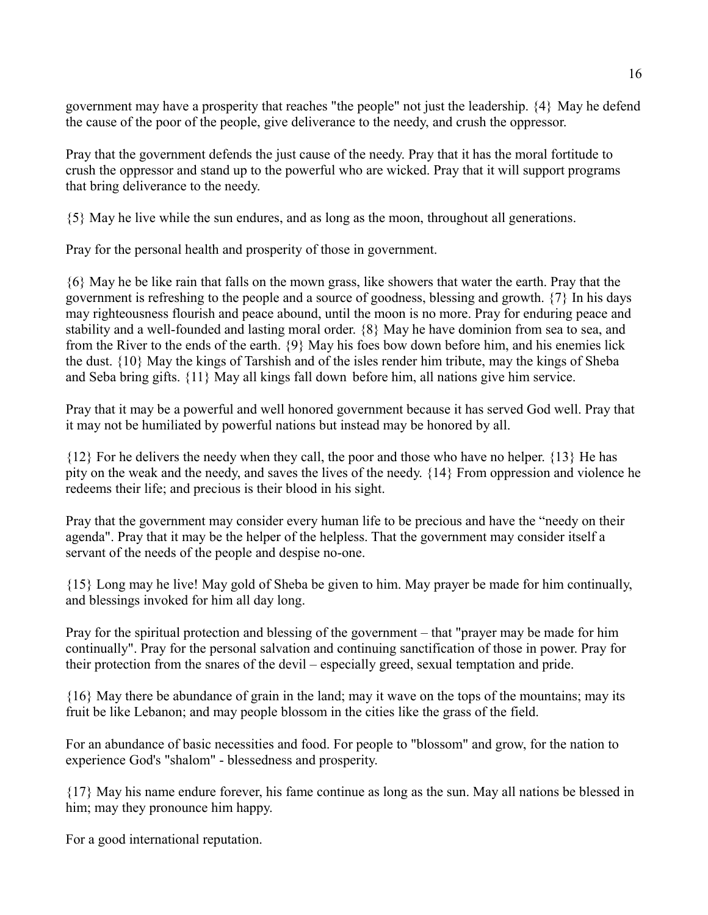government may have a prosperity that reaches "the people" not just the leadership. {4} May he defend the cause of the poor of the people, give deliverance to the needy, and crush the oppressor.

Pray that the government defends the just cause of the needy. Pray that it has the moral fortitude to crush the oppressor and stand up to the powerful who are wicked. Pray that it will support programs that bring deliverance to the needy.

{5} May he live while the sun endures, and as long as the moon, throughout all generations.

Pray for the personal health and prosperity of those in government.

{6} May he be like rain that falls on the mown grass, like showers that water the earth. Pray that the government is refreshing to the people and a source of goodness, blessing and growth. {7} In his days may righteousness flourish and peace abound, until the moon is no more. Pray for enduring peace and stability and a well-founded and lasting moral order. {8} May he have dominion from sea to sea, and from the River to the ends of the earth. {9} May his foes bow down before him, and his enemies lick the dust. {10} May the kings of Tarshish and of the isles render him tribute, may the kings of Sheba and Seba bring gifts. {11} May all kings fall down before him, all nations give him service.

Pray that it may be a powerful and well honored government because it has served God well. Pray that it may not be humiliated by powerful nations but instead may be honored by all.

{12} For he delivers the needy when they call, the poor and those who have no helper. {13} He has pity on the weak and the needy, and saves the lives of the needy. {14} From oppression and violence he redeems their life; and precious is their blood in his sight.

Pray that the government may consider every human life to be precious and have the "needy on their agenda". Pray that it may be the helper of the helpless. That the government may consider itself a servant of the needs of the people and despise no-one.

{15} Long may he live! May gold of Sheba be given to him. May prayer be made for him continually, and blessings invoked for him all day long.

Pray for the spiritual protection and blessing of the government – that "prayer may be made for him continually". Pray for the personal salvation and continuing sanctification of those in power. Pray for their protection from the snares of the devil – especially greed, sexual temptation and pride.

{16} May there be abundance of grain in the land; may it wave on the tops of the mountains; may its fruit be like Lebanon; and may people blossom in the cities like the grass of the field.

For an abundance of basic necessities and food. For people to "blossom" and grow, for the nation to experience God's "shalom" - blessedness and prosperity.

{17} May his name endure forever, his fame continue as long as the sun. May all nations be blessed in him; may they pronounce him happy.

For a good international reputation.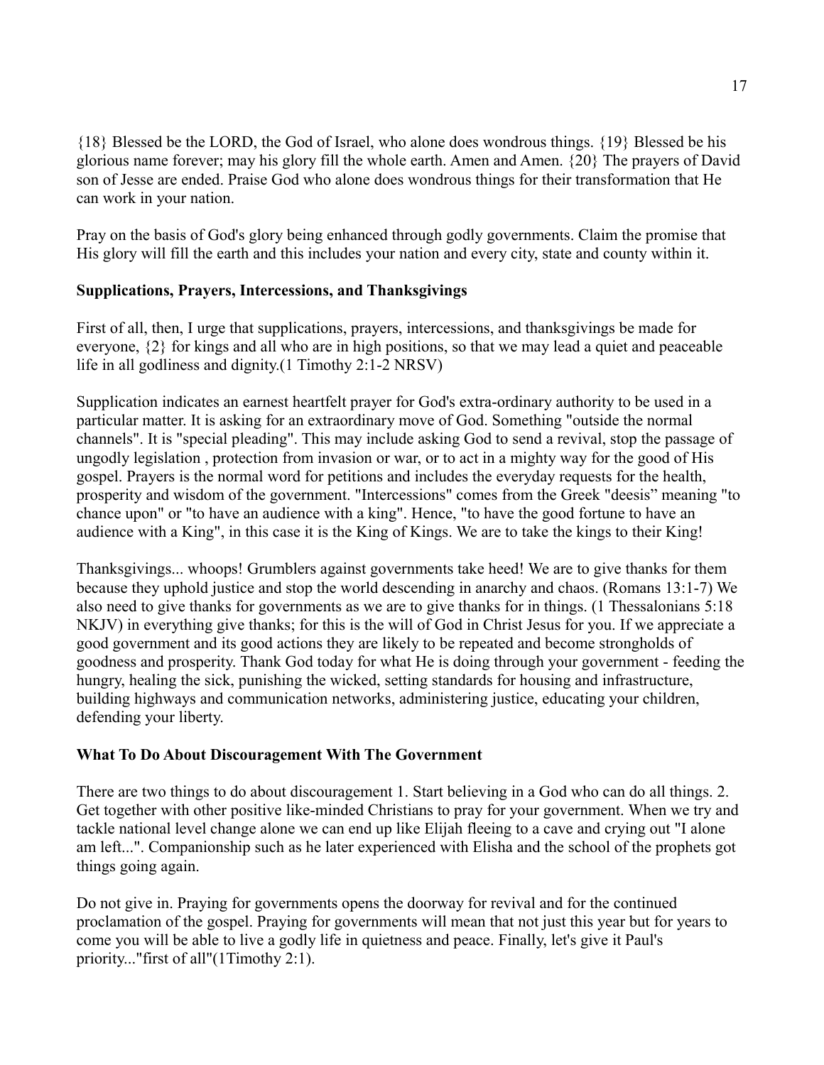{18} Blessed be the LORD, the God of Israel, who alone does wondrous things. {19} Blessed be his glorious name forever; may his glory fill the whole earth. Amen and Amen. {20} The prayers of David son of Jesse are ended. Praise God who alone does wondrous things for their transformation that He can work in your nation.

Pray on the basis of God's glory being enhanced through godly governments. Claim the promise that His glory will fill the earth and this includes your nation and every city, state and county within it.

**Supplications, Prayers, Intercessions, and Thanksgivings**

First of all, then, I urge that supplications, prayers, intercessions, and thanksgivings be made for everyone, {2} for kings and all who are in high positions, so that we may lead a quiet and peaceable life in all godliness and dignity.(1 Timothy 2:1-2 NRSV)

Supplication indicates an earnest heartfelt prayer for God's extra-ordinary authority to be used in a particular matter. It is asking for an extraordinary move of God. Something "outside the normal channels". It is "special pleading". This may include asking God to send a revival, stop the passage of ungodly legislation , protection from invasion or war, or to act in a mighty way for the good of His gospel. Prayers is the normal word for petitions and includes the everyday requests for the health, prosperity and wisdom of the government. "Intercessions" comes from the Greek "deesis" meaning "to chance upon" or "to have an audience with a king". Hence, "to have the good fortune to have an audience with a King", in this case it is the King of Kings. We are to take the kings to their King!

Thanksgivings... whoops! Grumblers against governments take heed! We are to give thanks for them because they uphold justice and stop the world descending in anarchy and chaos. (Romans 13:1-7) We also need to give thanks for governments as we are to give thanks for in things. (1 Thessalonians 5:18 NKJV) in everything give thanks; for this is the will of God in Christ Jesus for you. If we appreciate a good government and its good actions they are likely to be repeated and become strongholds of goodness and prosperity. Thank God today for what He is doing through your government - feeding the hungry, healing the sick, punishing the wicked, setting standards for housing and infrastructure, building highways and communication networks, administering justice, educating your children, defending your liberty.

**What To Do About Discouragement With The Government**

There are two things to do about discouragement 1. Start believing in a God who can do all things. 2. Get together with other positive like-minded Christians to pray for your government. When we try and tackle national level change alone we can end up like Elijah fleeing to a cave and crying out "I alone am left...". Companionship such as he later experienced with Elisha and the school of the prophets got things going again.

Do not give in. Praying for governments opens the doorway for revival and for the continued proclamation of the gospel. Praying for governments will mean that not just this year but for years to come you will be able to live a godly life in quietness and peace. Finally, let's give it Paul's priority..."first of all"(1Timothy 2:1).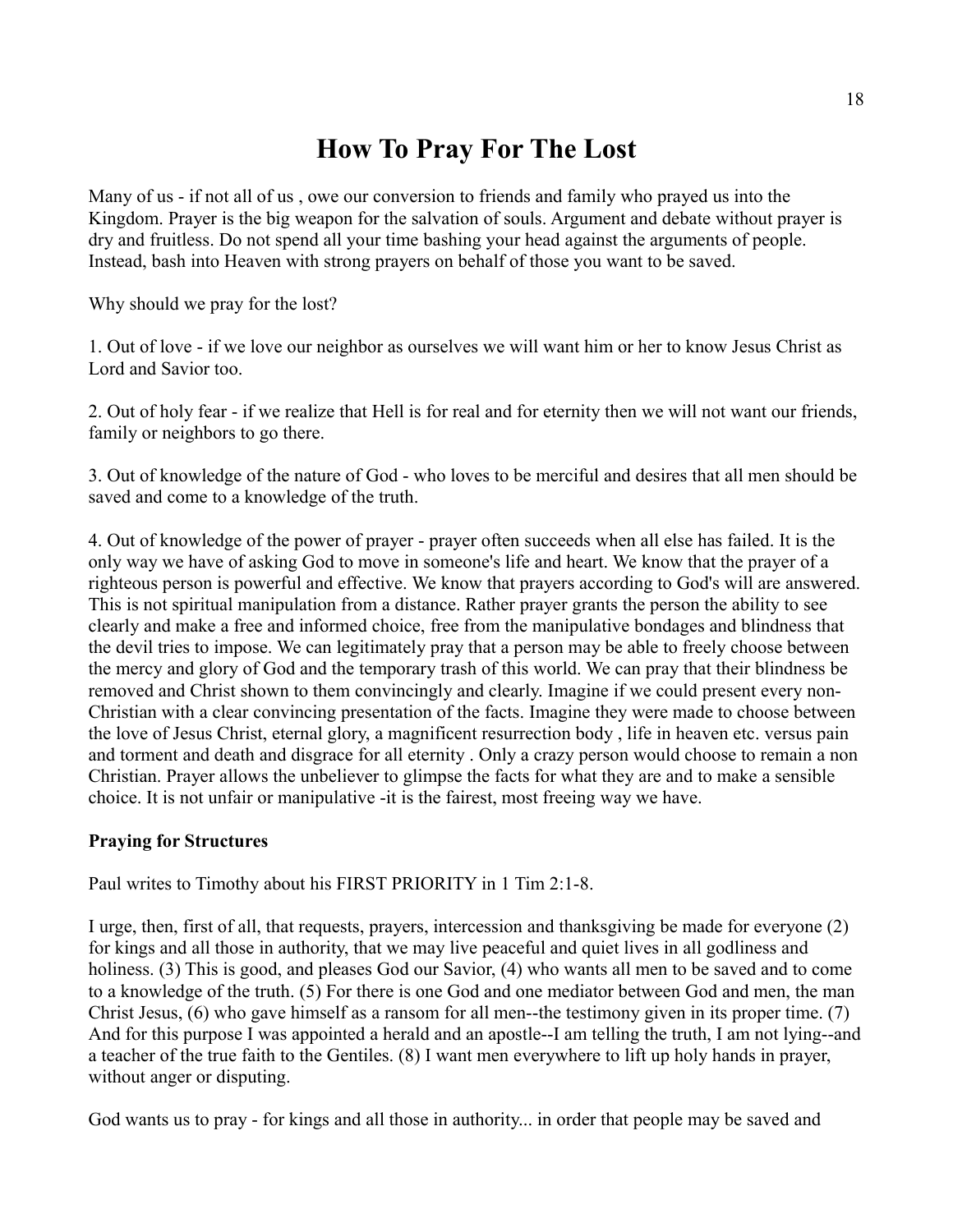# How To Pray For The Lost

Many of us - if not all of us , owe our conversion to friends and family who prayed us into the Kingdom. Prayer is the big weapon for the salvation of souls. Argument and debate without prayer is dry and fruitless. Do not spend all your time bashing your head against the arguments of people. Instead, bash into Heaven with strong prayers on behalf of those you want to be saved.

Why should we pray for the lost?

1. Out of love - if we love our neighbor as ourselves we will want him or her to know Jesus Christ as Lord and Savior too.

2. Out of holy fear - if we realize that Hell is for real and for eternity then we will not want our friends, family or neighbors to go there.

3. Out of knowledge of the nature of God - who loves to be merciful and desires that all men should be saved and come to a knowledge of the truth.

4. Out of knowledge of the power of prayer - prayer often succeeds when all else has failed. It is the only way we have of asking God to move in someone's life and heart. We know that the prayer of a righteous person is powerful and effective. We know that prayers according to God's will are answered. This is not spiritual manipulation from a distance. Rather prayer grants the person the ability to see clearly and make a free and informed choice, free from the manipulative bondages and blindness that the devil tries to impose. We can legitimately pray that a person may be able to freely choose between the mercy and glory of God and the temporary trash of this world. We can pray that their blindness be removed and Christ shown to them convincingly and clearly. Imagine if we could present every non-Christian with a clear convincing presentation of the facts. Imagine they were made to choose between the love of Jesus Christ, eternal glory, a magnificent resurrection body , life in heaven etc. versus pain and torment and death and disgrace for all eternity . Only a crazy person would choose to remain a non Christian. Prayer allows the unbeliever to glimpse the facts for what they are and to make a sensible choice. It is not unfair or manipulative -it is the fairest, most freeing way we have.

**Praying for Structures**

Paul writes to Timothy about his FIRST PRIORITY in 1 Tim 2:1-8.

I urge, then, first of all, that requests, prayers, intercession and thanksgiving be made for everyone (2) for kings and all those in authority, that we may live peaceful and quiet lives in all godliness and holiness. (3) This is good, and pleases God our Savior, (4) who wants all men to be saved and to come to a knowledge of the truth. (5) For there is one God and one mediator between God and men, the man Christ Jesus, (6) who gave himself as a ransom for all men--the testimony given in its proper time. (7) And for this purpose I was appointed a herald and an apostle--I am telling the truth, I am not lying--and a teacher of the true faith to the Gentiles. (8) I want men everywhere to lift up holy hands in prayer, without anger or disputing.

God wants us to pray - for kings and all those in authority... in order that people may be saved and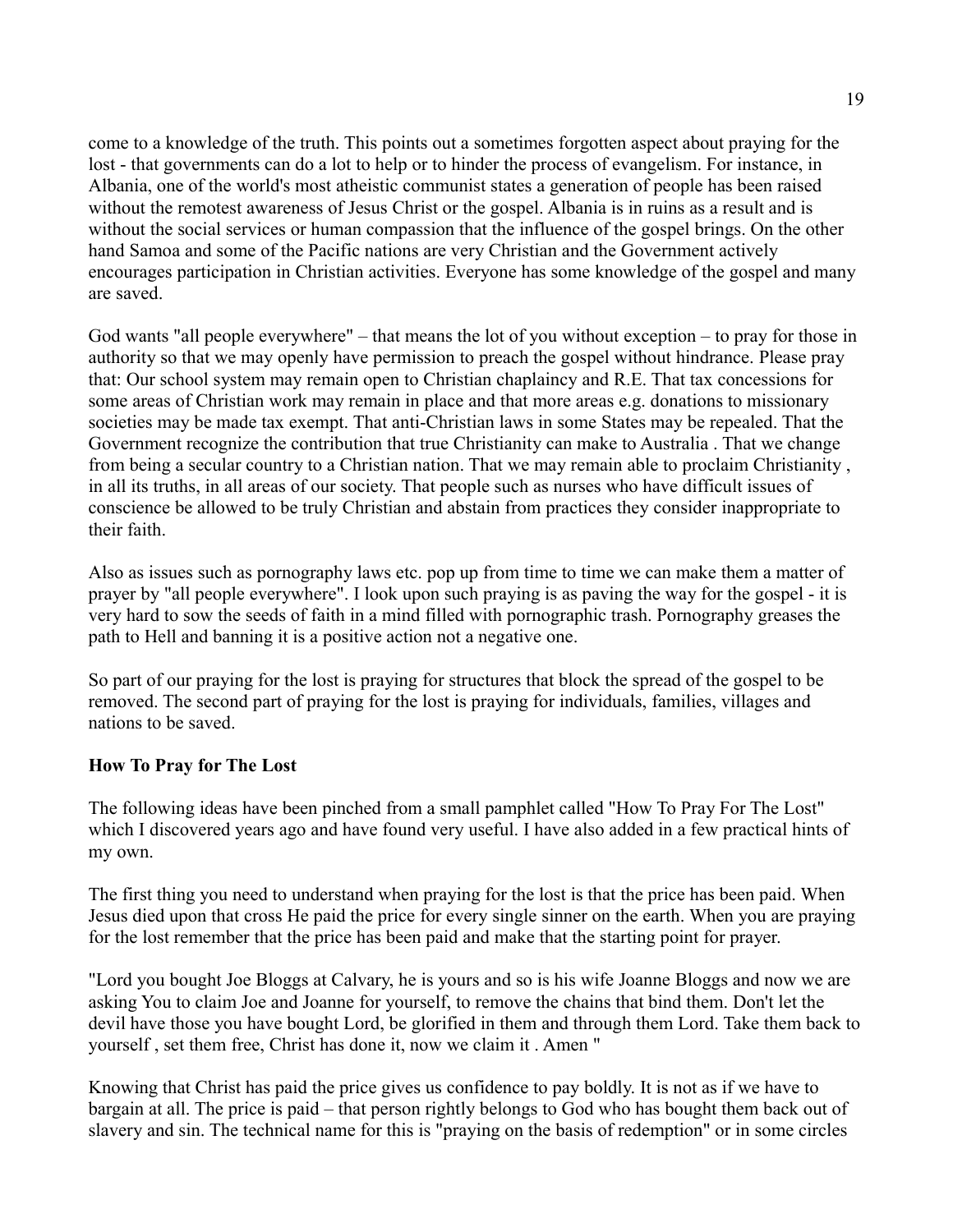come to a knowledge of the truth. This points out a sometimes forgotten aspect about praying for the lost - that governments can do a lot to help or to hinder the process of evangelism. For instance, in Albania, one of the world's most atheistic communist states a generation of people has been raised without the remotest awareness of Jesus Christ or the gospel. Albania is in ruins as a result and is without the social services or human compassion that the influence of the gospel brings. On the other hand Samoa and some of the Pacific nations are very Christian and the Government actively encourages participation in Christian activities. Everyone has some knowledge of the gospel and many are saved.

God wants "all people everywhere" – that means the lot of you without exception – to pray for those in authority so that we may openly have permission to preach the gospel without hindrance. Please pray that: Our school system may remain open to Christian chaplaincy and R.E. That tax concessions for some areas of Christian work may remain in place and that more areas e.g. donations to missionary societies may be made tax exempt. That anti-Christian laws in some States may be repealed. That the Government recognize the contribution that true Christianity can make to Australia . That we change from being a secular country to a Christian nation. That we may remain able to proclaim Christianity , in all its truths, in all areas of our society. That people such as nurses who have difficult issues of conscience be allowed to be truly Christian and abstain from practices they consider inappropriate to their faith.

Also as issues such as pornography laws etc. pop up from time to time we can make them a matter of prayer by "all people everywhere". I look upon such praying is as paving the way for the gospel - it is very hard to sow the seeds of faith in a mind filled with pornographic trash. Pornography greases the path to Hell and banning it is a positive action not a negative one.

So part of our praying for the lost is praying for structures that block the spread of the gospel to be removed. The second part of praying for the lost is praying for individuals, families, villages and nations to be saved.

**How To Pray for The Lost**

The following ideas have been pinched from a small pamphlet called "How To Pray For The Lost" which I discovered years ago and have found very useful. I have also added in a few practical hints of my own.

The first thing you need to understand when praying for the lost is that the price has been paid. When Jesus died upon that cross He paid the price for every single sinner on the earth. When you are praying for the lost remember that the price has been paid and make that the starting point for prayer.

"Lord you bought Joe Bloggs at Calvary, he is yours and so is his wife Joanne Bloggs and now we are asking You to claim Joe and Joanne for yourself, to remove the chains that bind them. Don't let the devil have those you have bought Lord, be glorified in them and through them Lord. Take them back to yourself , set them free, Christ has done it, now we claim it . Amen "

Knowing that Christ has paid the price gives us confidence to pay boldly. It is not as if we have to bargain at all. The price is paid – that person rightly belongs to God who has bought them back out of slavery and sin. The technical name for this is "praying on the basis of redemption" or in some circles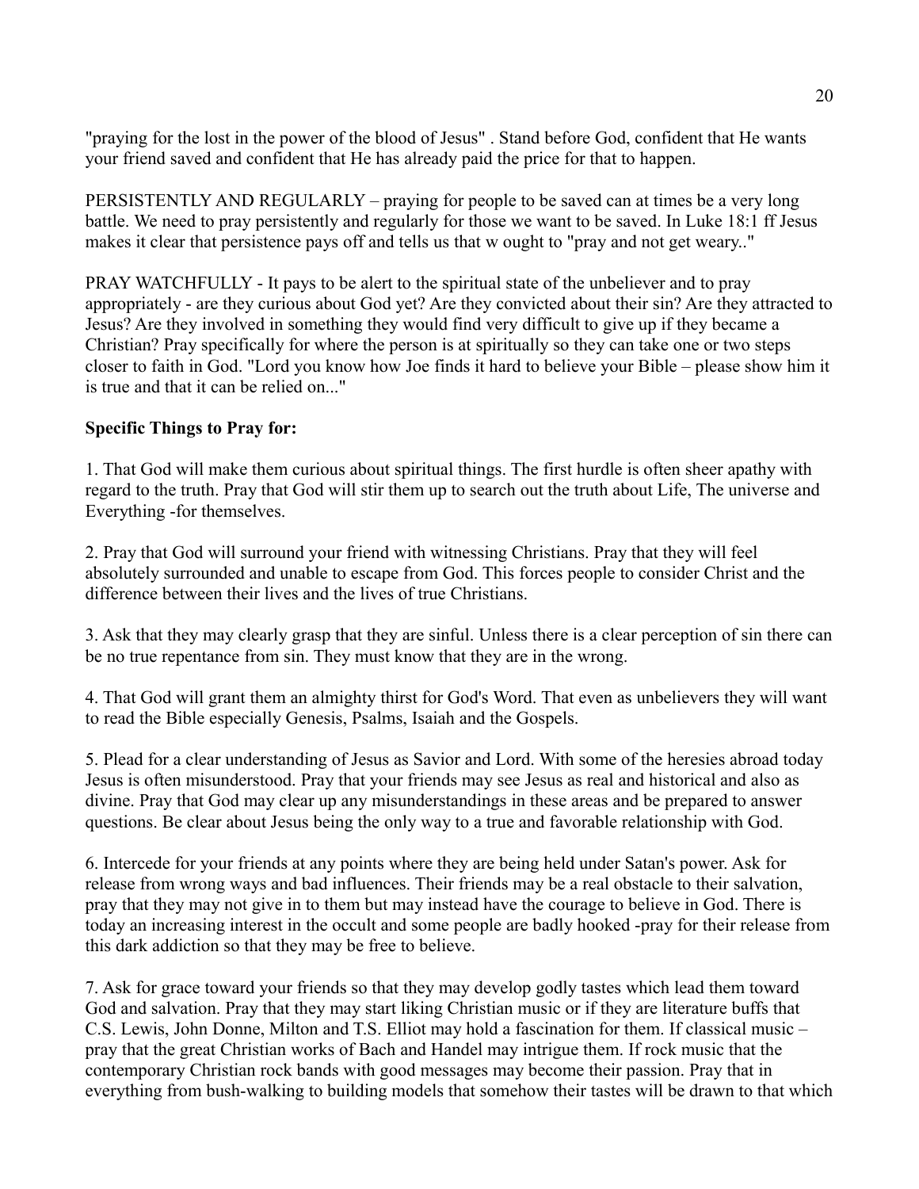"praying for the lost in the power of the blood of Jesus" . Stand before God, confident that He wants your friend saved and confident that He has already paid the price for that to happen.

PERSISTENTLY AND REGULARLY – praying for people to be saved can at times be a very long battle. We need to pray persistently and regularly for those we want to be saved. In Luke 18:1 ff Jesus makes it clear that persistence pays off and tells us that w ought to "pray and not get weary.."

PRAY WATCHFULLY - It pays to be alert to the spiritual state of the unbeliever and to pray appropriately - are they curious about God yet? Are they convicted about their sin? Are they attracted to Jesus? Are they involved in something they would find very difficult to give up if they became a Christian? Pray specifically for where the person is at spiritually so they can take one or two steps closer to faith in God. "Lord you know how Joe finds it hard to believe your Bible – please show him it is true and that it can be relied on..."

**Specific Things to Pray for:**

1. That God will make them curious about spiritual things. The first hurdle is often sheer apathy with regard to the truth. Pray that God will stir them up to search out the truth about Life, The universe and Everything -for themselves.

2. Pray that God will surround your friend with witnessing Christians. Pray that they will feel absolutely surrounded and unable to escape from God. This forces people to consider Christ and the difference between their lives and the lives of true Christians.

3. Ask that they may clearly grasp that they are sinful. Unless there is a clear perception of sin there can be no true repentance from sin. They must know that they are in the wrong.

4. That God will grant them an almighty thirst for God's Word. That even as unbelievers they will want to read the Bible especially Genesis, Psalms, Isaiah and the Gospels.

5. Plead for a clear understanding of Jesus as Savior and Lord. With some of the heresies abroad today Jesus is often misunderstood. Pray that your friends may see Jesus as real and historical and also as divine. Pray that God may clear up any misunderstandings in these areas and be prepared to answer questions. Be clear about Jesus being the only way to a true and favorable relationship with God.

6. Intercede for your friends at any points where they are being held under Satan's power. Ask for release from wrong ways and bad influences. Their friends may be a real obstacle to their salvation, pray that they may not give in to them but may instead have the courage to believe in God. There is today an increasing interest in the occult and some people are badly hooked -pray for their release from this dark addiction so that they may be free to believe.

7. Ask for grace toward your friends so that they may develop godly tastes which lead them toward God and salvation. Pray that they may start liking Christian music or if they are literature buffs that C.S. Lewis, John Donne, Milton and T.S. Elliot may hold a fascination for them. If classical music – pray that the great Christian works of Bach and Handel may intrigue them. If rock music that the contemporary Christian rock bands with good messages may become their passion. Pray that in everything from bush-walking to building models that somehow their tastes will be drawn to that which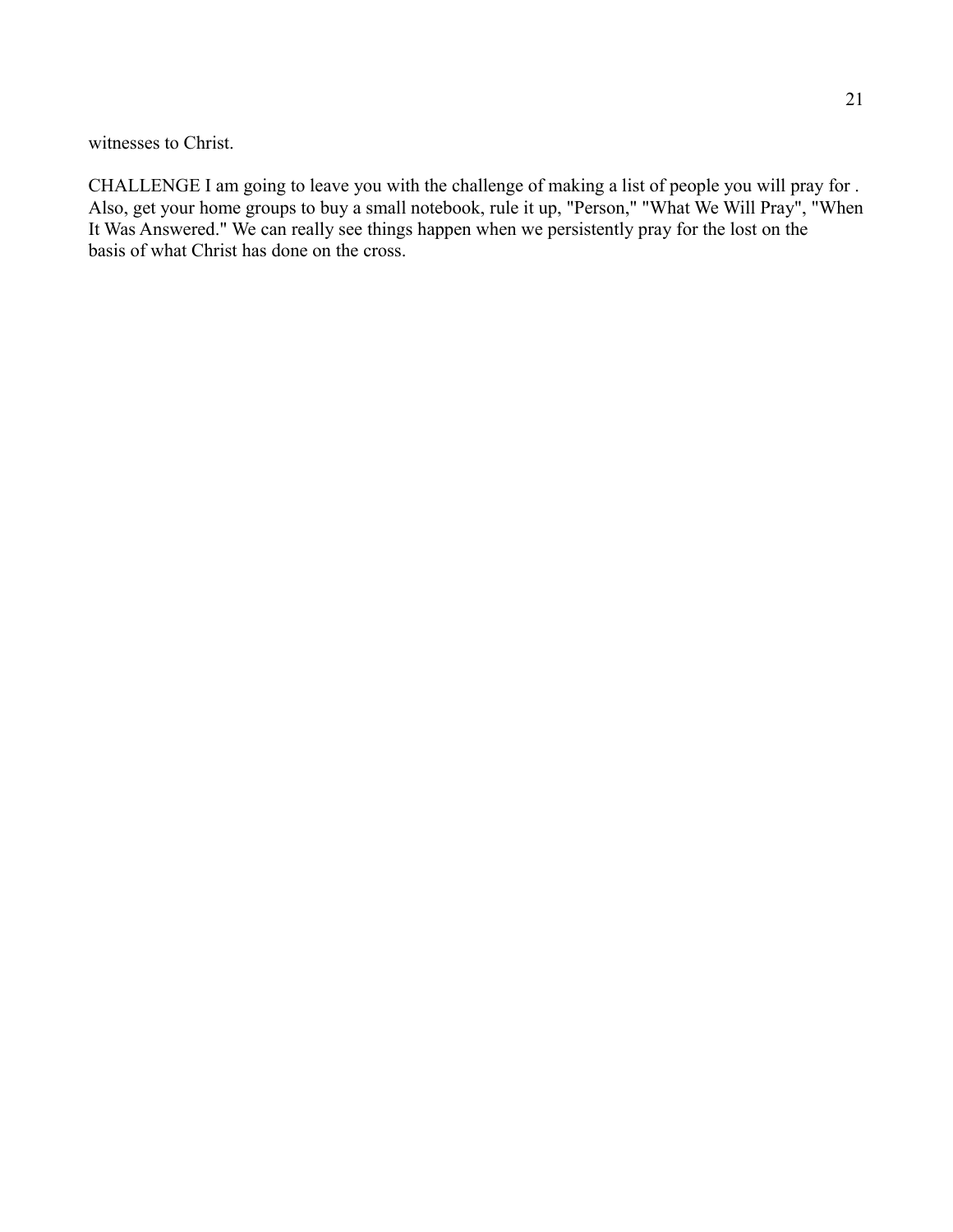witnesses to Christ.

CHALLENGE I am going to leave you with the challenge of making a list of people you will pray for . Also, get your home groups to buy a small notebook, rule it up, "Person," "What We Will Pray", "When It Was Answered." We can really see things happen when we persistently pray for the lost on the basis of what Christ has done on the cross.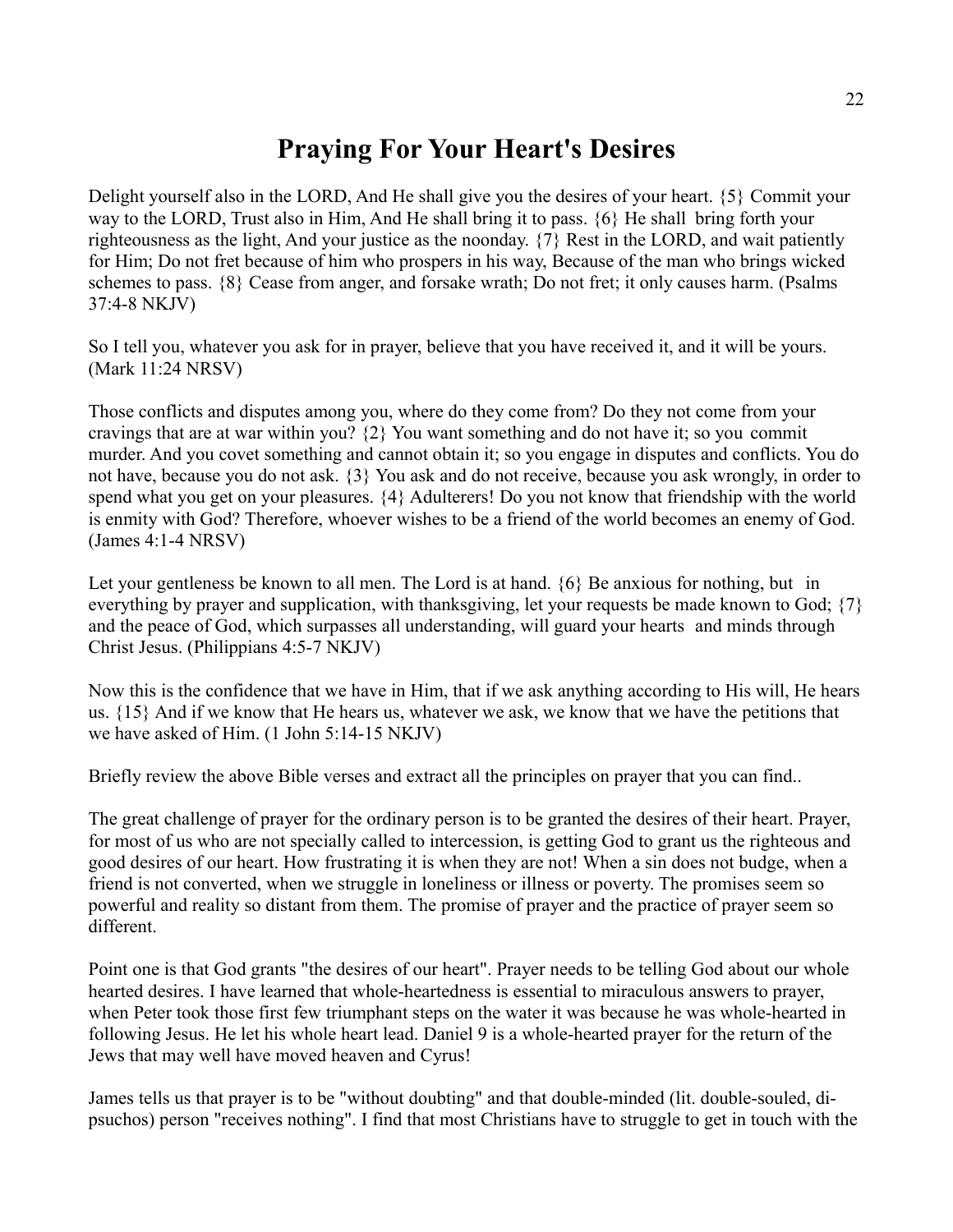# Praying For Your Heart's Desires

Delight yourself also in the LORD, And He shall give you the desires of your heart. {5} Commit your way to the LORD, Trust also in Him, And He shall bring it to pass. {6} He shall bring forth your righteousness as the light, And your justice as the noonday. {7} Rest in the LORD, and wait patiently for Him; Do not fret because of him who prospers in his way, Because of the man who brings wicked schemes to pass. {8} Cease from anger, and forsake wrath; Do not fret; it only causes harm. (Psalms 37:4-8 NKJV)

So I tell you, whatever you ask for in prayer, believe that you have received it, and it will be yours. (Mark 11:24 NRSV)

Those conflicts and disputes among you, where do they come from? Do they not come from your cravings that are at war within you? {2} You want something and do not have it; so you commit murder. And you covet something and cannot obtain it; so you engage in disputes and conflicts. You do not have, because you do not ask. {3} You ask and do not receive, because you ask wrongly, in order to spend what you get on your pleasures. {4} Adulterers! Do you not know that friendship with the world is enmity with God? Therefore, whoever wishes to be a friend of the world becomes an enemy of God. (James 4:1-4 NRSV)

Let your gentleness be known to all men. The Lord is at hand. {6} Be anxious for nothing, but in everything by prayer and supplication, with thanksgiving, let your requests be made known to God; {7} and the peace of God, which surpasses all understanding, will guard your hearts and minds through Christ Jesus. (Philippians 4:5-7 NKJV)

Now this is the confidence that we have in Him, that if we ask anything according to His will, He hears us. {15} And if we know that He hears us, whatever we ask, we know that we have the petitions that we have asked of Him. (1 John 5:14-15 NKJV)

Briefly review the above Bible verses and extract all the principles on prayer that you can find..

The great challenge of prayer for the ordinary person is to be granted the desires of their heart. Prayer, for most of us who are not specially called to intercession, is getting God to grant us the righteous and good desires of our heart. How frustrating it is when they are not! When a sin does not budge, when a friend is not converted, when we struggle in loneliness or illness or poverty. The promises seem so powerful and reality so distant from them. The promise of prayer and the practice of prayer seem so different.

Point one is that God grants "the desires of our heart". Prayer needs to be telling God about our whole hearted desires. I have learned that whole-heartedness is essential to miraculous answers to prayer, when Peter took those first few triumphant steps on the water it was because he was whole-hearted in following Jesus. He let his whole heart lead. Daniel 9 is a whole-hearted prayer for the return of the Jews that may well have moved heaven and Cyrus!

James tells us that prayer is to be "without doubting" and that double-minded (lit. double-souled, di-psuchos) person "receives nothing". I find that most Christians have to struggle to get in touch with the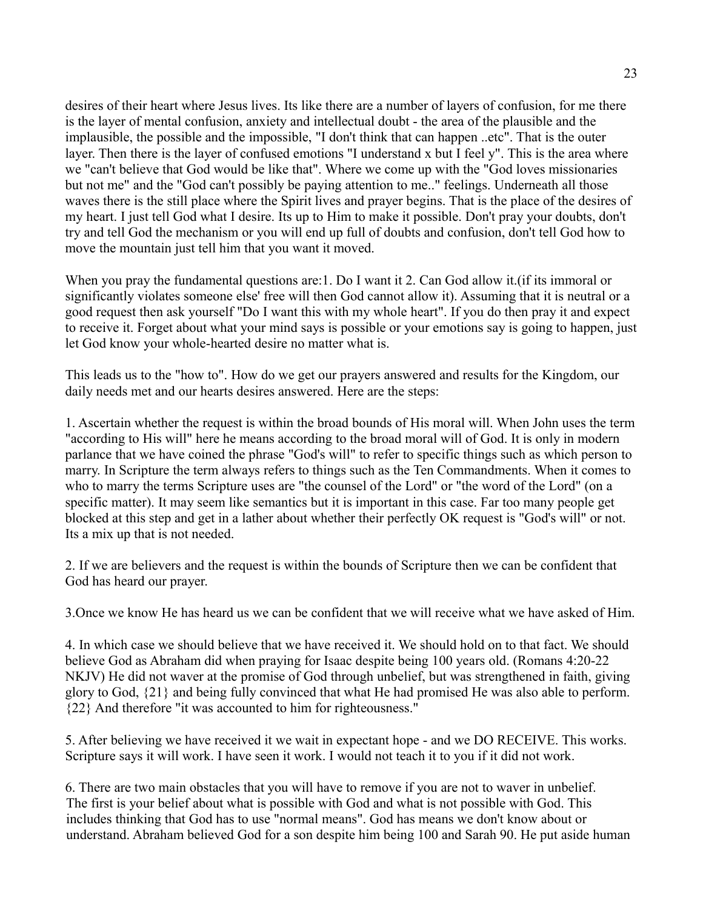desires of their heart where Jesus lives. Its like there are a number of layers of confusion, for me there is the layer of mental confusion, anxiety and intellectual doubt - the area of the plausible and the implausible, the possible and the impossible, "I don't think that can happen ..etc". That is the outer layer. Then there is the layer of confused emotions "I understand x but I feel y". This is the area where we "can't believe that God would be like that". Where we come up with the "God loves missionaries but not me" and the "God can't possibly be paying attention to me.." feelings. Underneath all those waves there is the still place where the Spirit lives and prayer begins. That is the place of the desires of my heart. I just tell God what I desire. Its up to Him to make it possible. Don't pray your doubts, don't try and tell God the mechanism or you will end up full of doubts and confusion, don't tell God how to move the mountain just tell him that you want it moved.

When you pray the fundamental questions are:1. Do I want it 2. Can God allow it.(if its immoral or significantly violates someone else' free will then God cannot allow it). Assuming that it is neutral or a good request then ask yourself "Do I want this with my whole heart". If you do then pray it and expect to receive it. Forget about what your mind says is possible or your emotions say is going to happen, just let God know your whole-hearted desire no matter what is.

This leads us to the "how to". How do we get our prayers answered and results for the Kingdom, our daily needs met and our hearts desires answered. Here are the steps:

1. Ascertain whether the request is within the broad bounds of His moral will. When John uses the term "according to His will" here he means according to the broad moral will of God. It is only in modern parlance that we have coined the phrase "God's will" to refer to specific things such as which person to marry. In Scripture the term always refers to things such as the Ten Commandments. When it comes to who to marry the terms Scripture uses are "the counsel of the Lord" or "the word of the Lord" (on a specific matter). It may seem like semantics but it is important in this case. Far too many people get blocked at this step and get in a lather about whether their perfectly OK request is "God's will" or not. Its a mix up that is not needed.

2. If we are believers and the request is within the bounds of Scripture then we can be confident that God has heard our prayer.

3.Once we know He has heard us we can be confident that we will receive what we have asked of Him.

4. In which case we should believe that we have received it. We should hold on to that fact. We should believe God as Abraham did when praying for Isaac despite being 100 years old. (Romans 4:20-22 NKJV) He did not waver at the promise of God through unbelief, but was strengthened in faith, giving glory to God, {21} and being fully convinced that what He had promised He was also able to perform. {22} And therefore "it was accounted to him for righteousness."

5. After believing we have received it we wait in expectant hope - and we DO RECEIVE. This works. Scripture says it will work. I have seen it work. I would not teach it to you if it did not work.

6. There are two main obstacles that you will have to remove if you are not to waver in unbelief. The first is your belief about what is possible with God and what is not possible with God. This includes thinking that God has to use "normal means". God has means we don't know about or understand. Abraham believed God for a son despite him being 100 and Sarah 90. He put aside human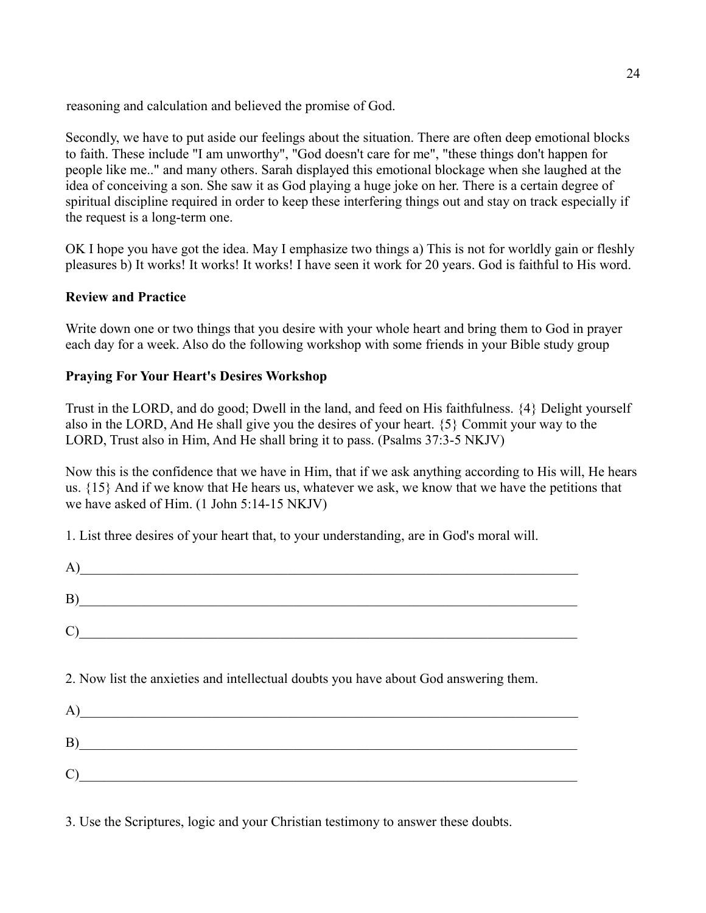reasoning and calculation and believed the promise of God.

Secondly, we have to put aside our feelings about the situation. There are often deep emotional blocks to faith. These include "I am unworthy", "God doesn't care for me", "these things don't happen for people like me.." and many others. Sarah displayed this emotional blockage when she laughed at the idea of conceiving a son. She saw it as God playing a huge joke on her. There is a certain degree of spiritual discipline required in order to keep these interfering things out and stay on track especially if the request is a long-term one.

OK I hope you have got the idea. May I emphasize two things a) This is not for worldly gain or fleshly pleasures b) It works! It works! It works! I have seen it work for 20 years. God is faithful to His word.

**Review and Practice**

Write down one or two things that you desire with your whole heart and bring them to God in prayer each day for a week. Also do the following workshop with some friends in your Bible study group

**Praying For Your Heart's Desires Workshop**

Trust in the LORD, and do good; Dwell in the land, and feed on His faithfulness. {4} Delight yourself also in the LORD, And He shall give you the desires of your heart. {5} Commit your way to the LORD, Trust also in Him, And He shall bring it to pass. (Psalms 37:3-5 NKJV)

Now this is the confidence that we have in Him, that if we ask anything according to His will, He hears us. {15} And if we know that He hears us, whatever we ask, we know that we have the petitions that we have asked of Him. (1 John 5:14-15 NKJV)

1. List three desires of your heart that, to your understanding, are in God's moral will.

A)\_\_\_\_\_\_\_\_\_\_\_\_\_\_\_\_\_\_\_\_\_\_\_\_\_\_\_\_\_\_\_\_\_\_\_\_\_\_\_\_\_\_\_\_\_\_\_\_\_\_\_\_\_\_\_\_\_\_\_\_

B)\_\_\_\_\_\_\_\_\_\_\_\_\_\_\_\_\_\_\_\_\_\_\_\_\_\_\_\_\_\_\_\_\_\_\_\_\_\_\_\_\_\_\_\_\_\_\_\_\_\_\_\_\_\_\_\_\_\_\_\_

C)\_\_\_\_\_\_\_\_\_\_\_\_\_\_\_\_\_\_\_\_\_\_\_\_\_\_\_\_\_\_\_\_\_\_\_\_\_\_\_\_\_\_\_\_\_\_\_\_\_\_\_\_\_\_\_\_\_\_\_\_

2. Now list the anxieties and intellectual doubts you have about God answering them.

A)\_\_\_\_\_\_\_\_\_\_\_\_\_\_\_\_\_\_\_\_\_\_\_\_\_\_\_\_\_\_\_\_\_\_\_\_\_\_\_\_\_\_\_\_\_\_\_\_\_\_\_\_\_\_\_\_\_\_\_\_

B)\_\_\_\_\_\_\_\_\_\_\_\_\_\_\_\_\_\_\_\_\_\_\_\_\_\_\_\_\_\_\_\_\_\_\_\_\_\_\_\_\_\_\_\_\_\_\_\_\_\_\_\_\_\_\_\_\_\_\_\_

C)\_\_\_\_\_\_\_\_\_\_\_\_\_\_\_\_\_\_\_\_\_\_\_\_\_\_\_\_\_\_\_\_\_\_\_\_\_\_\_\_\_\_\_\_\_\_\_\_\_\_\_\_\_\_\_\_\_\_\_\_

3. Use the Scriptures, logic and your Christian testimony to answer these doubts.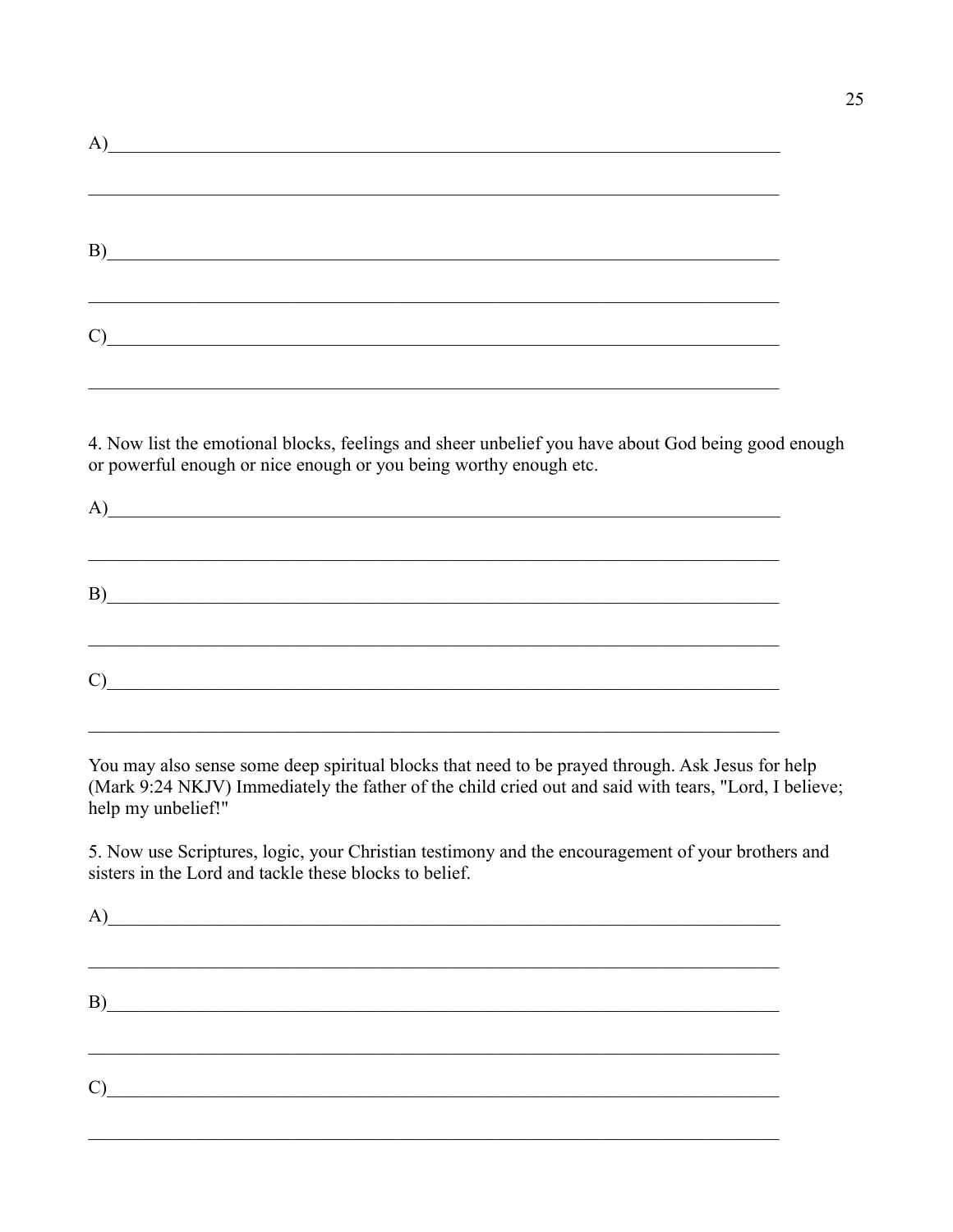A)________________________________________________________________________

__________________________________________________________________________

B)________________________________________________________________________

__________________________________________________________________________

C)________________________________________________________________________

__________________________________________________________________________

4. Now list the emotional blocks, feelings and sheer unbelief you have about God being good enough or powerful enough or nice enough or you being worthy enough etc.

A)________________________________________________________________________

__________________________________________________________________________

B)________________________________________________________________________

__________________________________________________________________________

C)________________________________________________________________________

__________________________________________________________________________

You may also sense some deep spiritual blocks that need to be prayed through. Ask Jesus for help (Mark 9:24 NKJV) Immediately the father of the child cried out and said with tears, "Lord, I believe; help my unbelief!"

5. Now use Scriptures, logic, your Christian testimony and the encouragement of your brothers and sisters in the Lord and tackle these blocks to belief.

A)________________________________________________________________________

__________________________________________________________________________

B)________________________________________________________________________

__________________________________________________________________________

C)________________________________________________________________________

__________________________________________________________________________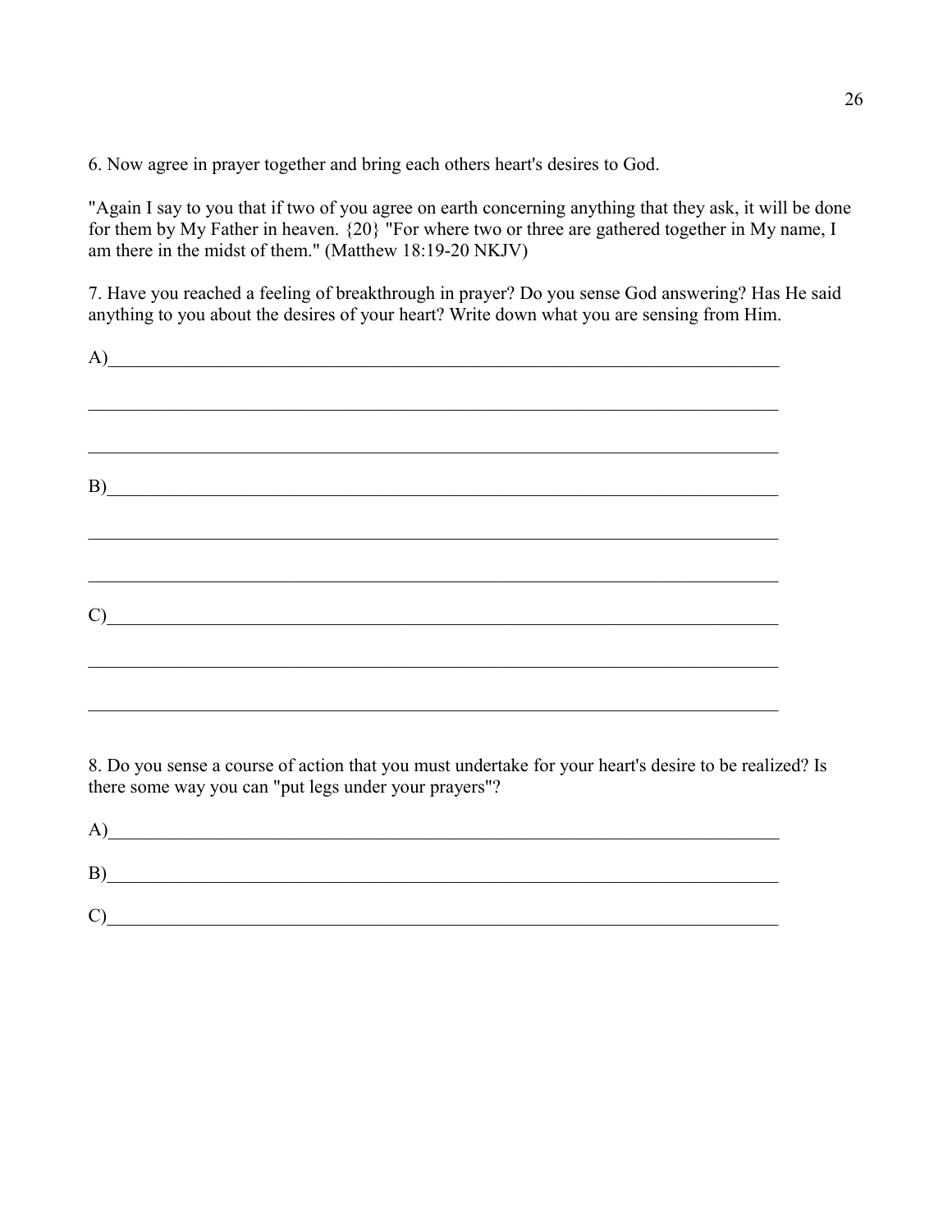6. Now agree in prayer together and bring each others heart's desires to God.

"Again I say to you that if two of you agree on earth concerning anything that they ask, it will be done for them by My Father in heaven. {20} "For where two or three are gathered together in My name, I am there in the midst of them." (Matthew 18:19-20 NKJV)

7. Have you reached a feeling of breakthrough in prayer? Do you sense God answering? Has He said anything to you about the desires of your heart? Write down what you are sensing from Him.

A)_______________________________________________________________________________

_________________________________________________________________________________

_________________________________________________________________________________

B)_______________________________________________________________________________

_________________________________________________________________________________

_________________________________________________________________________________

C)_______________________________________________________________________________

_________________________________________________________________________________

_________________________________________________________________________________

8. Do you sense a course of action that you must undertake for your heart's desire to be realized? Is there some way you can "put legs under your prayers"?

A)_______________________________________________________________________________

B)_______________________________________________________________________________

C)_______________________________________________________________________________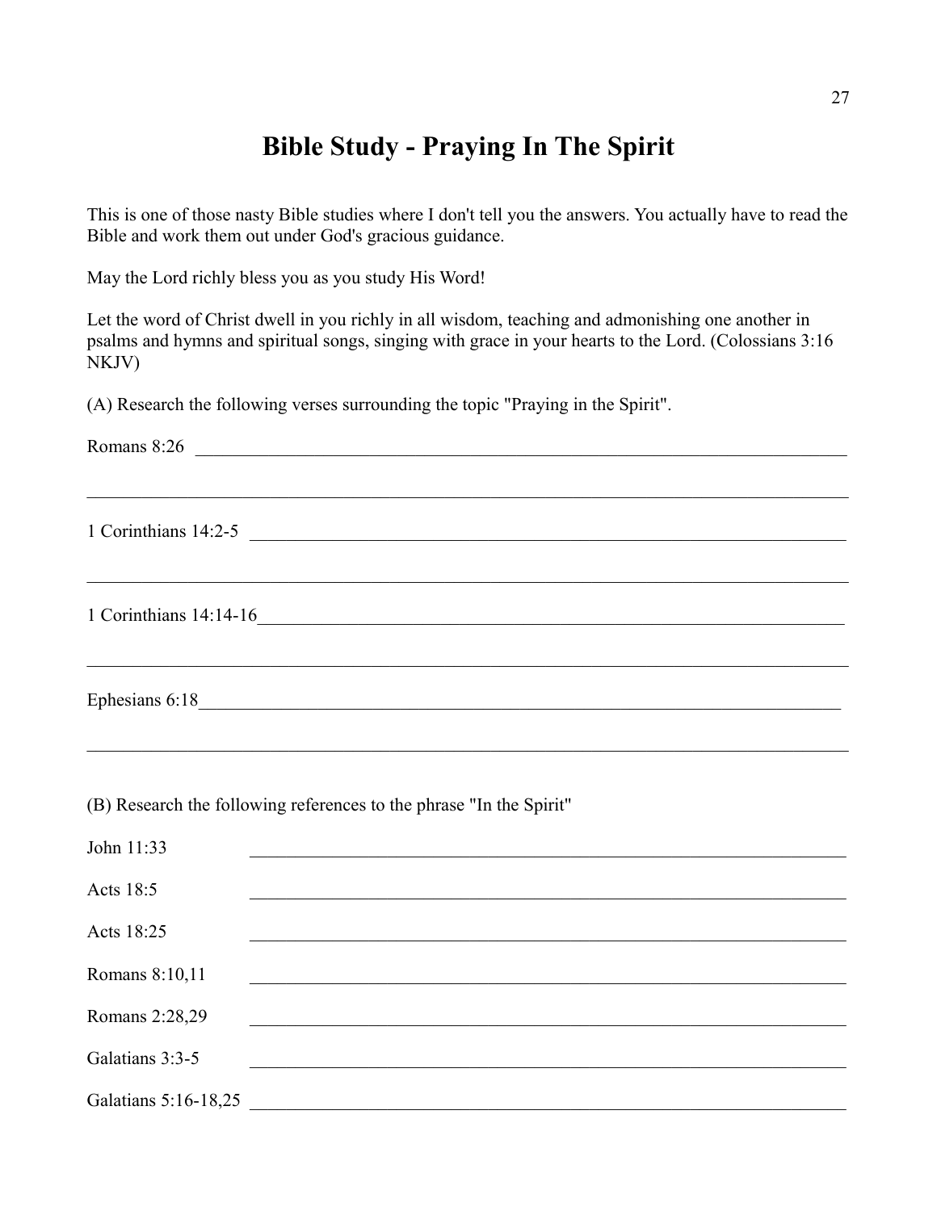# Bible Study - Praying In The Spirit

This is one of those nasty Bible studies where I don't tell you the answers. You actually have to read the Bible and work them out under God's gracious guidance.

May the Lord richly bless you as you study His Word!

Let the word of Christ dwell in you richly in all wisdom, teaching and admonishing one another in psalms and hymns and spiritual songs, singing with grace in your hearts to the Lord. (Colossians 3:16 NKJV)

(A) Research the following verses surrounding the topic "Praying in the Spirit".

Romans 8:26 ______________________________________________________________________

______________________________________________________________________

1 Corinthians 14:2-5 ______________________________________________________________

______________________________________________________________________

1 Corinthians 14:14-16______________________________________________________________

______________________________________________________________________

Ephesians 6:18______________________________________________________________

______________________________________________________________________

(B) Research the following references to the phrase "In the Spirit"

John 11:33 ______________________________________________________________

Acts 18:5 ______________________________________________________________

Acts 18:25 ______________________________________________________________

Romans 8:10,11 ______________________________________________________________

Romans 2:28,29 ______________________________________________________________

Galatians 3:3-5 ______________________________________________________________

Galatians 5:16-18,25 ______________________________________________________________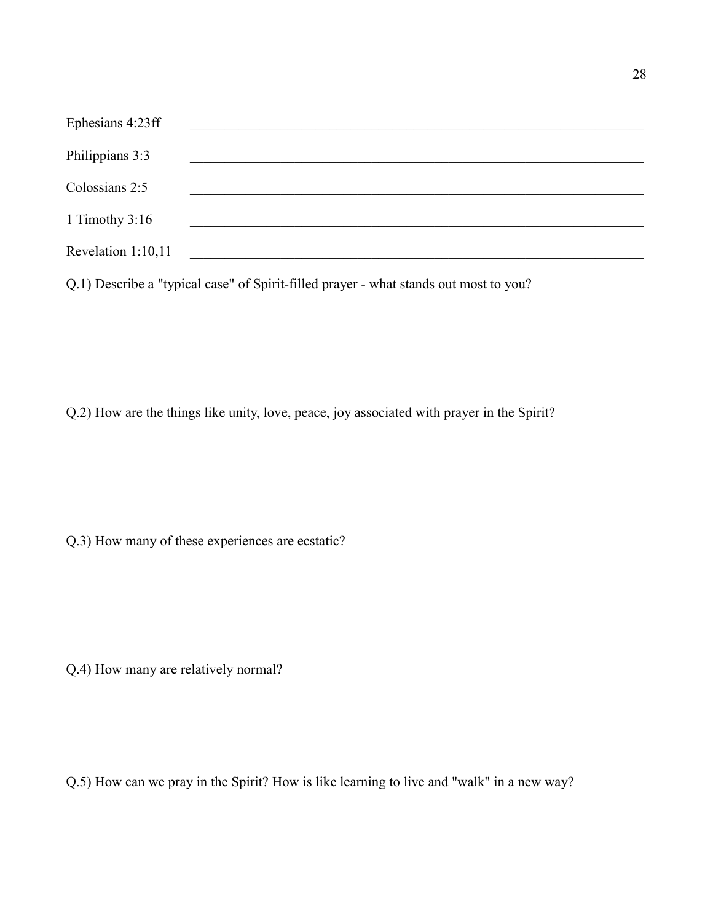Ephesians 4:23ff ______________________________________________________________

Philippians 3:3 ______________________________________________________________

Colossians 2:5 ______________________________________________________________

1 Timothy 3:16 ______________________________________________________________

Revelation 1:10,11 ______________________________________________________________

Q.1) Describe a "typical case" of Spirit-filled prayer - what stands out most to you?

Q.2) How are the things like unity, love, peace, joy associated with prayer in the Spirit?

Q.3) How many of these experiences are ecstatic?

Q.4) How many are relatively normal?

Q.5) How can we pray in the Spirit? How is like learning to live and "walk" in a new way?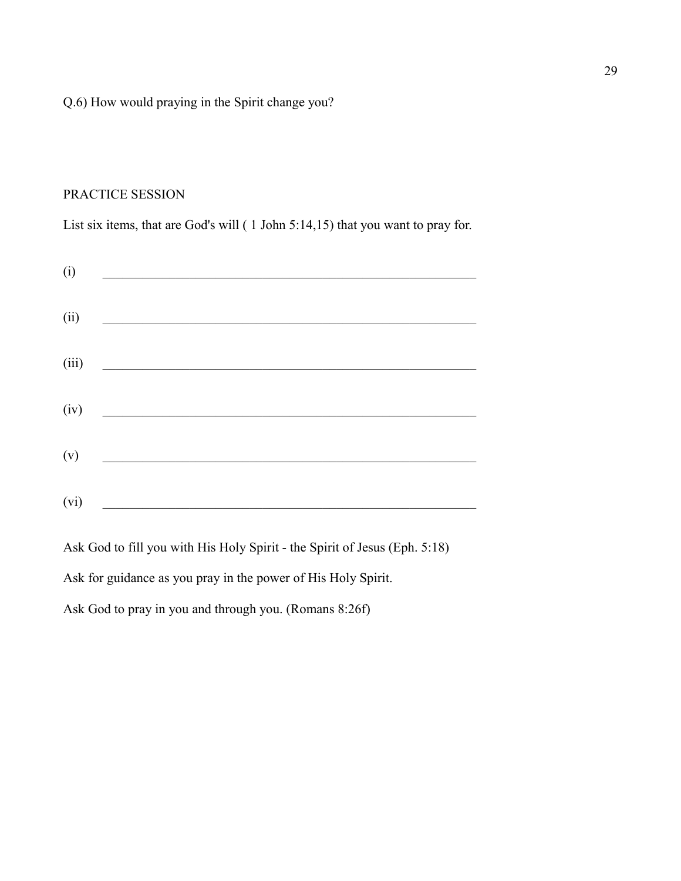Q.6) How would praying in the Spirit change you?

PRACTICE SESSION

List six items, that are God's will ( 1 John 5:14,15) that you want to pray for.

(i) ____________________________________________________________

(ii) ____________________________________________________________

(iii) ____________________________________________________________

(iv) ____________________________________________________________

(v) ____________________________________________________________

(vi) ____________________________________________________________

Ask God to fill you with His Holy Spirit - the Spirit of Jesus (Eph. 5:18)

Ask for guidance as you pray in the power of His Holy Spirit.

Ask God to pray in you and through you. (Romans 8:26f)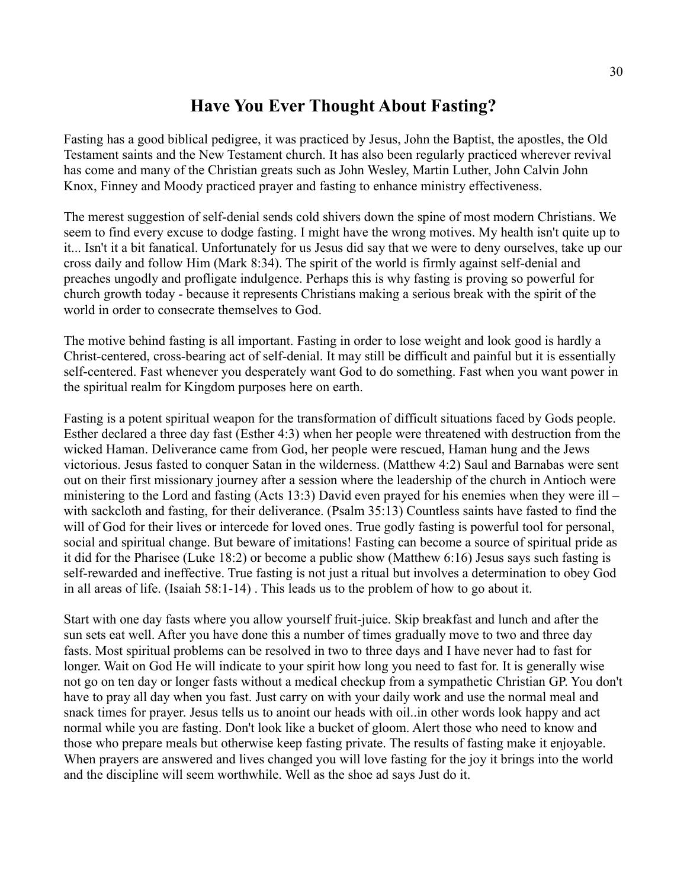# Have You Ever Thought About Fasting?

Fasting has a good biblical pedigree, it was practiced by Jesus, John the Baptist, the apostles, the Old Testament saints and the New Testament church. It has also been regularly practiced wherever revival has come and many of the Christian greats such as John Wesley, Martin Luther, John Calvin John Knox, Finney and Moody practiced prayer and fasting to enhance ministry effectiveness.

The merest suggestion of self-denial sends cold shivers down the spine of most modern Christians. We seem to find every excuse to dodge fasting. I might have the wrong motives. My health isn't quite up to it... Isn't it a bit fanatical. Unfortunately for us Jesus did say that we were to deny ourselves, take up our cross daily and follow Him (Mark 8:34). The spirit of the world is firmly against self-denial and preaches ungodly and profligate indulgence. Perhaps this is why fasting is proving so powerful for church growth today - because it represents Christians making a serious break with the spirit of the world in order to consecrate themselves to God.

The motive behind fasting is all important. Fasting in order to lose weight and look good is hardly a Christ-centered, cross-bearing act of self-denial. It may still be difficult and painful but it is essentially self-centered. Fast whenever you desperately want God to do something. Fast when you want power in the spiritual realm for Kingdom purposes here on earth.

Fasting is a potent spiritual weapon for the transformation of difficult situations faced by Gods people. Esther declared a three day fast (Esther 4:3) when her people were threatened with destruction from the wicked Haman. Deliverance came from God, her people were rescued, Haman hung and the Jews victorious. Jesus fasted to conquer Satan in the wilderness. (Matthew 4:2) Saul and Barnabas were sent out on their first missionary journey after a session where the leadership of the church in Antioch were ministering to the Lord and fasting (Acts 13:3) David even prayed for his enemies when they were ill – with sackcloth and fasting, for their deliverance. (Psalm 35:13) Countless saints have fasted to find the will of God for their lives or intercede for loved ones. True godly fasting is powerful tool for personal, social and spiritual change. But beware of imitations! Fasting can become a source of spiritual pride as it did for the Pharisee (Luke 18:2) or become a public show (Matthew 6:16) Jesus says such fasting is self-rewarded and ineffective. True fasting is not just a ritual but involves a determination to obey God in all areas of life. (Isaiah 58:1-14) . This leads us to the problem of how to go about it.

Start with one day fasts where you allow yourself fruit-juice. Skip breakfast and lunch and after the sun sets eat well. After you have done this a number of times gradually move to two and three day fasts. Most spiritual problems can be resolved in two to three days and I have never had to fast for longer. Wait on God He will indicate to your spirit how long you need to fast for. It is generally wise not go on ten day or longer fasts without a medical checkup from a sympathetic Christian GP. You don't have to pray all day when you fast. Just carry on with your daily work and use the normal meal and snack times for prayer. Jesus tells us to anoint our heads with oil..in other words look happy and act normal while you are fasting. Don't look like a bucket of gloom. Alert those who need to know and those who prepare meals but otherwise keep fasting private. The results of fasting make it enjoyable. When prayers are answered and lives changed you will love fasting for the joy it brings into the world and the discipline will seem worthwhile. Well as the shoe ad says Just do it.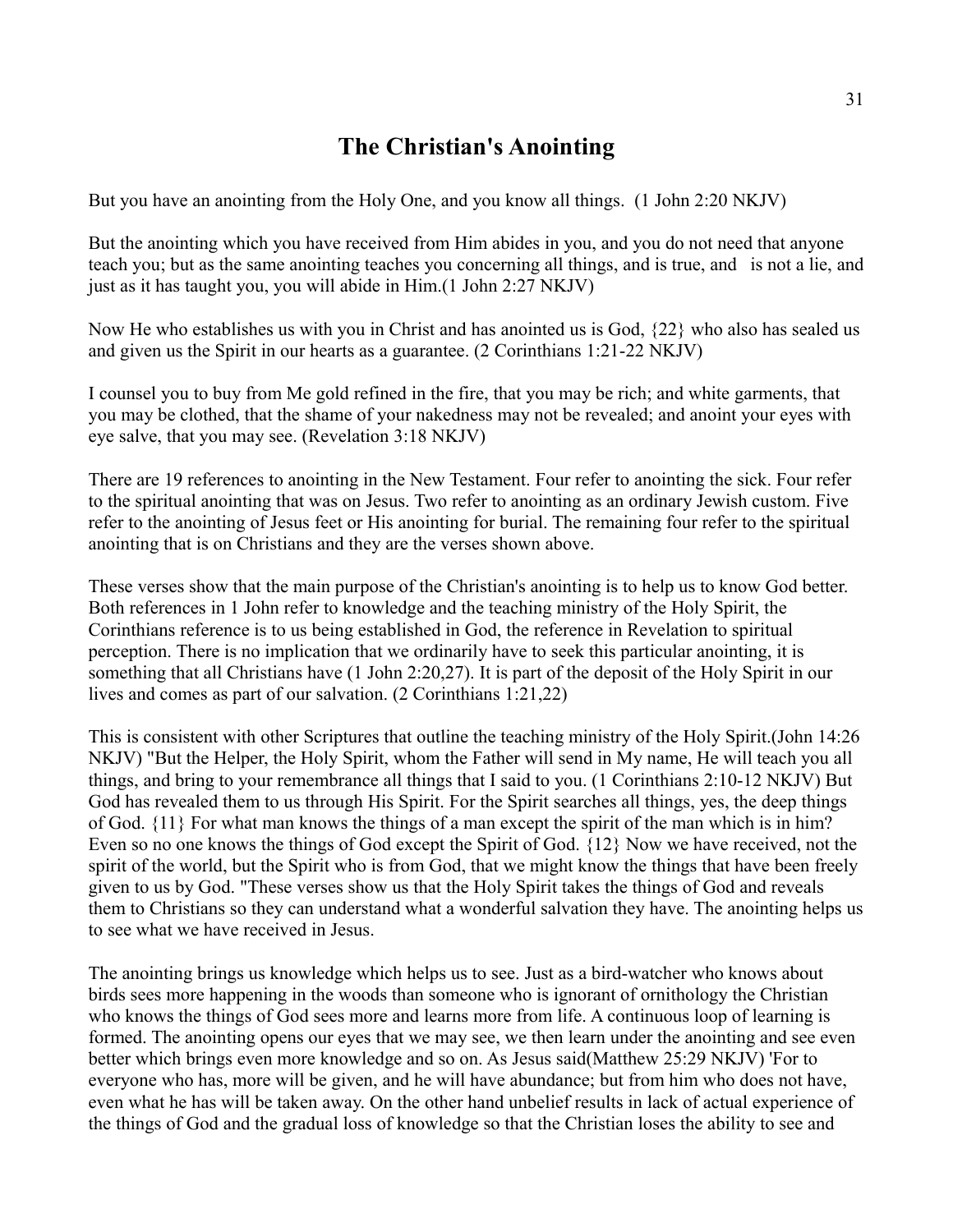# The Christian's Anointing

But you have an anointing from the Holy One, and you know all things. (1 John 2:20 NKJV)

But the anointing which you have received from Him abides in you, and you do not need that anyone teach you; but as the same anointing teaches you concerning all things, and is true, and is not a lie, and just as it has taught you, you will abide in Him.(1 John 2:27 NKJV)

Now He who establishes us with you in Christ and has anointed us is God, {22} who also has sealed us and given us the Spirit in our hearts as a guarantee. (2 Corinthians 1:21-22 NKJV)

I counsel you to buy from Me gold refined in the fire, that you may be rich; and white garments, that you may be clothed, that the shame of your nakedness may not be revealed; and anoint your eyes with eye salve, that you may see. (Revelation 3:18 NKJV)

There are 19 references to anointing in the New Testament. Four refer to anointing the sick. Four refer to the spiritual anointing that was on Jesus. Two refer to anointing as an ordinary Jewish custom. Five refer to the anointing of Jesus feet or His anointing for burial. The remaining four refer to the spiritual anointing that is on Christians and they are the verses shown above.

These verses show that the main purpose of the Christian's anointing is to help us to know God better. Both references in 1 John refer to knowledge and the teaching ministry of the Holy Spirit, the Corinthians reference is to us being established in God, the reference in Revelation to spiritual perception. There is no implication that we ordinarily have to seek this particular anointing, it is something that all Christians have (1 John 2:20,27). It is part of the deposit of the Holy Spirit in our lives and comes as part of our salvation. (2 Corinthians 1:21,22)

This is consistent with other Scriptures that outline the teaching ministry of the Holy Spirit.(John 14:26 NKJV) "But the Helper, the Holy Spirit, whom the Father will send in My name, He will teach you all things, and bring to your remembrance all things that I said to you. (1 Corinthians 2:10-12 NKJV) But God has revealed them to us through His Spirit. For the Spirit searches all things, yes, the deep things of God. {11} For what man knows the things of a man except the spirit of the man which is in him? Even so no one knows the things of God except the Spirit of God. {12} Now we have received, not the spirit of the world, but the Spirit who is from God, that we might know the things that have been freely given to us by God. "These verses show us that the Holy Spirit takes the things of God and reveals them to Christians so they can understand what a wonderful salvation they have. The anointing helps us to see what we have received in Jesus.

The anointing brings us knowledge which helps us to see. Just as a bird-watcher who knows about birds sees more happening in the woods than someone who is ignorant of ornithology the Christian who knows the things of God sees more and learns more from life. A continuous loop of learning is formed. The anointing opens our eyes that we may see, we then learn under the anointing and see even better which brings even more knowledge and so on. As Jesus said(Matthew 25:29 NKJV) 'For to everyone who has, more will be given, and he will have abundance; but from him who does not have, even what he has will be taken away. On the other hand unbelief results in lack of actual experience of the things of God and the gradual loss of knowledge so that the Christian loses the ability to see and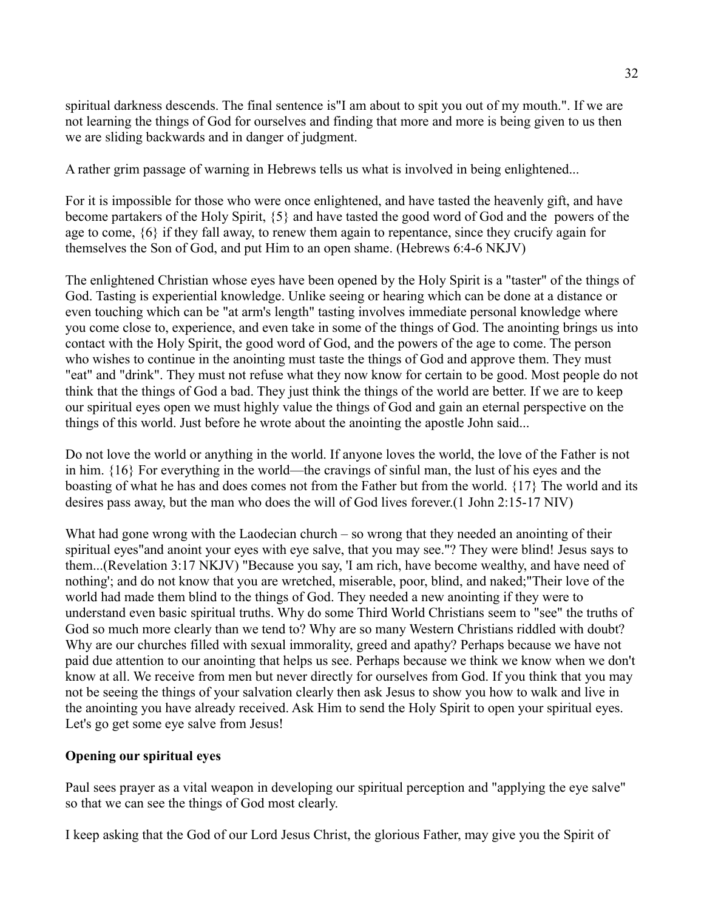spiritual darkness descends. The final sentence is"I am about to spit you out of my mouth.". If we are not learning the things of God for ourselves and finding that more and more is being given to us then we are sliding backwards and in danger of judgment.

A rather grim passage of warning in Hebrews tells us what is involved in being enlightened...

For it is impossible for those who were once enlightened, and have tasted the heavenly gift, and have become partakers of the Holy Spirit, {5} and have tasted the good word of God and the powers of the age to come, {6} if they fall away, to renew them again to repentance, since they crucify again for themselves the Son of God, and put Him to an open shame. (Hebrews 6:4-6 NKJV)

The enlightened Christian whose eyes have been opened by the Holy Spirit is a "taster" of the things of God. Tasting is experiential knowledge. Unlike seeing or hearing which can be done at a distance or even touching which can be "at arm's length" tasting involves immediate personal knowledge where you come close to, experience, and even take in some of the things of God. The anointing brings us into contact with the Holy Spirit, the good word of God, and the powers of the age to come. The person who wishes to continue in the anointing must taste the things of God and approve them. They must "eat" and "drink". They must not refuse what they now know for certain to be good. Most people do not think that the things of God a bad. They just think the things of the world are better. If we are to keep our spiritual eyes open we must highly value the things of God and gain an eternal perspective on the things of this world. Just before he wrote about the anointing the apostle John said...

Do not love the world or anything in the world. If anyone loves the world, the love of the Father is not in him. {16} For everything in the world—the cravings of sinful man, the lust of his eyes and the boasting of what he has and does comes not from the Father but from the world. {17} The world and its desires pass away, but the man who does the will of God lives forever.(1 John 2:15-17 NIV)

What had gone wrong with the Laodecian church – so wrong that they needed an anointing of their spiritual eyes"and anoint your eyes with eye salve, that you may see."? They were blind! Jesus says to them...(Revelation 3:17 NKJV) "Because you say, 'I am rich, have become wealthy, and have need of nothing'; and do not know that you are wretched, miserable, poor, blind, and naked;"Their love of the world had made them blind to the things of God. They needed a new anointing if they were to understand even basic spiritual truths. Why do some Third World Christians seem to "see" the truths of God so much more clearly than we tend to? Why are so many Western Christians riddled with doubt? Why are our churches filled with sexual immorality, greed and apathy? Perhaps because we have not paid due attention to our anointing that helps us see. Perhaps because we think we know when we don't know at all. We receive from men but never directly for ourselves from God. If you think that you may not be seeing the things of your salvation clearly then ask Jesus to show you how to walk and live in the anointing you have already received. Ask Him to send the Holy Spirit to open your spiritual eyes. Let's go get some eye salve from Jesus!

**Opening our spiritual eyes**

Paul sees prayer as a vital weapon in developing our spiritual perception and "applying the eye salve" so that we can see the things of God most clearly.

I keep asking that the God of our Lord Jesus Christ, the glorious Father, may give you the Spirit of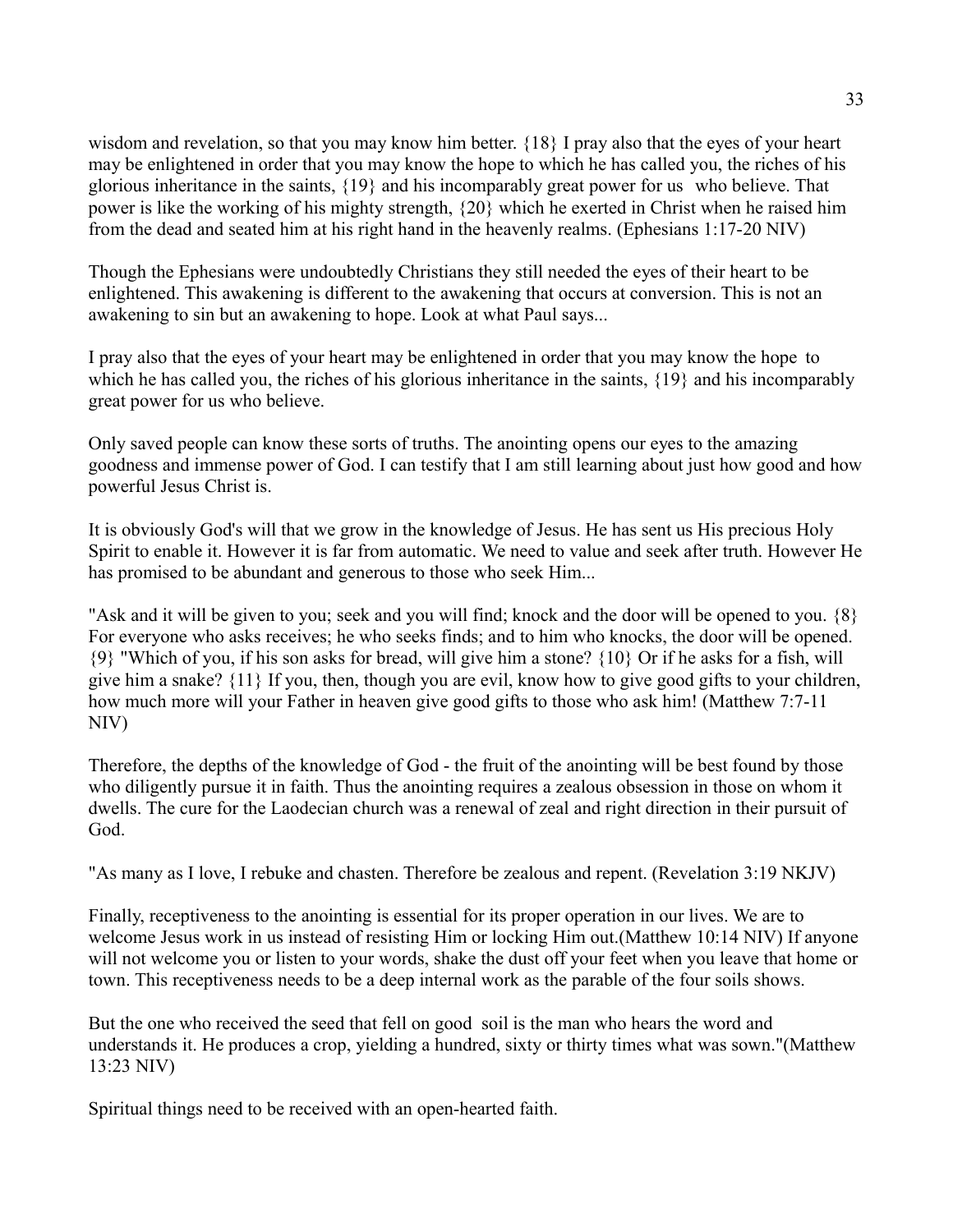wisdom and revelation, so that you may know him better. {18} I pray also that the eyes of your heart may be enlightened in order that you may know the hope to which he has called you, the riches of his glorious inheritance in the saints, {19} and his incomparably great power for us who believe. That power is like the working of his mighty strength, {20} which he exerted in Christ when he raised him from the dead and seated him at his right hand in the heavenly realms. (Ephesians 1:17-20 NIV)

Though the Ephesians were undoubtedly Christians they still needed the eyes of their heart to be enlightened. This awakening is different to the awakening that occurs at conversion. This is not an awakening to sin but an awakening to hope. Look at what Paul says...

I pray also that the eyes of your heart may be enlightened in order that you may know the hope to which he has called you, the riches of his glorious inheritance in the saints, {19} and his incomparably great power for us who believe.

Only saved people can know these sorts of truths. The anointing opens our eyes to the amazing goodness and immense power of God. I can testify that I am still learning about just how good and how powerful Jesus Christ is.

It is obviously God's will that we grow in the knowledge of Jesus. He has sent us His precious Holy Spirit to enable it. However it is far from automatic. We need to value and seek after truth. However He has promised to be abundant and generous to those who seek Him...

"Ask and it will be given to you; seek and you will find; knock and the door will be opened to you. {8} For everyone who asks receives; he who seeks finds; and to him who knocks, the door will be opened. {9} "Which of you, if his son asks for bread, will give him a stone? {10} Or if he asks for a fish, will give him a snake? {11} If you, then, though you are evil, know how to give good gifts to your children, how much more will your Father in heaven give good gifts to those who ask him! (Matthew 7:7-11 NIV)

Therefore, the depths of the knowledge of God - the fruit of the anointing will be best found by those who diligently pursue it in faith. Thus the anointing requires a zealous obsession in those on whom it dwells. The cure for the Laodecian church was a renewal of zeal and right direction in their pursuit of God.

"As many as I love, I rebuke and chasten. Therefore be zealous and repent. (Revelation 3:19 NKJV)

Finally, receptiveness to the anointing is essential for its proper operation in our lives. We are to welcome Jesus work in us instead of resisting Him or locking Him out.(Matthew 10:14 NIV) If anyone will not welcome you or listen to your words, shake the dust off your feet when you leave that home or town. This receptiveness needs to be a deep internal work as the parable of the four soils shows.

But the one who received the seed that fell on good soil is the man who hears the word and understands it. He produces a crop, yielding a hundred, sixty or thirty times what was sown."(Matthew 13:23 NIV)

Spiritual things need to be received with an open-hearted faith.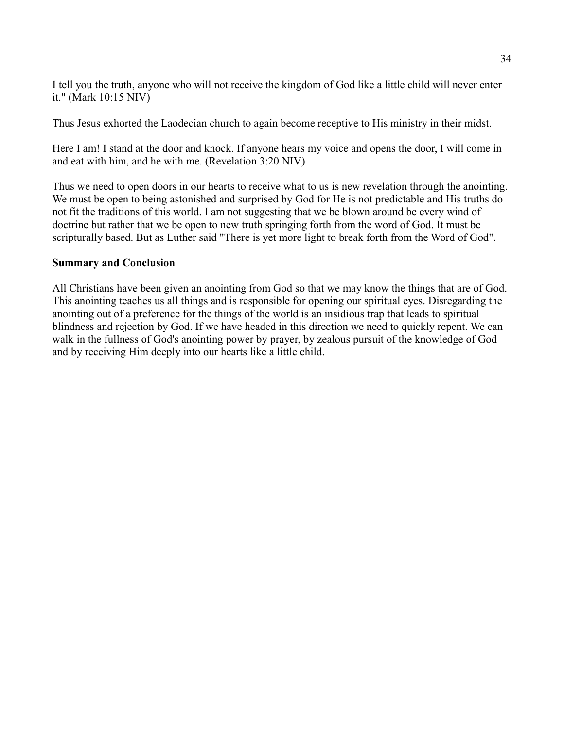I tell you the truth, anyone who will not receive the kingdom of God like a little child will never enter it." (Mark 10:15 NIV)

Thus Jesus exhorted the Laodecian church to again become receptive to His ministry in their midst.

Here I am! I stand at the door and knock. If anyone hears my voice and opens the door, I will come in and eat with him, and he with me. (Revelation 3:20 NIV)

Thus we need to open doors in our hearts to receive what to us is new revelation through the anointing. We must be open to being astonished and surprised by God for He is not predictable and His truths do not fit the traditions of this world. I am not suggesting that we be blown around be every wind of doctrine but rather that we be open to new truth springing forth from the word of God. It must be scripturally based. But as Luther said "There is yet more light to break forth from the Word of God".

**Summary and Conclusion**

All Christians have been given an anointing from God so that we may know the things that are of God. This anointing teaches us all things and is responsible for opening our spiritual eyes. Disregarding the anointing out of a preference for the things of the world is an insidious trap that leads to spiritual blindness and rejection by God. If we have headed in this direction we need to quickly repent. We can walk in the fullness of God's anointing power by prayer, by zealous pursuit of the knowledge of God and by receiving Him deeply into our hearts like a little child.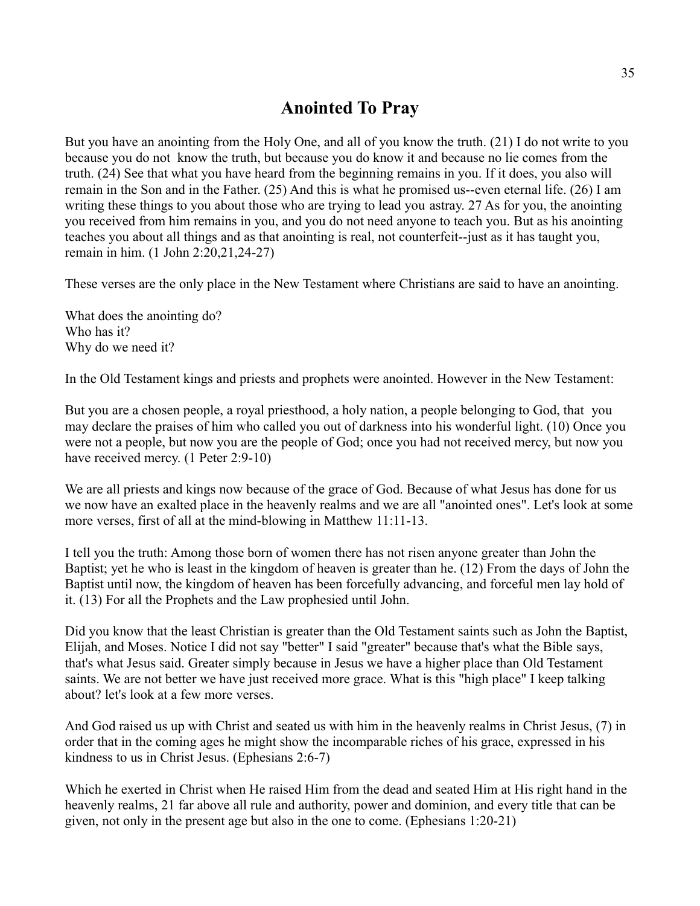# Anointed To Pray

But you have an anointing from the Holy One, and all of you know the truth. (21) I do not write to you because you do not know the truth, but because you do know it and because no lie comes from the truth. (24) See that what you have heard from the beginning remains in you. If it does, you also will remain in the Son and in the Father. (25) And this is what he promised us--even eternal life. (26) I am writing these things to you about those who are trying to lead you astray. 27 As for you, the anointing you received from him remains in you, and you do not need anyone to teach you. But as his anointing teaches you about all things and as that anointing is real, not counterfeit--just as it has taught you, remain in him. (1 John 2:20,21,24-27)

These verses are the only place in the New Testament where Christians are said to have an anointing.

What does the anointing do?
Who has it?
Why do we need it?

In the Old Testament kings and priests and prophets were anointed. However in the New Testament:

But you are a chosen people, a royal priesthood, a holy nation, a people belonging to God, that you may declare the praises of him who called you out of darkness into his wonderful light. (10) Once you were not a people, but now you are the people of God; once you had not received mercy, but now you have received mercy. (1 Peter 2:9-10)

We are all priests and kings now because of the grace of God. Because of what Jesus has done for us we now have an exalted place in the heavenly realms and we are all "anointed ones". Let's look at some more verses, first of all at the mind-blowing in Matthew 11:11-13.

I tell you the truth: Among those born of women there has not risen anyone greater than John the Baptist; yet he who is least in the kingdom of heaven is greater than he. (12) From the days of John the Baptist until now, the kingdom of heaven has been forcefully advancing, and forceful men lay hold of it. (13) For all the Prophets and the Law prophesied until John.

Did you know that the least Christian is greater than the Old Testament saints such as John the Baptist, Elijah, and Moses. Notice I did not say "better" I said "greater" because that's what the Bible says, that's what Jesus said. Greater simply because in Jesus we have a higher place than Old Testament saints. We are not better we have just received more grace. What is this "high place" I keep talking about? let's look at a few more verses.

And God raised us up with Christ and seated us with him in the heavenly realms in Christ Jesus, (7) in order that in the coming ages he might show the incomparable riches of his grace, expressed in his kindness to us in Christ Jesus. (Ephesians 2:6-7)

Which he exerted in Christ when He raised Him from the dead and seated Him at His right hand in the heavenly realms, 21 far above all rule and authority, power and dominion, and every title that can be given, not only in the present age but also in the one to come. (Ephesians 1:20-21)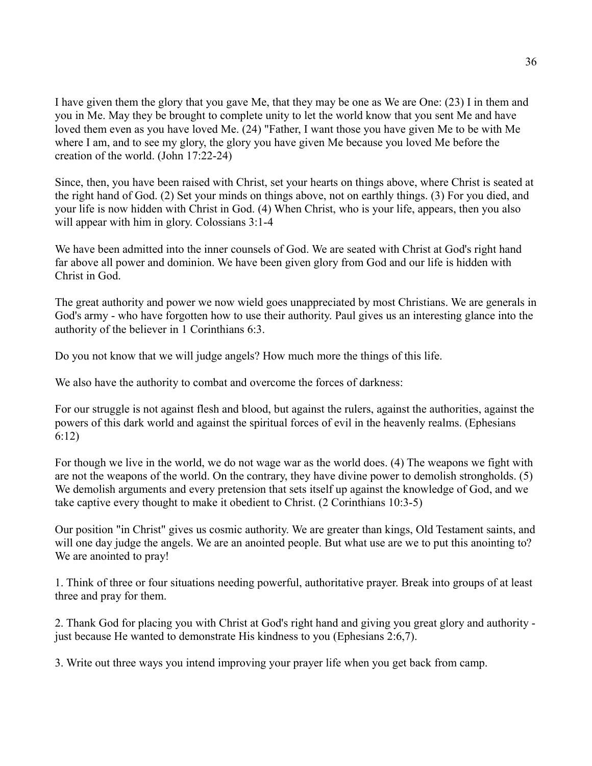I have given them the glory that you gave Me, that they may be one as We are One: (23) I in them and you in Me. May they be brought to complete unity to let the world know that you sent Me and have loved them even as you have loved Me. (24) "Father, I want those you have given Me to be with Me where I am, and to see my glory, the glory you have given Me because you loved Me before the creation of the world. (John 17:22-24)

Since, then, you have been raised with Christ, set your hearts on things above, where Christ is seated at the right hand of God. (2) Set your minds on things above, not on earthly things. (3) For you died, and your life is now hidden with Christ in God. (4) When Christ, who is your life, appears, then you also will appear with him in glory. Colossians 3:1-4

We have been admitted into the inner counsels of God. We are seated with Christ at God's right hand far above all power and dominion. We have been given glory from God and our life is hidden with Christ in God.

The great authority and power we now wield goes unappreciated by most Christians. We are generals in God's army - who have forgotten how to use their authority. Paul gives us an interesting glance into the authority of the believer in 1 Corinthians 6:3.

Do you not know that we will judge angels? How much more the things of this life.

We also have the authority to combat and overcome the forces of darkness:

For our struggle is not against flesh and blood, but against the rulers, against the authorities, against the powers of this dark world and against the spiritual forces of evil in the heavenly realms. (Ephesians 6:12)

For though we live in the world, we do not wage war as the world does. (4) The weapons we fight with are not the weapons of the world. On the contrary, they have divine power to demolish strongholds. (5) We demolish arguments and every pretension that sets itself up against the knowledge of God, and we take captive every thought to make it obedient to Christ. (2 Corinthians 10:3-5)

Our position "in Christ" gives us cosmic authority. We are greater than kings, Old Testament saints, and will one day judge the angels. We are an anointed people. But what use are we to put this anointing to? We are anointed to pray!

1. Think of three or four situations needing powerful, authoritative prayer. Break into groups of at least three and pray for them.

2. Thank God for placing you with Christ at God's right hand and giving you great glory and authority - just because He wanted to demonstrate His kindness to you (Ephesians 2:6,7).

3. Write out three ways you intend improving your prayer life when you get back from camp.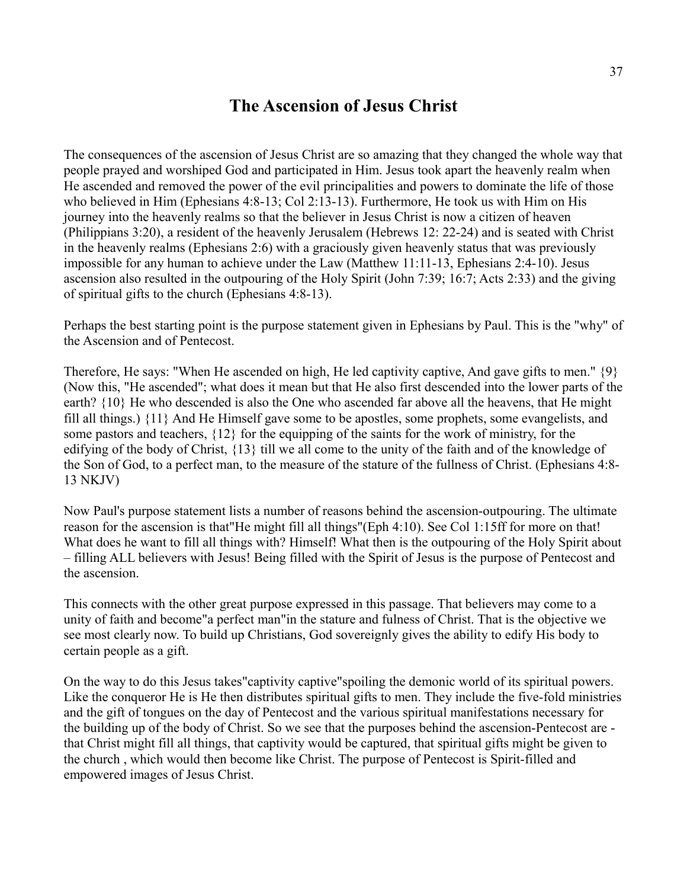# The Ascension of Jesus Christ

The consequences of the ascension of Jesus Christ are so amazing that they changed the whole way that people prayed and worshiped God and participated in Him. Jesus took apart the heavenly realm when He ascended and removed the power of the evil principalities and powers to dominate the life of those who believed in Him (Ephesians 4:8-13; Col 2:13-13). Furthermore, He took us with Him on His journey into the heavenly realms so that the believer in Jesus Christ is now a citizen of heaven (Philippians 3:20), a resident of the heavenly Jerusalem (Hebrews 12: 22-24) and is seated with Christ in the heavenly realms (Ephesians 2:6) with a graciously given heavenly status that was previously impossible for any human to achieve under the Law (Matthew 11:11-13, Ephesians 2:4-10). Jesus ascension also resulted in the outpouring of the Holy Spirit (John 7:39; 16:7; Acts 2:33) and the giving of spiritual gifts to the church (Ephesians 4:8-13).

Perhaps the best starting point is the purpose statement given in Ephesians by Paul. This is the "why" of the Ascension and of Pentecost.

Therefore, He says: "When He ascended on high, He led captivity captive, And gave gifts to men." {9} (Now this, "He ascended"; what does it mean but that He also first descended into the lower parts of the earth? {10} He who descended is also the One who ascended far above all the heavens, that He might fill all things.) {11} And He Himself gave some to be apostles, some prophets, some evangelists, and some pastors and teachers, {12} for the equipping of the saints for the work of ministry, for the edifying of the body of Christ, {13} till we all come to the unity of the faith and of the knowledge of the Son of God, to a perfect man, to the measure of the stature of the fullness of Christ. (Ephesians 4:8-13 NKJV)

Now Paul's purpose statement lists a number of reasons behind the ascension-outpouring. The ultimate reason for the ascension is that"He might fill all things"(Eph 4:10). See Col 1:15ff for more on that! What does he want to fill all things with? Himself! What then is the outpouring of the Holy Spirit about – filling ALL believers with Jesus! Being filled with the Spirit of Jesus is the purpose of Pentecost and the ascension.

This connects with the other great purpose expressed in this passage. That believers may come to a unity of faith and become"a perfect man"in the stature and fulness of Christ. That is the objective we see most clearly now. To build up Christians, God sovereignly gives the ability to edify His body to certain people as a gift.

On the way to do this Jesus takes"captivity captive"spoiling the demonic world of its spiritual powers. Like the conqueror He is He then distributes spiritual gifts to men. They include the five-fold ministries and the gift of tongues on the day of Pentecost and the various spiritual manifestations necessary for the building up of the body of Christ. So we see that the purposes behind the ascension-Pentecost are - that Christ might fill all things, that captivity would be captured, that spiritual gifts might be given to the church , which would then become like Christ. The purpose of Pentecost is Spirit-filled and empowered images of Jesus Christ.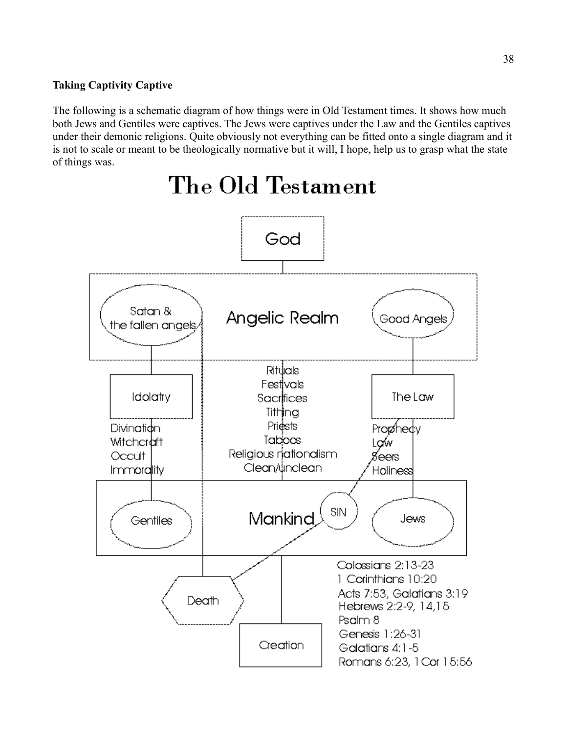**Taking Captivity Captive**

The following is a schematic diagram of how things were in Old Testament times. It shows how much both Jews and Gentiles were captives. The Jews were captives under the Law and the Gentiles captives under their demonic religions. Quite obviously not everything can be fitted onto a single diagram and it is not to scale or meant to be theologically normative but it will, I hope, help us to grasp what the state of things was.

# The Old Testament

God

Angelic Realm

Satan & the fallen angels

Good Angels

Idolatry

Divination
Witchcraft
Occult
Immorality

Rituals
Festivals
Sacrifices
Tithing
Priests
Taboos
Religious nationalism
Clean/unclean

The Law

Prophecy
Law
Seers
Holiness

Mankind

Gentiles

SIN

Jews

Death

Creation

Colossians 2:13-23
1 Corinthians 10:20
Acts 7:53, Galatians 3:19
Hebrews 2:2-9, 14,15
Psalm 8
Genesis 1:26-31
Galatians 4:1-5
Romans 6:23, 1 Cor 15:56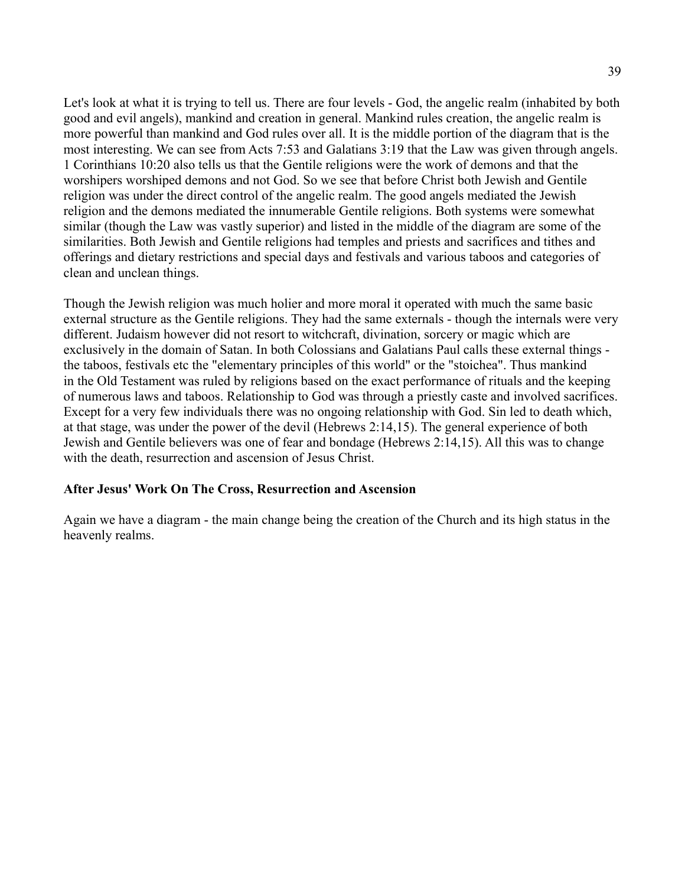Let's look at what it is trying to tell us. There are four levels - God, the angelic realm (inhabited by both good and evil angels), mankind and creation in general. Mankind rules creation, the angelic realm is more powerful than mankind and God rules over all. It is the middle portion of the diagram that is the most interesting. We can see from Acts 7:53 and Galatians 3:19 that the Law was given through angels. 1 Corinthians 10:20 also tells us that the Gentile religions were the work of demons and that the worshipers worshiped demons and not God. So we see that before Christ both Jewish and Gentile religion was under the direct control of the angelic realm. The good angels mediated the Jewish religion and the demons mediated the innumerable Gentile religions. Both systems were somewhat similar (though the Law was vastly superior) and listed in the middle of the diagram are some of the similarities. Both Jewish and Gentile religions had temples and priests and sacrifices and tithes and offerings and dietary restrictions and special days and festivals and various taboos and categories of clean and unclean things.

Though the Jewish religion was much holier and more moral it operated with much the same basic external structure as the Gentile religions. They had the same externals - though the internals were very different. Judaism however did not resort to witchcraft, divination, sorcery or magic which are exclusively in the domain of Satan. In both Colossians and Galatians Paul calls these external things - the taboos, festivals etc the "elementary principles of this world" or the "stoichea". Thus mankind in the Old Testament was ruled by religions based on the exact performance of rituals and the keeping of numerous laws and taboos. Relationship to God was through a priestly caste and involved sacrifices. Except for a very few individuals there was no ongoing relationship with God. Sin led to death which, at that stage, was under the power of the devil (Hebrews 2:14,15). The general experience of both Jewish and Gentile believers was one of fear and bondage (Hebrews 2:14,15). All this was to change with the death, resurrection and ascension of Jesus Christ.

**After Jesus' Work On The Cross, Resurrection and Ascension**

Again we have a diagram - the main change being the creation of the Church and its high status in the heavenly realms.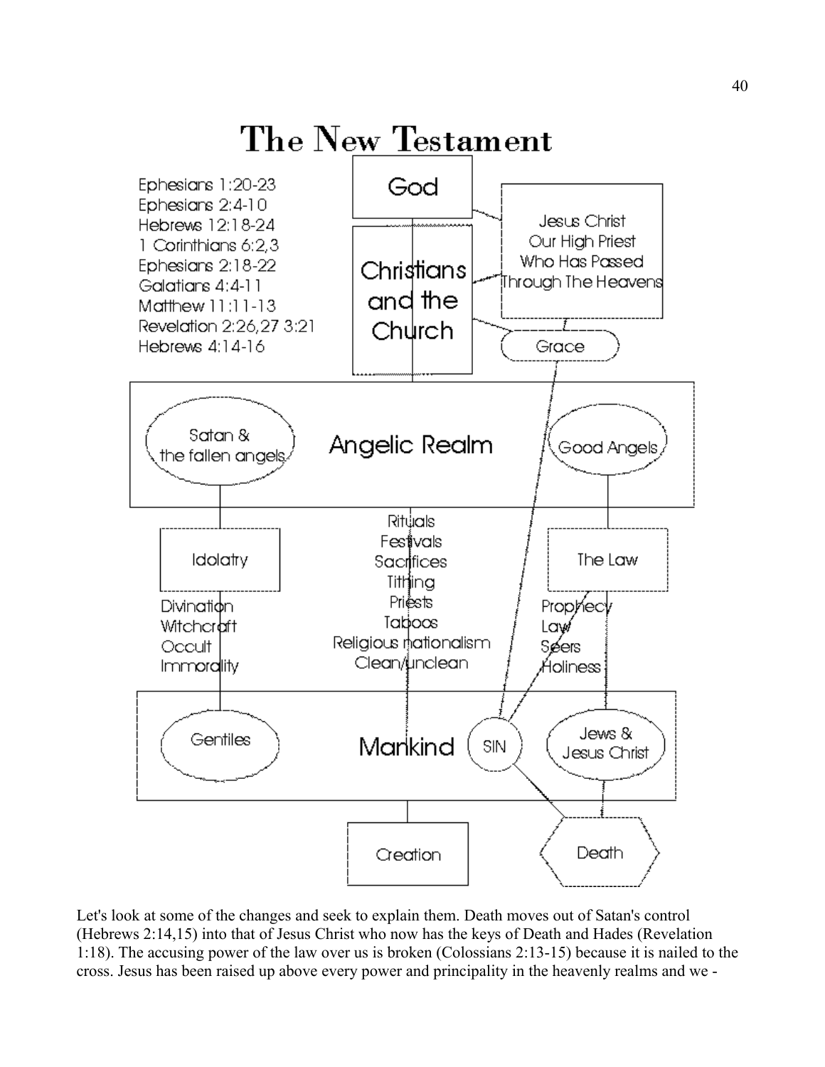# The New Testament

Ephesians 1:20-23
Ephesians 2:4-10
Hebrews 12:18-24
1 Corinthians 6:2,3
Ephesians 2:18-22
Galatians 4:4-11
Matthew 11:11-13
Revelation 2:26,27 3:21
Hebrews 4:14-16

God

Christians and the Church

Jesus Christ Our High Priest Who Has Passed Through The Heavens

Grace

Angelic Realm

Satan & the fallen angels

Good Angels

Idolatry

Divination
Witchcraft
Occult
Immorality

Rituals
Festivals
Sacrifices
Tithing
Priests
Taboos
Religious nationalism
Clean/unclean

The Law

Prophecy
Law
Seers
Holiness

Mankind

Gentiles

SIN

Jews & Jesus Christ

Creation

Death

Let's look at some of the changes and seek to explain them. Death moves out of Satan's control (Hebrews 2:14,15) into that of Jesus Christ who now has the keys of Death and Hades (Revelation 1:18). The accusing power of the law over us is broken (Colossians 2:13-15) because it is nailed to the cross. Jesus has been raised up above every power and principality in the heavenly realms and we -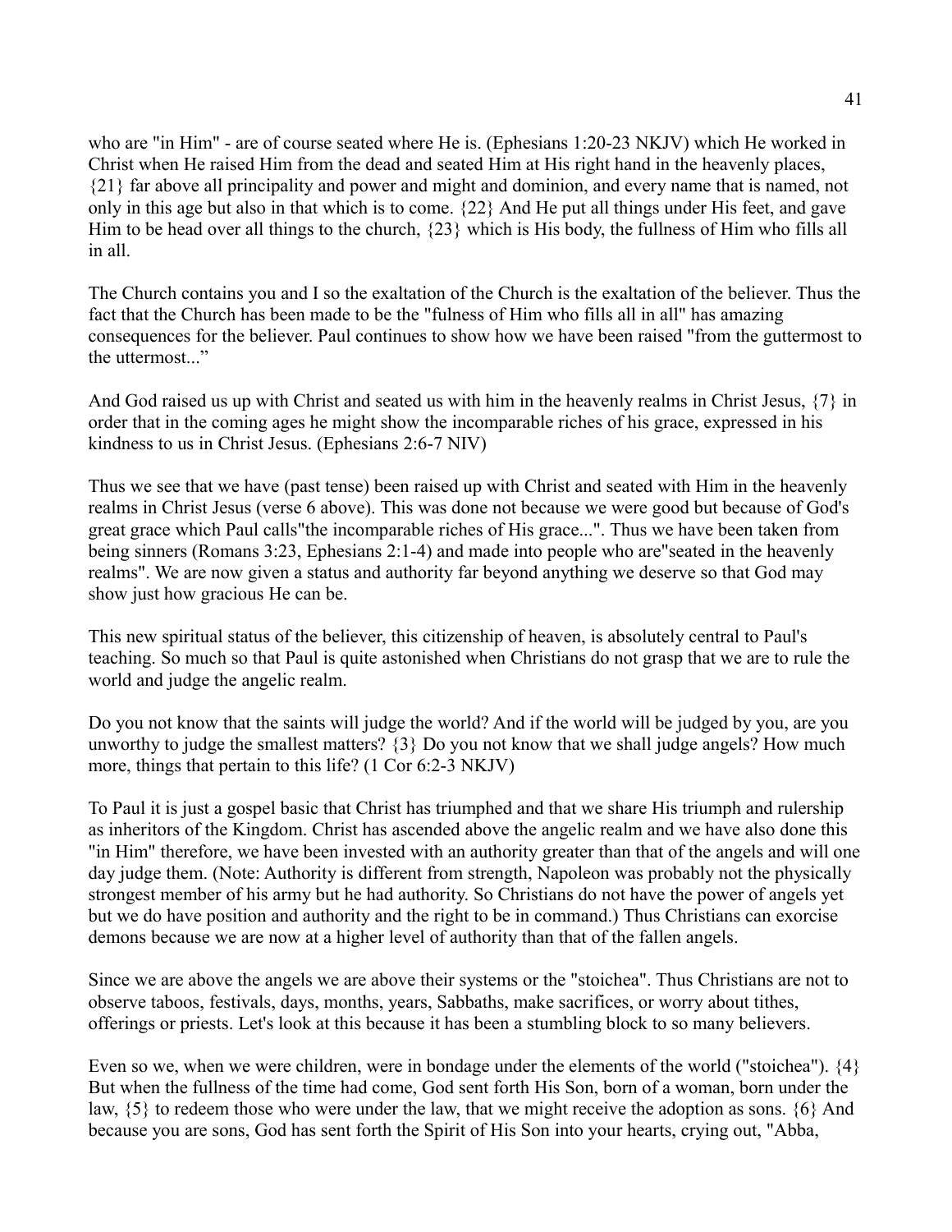who are "in Him" - are of course seated where He is. (Ephesians 1:20-23 NKJV) which He worked in Christ when He raised Him from the dead and seated Him at His right hand in the heavenly places, {21} far above all principality and power and might and dominion, and every name that is named, not only in this age but also in that which is to come. {22} And He put all things under His feet, and gave Him to be head over all things to the church, {23} which is His body, the fullness of Him who fills all in all.

The Church contains you and I so the exaltation of the Church is the exaltation of the believer. Thus the fact that the Church has been made to be the "fulness of Him who fills all in all" has amazing consequences for the believer. Paul continues to show how we have been raised "from the guttermost to the uttermost..."

And God raised us up with Christ and seated us with him in the heavenly realms in Christ Jesus, {7} in order that in the coming ages he might show the incomparable riches of his grace, expressed in his kindness to us in Christ Jesus. (Ephesians 2:6-7 NIV)

Thus we see that we have (past tense) been raised up with Christ and seated with Him in the heavenly realms in Christ Jesus (verse 6 above). This was done not because we were good but because of God's great grace which Paul calls"the incomparable riches of His grace...". Thus we have been taken from being sinners (Romans 3:23, Ephesians 2:1-4) and made into people who are"seated in the heavenly realms". We are now given a status and authority far beyond anything we deserve so that God may show just how gracious He can be.

This new spiritual status of the believer, this citizenship of heaven, is absolutely central to Paul's teaching. So much so that Paul is quite astonished when Christians do not grasp that we are to rule the world and judge the angelic realm.

Do you not know that the saints will judge the world? And if the world will be judged by you, are you unworthy to judge the smallest matters? {3} Do you not know that we shall judge angels? How much more, things that pertain to this life? (1 Cor 6:2-3 NKJV)

To Paul it is just a gospel basic that Christ has triumphed and that we share His triumph and rulership as inheritors of the Kingdom. Christ has ascended above the angelic realm and we have also done this "in Him" therefore, we have been invested with an authority greater than that of the angels and will one day judge them. (Note: Authority is different from strength, Napoleon was probably not the physically strongest member of his army but he had authority. So Christians do not have the power of angels yet but we do have position and authority and the right to be in command.) Thus Christians can exorcise demons because we are now at a higher level of authority than that of the fallen angels.

Since we are above the angels we are above their systems or the "stoichea". Thus Christians are not to observe taboos, festivals, days, months, years, Sabbaths, make sacrifices, or worry about tithes, offerings or priests. Let's look at this because it has been a stumbling block to so many believers.

Even so we, when we were children, were in bondage under the elements of the world ("stoichea"). {4} But when the fullness of the time had come, God sent forth His Son, born of a woman, born under the law, {5} to redeem those who were under the law, that we might receive the adoption as sons. {6} And because you are sons, God has sent forth the Spirit of His Son into your hearts, crying out, "Abba,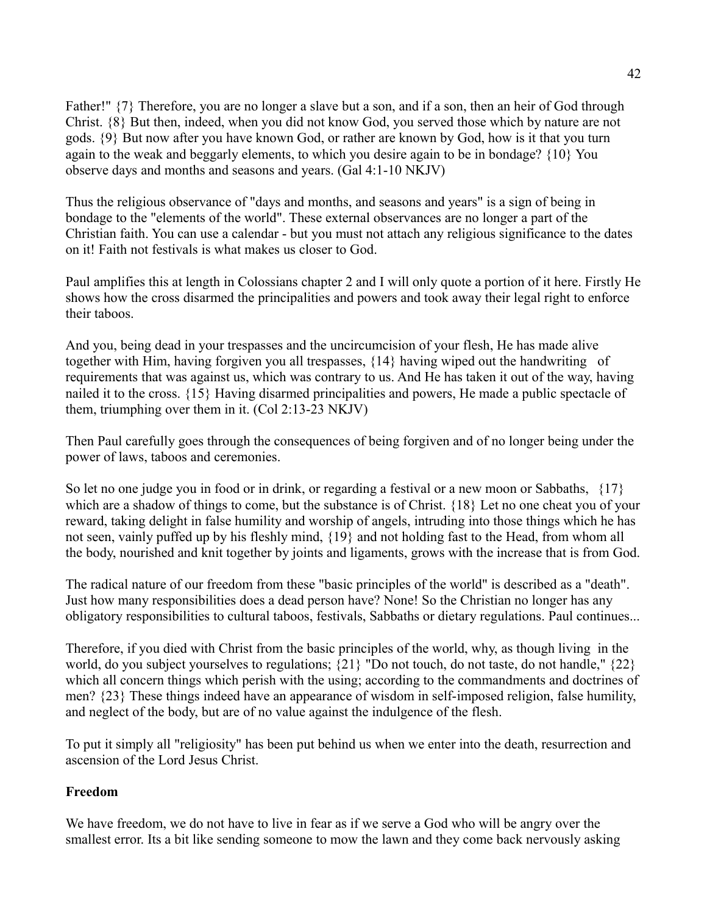Father!" {7} Therefore, you are no longer a slave but a son, and if a son, then an heir of God through Christ. {8} But then, indeed, when you did not know God, you served those which by nature are not gods. {9} But now after you have known God, or rather are known by God, how is it that you turn again to the weak and beggarly elements, to which you desire again to be in bondage? {10} You observe days and months and seasons and years. (Gal 4:1-10 NKJV)

Thus the religious observance of "days and months, and seasons and years" is a sign of being in bondage to the "elements of the world". These external observances are no longer a part of the Christian faith. You can use a calendar - but you must not attach any religious significance to the dates on it! Faith not festivals is what makes us closer to God.

Paul amplifies this at length in Colossians chapter 2 and I will only quote a portion of it here. Firstly He shows how the cross disarmed the principalities and powers and took away their legal right to enforce their taboos.

And you, being dead in your trespasses and the uncircumcision of your flesh, He has made alive together with Him, having forgiven you all trespasses, {14} having wiped out the handwriting of requirements that was against us, which was contrary to us. And He has taken it out of the way, having nailed it to the cross. {15} Having disarmed principalities and powers, He made a public spectacle of them, triumphing over them in it. (Col 2:13-23 NKJV)

Then Paul carefully goes through the consequences of being forgiven and of no longer being under the power of laws, taboos and ceremonies.

So let no one judge you in food or in drink, or regarding a festival or a new moon or Sabbaths, {17} which are a shadow of things to come, but the substance is of Christ. {18} Let no one cheat you of your reward, taking delight in false humility and worship of angels, intruding into those things which he has not seen, vainly puffed up by his fleshly mind, {19} and not holding fast to the Head, from whom all the body, nourished and knit together by joints and ligaments, grows with the increase that is from God.

The radical nature of our freedom from these "basic principles of the world" is described as a "death". Just how many responsibilities does a dead person have? None! So the Christian no longer has any obligatory responsibilities to cultural taboos, festivals, Sabbaths or dietary regulations. Paul continues...

Therefore, if you died with Christ from the basic principles of the world, why, as though living in the world, do you subject yourselves to regulations; {21} "Do not touch, do not taste, do not handle," {22} which all concern things which perish with the using; according to the commandments and doctrines of men? {23} These things indeed have an appearance of wisdom in self-imposed religion, false humility, and neglect of the body, but are of no value against the indulgence of the flesh.

To put it simply all "religiosity" has been put behind us when we enter into the death, resurrection and ascension of the Lord Jesus Christ.

**Freedom**

We have freedom, we do not have to live in fear as if we serve a God who will be angry over the smallest error. Its a bit like sending someone to mow the lawn and they come back nervously asking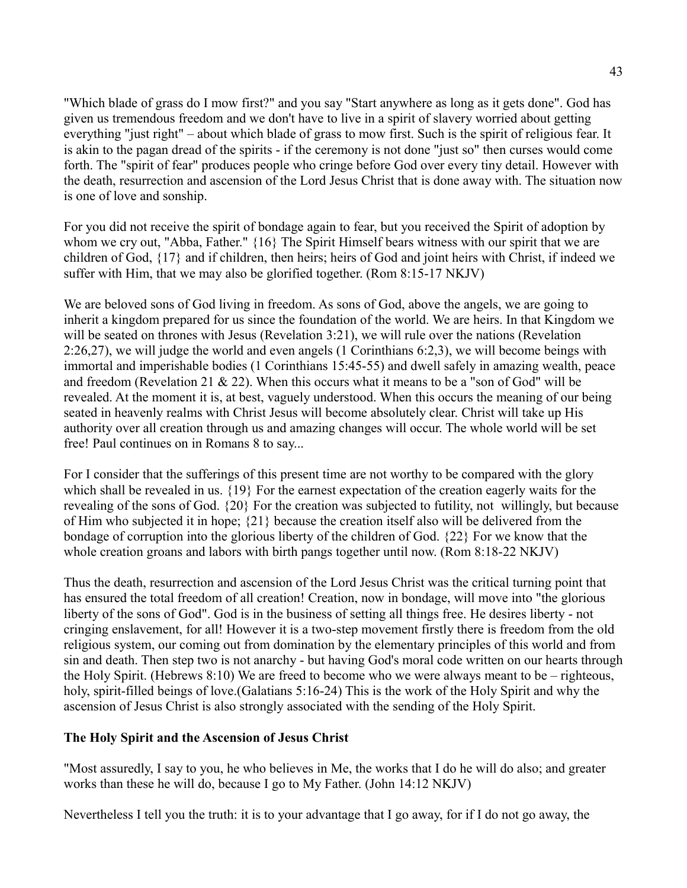"Which blade of grass do I mow first?" and you say "Start anywhere as long as it gets done". God has given us tremendous freedom and we don't have to live in a spirit of slavery worried about getting everything "just right" – about which blade of grass to mow first. Such is the spirit of religious fear. It is akin to the pagan dread of the spirits - if the ceremony is not done "just so" then curses would come forth. The "spirit of fear" produces people who cringe before God over every tiny detail. However with the death, resurrection and ascension of the Lord Jesus Christ that is done away with. The situation now is one of love and sonship.

For you did not receive the spirit of bondage again to fear, but you received the Spirit of adoption by whom we cry out, "Abba, Father." {16} The Spirit Himself bears witness with our spirit that we are children of God, {17} and if children, then heirs; heirs of God and joint heirs with Christ, if indeed we suffer with Him, that we may also be glorified together. (Rom 8:15-17 NKJV)

We are beloved sons of God living in freedom. As sons of God, above the angels, we are going to inherit a kingdom prepared for us since the foundation of the world. We are heirs. In that Kingdom we will be seated on thrones with Jesus (Revelation 3:21), we will rule over the nations (Revelation 2:26,27), we will judge the world and even angels (1 Corinthians 6:2,3), we will become beings with immortal and imperishable bodies (1 Corinthians 15:45-55) and dwell safely in amazing wealth, peace and freedom (Revelation 21 & 22). When this occurs what it means to be a "son of God" will be revealed. At the moment it is, at best, vaguely understood. When this occurs the meaning of our being seated in heavenly realms with Christ Jesus will become absolutely clear. Christ will take up His authority over all creation through us and amazing changes will occur. The whole world will be set free! Paul continues on in Romans 8 to say...

For I consider that the sufferings of this present time are not worthy to be compared with the glory which shall be revealed in us. {19} For the earnest expectation of the creation eagerly waits for the revealing of the sons of God. {20} For the creation was subjected to futility, not willingly, but because of Him who subjected it in hope; {21} because the creation itself also will be delivered from the bondage of corruption into the glorious liberty of the children of God. {22} For we know that the whole creation groans and labors with birth pangs together until now. (Rom 8:18-22 NKJV)

Thus the death, resurrection and ascension of the Lord Jesus Christ was the critical turning point that has ensured the total freedom of all creation! Creation, now in bondage, will move into "the glorious liberty of the sons of God". God is in the business of setting all things free. He desires liberty - not cringing enslavement, for all! However it is a two-step movement firstly there is freedom from the old religious system, our coming out from domination by the elementary principles of this world and from sin and death. Then step two is not anarchy - but having God's moral code written on our hearts through the Holy Spirit. (Hebrews 8:10) We are freed to become who we were always meant to be – righteous, holy, spirit-filled beings of love.(Galatians 5:16-24) This is the work of the Holy Spirit and why the ascension of Jesus Christ is also strongly associated with the sending of the Holy Spirit.

**The Holy Spirit and the Ascension of Jesus Christ**

"Most assuredly, I say to you, he who believes in Me, the works that I do he will do also; and greater works than these he will do, because I go to My Father. (John 14:12 NKJV)

Nevertheless I tell you the truth: it is to your advantage that I go away, for if I do not go away, the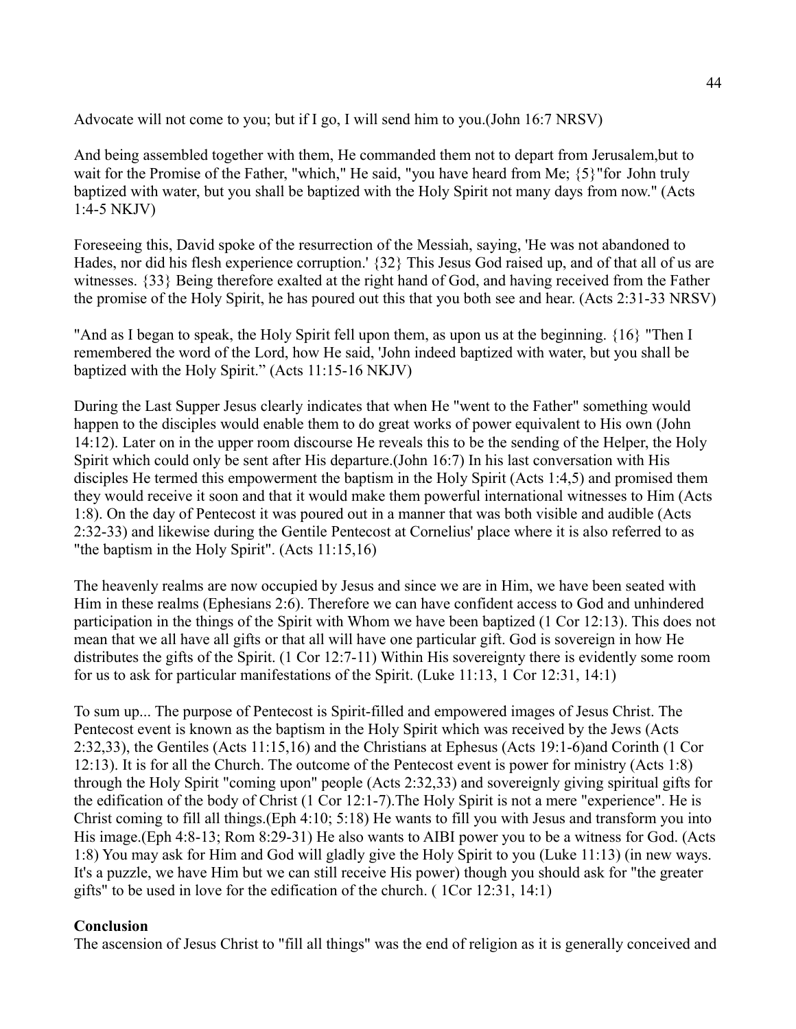Advocate will not come to you; but if I go, I will send him to you.(John 16:7 NRSV)

And being assembled together with them, He commanded them not to depart from Jerusalem,but to wait for the Promise of the Father, "which," He said, "you have heard from Me; {5}"for John truly baptized with water, but you shall be baptized with the Holy Spirit not many days from now." (Acts 1:4-5 NKJV)

Foreseeing this, David spoke of the resurrection of the Messiah, saying, 'He was not abandoned to Hades, nor did his flesh experience corruption.' {32} This Jesus God raised up, and of that all of us are witnesses. {33} Being therefore exalted at the right hand of God, and having received from the Father the promise of the Holy Spirit, he has poured out this that you both see and hear. (Acts 2:31-33 NRSV)

"And as I began to speak, the Holy Spirit fell upon them, as upon us at the beginning. {16} "Then I remembered the word of the Lord, how He said, 'John indeed baptized with water, but you shall be baptized with the Holy Spirit." (Acts 11:15-16 NKJV)

During the Last Supper Jesus clearly indicates that when He "went to the Father" something would happen to the disciples would enable them to do great works of power equivalent to His own (John 14:12). Later on in the upper room discourse He reveals this to be the sending of the Helper, the Holy Spirit which could only be sent after His departure.(John 16:7) In his last conversation with His disciples He termed this empowerment the baptism in the Holy Spirit (Acts 1:4,5) and promised them they would receive it soon and that it would make them powerful international witnesses to Him (Acts 1:8). On the day of Pentecost it was poured out in a manner that was both visible and audible (Acts 2:32-33) and likewise during the Gentile Pentecost at Cornelius' place where it is also referred to as "the baptism in the Holy Spirit". (Acts 11:15,16)

The heavenly realms are now occupied by Jesus and since we are in Him, we have been seated with Him in these realms (Ephesians 2:6). Therefore we can have confident access to God and unhindered participation in the things of the Spirit with Whom we have been baptized (1 Cor 12:13). This does not mean that we all have all gifts or that all will have one particular gift. God is sovereign in how He distributes the gifts of the Spirit. (1 Cor 12:7-11) Within His sovereignty there is evidently some room for us to ask for particular manifestations of the Spirit. (Luke 11:13, 1 Cor 12:31, 14:1)

To sum up... The purpose of Pentecost is Spirit-filled and empowered images of Jesus Christ. The Pentecost event is known as the baptism in the Holy Spirit which was received by the Jews (Acts 2:32,33), the Gentiles (Acts 11:15,16) and the Christians at Ephesus (Acts 19:1-6)and Corinth (1 Cor 12:13). It is for all the Church. The outcome of the Pentecost event is power for ministry (Acts 1:8) through the Holy Spirit "coming upon" people (Acts 2:32,33) and sovereignly giving spiritual gifts for the edification of the body of Christ (1 Cor 12:1-7).The Holy Spirit is not a mere "experience". He is Christ coming to fill all things.(Eph 4:10; 5:18) He wants to fill you with Jesus and transform you into His image.(Eph 4:8-13; Rom 8:29-31) He also wants to AIBI power you to be a witness for God. (Acts 1:8) You may ask for Him and God will gladly give the Holy Spirit to you (Luke 11:13) (in new ways. It's a puzzle, we have Him but we can still receive His power) though you should ask for "the greater gifts" to be used in love for the edification of the church. ( 1Cor 12:31, 14:1)

**Conclusion**

The ascension of Jesus Christ to "fill all things" was the end of religion as it is generally conceived and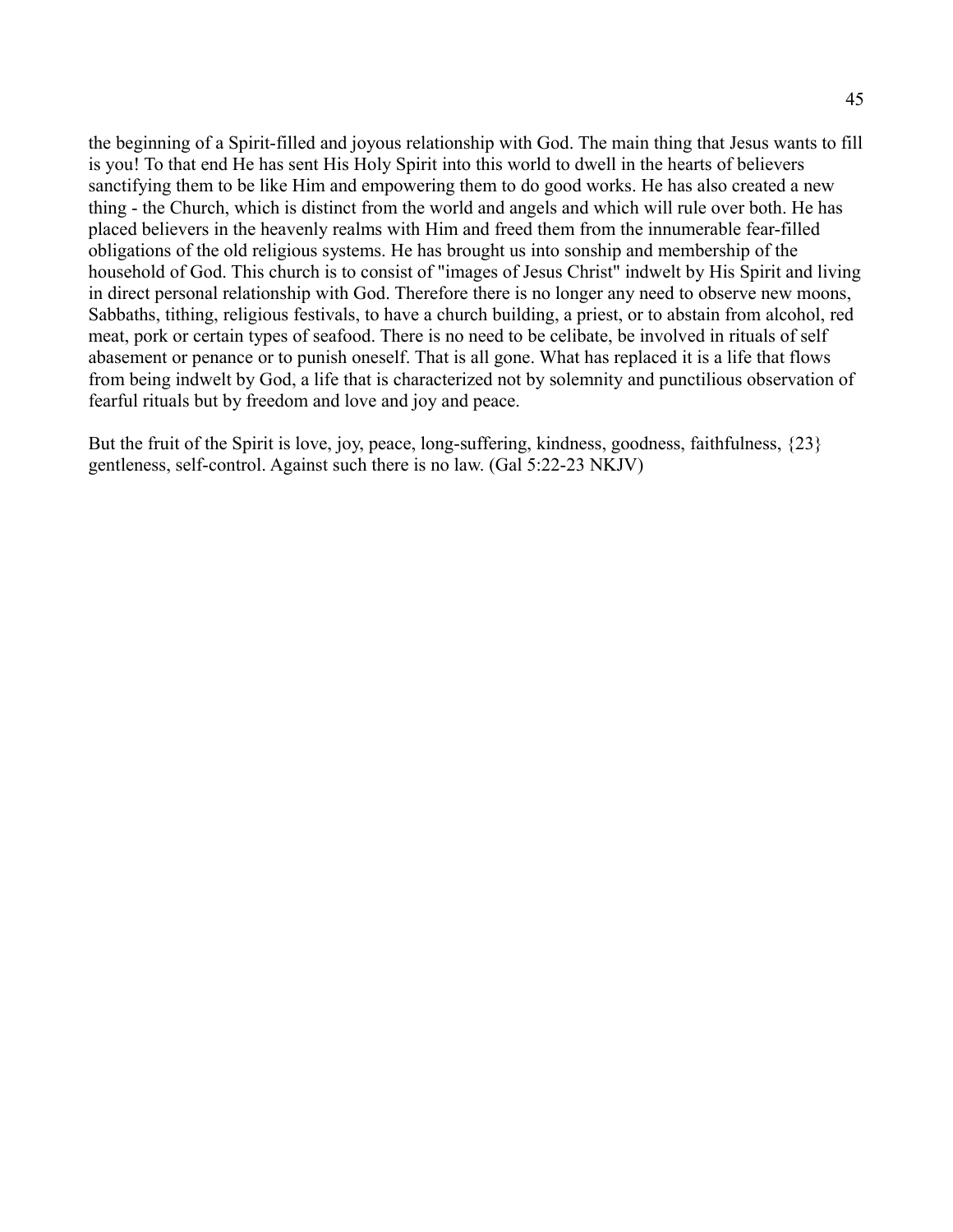the beginning of a Spirit-filled and joyous relationship with God. The main thing that Jesus wants to fill is you! To that end He has sent His Holy Spirit into this world to dwell in the hearts of believers sanctifying them to be like Him and empowering them to do good works. He has also created a new thing - the Church, which is distinct from the world and angels and which will rule over both. He has placed believers in the heavenly realms with Him and freed them from the innumerable fear-filled obligations of the old religious systems. He has brought us into sonship and membership of the household of God. This church is to consist of "images of Jesus Christ" indwelt by His Spirit and living in direct personal relationship with God. Therefore there is no longer any need to observe new moons, Sabbaths, tithing, religious festivals, to have a church building, a priest, or to abstain from alcohol, red meat, pork or certain types of seafood. There is no need to be celibate, be involved in rituals of self abasement or penance or to punish oneself. That is all gone. What has replaced it is a life that flows from being indwelt by God, a life that is characterized not by solemnity and punctilious observation of fearful rituals but by freedom and love and joy and peace.

But the fruit of the Spirit is love, joy, peace, long-suffering, kindness, goodness, faithfulness, {23} gentleness, self-control. Against such there is no law. (Gal 5:22-23 NKJV)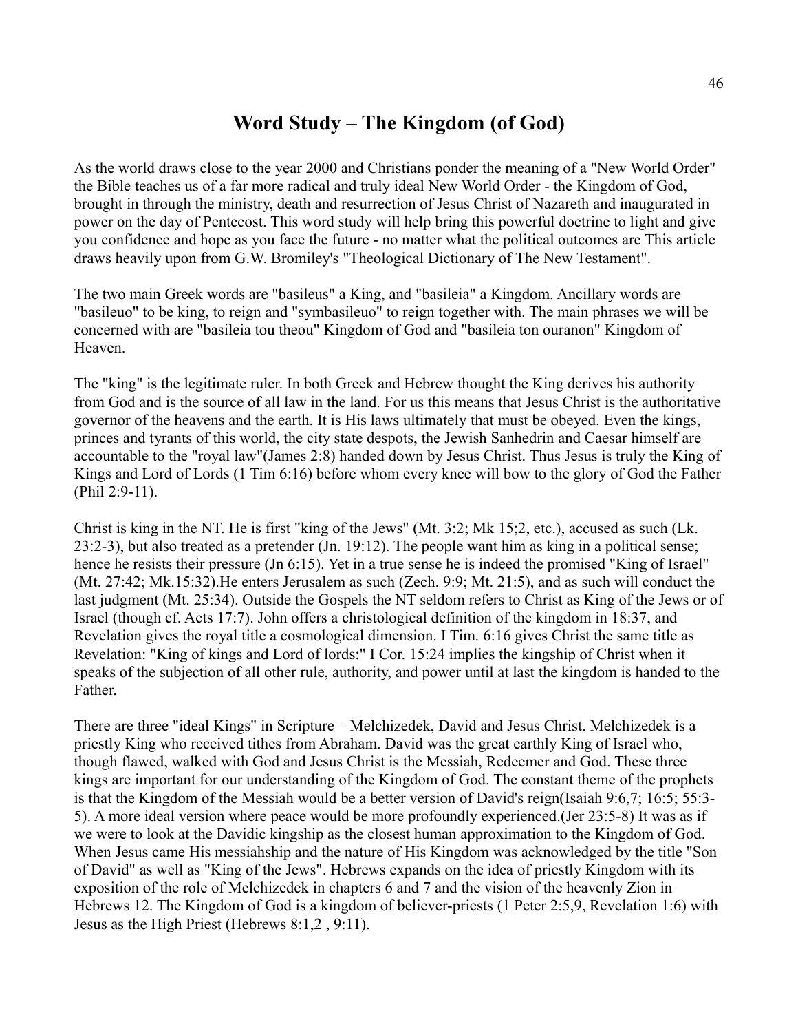# Word Study – The Kingdom (of God)

As the world draws close to the year 2000 and Christians ponder the meaning of a "New World Order" the Bible teaches us of a far more radical and truly ideal New World Order - the Kingdom of God, brought in through the ministry, death and resurrection of Jesus Christ of Nazareth and inaugurated in power on the day of Pentecost. This word study will help bring this powerful doctrine to light and give you confidence and hope as you face the future - no matter what the political outcomes are This article draws heavily upon from G.W. Bromiley's "Theological Dictionary of The New Testament".

The two main Greek words are "basileus" a King, and "basileia" a Kingdom. Ancillary words are "basileuo" to be king, to reign and "symbasileuo" to reign together with. The main phrases we will be concerned with are "basileia tou theou" Kingdom of God and "basileia ton ouranon" Kingdom of Heaven.

The "king" is the legitimate ruler. In both Greek and Hebrew thought the King derives his authority from God and is the source of all law in the land. For us this means that Jesus Christ is the authoritative governor of the heavens and the earth. It is His laws ultimately that must be obeyed. Even the kings, princes and tyrants of this world, the city state despots, the Jewish Sanhedrin and Caesar himself are accountable to the "royal law"(James 2:8) handed down by Jesus Christ. Thus Jesus is truly the King of Kings and Lord of Lords (1 Tim 6:16) before whom every knee will bow to the glory of God the Father (Phil 2:9-11).

Christ is king in the NT. He is first "king of the Jews" (Mt. 3:2; Mk 15;2, etc.), accused as such (Lk. 23:2-3), but also treated as a pretender (Jn. 19:12). The people want him as king in a political sense; hence he resists their pressure (Jn 6:15). Yet in a true sense he is indeed the promised "King of Israel" (Mt. 27:42; Mk.15:32).He enters Jerusalem as such (Zech. 9:9; Mt. 21:5), and as such will conduct the last judgment (Mt. 25:34). Outside the Gospels the NT seldom refers to Christ as King of the Jews or of Israel (though cf. Acts 17:7). John offers a christological definition of the kingdom in 18:37, and Revelation gives the royal title a cosmological dimension. I Tim. 6:16 gives Christ the same title as Revelation: "King of kings and Lord of lords:" I Cor. 15:24 implies the kingship of Christ when it speaks of the subjection of all other rule, authority, and power until at last the kingdom is handed to the Father.

There are three "ideal Kings" in Scripture – Melchizedek, David and Jesus Christ. Melchizedek is a priestly King who received tithes from Abraham. David was the great earthly King of Israel who, though flawed, walked with God and Jesus Christ is the Messiah, Redeemer and God. These three kings are important for our understanding of the Kingdom of God. The constant theme of the prophets is that the Kingdom of the Messiah would be a better version of David's reign(Isaiah 9:6,7; 16:5; 55:3-5). A more ideal version where peace would be more profoundly experienced.(Jer 23:5-8) It was as if we were to look at the Davidic kingship as the closest human approximation to the Kingdom of God. When Jesus came His messiahship and the nature of His Kingdom was acknowledged by the title "Son of David" as well as "King of the Jews". Hebrews expands on the idea of priestly Kingdom with its exposition of the role of Melchizedek in chapters 6 and 7 and the vision of the heavenly Zion in Hebrews 12. The Kingdom of God is a kingdom of believer-priests (1 Peter 2:5,9, Revelation 1:6) with Jesus as the High Priest (Hebrews 8:1,2 , 9:11).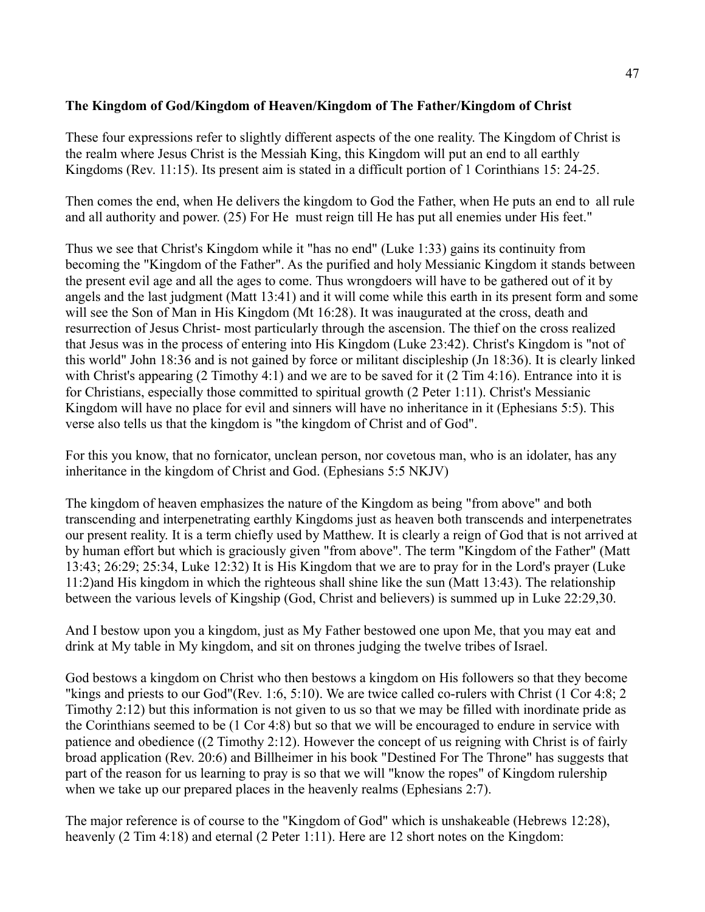**The Kingdom of God/Kingdom of Heaven/Kingdom of The Father/Kingdom of Christ**

These four expressions refer to slightly different aspects of the one reality. The Kingdom of Christ is the realm where Jesus Christ is the Messiah King, this Kingdom will put an end to all earthly Kingdoms (Rev. 11:15). Its present aim is stated in a difficult portion of 1 Corinthians 15: 24-25.

Then comes the end, when He delivers the kingdom to God the Father, when He puts an end to all rule and all authority and power. (25) For He must reign till He has put all enemies under His feet."

Thus we see that Christ's Kingdom while it "has no end" (Luke 1:33) gains its continuity from becoming the "Kingdom of the Father". As the purified and holy Messianic Kingdom it stands between the present evil age and all the ages to come. Thus wrongdoers will have to be gathered out of it by angels and the last judgment (Matt 13:41) and it will come while this earth in its present form and some will see the Son of Man in His Kingdom (Mt 16:28). It was inaugurated at the cross, death and resurrection of Jesus Christ- most particularly through the ascension. The thief on the cross realized that Jesus was in the process of entering into His Kingdom (Luke 23:42). Christ's Kingdom is "not of this world" John 18:36 and is not gained by force or militant discipleship (Jn 18:36). It is clearly linked with Christ's appearing (2 Timothy 4:1) and we are to be saved for it (2 Tim 4:16). Entrance into it is for Christians, especially those committed to spiritual growth (2 Peter 1:11). Christ's Messianic Kingdom will have no place for evil and sinners will have no inheritance in it (Ephesians 5:5). This verse also tells us that the kingdom is "the kingdom of Christ and of God".

For this you know, that no fornicator, unclean person, nor covetous man, who is an idolater, has any inheritance in the kingdom of Christ and God. (Ephesians 5:5 NKJV)

The kingdom of heaven emphasizes the nature of the Kingdom as being "from above" and both transcending and interpenetrating earthly Kingdoms just as heaven both transcends and interpenetrates our present reality. It is a term chiefly used by Matthew. It is clearly a reign of God that is not arrived at by human effort but which is graciously given "from above". The term "Kingdom of the Father" (Matt 13:43; 26:29; 25:34, Luke 12:32) It is His Kingdom that we are to pray for in the Lord's prayer (Luke 11:2)and His kingdom in which the righteous shall shine like the sun (Matt 13:43). The relationship between the various levels of Kingship (God, Christ and believers) is summed up in Luke 22:29,30.

And I bestow upon you a kingdom, just as My Father bestowed one upon Me, that you may eat and drink at My table in My kingdom, and sit on thrones judging the twelve tribes of Israel.

God bestows a kingdom on Christ who then bestows a kingdom on His followers so that they become "kings and priests to our God"(Rev. 1:6, 5:10). We are twice called co-rulers with Christ (1 Cor 4:8; 2 Timothy 2:12) but this information is not given to us so that we may be filled with inordinate pride as the Corinthians seemed to be (1 Cor 4:8) but so that we will be encouraged to endure in service with patience and obedience ((2 Timothy 2:12). However the concept of us reigning with Christ is of fairly broad application (Rev. 20:6) and Billheimer in his book "Destined For The Throne" has suggests that part of the reason for us learning to pray is so that we will "know the ropes" of Kingdom rulership when we take up our prepared places in the heavenly realms (Ephesians 2:7).

The major reference is of course to the "Kingdom of God" which is unshakeable (Hebrews 12:28), heavenly (2 Tim 4:18) and eternal (2 Peter 1:11). Here are 12 short notes on the Kingdom: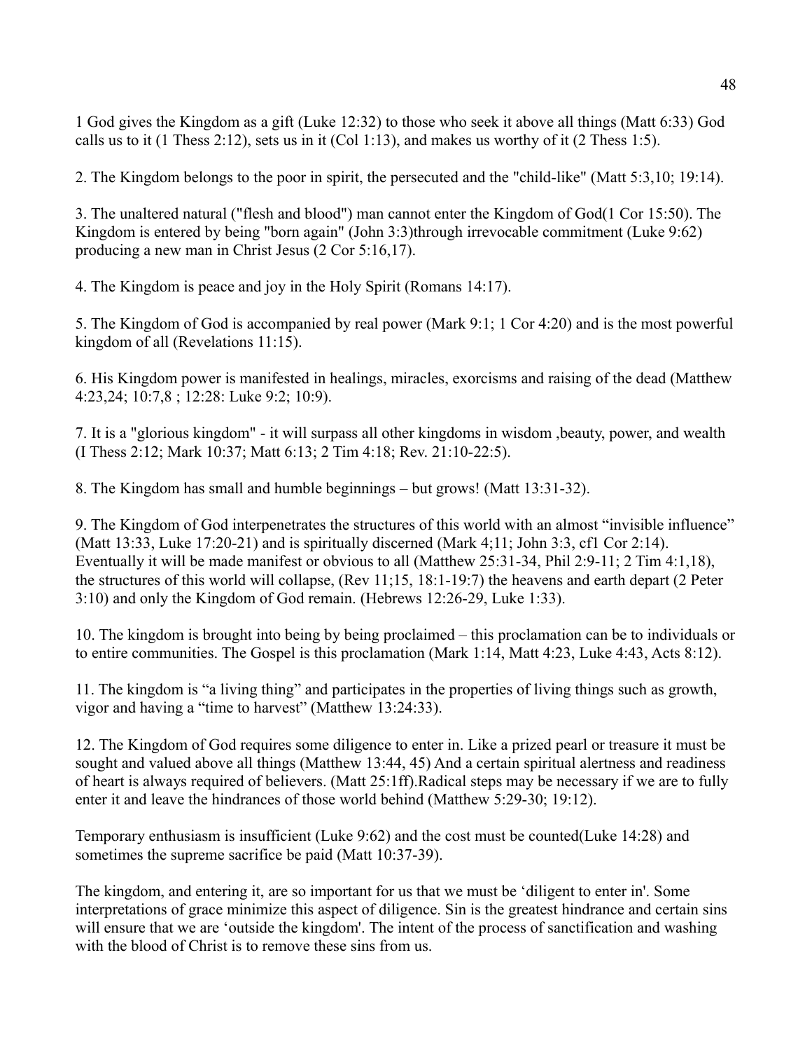1 God gives the Kingdom as a gift (Luke 12:32) to those who seek it above all things (Matt 6:33) God calls us to it (1 Thess 2:12), sets us in it (Col 1:13), and makes us worthy of it (2 Thess 1:5).

2. The Kingdom belongs to the poor in spirit, the persecuted and the "child-like" (Matt 5:3,10; 19:14).

3. The unaltered natural ("flesh and blood") man cannot enter the Kingdom of God(1 Cor 15:50). The Kingdom is entered by being "born again" (John 3:3)through irrevocable commitment (Luke 9:62) producing a new man in Christ Jesus (2 Cor 5:16,17).

4. The Kingdom is peace and joy in the Holy Spirit (Romans 14:17).

5. The Kingdom of God is accompanied by real power (Mark 9:1; 1 Cor 4:20) and is the most powerful kingdom of all (Revelations 11:15).

6. His Kingdom power is manifested in healings, miracles, exorcisms and raising of the dead (Matthew 4:23,24; 10:7,8 ; 12:28: Luke 9:2; 10:9).

7. It is a "glorious kingdom" - it will surpass all other kingdoms in wisdom ,beauty, power, and wealth (I Thess 2:12; Mark 10:37; Matt 6:13; 2 Tim 4:18; Rev. 21:10-22:5).

8. The Kingdom has small and humble beginnings – but grows! (Matt 13:31-32).

9. The Kingdom of God interpenetrates the structures of this world with an almost "invisible influence" (Matt 13:33, Luke 17:20-21) and is spiritually discerned (Mark 4;11; John 3:3, cf1 Cor 2:14). Eventually it will be made manifest or obvious to all (Matthew 25:31-34, Phil 2:9-11; 2 Tim 4:1,18), the structures of this world will collapse, (Rev 11;15, 18:1-19:7) the heavens and earth depart (2 Peter 3:10) and only the Kingdom of God remain. (Hebrews 12:26-29, Luke 1:33).

10. The kingdom is brought into being by being proclaimed – this proclamation can be to individuals or to entire communities. The Gospel is this proclamation (Mark 1:14, Matt 4:23, Luke 4:43, Acts 8:12).

11. The kingdom is "a living thing" and participates in the properties of living things such as growth, vigor and having a "time to harvest" (Matthew 13:24:33).

12. The Kingdom of God requires some diligence to enter in. Like a prized pearl or treasure it must be sought and valued above all things (Matthew 13:44, 45) And a certain spiritual alertness and readiness of heart is always required of believers. (Matt 25:1ff).Radical steps may be necessary if we are to fully enter it and leave the hindrances of those world behind (Matthew 5:29-30; 19:12).

Temporary enthusiasm is insufficient (Luke 9:62) and the cost must be counted(Luke 14:28) and sometimes the supreme sacrifice be paid (Matt 10:37-39).

The kingdom, and entering it, are so important for us that we must be 'diligent to enter in'. Some interpretations of grace minimize this aspect of diligence. Sin is the greatest hindrance and certain sins will ensure that we are 'outside the kingdom'. The intent of the process of sanctification and washing with the blood of Christ is to remove these sins from us.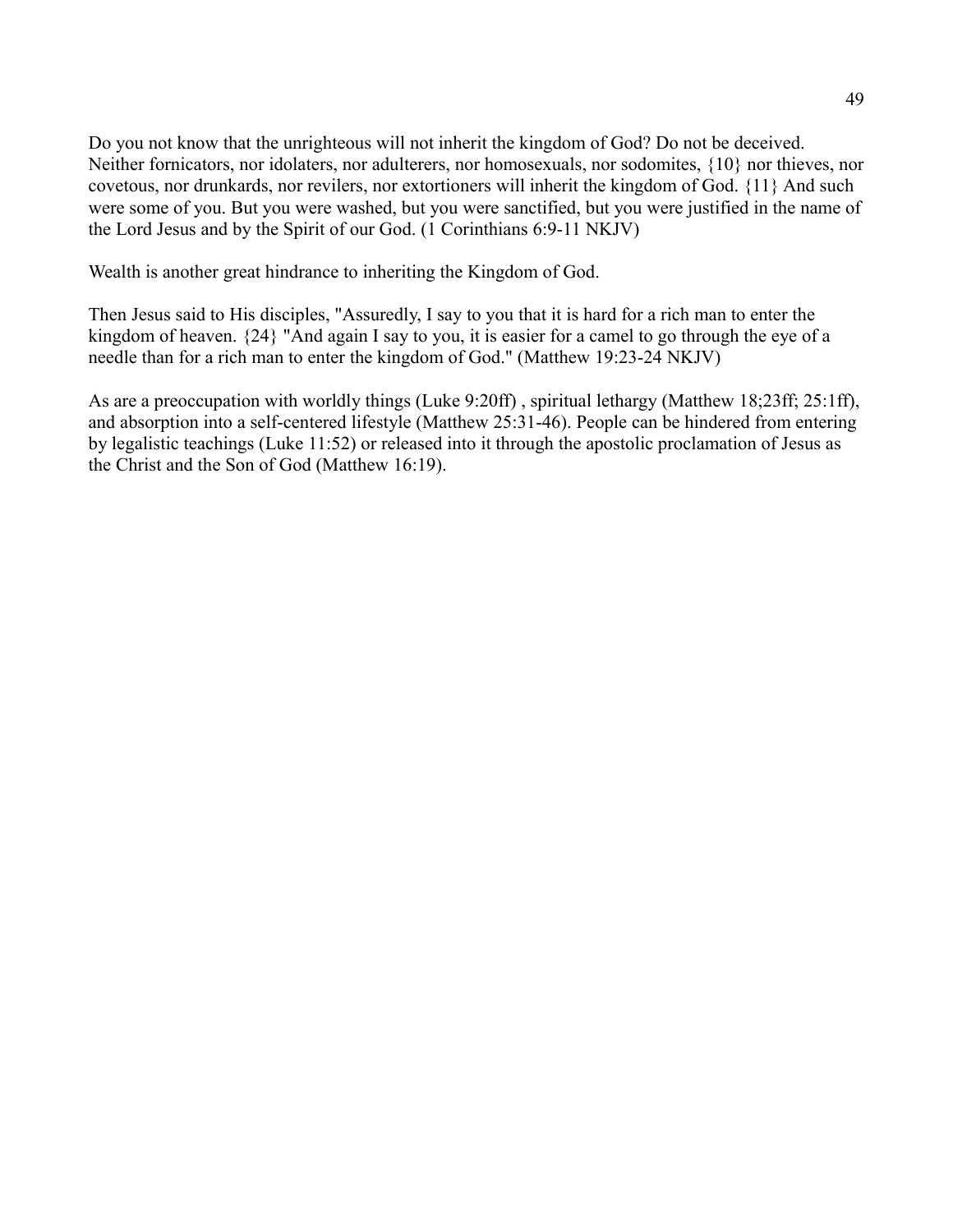Do you not know that the unrighteous will not inherit the kingdom of God? Do not be deceived. Neither fornicators, nor idolaters, nor adulterers, nor homosexuals, nor sodomites, {10} nor thieves, nor covetous, nor drunkards, nor revilers, nor extortioners will inherit the kingdom of God. {11} And such were some of you. But you were washed, but you were sanctified, but you were justified in the name of the Lord Jesus and by the Spirit of our God. (1 Corinthians 6:9-11 NKJV)

Wealth is another great hindrance to inheriting the Kingdom of God.

Then Jesus said to His disciples, "Assuredly, I say to you that it is hard for a rich man to enter the kingdom of heaven. {24} "And again I say to you, it is easier for a camel to go through the eye of a needle than for a rich man to enter the kingdom of God." (Matthew 19:23-24 NKJV)

As are a preoccupation with worldly things (Luke 9:20ff) , spiritual lethargy (Matthew 18;23ff; 25:1ff), and absorption into a self-centered lifestyle (Matthew 25:31-46). People can be hindered from entering by legalistic teachings (Luke 11:52) or released into it through the apostolic proclamation of Jesus as the Christ and the Son of God (Matthew 16:19).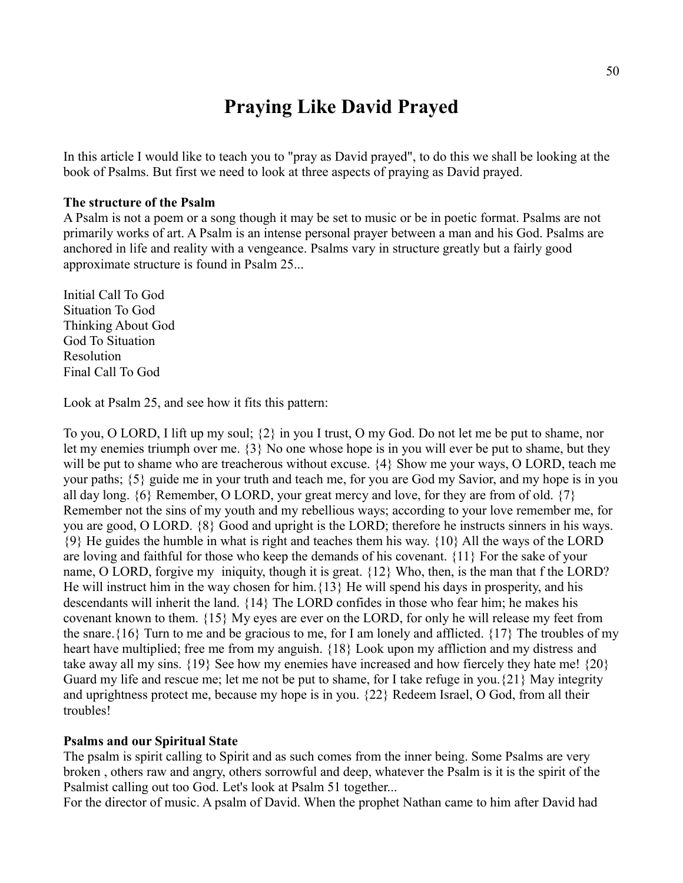# Praying Like David Prayed

In this article I would like to teach you to "pray as David prayed", to do this we shall be looking at the book of Psalms. But first we need to look at three aspects of praying as David prayed.

**The structure of the Psalm**
A Psalm is not a poem or a song though it may be set to music or be in poetic format. Psalms are not primarily works of art. A Psalm is an intense personal prayer between a man and his God. Psalms are anchored in life and reality with a vengeance. Psalms vary in structure greatly but a fairly good approximate structure is found in Psalm 25...

Initial Call To God
Situation To God
Thinking About God
God To Situation
Resolution
Final Call To God

Look at Psalm 25, and see how it fits this pattern:

To you, O LORD, I lift up my soul; {2} in you I trust, O my God. Do not let me be put to shame, nor let my enemies triumph over me. {3} No one whose hope is in you will ever be put to shame, but they will be put to shame who are treacherous without excuse. {4} Show me your ways, O LORD, teach me your paths; {5} guide me in your truth and teach me, for you are God my Savior, and my hope is in you all day long. {6} Remember, O LORD, your great mercy and love, for they are from of old. {7} Remember not the sins of my youth and my rebellious ways; according to your love remember me, for you are good, O LORD. {8} Good and upright is the LORD; therefore he instructs sinners in his ways. {9} He guides the humble in what is right and teaches them his way. {10} All the ways of the LORD are loving and faithful for those who keep the demands of his covenant. {11} For the sake of your name, O LORD, forgive my iniquity, though it is great. {12} Who, then, is the man that f the LORD? He will instruct him in the way chosen for him.{13} He will spend his days in prosperity, and his descendants will inherit the land. {14} The LORD confides in those who fear him; he makes his covenant known to them. {15} My eyes are ever on the LORD, for only he will release my feet from the snare.{16} Turn to me and be gracious to me, for I am lonely and afflicted. {17} The troubles of my heart have multiplied; free me from my anguish. {18} Look upon my affliction and my distress and take away all my sins. {19} See how my enemies have increased and how fiercely they hate me! {20} Guard my life and rescue me; let me not be put to shame, for I take refuge in you.{21} May integrity and uprightness protect me, because my hope is in you. {22} Redeem Israel, O God, from all their troubles!

**Psalms and our Spiritual State**
The psalm is spirit calling to Spirit and as such comes from the inner being. Some Psalms are very broken , others raw and angry, others sorrowful and deep, whatever the Psalm is it is the spirit of the Psalmist calling out too God. Let's look at Psalm 51 together...
For the director of music. A psalm of David. When the prophet Nathan came to him after David had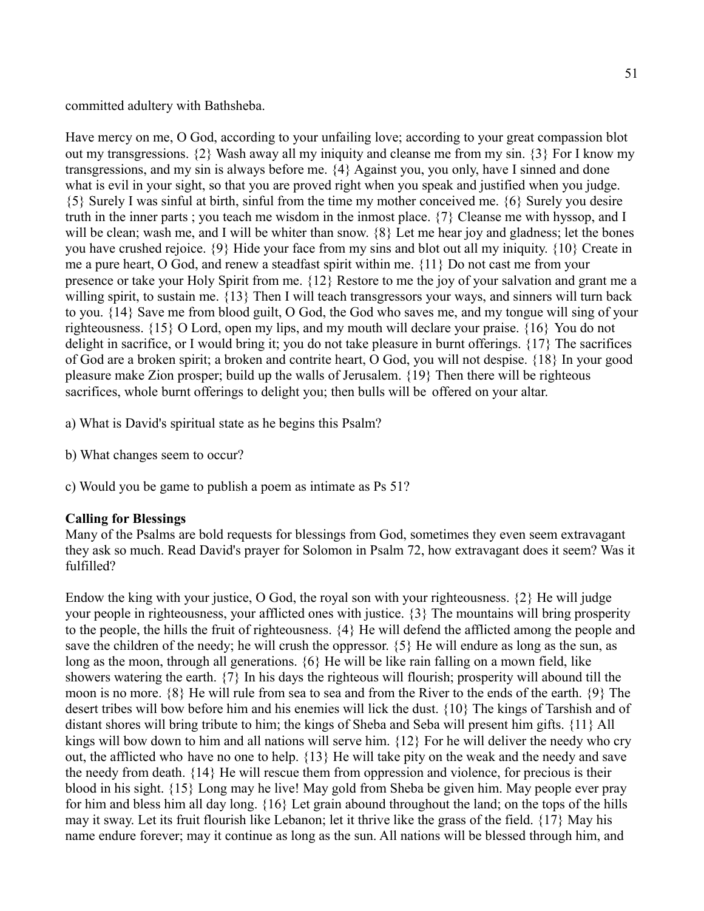committed adultery with Bathsheba.

Have mercy on me, O God, according to your unfailing love; according to your great compassion blot out my transgressions. {2} Wash away all my iniquity and cleanse me from my sin. {3} For I know my transgressions, and my sin is always before me. {4} Against you, you only, have I sinned and done what is evil in your sight, so that you are proved right when you speak and justified when you judge. {5} Surely I was sinful at birth, sinful from the time my mother conceived me. {6} Surely you desire truth in the inner parts ; you teach me wisdom in the inmost place. {7} Cleanse me with hyssop, and I will be clean; wash me, and I will be whiter than snow. {8} Let me hear joy and gladness; let the bones you have crushed rejoice. {9} Hide your face from my sins and blot out all my iniquity. {10} Create in me a pure heart, O God, and renew a steadfast spirit within me. {11} Do not cast me from your presence or take your Holy Spirit from me. {12} Restore to me the joy of your salvation and grant me a willing spirit, to sustain me. {13} Then I will teach transgressors your ways, and sinners will turn back to you. {14} Save me from blood guilt, O God, the God who saves me, and my tongue will sing of your righteousness. {15} O Lord, open my lips, and my mouth will declare your praise. {16} You do not delight in sacrifice, or I would bring it; you do not take pleasure in burnt offerings. {17} The sacrifices of God are a broken spirit; a broken and contrite heart, O God, you will not despise. {18} In your good pleasure make Zion prosper; build up the walls of Jerusalem. {19} Then there will be righteous sacrifices, whole burnt offerings to delight you; then bulls will be offered on your altar.

a) What is David's spiritual state as he begins this Psalm?

b) What changes seem to occur?

c) Would you be game to publish a poem as intimate as Ps 51?

**Calling for Blessings**

Many of the Psalms are bold requests for blessings from God, sometimes they even seem extravagant they ask so much. Read David's prayer for Solomon in Psalm 72, how extravagant does it seem? Was it fulfilled?

Endow the king with your justice, O God, the royal son with your righteousness. {2} He will judge your people in righteousness, your afflicted ones with justice. {3} The mountains will bring prosperity to the people, the hills the fruit of righteousness. {4} He will defend the afflicted among the people and save the children of the needy; he will crush the oppressor. {5} He will endure as long as the sun, as long as the moon, through all generations. {6} He will be like rain falling on a mown field, like showers watering the earth. {7} In his days the righteous will flourish; prosperity will abound till the moon is no more. {8} He will rule from sea to sea and from the River to the ends of the earth. {9} The desert tribes will bow before him and his enemies will lick the dust. {10} The kings of Tarshish and of distant shores will bring tribute to him; the kings of Sheba and Seba will present him gifts. {11} All kings will bow down to him and all nations will serve him. {12} For he will deliver the needy who cry out, the afflicted who have no one to help. {13} He will take pity on the weak and the needy and save the needy from death. {14} He will rescue them from oppression and violence, for precious is their blood in his sight. {15} Long may he live! May gold from Sheba be given him. May people ever pray for him and bless him all day long. {16} Let grain abound throughout the land; on the tops of the hills may it sway. Let its fruit flourish like Lebanon; let it thrive like the grass of the field. {17} May his name endure forever; may it continue as long as the sun. All nations will be blessed through him, and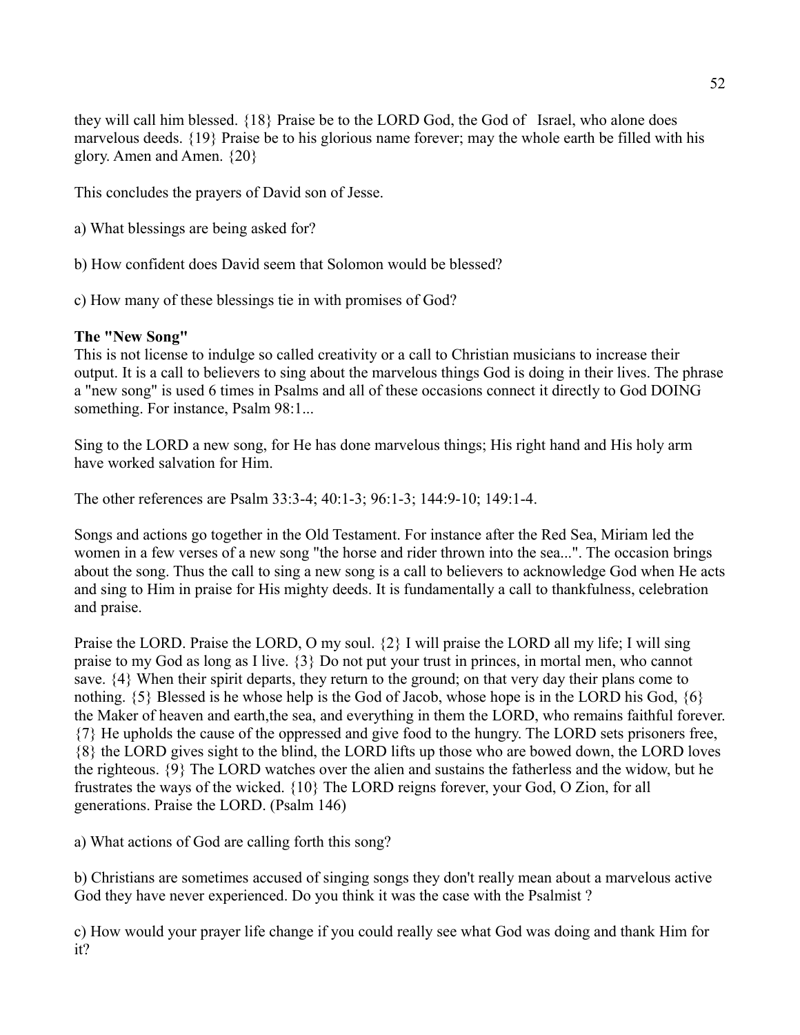they will call him blessed. {18} Praise be to the LORD God, the God of  Israel, who alone does marvelous deeds. {19} Praise be to his glorious name forever; may the whole earth be filled with his glory. Amen and Amen. {20}

This concludes the prayers of David son of Jesse.

a) What blessings are being asked for?

b) How confident does David seem that Solomon would be blessed?

c) How many of these blessings tie in with promises of God?

**The "New Song"**
This is not license to indulge so called creativity or a call to Christian musicians to increase their output. It is a call to believers to sing about the marvelous things God is doing in their lives. The phrase a "new song" is used 6 times in Psalms and all of these occasions connect it directly to God DOING something. For instance, Psalm 98:1...

Sing to the LORD a new song, for He has done marvelous things; His right hand and His holy arm have worked salvation for Him.

The other references are Psalm 33:3-4; 40:1-3; 96:1-3; 144:9-10; 149:1-4.

Songs and actions go together in the Old Testament. For instance after the Red Sea, Miriam led the women in a few verses of a new song "the horse and rider thrown into the sea...". The occasion brings about the song. Thus the call to sing a new song is a call to believers to acknowledge God when He acts and sing to Him in praise for His mighty deeds. It is fundamentally a call to thankfulness, celebration and praise.

Praise the LORD. Praise the LORD, O my soul. {2} I will praise the LORD all my life; I will sing praise to my God as long as I live. {3} Do not put your trust in princes, in mortal men, who cannot save. {4} When their spirit departs, they return to the ground; on that very day their plans come to nothing. {5} Blessed is he whose help is the God of Jacob, whose hope is in the LORD his God, {6} the Maker of heaven and earth,the sea, and everything in them the LORD, who remains faithful forever. {7} He upholds the cause of the oppressed and give food to the hungry. The LORD sets prisoners free, {8} the LORD gives sight to the blind, the LORD lifts up those who are bowed down, the LORD loves the righteous. {9} The LORD watches over the alien and sustains the fatherless and the widow, but he frustrates the ways of the wicked. {10} The LORD reigns forever, your God, O Zion, for all generations. Praise the LORD. (Psalm 146)

a) What actions of God are calling forth this song?

b) Christians are sometimes accused of singing songs they don't really mean about a marvelous active God they have never experienced. Do you think it was the case with the Psalmist ?

c) How would your prayer life change if you could really see what God was doing and thank Him for it?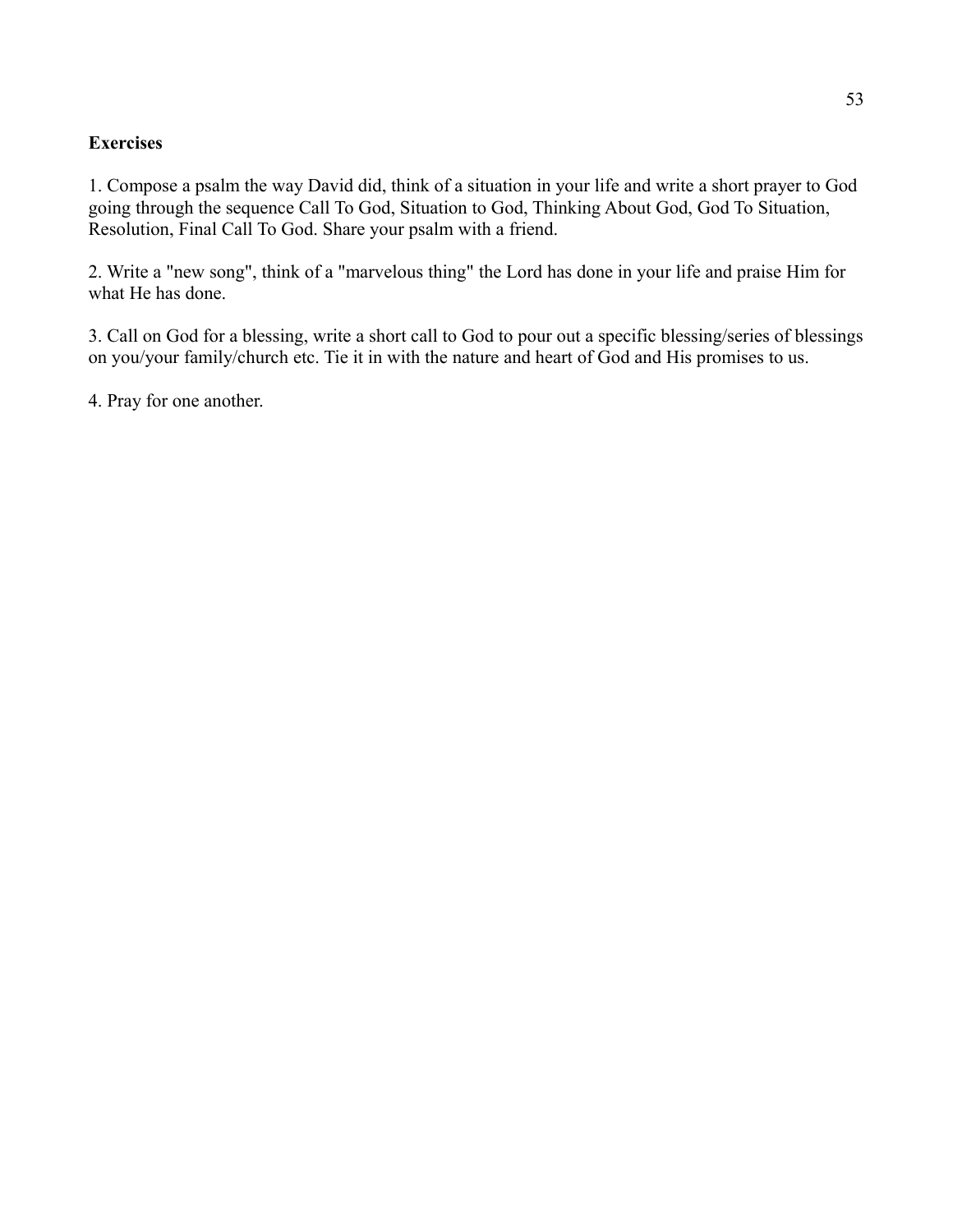**Exercises**

1. Compose a psalm the way David did, think of a situation in your life and write a short prayer to God going through the sequence Call To God, Situation to God, Thinking About God, God To Situation, Resolution, Final Call To God. Share your psalm with a friend.

2. Write a "new song", think of a "marvelous thing" the Lord has done in your life and praise Him for what He has done.

3. Call on God for a blessing, write a short call to God to pour out a specific blessing/series of blessings on you/your family/church etc. Tie it in with the nature and heart of God and His promises to us.

4. Pray for one another.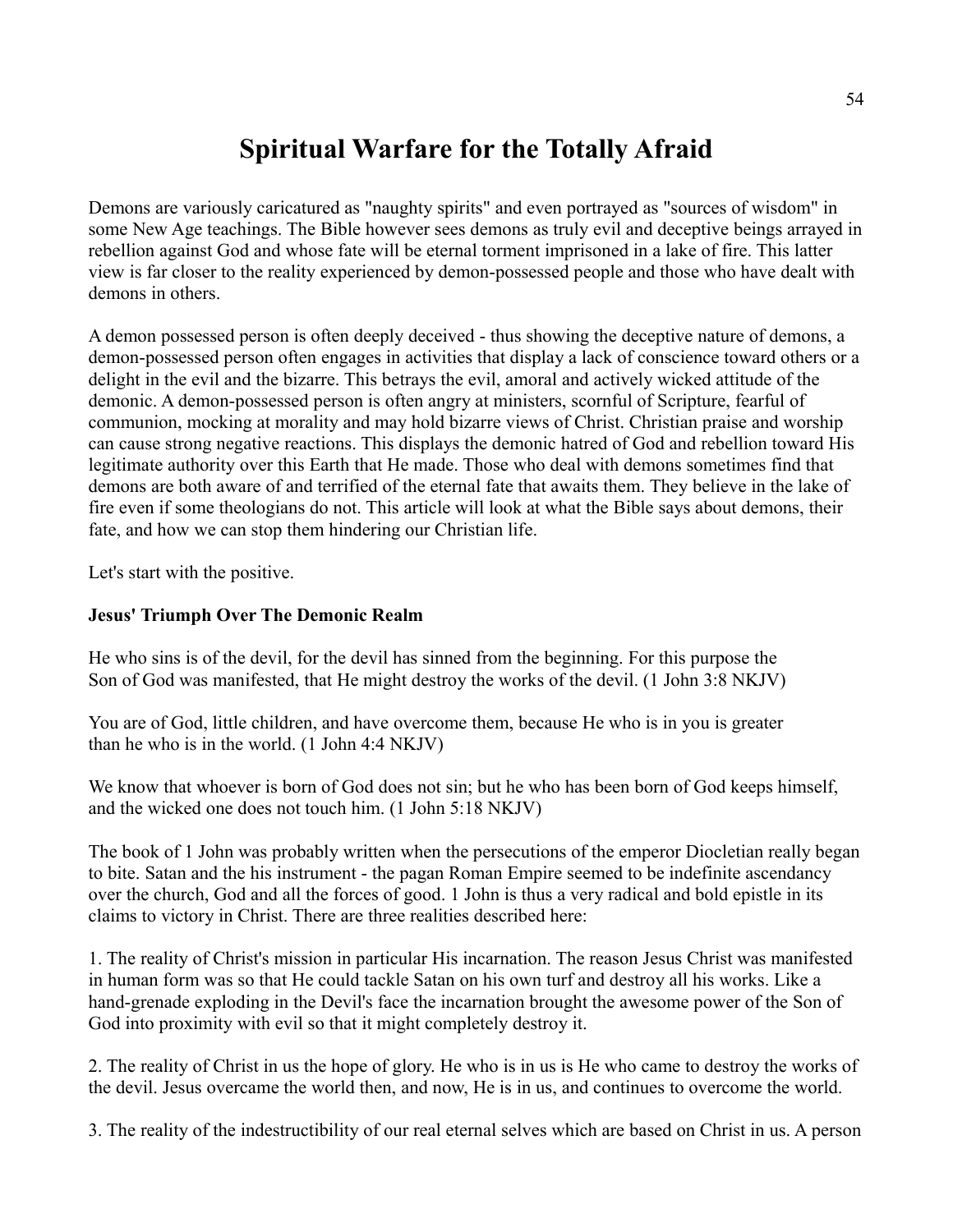# Spiritual Warfare for the Totally Afraid

Demons are variously caricatured as "naughty spirits" and even portrayed as "sources of wisdom" in some New Age teachings. The Bible however sees demons as truly evil and deceptive beings arrayed in rebellion against God and whose fate will be eternal torment imprisoned in a lake of fire. This latter view is far closer to the reality experienced by demon-possessed people and those who have dealt with demons in others.

A demon possessed person is often deeply deceived - thus showing the deceptive nature of demons, a demon-possessed person often engages in activities that display a lack of conscience toward others or a delight in the evil and the bizarre. This betrays the evil, amoral and actively wicked attitude of the demonic. A demon-possessed person is often angry at ministers, scornful of Scripture, fearful of communion, mocking at morality and may hold bizarre views of Christ. Christian praise and worship can cause strong negative reactions. This displays the demonic hatred of God and rebellion toward His legitimate authority over this Earth that He made. Those who deal with demons sometimes find that demons are both aware of and terrified of the eternal fate that awaits them. They believe in the lake of fire even if some theologians do not. This article will look at what the Bible says about demons, their fate, and how we can stop them hindering our Christian life.

Let's start with the positive.

**Jesus' Triumph Over The Demonic Realm**

He who sins is of the devil, for the devil has sinned from the beginning. For this purpose the Son of God was manifested, that He might destroy the works of the devil. (1 John 3:8 NKJV)

You are of God, little children, and have overcome them, because He who is in you is greater than he who is in the world. (1 John 4:4 NKJV)

We know that whoever is born of God does not sin; but he who has been born of God keeps himself, and the wicked one does not touch him. (1 John 5:18 NKJV)

The book of 1 John was probably written when the persecutions of the emperor Diocletian really began to bite. Satan and the his instrument - the pagan Roman Empire seemed to be indefinite ascendancy over the church, God and all the forces of good. 1 John is thus a very radical and bold epistle in its claims to victory in Christ. There are three realities described here:

1. The reality of Christ's mission in particular His incarnation. The reason Jesus Christ was manifested in human form was so that He could tackle Satan on his own turf and destroy all his works. Like a hand-grenade exploding in the Devil's face the incarnation brought the awesome power of the Son of God into proximity with evil so that it might completely destroy it.

2. The reality of Christ in us the hope of glory. He who is in us is He who came to destroy the works of the devil. Jesus overcame the world then, and now, He is in us, and continues to overcome the world.

3. The reality of the indestructibility of our real eternal selves which are based on Christ in us. A person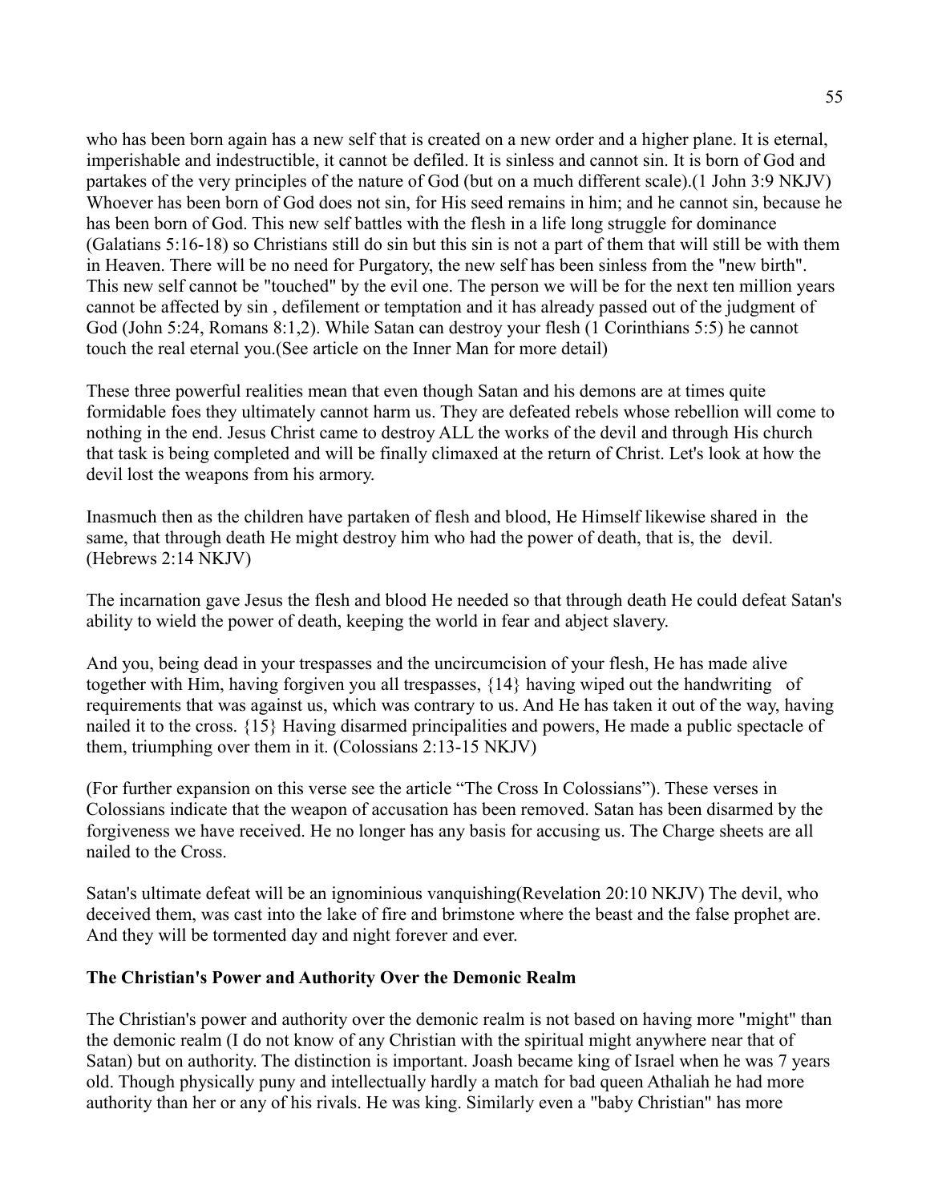who has been born again has a new self that is created on a new order and a higher plane. It is eternal, imperishable and indestructible, it cannot be defiled. It is sinless and cannot sin. It is born of God and partakes of the very principles of the nature of God (but on a much different scale).(1 John 3:9 NKJV) Whoever has been born of God does not sin, for His seed remains in him; and he cannot sin, because he has been born of God. This new self battles with the flesh in a life long struggle for dominance (Galatians 5:16-18) so Christians still do sin but this sin is not a part of them that will still be with them in Heaven. There will be no need for Purgatory, the new self has been sinless from the "new birth". This new self cannot be "touched" by the evil one. The person we will be for the next ten million years cannot be affected by sin , defilement or temptation and it has already passed out of the judgment of God (John 5:24, Romans 8:1,2). While Satan can destroy your flesh (1 Corinthians 5:5) he cannot touch the real eternal you.(See article on the Inner Man for more detail)

These three powerful realities mean that even though Satan and his demons are at times quite formidable foes they ultimately cannot harm us. They are defeated rebels whose rebellion will come to nothing in the end. Jesus Christ came to destroy ALL the works of the devil and through His church that task is being completed and will be finally climaxed at the return of Christ. Let's look at how the devil lost the weapons from his armory.

Inasmuch then as the children have partaken of flesh and blood, He Himself likewise shared in the same, that through death He might destroy him who had the power of death, that is, the devil. (Hebrews 2:14 NKJV)

The incarnation gave Jesus the flesh and blood He needed so that through death He could defeat Satan's ability to wield the power of death, keeping the world in fear and abject slavery.

And you, being dead in your trespasses and the uncircumcision of your flesh, He has made alive together with Him, having forgiven you all trespasses, {14} having wiped out the handwriting of requirements that was against us, which was contrary to us. And He has taken it out of the way, having nailed it to the cross. {15} Having disarmed principalities and powers, He made a public spectacle of them, triumphing over them in it. (Colossians 2:13-15 NKJV)

(For further expansion on this verse see the article "The Cross In Colossians"). These verses in Colossians indicate that the weapon of accusation has been removed. Satan has been disarmed by the forgiveness we have received. He no longer has any basis for accusing us. The Charge sheets are all nailed to the Cross.

Satan's ultimate defeat will be an ignominious vanquishing(Revelation 20:10 NKJV) The devil, who deceived them, was cast into the lake of fire and brimstone where the beast and the false prophet are. And they will be tormented day and night forever and ever.

**The Christian's Power and Authority Over the Demonic Realm**

The Christian's power and authority over the demonic realm is not based on having more "might" than the demonic realm (I do not know of any Christian with the spiritual might anywhere near that of Satan) but on authority. The distinction is important. Joash became king of Israel when he was 7 years old. Though physically puny and intellectually hardly a match for bad queen Athaliah he had more authority than her or any of his rivals. He was king. Similarly even a "baby Christian" has more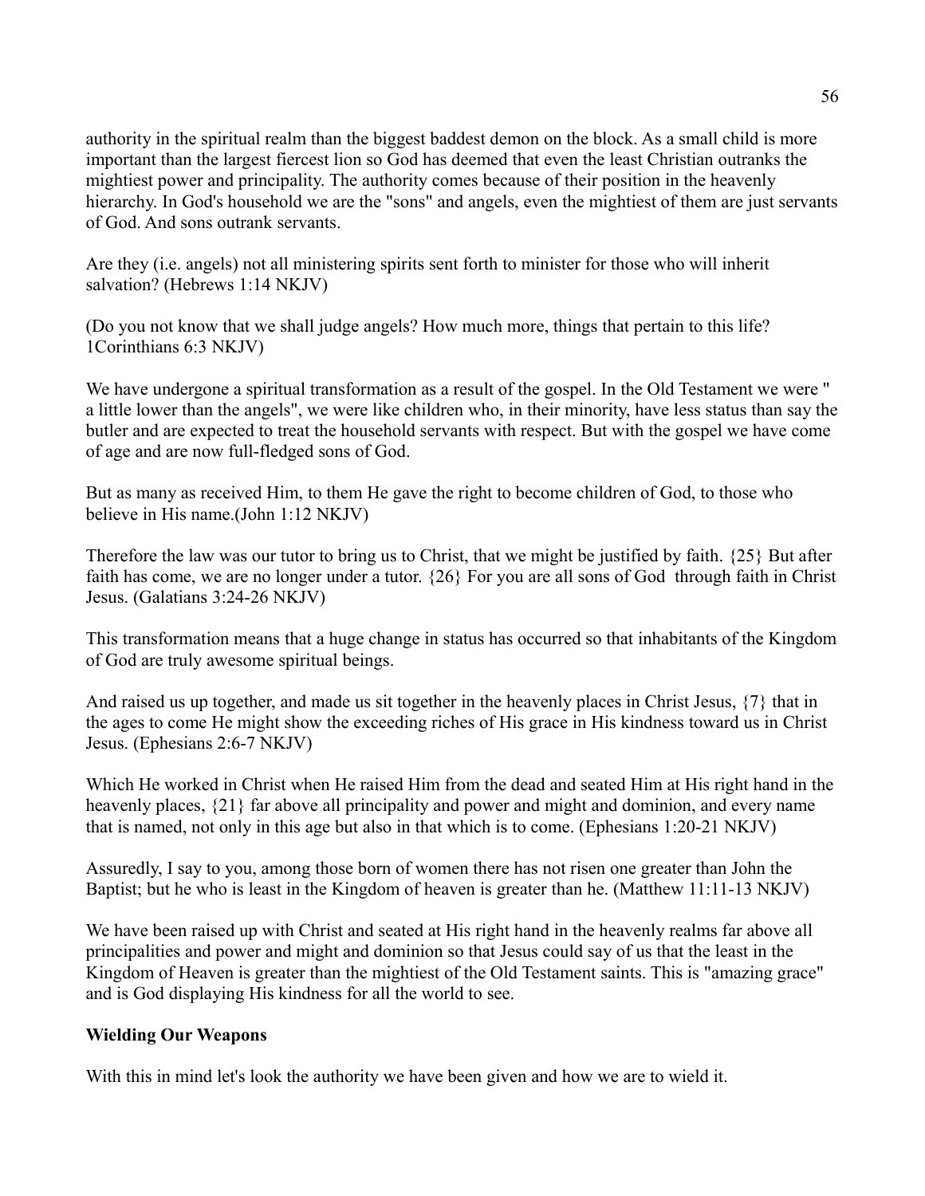authority in the spiritual realm than the biggest baddest demon on the block. As a small child is more important than the largest fiercest lion so God has deemed that even the least Christian outranks the mightiest power and principality. The authority comes because of their position in the heavenly hierarchy. In God's household we are the "sons" and angels, even the mightiest of them are just servants of God. And sons outrank servants.

Are they (i.e. angels) not all ministering spirits sent forth to minister for those who will inherit salvation? (Hebrews 1:14 NKJV)

(Do you not know that we shall judge angels? How much more, things that pertain to this life? 1Corinthians 6:3 NKJV)

We have undergone a spiritual transformation as a result of the gospel. In the Old Testament we were " a little lower than the angels", we were like children who, in their minority, have less status than say the butler and are expected to treat the household servants with respect. But with the gospel we have come of age and are now full-fledged sons of God.

But as many as received Him, to them He gave the right to become children of God, to those who believe in His name.(John 1:12 NKJV)

Therefore the law was our tutor to bring us to Christ, that we might be justified by faith. {25} But after faith has come, we are no longer under a tutor. {26} For you are all sons of God through faith in Christ Jesus. (Galatians 3:24-26 NKJV)

This transformation means that a huge change in status has occurred so that inhabitants of the Kingdom of God are truly awesome spiritual beings.

And raised us up together, and made us sit together in the heavenly places in Christ Jesus, {7} that in the ages to come He might show the exceeding riches of His grace in His kindness toward us in Christ Jesus. (Ephesians 2:6-7 NKJV)

Which He worked in Christ when He raised Him from the dead and seated Him at His right hand in the heavenly places, {21} far above all principality and power and might and dominion, and every name that is named, not only in this age but also in that which is to come. (Ephesians 1:20-21 NKJV)

Assuredly, I say to you, among those born of women there has not risen one greater than John the Baptist; but he who is least in the Kingdom of heaven is greater than he. (Matthew 11:11-13 NKJV)

We have been raised up with Christ and seated at His right hand in the heavenly realms far above all principalities and power and might and dominion so that Jesus could say of us that the least in the Kingdom of Heaven is greater than the mightiest of the Old Testament saints. This is "amazing grace" and is God displaying His kindness for all the world to see.

**Wielding Our Weapons**

With this in mind let's look the authority we have been given and how we are to wield it.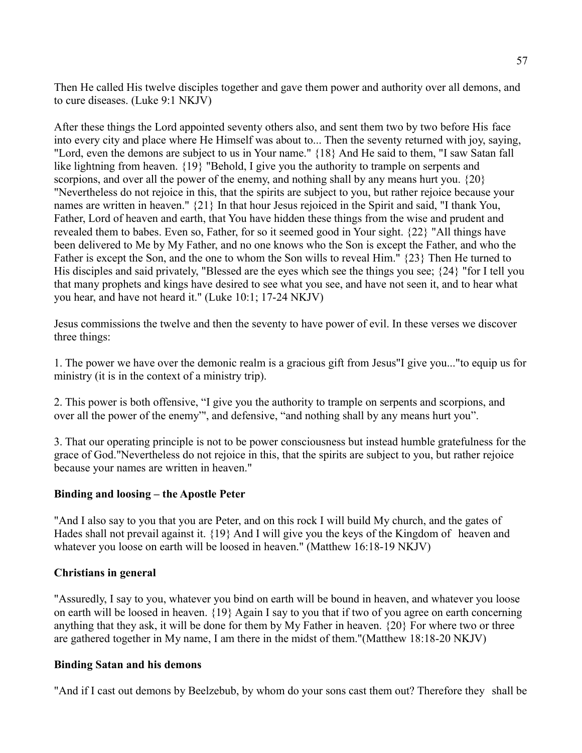Then He called His twelve disciples together and gave them power and authority over all demons, and to cure diseases. (Luke 9:1 NKJV)

After these things the Lord appointed seventy others also, and sent them two by two before His face into every city and place where He Himself was about to... Then the seventy returned with joy, saying, "Lord, even the demons are subject to us in Your name." {18} And He said to them, "I saw Satan fall like lightning from heaven. {19} "Behold, I give you the authority to trample on serpents and scorpions, and over all the power of the enemy, and nothing shall by any means hurt you. {20} "Nevertheless do not rejoice in this, that the spirits are subject to you, but rather rejoice because your names are written in heaven." {21} In that hour Jesus rejoiced in the Spirit and said, "I thank You, Father, Lord of heaven and earth, that You have hidden these things from the wise and prudent and revealed them to babes. Even so, Father, for so it seemed good in Your sight. {22} "All things have been delivered to Me by My Father, and no one knows who the Son is except the Father, and who the Father is except the Son, and the one to whom the Son wills to reveal Him." {23} Then He turned to His disciples and said privately, "Blessed are the eyes which see the things you see; {24} "for I tell you that many prophets and kings have desired to see what you see, and have not seen it, and to hear what you hear, and have not heard it." (Luke 10:1; 17-24 NKJV)

Jesus commissions the twelve and then the seventy to have power of evil. In these verses we discover three things:

1. The power we have over the demonic realm is a gracious gift from Jesus"I give you..."to equip us for ministry (it is in the context of a ministry trip).

2. This power is both offensive, “I give you the authority to trample on serpents and scorpions, and over all the power of the enemy"", and defensive, “and nothing shall by any means hurt you”.

3. That our operating principle is not to be power consciousness but instead humble gratefulness for the grace of God."Nevertheless do not rejoice in this, that the spirits are subject to you, but rather rejoice because your names are written in heaven."

**Binding and loosing – the Apostle Peter**

"And I also say to you that you are Peter, and on this rock I will build My church, and the gates of Hades shall not prevail against it. {19} And I will give you the keys of the Kingdom of heaven and whatever you loose on earth will be loosed in heaven." (Matthew 16:18-19 NKJV)

**Christians in general**

"Assuredly, I say to you, whatever you bind on earth will be bound in heaven, and whatever you loose on earth will be loosed in heaven. {19} Again I say to you that if two of you agree on earth concerning anything that they ask, it will be done for them by My Father in heaven. {20} For where two or three are gathered together in My name, I am there in the midst of them."(Matthew 18:18-20 NKJV)

**Binding Satan and his demons**

"And if I cast out demons by Beelzebub, by whom do your sons cast them out? Therefore they shall be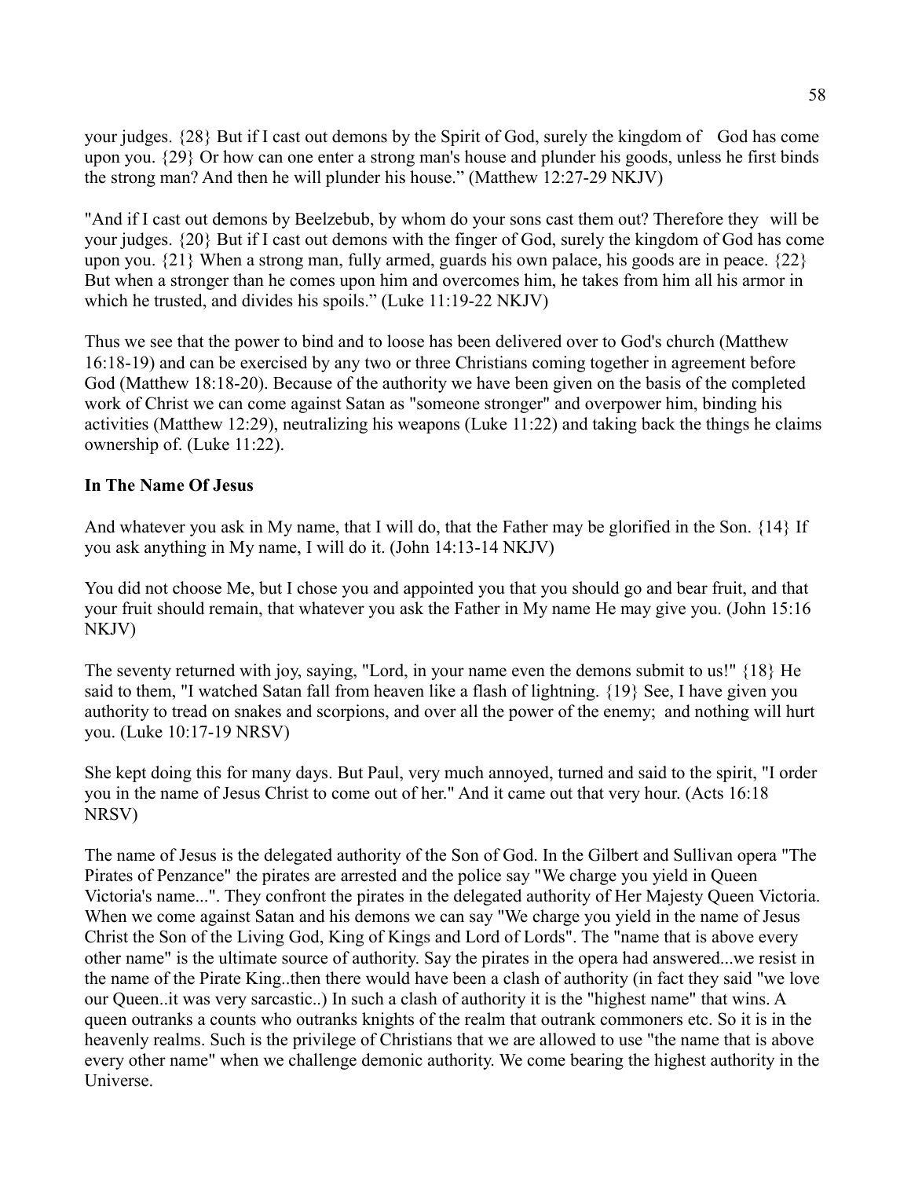your judges. {28} But if I cast out demons by the Spirit of God, surely the kingdom of  God has come upon you. {29} Or how can one enter a strong man's house and plunder his goods, unless he first binds the strong man? And then he will plunder his house." (Matthew 12:27-29 NKJV)

"And if I cast out demons by Beelzebub, by whom do your sons cast them out? Therefore they  will be your judges. {20} But if I cast out demons with the finger of God, surely the kingdom of God has come upon you. {21} When a strong man, fully armed, guards his own palace, his goods are in peace. {22} But when a stronger than he comes upon him and overcomes him, he takes from him all his armor in which he trusted, and divides his spoils." (Luke 11:19-22 NKJV)

Thus we see that the power to bind and to loose has been delivered over to God's church (Matthew 16:18-19) and can be exercised by any two or three Christians coming together in agreement before God (Matthew 18:18-20). Because of the authority we have been given on the basis of the completed work of Christ we can come against Satan as "someone stronger" and overpower him, binding his activities (Matthew 12:29), neutralizing his weapons (Luke 11:22) and taking back the things he claims ownership of. (Luke 11:22).

**In The Name Of Jesus**

And whatever you ask in My name, that I will do, that the Father may be glorified in the Son. {14} If you ask anything in My name, I will do it. (John 14:13-14 NKJV)

You did not choose Me, but I chose you and appointed you that you should go and bear fruit, and that your fruit should remain, that whatever you ask the Father in My name He may give you. (John 15:16 NKJV)

The seventy returned with joy, saying, "Lord, in your name even the demons submit to us!" {18} He said to them, "I watched Satan fall from heaven like a flash of lightning. {19} See, I have given you authority to tread on snakes and scorpions, and over all the power of the enemy;  and nothing will hurt you. (Luke 10:17-19 NRSV)

She kept doing this for many days. But Paul, very much annoyed, turned and said to the spirit, "I order you in the name of Jesus Christ to come out of her." And it came out that very hour. (Acts 16:18 NRSV)

The name of Jesus is the delegated authority of the Son of God. In the Gilbert and Sullivan opera "The Pirates of Penzance" the pirates are arrested and the police say "We charge you yield in Queen Victoria's name...". They confront the pirates in the delegated authority of Her Majesty Queen Victoria. When we come against Satan and his demons we can say "We charge you yield in the name of Jesus Christ the Son of the Living God, King of Kings and Lord of Lords". The "name that is above every other name" is the ultimate source of authority. Say the pirates in the opera had answered...we resist in the name of the Pirate King..then there would have been a clash of authority (in fact they said "we love our Queen..it was very sarcastic..) In such a clash of authority it is the "highest name" that wins. A queen outranks a counts who outranks knights of the realm that outrank commoners etc. So it is in the heavenly realms. Such is the privilege of Christians that we are allowed to use "the name that is above every other name" when we challenge demonic authority. We come bearing the highest authority in the Universe.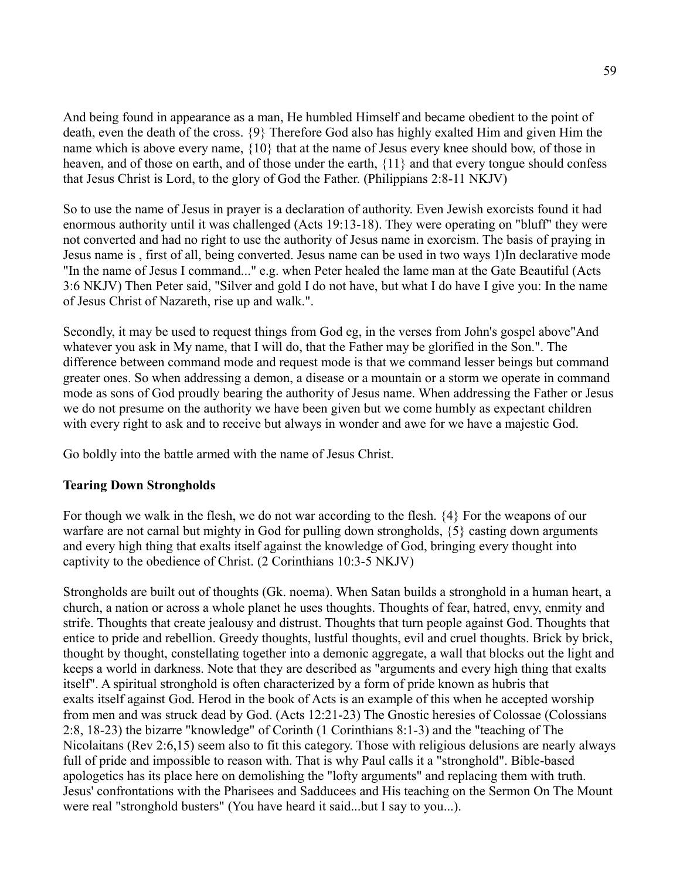And being found in appearance as a man, He humbled Himself and became obedient to the point of death, even the death of the cross. {9} Therefore God also has highly exalted Him and given Him the name which is above every name, {10} that at the name of Jesus every knee should bow, of those in heaven, and of those on earth, and of those under the earth, {11} and that every tongue should confess that Jesus Christ is Lord, to the glory of God the Father. (Philippians 2:8-11 NKJV)

So to use the name of Jesus in prayer is a declaration of authority. Even Jewish exorcists found it had enormous authority until it was challenged (Acts 19:13-18). They were operating on "bluff" they were not converted and had no right to use the authority of Jesus name in exorcism. The basis of praying in Jesus name is , first of all, being converted. Jesus name can be used in two ways 1)In declarative mode "In the name of Jesus I command..." e.g. when Peter healed the lame man at the Gate Beautiful (Acts 3:6 NKJV) Then Peter said, "Silver and gold I do not have, but what I do have I give you: In the name of Jesus Christ of Nazareth, rise up and walk.".

Secondly, it may be used to request things from God eg, in the verses from John's gospel above"And whatever you ask in My name, that I will do, that the Father may be glorified in the Son.". The difference between command mode and request mode is that we command lesser beings but command greater ones. So when addressing a demon, a disease or a mountain or a storm we operate in command mode as sons of God proudly bearing the authority of Jesus name. When addressing the Father or Jesus we do not presume on the authority we have been given but we come humbly as expectant children with every right to ask and to receive but always in wonder and awe for we have a majestic God.

Go boldly into the battle armed with the name of Jesus Christ.

**Tearing Down Strongholds**

For though we walk in the flesh, we do not war according to the flesh. {4} For the weapons of our warfare are not carnal but mighty in God for pulling down strongholds, {5} casting down arguments and every high thing that exalts itself against the knowledge of God, bringing every thought into captivity to the obedience of Christ. (2 Corinthians 10:3-5 NKJV)

Strongholds are built out of thoughts (Gk. noema). When Satan builds a stronghold in a human heart, a church, a nation or across a whole planet he uses thoughts. Thoughts of fear, hatred, envy, enmity and strife. Thoughts that create jealousy and distrust. Thoughts that turn people against God. Thoughts that entice to pride and rebellion. Greedy thoughts, lustful thoughts, evil and cruel thoughts. Brick by brick, thought by thought, constellating together into a demonic aggregate, a wall that blocks out the light and keeps a world in darkness. Note that they are described as "arguments and every high thing that exalts itself". A spiritual stronghold is often characterized by a form of pride known as hubris that exalts itself against God. Herod in the book of Acts is an example of this when he accepted worship from men and was struck dead by God. (Acts 12:21-23) The Gnostic heresies of Colossae (Colossians 2:8, 18-23) the bizarre "knowledge" of Corinth (1 Corinthians 8:1-3) and the "teaching of The Nicolaitans (Rev 2:6,15) seem also to fit this category. Those with religious delusions are nearly always full of pride and impossible to reason with. That is why Paul calls it a "stronghold". Bible-based apologetics has its place here on demolishing the "lofty arguments" and replacing them with truth. Jesus' confrontations with the Pharisees and Sadducees and His teaching on the Sermon On The Mount were real "stronghold busters" (You have heard it said...but I say to you...).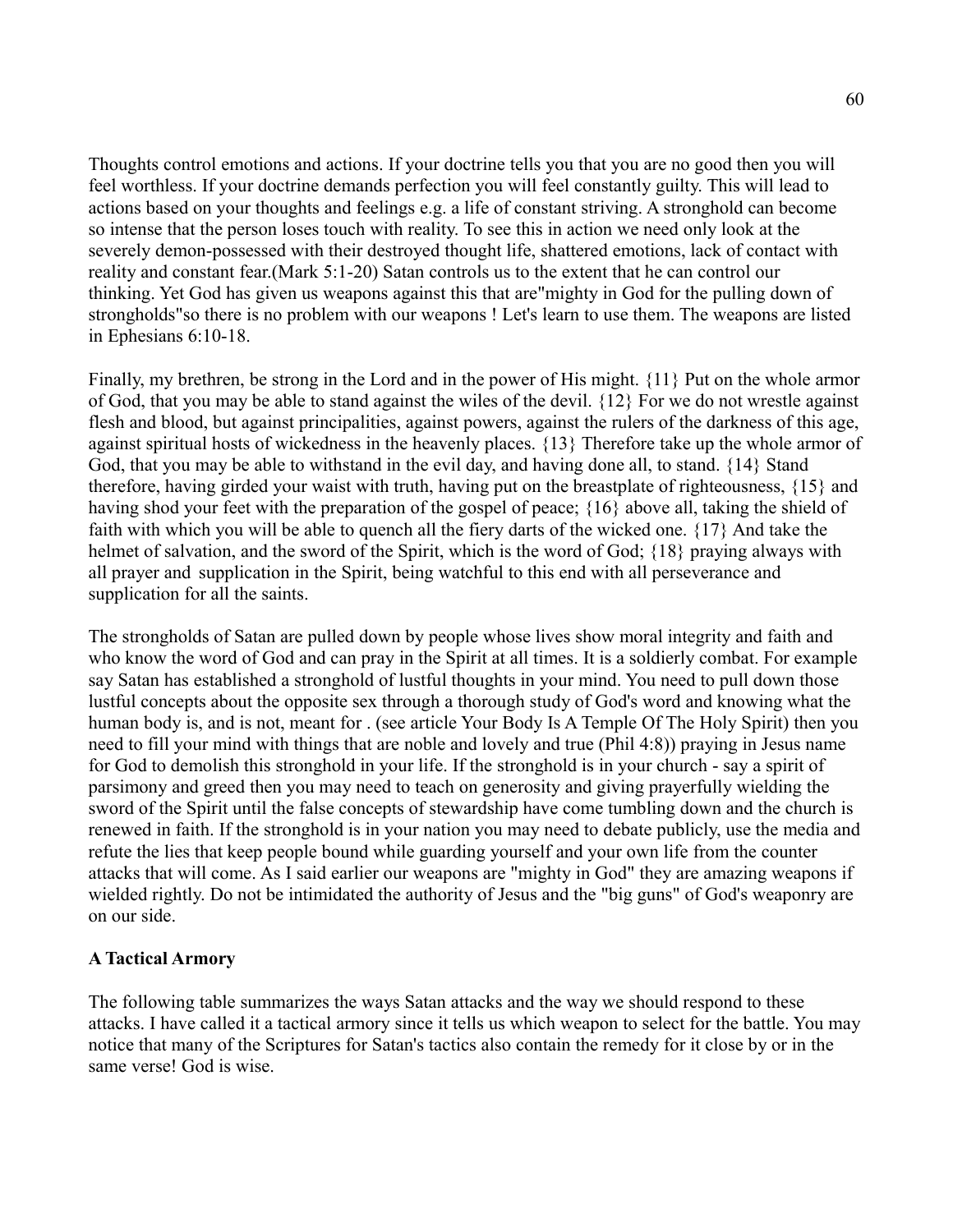Thoughts control emotions and actions. If your doctrine tells you that you are no good then you will feel worthless. If your doctrine demands perfection you will feel constantly guilty. This will lead to actions based on your thoughts and feelings e.g. a life of constant striving. A stronghold can become so intense that the person loses touch with reality. To see this in action we need only look at the severely demon-possessed with their destroyed thought life, shattered emotions, lack of contact with reality and constant fear.(Mark 5:1-20) Satan controls us to the extent that he can control our thinking. Yet God has given us weapons against this that are"mighty in God for the pulling down of strongholds"so there is no problem with our weapons ! Let's learn to use them. The weapons are listed in Ephesians 6:10-18.

Finally, my brethren, be strong in the Lord and in the power of His might. {11} Put on the whole armor of God, that you may be able to stand against the wiles of the devil. {12} For we do not wrestle against flesh and blood, but against principalities, against powers, against the rulers of the darkness of this age, against spiritual hosts of wickedness in the heavenly places. {13} Therefore take up the whole armor of God, that you may be able to withstand in the evil day, and having done all, to stand. {14} Stand therefore, having girded your waist with truth, having put on the breastplate of righteousness, {15} and having shod your feet with the preparation of the gospel of peace; {16} above all, taking the shield of faith with which you will be able to quench all the fiery darts of the wicked one. {17} And take the helmet of salvation, and the sword of the Spirit, which is the word of God; {18} praying always with all prayer and supplication in the Spirit, being watchful to this end with all perseverance and supplication for all the saints.

The strongholds of Satan are pulled down by people whose lives show moral integrity and faith and who know the word of God and can pray in the Spirit at all times. It is a soldierly combat. For example say Satan has established a stronghold of lustful thoughts in your mind. You need to pull down those lustful concepts about the opposite sex through a thorough study of God's word and knowing what the human body is, and is not, meant for . (see article Your Body Is A Temple Of The Holy Spirit) then you need to fill your mind with things that are noble and lovely and true (Phil 4:8)) praying in Jesus name for God to demolish this stronghold in your life. If the stronghold is in your church - say a spirit of parsimony and greed then you may need to teach on generosity and giving prayerfully wielding the sword of the Spirit until the false concepts of stewardship have come tumbling down and the church is renewed in faith. If the stronghold is in your nation you may need to debate publicly, use the media and refute the lies that keep people bound while guarding yourself and your own life from the counter attacks that will come. As I said earlier our weapons are "mighty in God" they are amazing weapons if wielded rightly. Do not be intimidated the authority of Jesus and the "big guns" of God's weaponry are on our side.

**A Tactical Armory**

The following table summarizes the ways Satan attacks and the way we should respond to these attacks. I have called it a tactical armory since it tells us which weapon to select for the battle. You may notice that many of the Scriptures for Satan's tactics also contain the remedy for it close by or in the same verse! God is wise.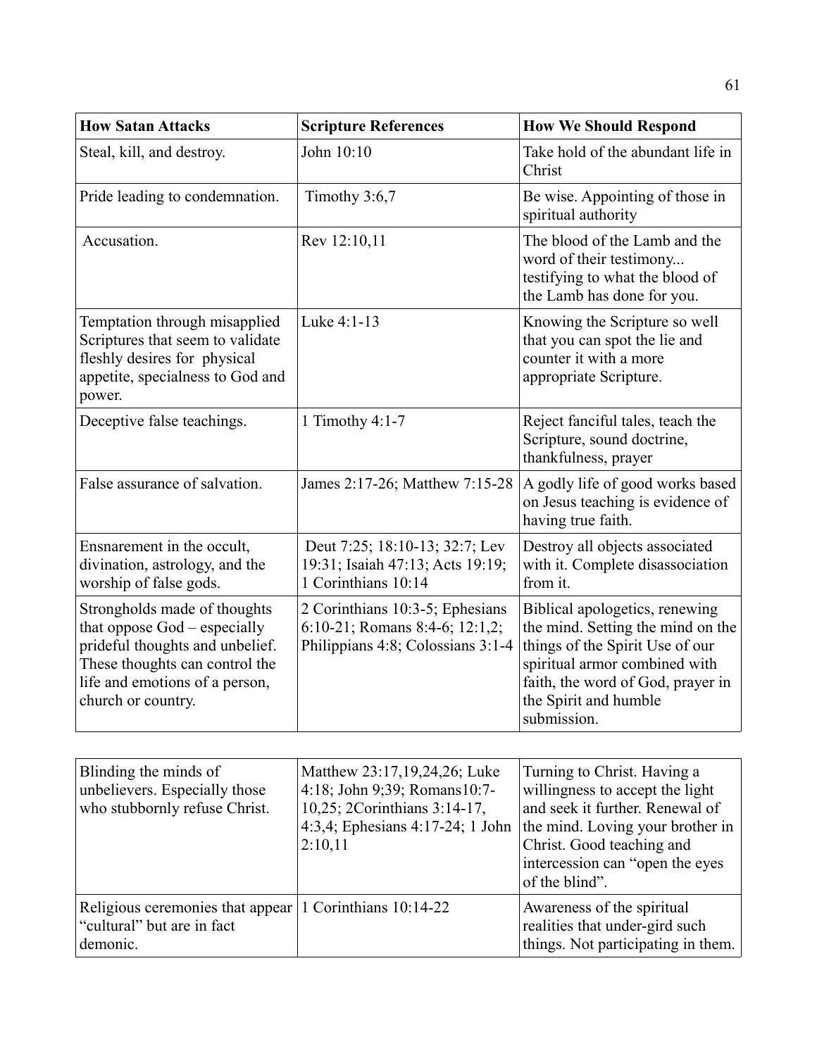| How Satan Attacks | Scripture References | How We Should Respond |
|---|---|---|
| Steal, kill, and destroy. | John 10:10 | Take hold of the abundant life in Christ |
| Pride leading to condemnation. | Timothy 3:6,7 | Be wise. Appointing of those in spiritual authority |
| Accusation. | Rev 12:10,11 | The blood of the Lamb and the word of their testimony... testifying to what the blood of the Lamb has done for you. |
| Temptation through misapplied Scriptures that seem to validate fleshly desires for physical appetite, specialness to God and power. | Luke 4:1-13 | Knowing the Scripture so well that you can spot the lie and counter it with a more appropriate Scripture. |
| Deceptive false teachings. | 1 Timothy 4:1-7 | Reject fanciful tales, teach the Scripture, sound doctrine, thankfulness, prayer |
| False assurance of salvation. | James 2:17-26; Matthew 7:15-28 | A godly life of good works based on Jesus teaching is evidence of having true faith. |
| Ensnarement in the occult, divination, astrology, and the worship of false gods. | Deut 7:25; 18:10-13; 32:7; Lev 19:31; Isaiah 47:13; Acts 19:19; 1 Corinthians 10:14 | Destroy all objects associated with it. Complete disassociation from it. |
| Strongholds made of thoughts that oppose God – especially prideful thoughts and unbelief. These thoughts can control the life and emotions of a person, church or country. | 2 Corinthians 10:3-5; Ephesians 6:10-21; Romans 8:4-6; 12:1,2; Philippians 4:8; Colossians 3:1-4 | Biblical apologetics, renewing the mind. Setting the mind on the things of the Spirit Use of our spiritual armor combined with faith, the word of God, prayer in the Spirit and humble submission. |
| Blinding the minds of unbelievers. Especially those who stubbornly refuse Christ. | Matthew 23:17,19,24,26; Luke 4:18; John 9;39; Romans10:7-10,25; 2Corinthians 3:14-17, 4:3,4; Ephesians 4:17-24; 1 John 2:10,11 | Turning to Christ. Having a willingness to accept the light and seek it further. Renewal of the mind. Loving your brother in Christ. Good teaching and intercession can "open the eyes of the blind". |
| Religious ceremonies that appear "cultural" but are in fact demonic. | 1 Corinthians 10:14-22 | Awareness of the spiritual realities that under-gird such things. Not participating in them. |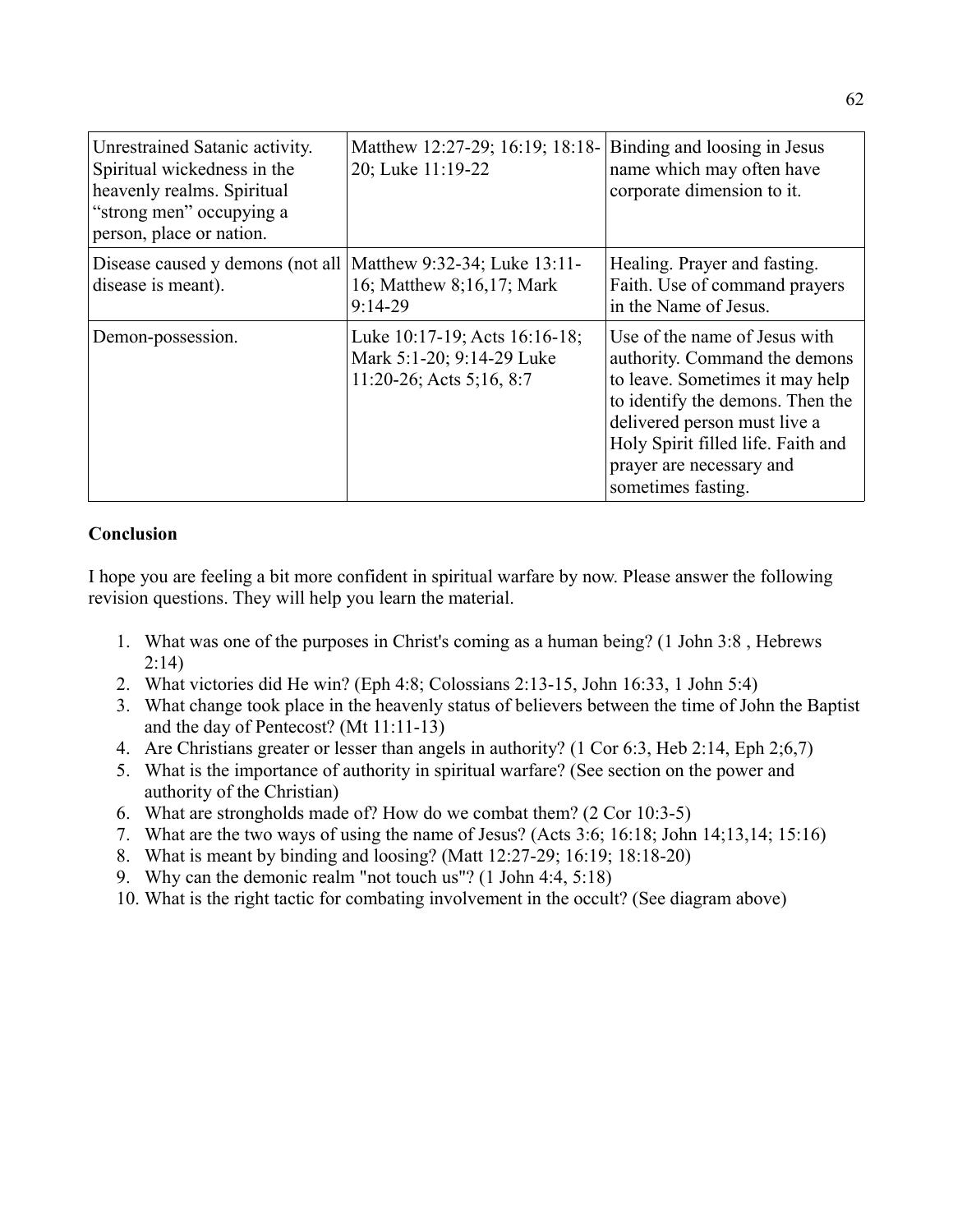| | | |
|---|---|---|
| Unrestrained Satanic activity. Spiritual wickedness in the heavenly realms. Spiritual “strong men” occupying a person, place or nation. | Matthew 12:27-29; 16:19; 18:18-20; Luke 11:19-22 | Binding and loosing in Jesus name which may often have corporate dimension to it. |
| Disease caused y demons (not all disease is meant). | Matthew 9:32-34; Luke 13:11-16; Matthew 8;16,17; Mark 9:14-29 | Healing. Prayer and fasting. Faith. Use of command prayers in the Name of Jesus. |
| Demon-possession. | Luke 10:17-19; Acts 16:16-18; Mark 5:1-20; 9:14-29 Luke 11:20-26; Acts 5;16, 8:7 | Use of the name of Jesus with authority. Command the demons to leave. Sometimes it may help to identify the demons. Then the delivered person must live a Holy Spirit filled life. Faith and prayer are necessary and sometimes fasting. |

**Conclusion**

I hope you are feeling a bit more confident in spiritual warfare by now. Please answer the following revision questions. They will help you learn the material.

1. What was one of the purposes in Christ's coming as a human being? (1 John 3:8 , Hebrews 2:14)
2. What victories did He win? (Eph 4:8; Colossians 2:13-15, John 16:33, 1 John 5:4)
3. What change took place in the heavenly status of believers between the time of John the Baptist and the day of Pentecost? (Mt 11:11-13)
4. Are Christians greater or lesser than angels in authority? (1 Cor 6:3, Heb 2:14, Eph 2;6,7)
5. What is the importance of authority in spiritual warfare? (See section on the power and authority of the Christian)
6. What are strongholds made of? How do we combat them? (2 Cor 10:3-5)
7. What are the two ways of using the name of Jesus? (Acts 3:6; 16:18; John 14;13,14; 15:16)
8. What is meant by binding and loosing? (Matt 12:27-29; 16:19; 18:18-20)
9. Why can the demonic realm "not touch us"? (1 John 4:4, 5:18)
10. What is the right tactic for combating involvement in the occult? (See diagram above)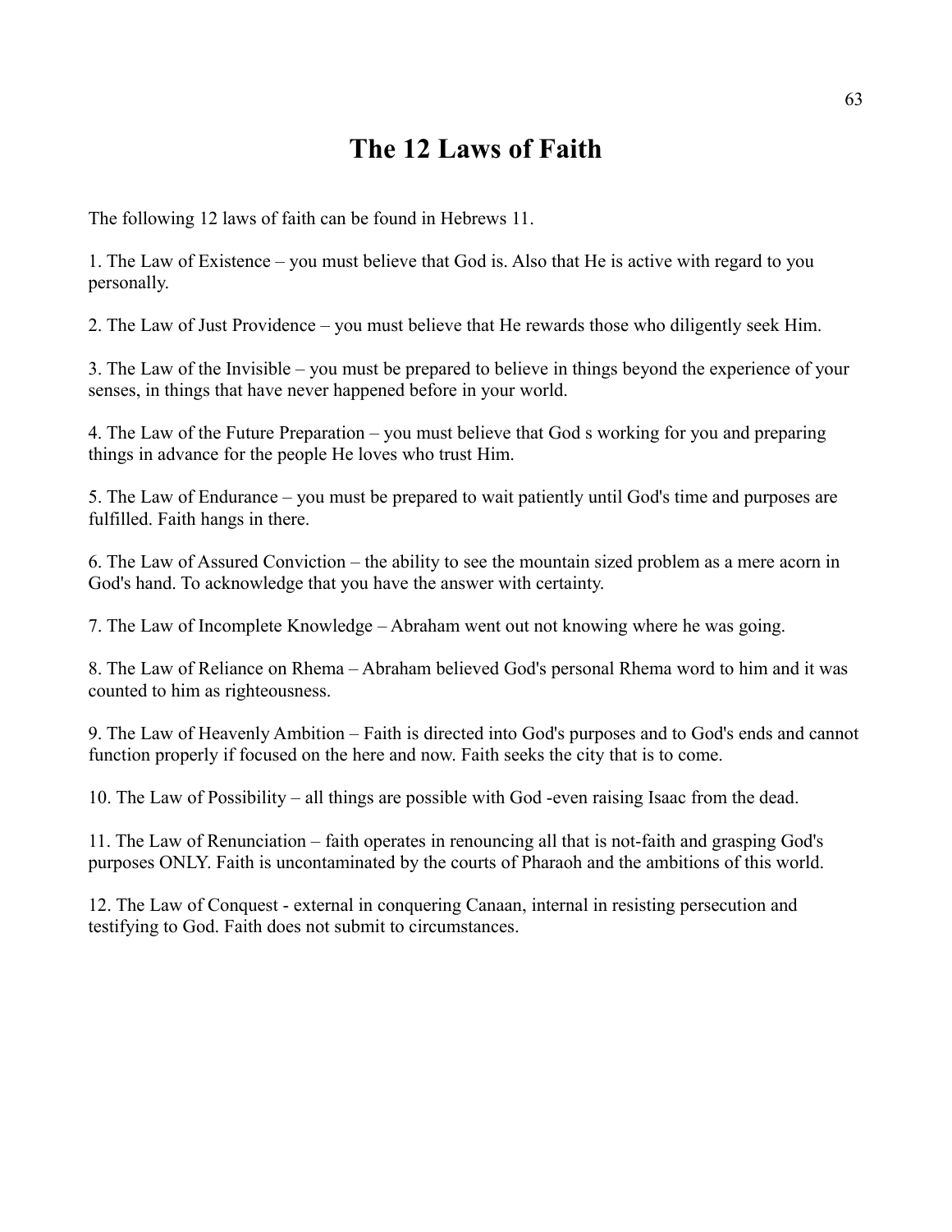# The 12 Laws of Faith

The following 12 laws of faith can be found in Hebrews 11.

1. The Law of Existence – you must believe that God is. Also that He is active with regard to you personally.

2. The Law of Just Providence – you must believe that He rewards those who diligently seek Him.

3. The Law of the Invisible – you must be prepared to believe in things beyond the experience of your senses, in things that have never happened before in your world.

4. The Law of the Future Preparation – you must believe that God s working for you and preparing things in advance for the people He loves who trust Him.

5. The Law of Endurance – you must be prepared to wait patiently until God's time and purposes are fulfilled. Faith hangs in there.

6. The Law of Assured Conviction – the ability to see the mountain sized problem as a mere acorn in God's hand. To acknowledge that you have the answer with certainty.

7. The Law of Incomplete Knowledge – Abraham went out not knowing where he was going.

8. The Law of Reliance on Rhema – Abraham believed God's personal Rhema word to him and it was counted to him as righteousness.

9. The Law of Heavenly Ambition – Faith is directed into God's purposes and to God's ends and cannot function properly if focused on the here and now. Faith seeks the city that is to come.

10. The Law of Possibility – all things are possible with God -even raising Isaac from the dead.

11. The Law of Renunciation – faith operates in renouncing all that is not-faith and grasping God's purposes ONLY. Faith is uncontaminated by the courts of Pharaoh and the ambitions of this world.

12. The Law of Conquest - external in conquering Canaan, internal in resisting persecution and testifying to God. Faith does not submit to circumstances.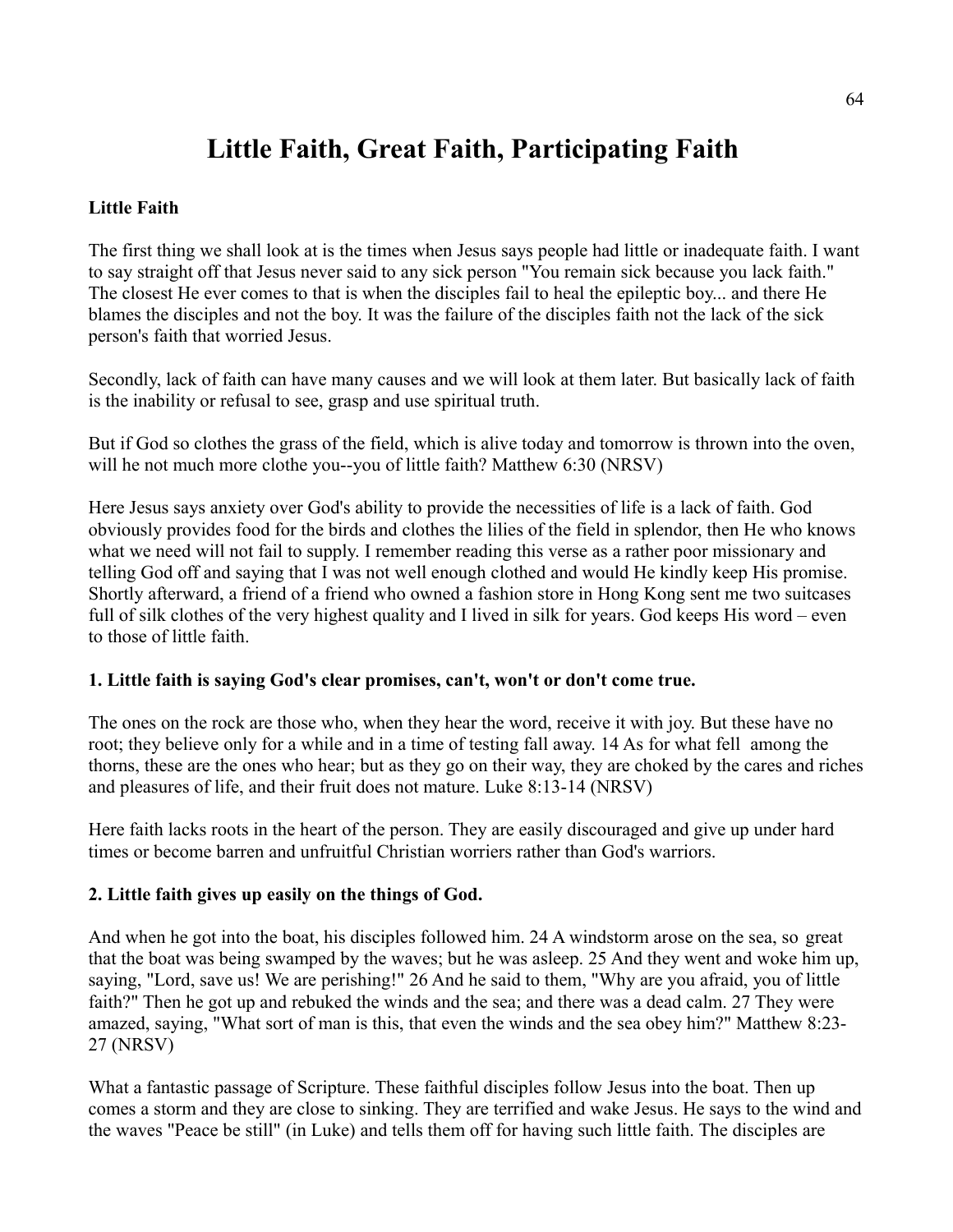# Little Faith, Great Faith, Participating Faith

**Little Faith**

The first thing we shall look at is the times when Jesus says people had little or inadequate faith. I want to say straight off that Jesus never said to any sick person "You remain sick because you lack faith." The closest He ever comes to that is when the disciples fail to heal the epileptic boy... and there He blames the disciples and not the boy. It was the failure of the disciples faith not the lack of the sick person's faith that worried Jesus.

Secondly, lack of faith can have many causes and we will look at them later. But basically lack of faith is the inability or refusal to see, grasp and use spiritual truth.

But if God so clothes the grass of the field, which is alive today and tomorrow is thrown into the oven, will he not much more clothe you--you of little faith? Matthew 6:30 (NRSV)

Here Jesus says anxiety over God's ability to provide the necessities of life is a lack of faith. God obviously provides food for the birds and clothes the lilies of the field in splendor, then He who knows what we need will not fail to supply. I remember reading this verse as a rather poor missionary and telling God off and saying that I was not well enough clothed and would He kindly keep His promise. Shortly afterward, a friend of a friend who owned a fashion store in Hong Kong sent me two suitcases full of silk clothes of the very highest quality and I lived in silk for years. God keeps His word – even to those of little faith.

**1. Little faith is saying God's clear promises, can't, won't or don't come true.**

The ones on the rock are those who, when they hear the word, receive it with joy. But these have no root; they believe only for a while and in a time of testing fall away. 14 As for what fell among the thorns, these are the ones who hear; but as they go on their way, they are choked by the cares and riches and pleasures of life, and their fruit does not mature. Luke 8:13-14 (NRSV)

Here faith lacks roots in the heart of the person. They are easily discouraged and give up under hard times or become barren and unfruitful Christian worriers rather than God's warriors.

**2. Little faith gives up easily on the things of God.**

And when he got into the boat, his disciples followed him. 24 A windstorm arose on the sea, so great that the boat was being swamped by the waves; but he was asleep. 25 And they went and woke him up, saying, "Lord, save us! We are perishing!" 26 And he said to them, "Why are you afraid, you of little faith?" Then he got up and rebuked the winds and the sea; and there was a dead calm. 27 They were amazed, saying, "What sort of man is this, that even the winds and the sea obey him?" Matthew 8:23-27 (NRSV)

What a fantastic passage of Scripture. These faithful disciples follow Jesus into the boat. Then up comes a storm and they are close to sinking. They are terrified and wake Jesus. He says to the wind and the waves "Peace be still" (in Luke) and tells them off for having such little faith. The disciples are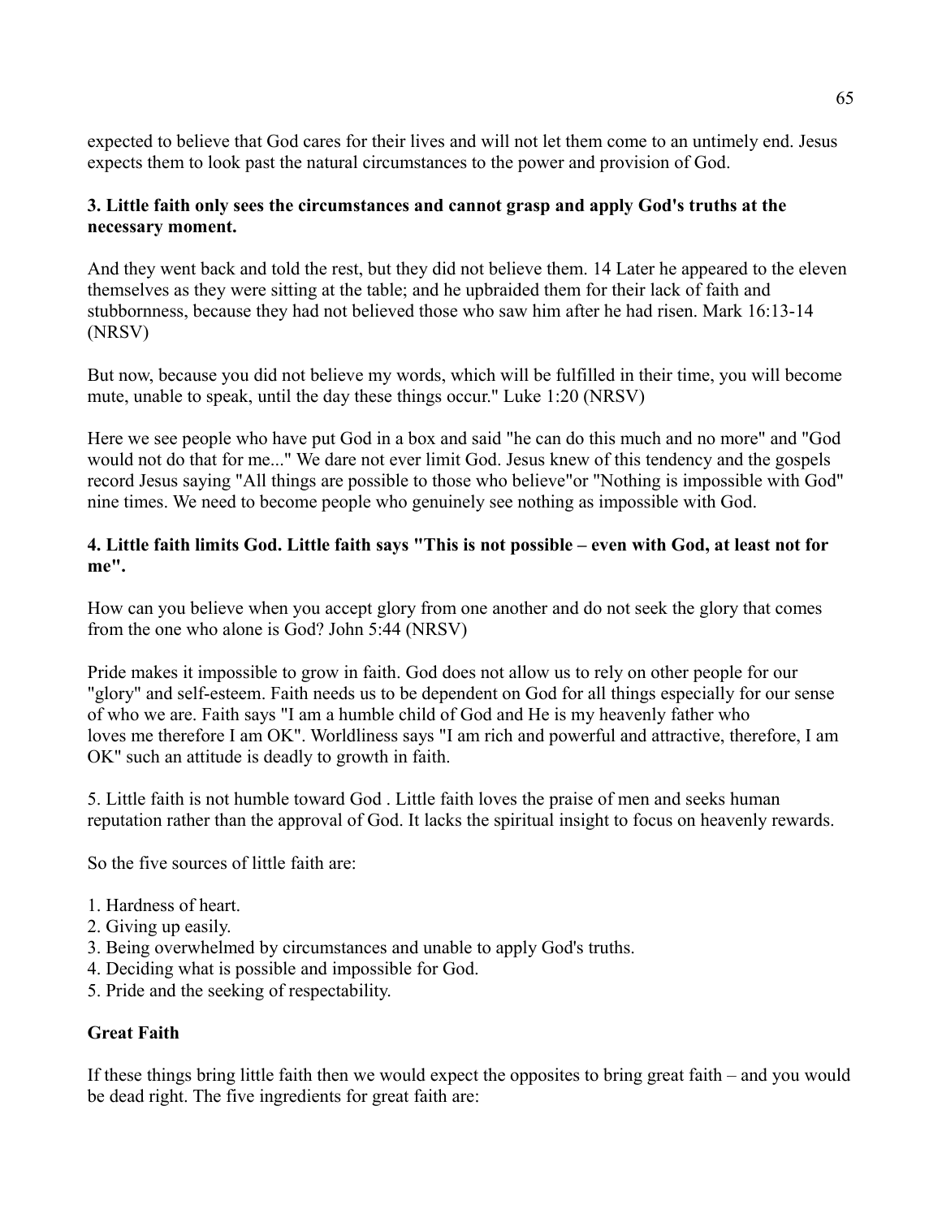expected to believe that God cares for their lives and will not let them come to an untimely end. Jesus expects them to look past the natural circumstances to the power and provision of God.

**3. Little faith only sees the circumstances and cannot grasp and apply God's truths at the necessary moment.**

And they went back and told the rest, but they did not believe them. 14 Later he appeared to the eleven themselves as they were sitting at the table; and he upbraided them for their lack of faith and stubbornness, because they had not believed those who saw him after he had risen. Mark 16:13-14 (NRSV)

But now, because you did not believe my words, which will be fulfilled in their time, you will become mute, unable to speak, until the day these things occur." Luke 1:20 (NRSV)

Here we see people who have put God in a box and said "he can do this much and no more" and "God would not do that for me..." We dare not ever limit God. Jesus knew of this tendency and the gospels record Jesus saying "All things are possible to those who believe"or "Nothing is impossible with God" nine times. We need to become people who genuinely see nothing as impossible with God.

**4. Little faith limits God. Little faith says "This is not possible – even with God, at least not for me".**

How can you believe when you accept glory from one another and do not seek the glory that comes from the one who alone is God? John 5:44 (NRSV)

Pride makes it impossible to grow in faith. God does not allow us to rely on other people for our "glory" and self-esteem. Faith needs us to be dependent on God for all things especially for our sense of who we are. Faith says "I am a humble child of God and He is my heavenly father who loves me therefore I am OK". Worldliness says "I am rich and powerful and attractive, therefore, I am OK" such an attitude is deadly to growth in faith.

5. Little faith is not humble toward God . Little faith loves the praise of men and seeks human reputation rather than the approval of God. It lacks the spiritual insight to focus on heavenly rewards.

So the five sources of little faith are:

1. Hardness of heart.
2. Giving up easily.
3. Being overwhelmed by circumstances and unable to apply God's truths.
4. Deciding what is possible and impossible for God.
5. Pride and the seeking of respectability.

**Great Faith**

If these things bring little faith then we would expect the opposites to bring great faith – and you would be dead right. The five ingredients for great faith are: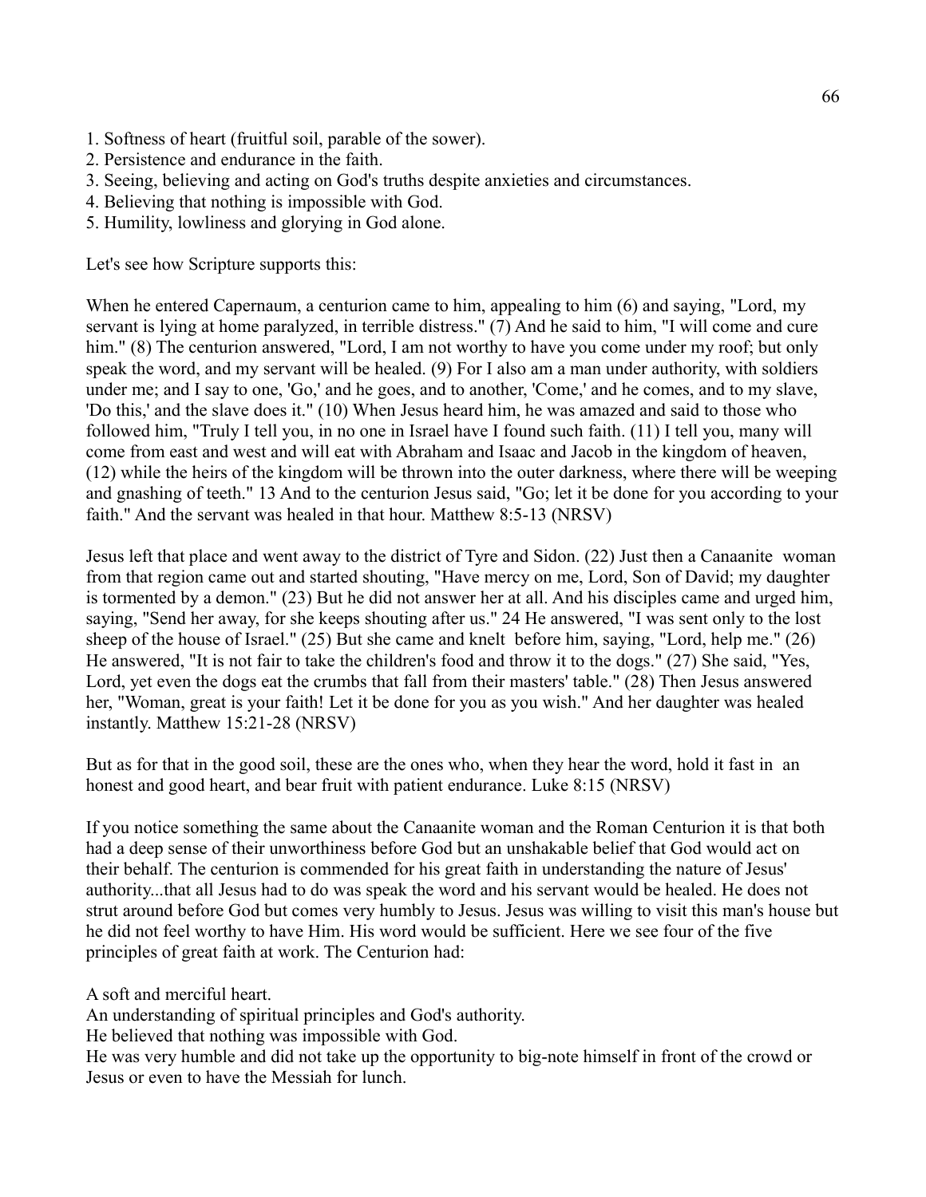1. Softness of heart (fruitful soil, parable of the sower).
2. Persistence and endurance in the faith.
3. Seeing, believing and acting on God's truths despite anxieties and circumstances.
4. Believing that nothing is impossible with God.
5. Humility, lowliness and glorying in God alone.

Let's see how Scripture supports this:

When he entered Capernaum, a centurion came to him, appealing to him (6) and saying, "Lord, my servant is lying at home paralyzed, in terrible distress." (7) And he said to him, "I will come and cure him." (8) The centurion answered, "Lord, I am not worthy to have you come under my roof; but only speak the word, and my servant will be healed. (9) For I also am a man under authority, with soldiers under me; and I say to one, 'Go,' and he goes, and to another, 'Come,' and he comes, and to my slave, 'Do this,' and the slave does it." (10) When Jesus heard him, he was amazed and said to those who followed him, "Truly I tell you, in no one in Israel have I found such faith. (11) I tell you, many will come from east and west and will eat with Abraham and Isaac and Jacob in the kingdom of heaven, (12) while the heirs of the kingdom will be thrown into the outer darkness, where there will be weeping and gnashing of teeth." 13 And to the centurion Jesus said, "Go; let it be done for you according to your faith." And the servant was healed in that hour. Matthew 8:5-13 (NRSV)

Jesus left that place and went away to the district of Tyre and Sidon. (22) Just then a Canaanite woman from that region came out and started shouting, "Have mercy on me, Lord, Son of David; my daughter is tormented by a demon." (23) But he did not answer her at all. And his disciples came and urged him, saying, "Send her away, for she keeps shouting after us." 24 He answered, "I was sent only to the lost sheep of the house of Israel." (25) But she came and knelt before him, saying, "Lord, help me." (26) He answered, "It is not fair to take the children's food and throw it to the dogs." (27) She said, "Yes, Lord, yet even the dogs eat the crumbs that fall from their masters' table." (28) Then Jesus answered her, "Woman, great is your faith! Let it be done for you as you wish." And her daughter was healed instantly. Matthew 15:21-28 (NRSV)

But as for that in the good soil, these are the ones who, when they hear the word, hold it fast in an honest and good heart, and bear fruit with patient endurance. Luke 8:15 (NRSV)

If you notice something the same about the Canaanite woman and the Roman Centurion it is that both had a deep sense of their unworthiness before God but an unshakable belief that God would act on their behalf. The centurion is commended for his great faith in understanding the nature of Jesus' authority...that all Jesus had to do was speak the word and his servant would be healed. He does not strut around before God but comes very humbly to Jesus. Jesus was willing to visit this man's house but he did not feel worthy to have Him. His word would be sufficient. Here we see four of the five principles of great faith at work. The Centurion had:

A soft and merciful heart.
An understanding of spiritual principles and God's authority.
He believed that nothing was impossible with God.
He was very humble and did not take up the opportunity to big-note himself in front of the crowd or Jesus or even to have the Messiah for lunch.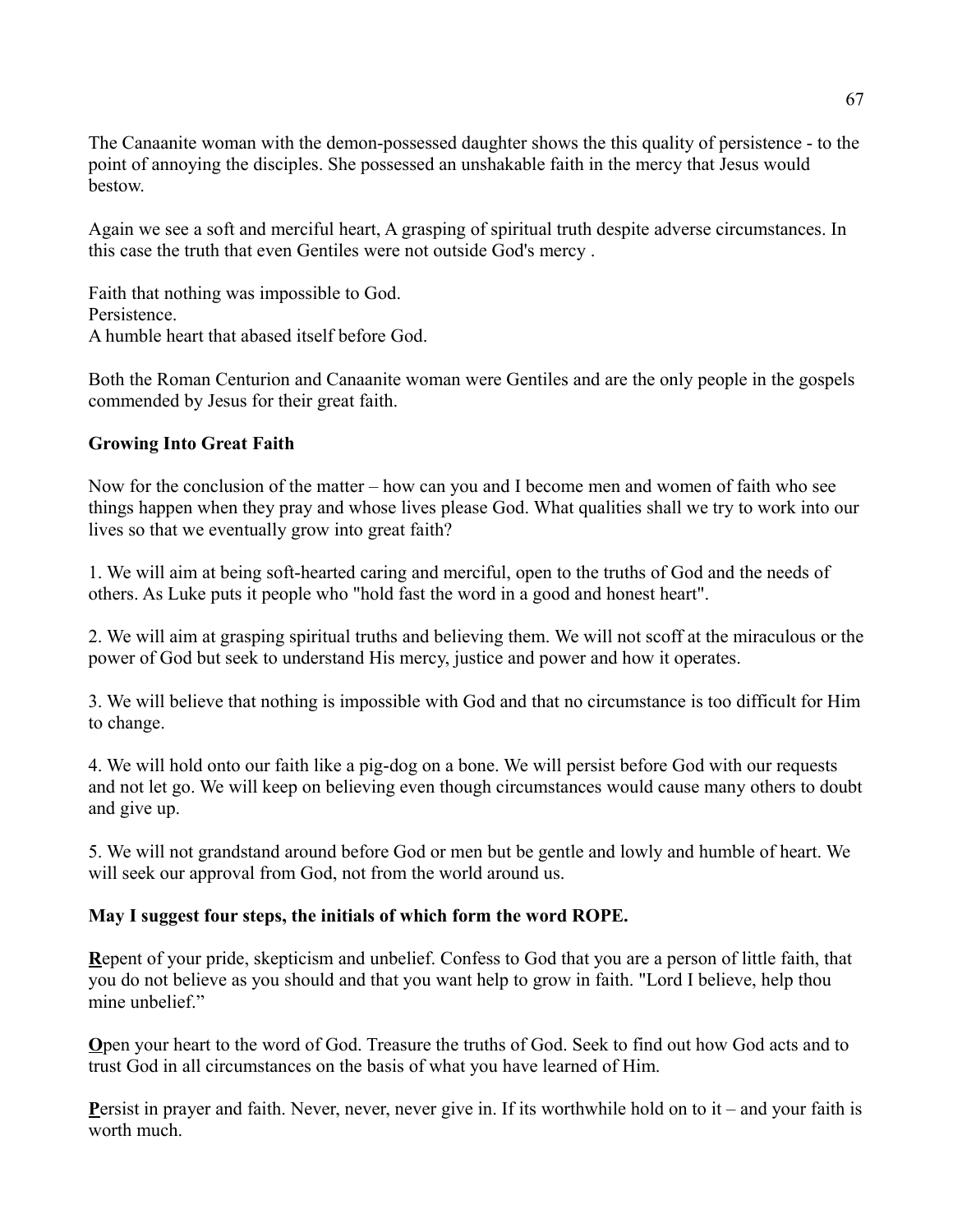The Canaanite woman with the demon-possessed daughter shows the this quality of persistence - to the point of annoying the disciples. She possessed an unshakable faith in the mercy that Jesus would bestow.

Again we see a soft and merciful heart, A grasping of spiritual truth despite adverse circumstances. In this case the truth that even Gentiles were not outside God's mercy .

Faith that nothing was impossible to God.
Persistence.
A humble heart that abased itself before God.

Both the Roman Centurion and Canaanite woman were Gentiles and are the only people in the gospels commended by Jesus for their great faith.

**Growing Into Great Faith**

Now for the conclusion of the matter – how can you and I become men and women of faith who see things happen when they pray and whose lives please God. What qualities shall we try to work into our lives so that we eventually grow into great faith?

1. We will aim at being soft-hearted caring and merciful, open to the truths of God and the needs of others. As Luke puts it people who "hold fast the word in a good and honest heart".

2. We will aim at grasping spiritual truths and believing them. We will not scoff at the miraculous or the power of God but seek to understand His mercy, justice and power and how it operates.

3. We will believe that nothing is impossible with God and that no circumstance is too difficult for Him to change.

4. We will hold onto our faith like a pig-dog on a bone. We will persist before God with our requests and not let go. We will keep on believing even though circumstances would cause many others to doubt and give up.

5. We will not grandstand around before God or men but be gentle and lowly and humble of heart. We will seek our approval from God, not from the world around us.

**May I suggest four steps, the initials of which form the word ROPE.**

**R**epent of your pride, skepticism and unbelief. Confess to God that you are a person of little faith, that you do not believe as you should and that you want help to grow in faith. "Lord I believe, help thou mine unbelief."

**O**pen your heart to the word of God. Treasure the truths of God. Seek to find out how God acts and to trust God in all circumstances on the basis of what you have learned of Him.

**P**ersist in prayer and faith. Never, never, never give in. If its worthwhile hold on to it – and your faith is worth much.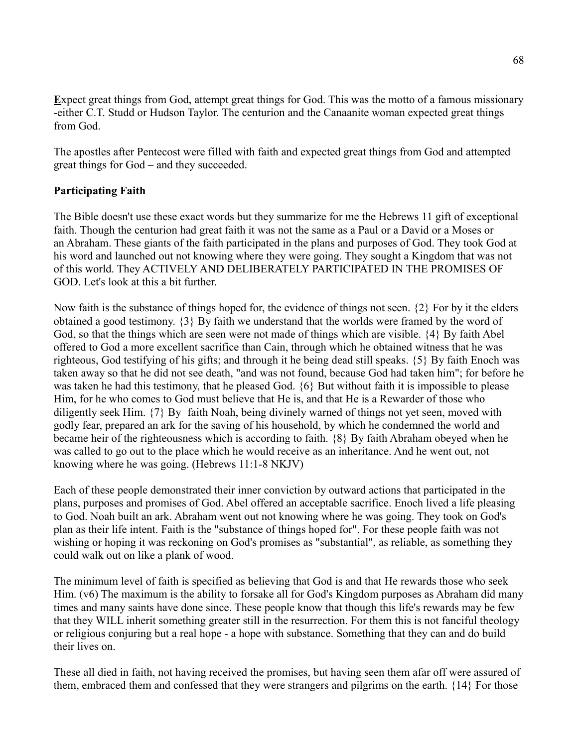**E**xpect great things from God, attempt great things for God. This was the motto of a famous missionary -either C.T. Studd or Hudson Taylor. The centurion and the Canaanite woman expected great things from God.

The apostles after Pentecost were filled with faith and expected great things from God and attempted great things for God – and they succeeded.

**Participating Faith**

The Bible doesn't use these exact words but they summarize for me the Hebrews 11 gift of exceptional faith. Though the centurion had great faith it was not the same as a Paul or a David or a Moses or an Abraham. These giants of the faith participated in the plans and purposes of God. They took God at his word and launched out not knowing where they were going. They sought a Kingdom that was not of this world. They ACTIVELY AND DELIBERATELY PARTICIPATED IN THE PROMISES OF GOD. Let's look at this a bit further.

Now faith is the substance of things hoped for, the evidence of things not seen. {2} For by it the elders obtained a good testimony. {3} By faith we understand that the worlds were framed by the word of God, so that the things which are seen were not made of things which are visible. {4} By faith Abel offered to God a more excellent sacrifice than Cain, through which he obtained witness that he was righteous, God testifying of his gifts; and through it he being dead still speaks. {5} By faith Enoch was taken away so that he did not see death, "and was not found, because God had taken him"; for before he was taken he had this testimony, that he pleased God. {6} But without faith it is impossible to please Him, for he who comes to God must believe that He is, and that He is a Rewarder of those who diligently seek Him. {7} By faith Noah, being divinely warned of things not yet seen, moved with godly fear, prepared an ark for the saving of his household, by which he condemned the world and became heir of the righteousness which is according to faith. {8} By faith Abraham obeyed when he was called to go out to the place which he would receive as an inheritance. And he went out, not knowing where he was going. (Hebrews 11:1-8 NKJV)

Each of these people demonstrated their inner conviction by outward actions that participated in the plans, purposes and promises of God. Abel offered an acceptable sacrifice. Enoch lived a life pleasing to God. Noah built an ark. Abraham went out not knowing where he was going. They took on God's plan as their life intent. Faith is the "substance of things hoped for". For these people faith was not wishing or hoping it was reckoning on God's promises as "substantial", as reliable, as something they could walk out on like a plank of wood.

The minimum level of faith is specified as believing that God is and that He rewards those who seek Him. (v6) The maximum is the ability to forsake all for God's Kingdom purposes as Abraham did many times and many saints have done since. These people know that though this life's rewards may be few that they WILL inherit something greater still in the resurrection. For them this is not fanciful theology or religious conjuring but a real hope - a hope with substance. Something that they can and do build their lives on.

These all died in faith, not having received the promises, but having seen them afar off were assured of them, embraced them and confessed that they were strangers and pilgrims on the earth. {14} For those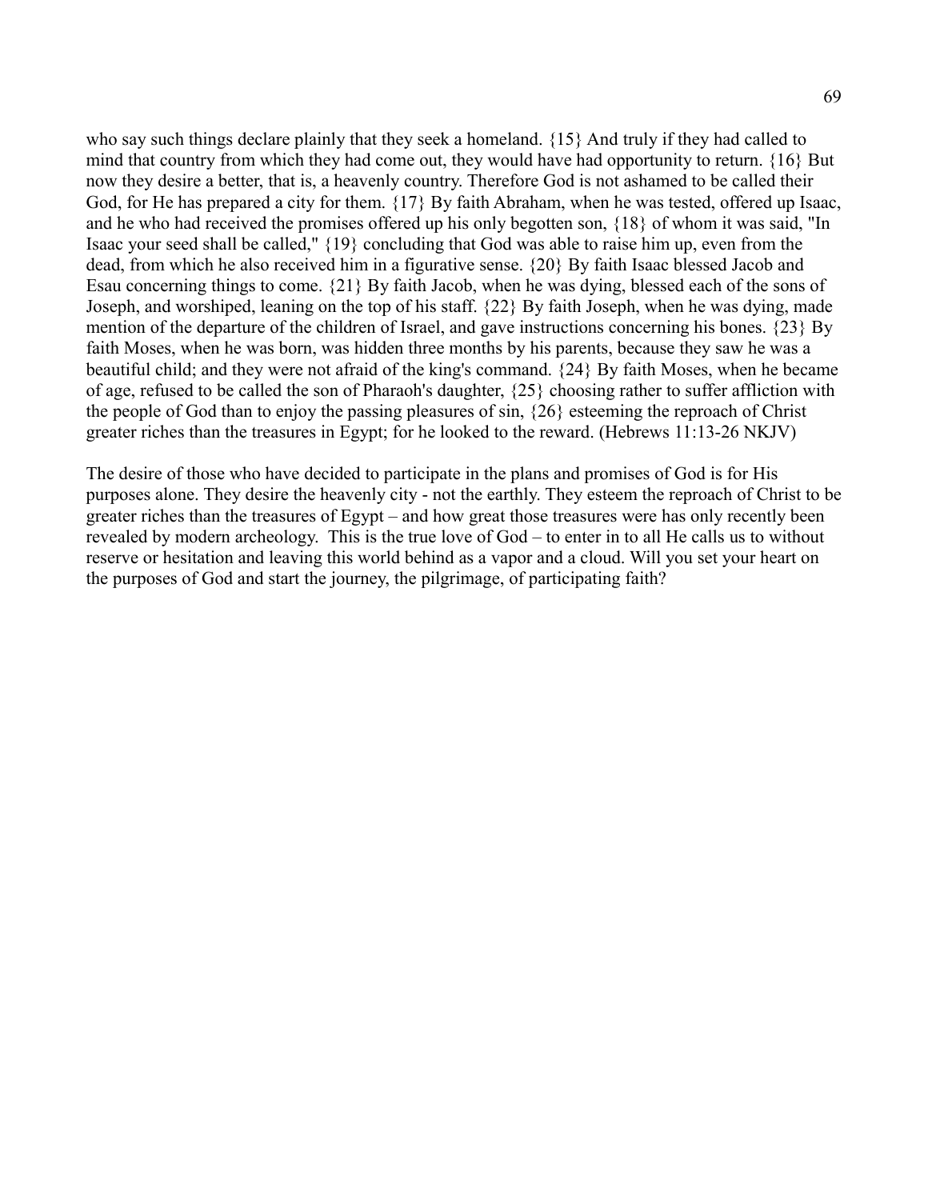who say such things declare plainly that they seek a homeland. {15} And truly if they had called to mind that country from which they had come out, they would have had opportunity to return. {16} But now they desire a better, that is, a heavenly country. Therefore God is not ashamed to be called their God, for He has prepared a city for them. {17} By faith Abraham, when he was tested, offered up Isaac, and he who had received the promises offered up his only begotten son, {18} of whom it was said, "In Isaac your seed shall be called," {19} concluding that God was able to raise him up, even from the dead, from which he also received him in a figurative sense. {20} By faith Isaac blessed Jacob and Esau concerning things to come. {21} By faith Jacob, when he was dying, blessed each of the sons of Joseph, and worshiped, leaning on the top of his staff. {22} By faith Joseph, when he was dying, made mention of the departure of the children of Israel, and gave instructions concerning his bones. {23} By faith Moses, when he was born, was hidden three months by his parents, because they saw he was a beautiful child; and they were not afraid of the king's command. {24} By faith Moses, when he became of age, refused to be called the son of Pharaoh's daughter, {25} choosing rather to suffer affliction with the people of God than to enjoy the passing pleasures of sin, {26} esteeming the reproach of Christ greater riches than the treasures in Egypt; for he looked to the reward. (Hebrews 11:13-26 NKJV)

The desire of those who have decided to participate in the plans and promises of God is for His purposes alone. They desire the heavenly city - not the earthly. They esteem the reproach of Christ to be greater riches than the treasures of Egypt – and how great those treasures were has only recently been revealed by modern archeology. This is the true love of God – to enter in to all He calls us to without reserve or hesitation and leaving this world behind as a vapor and a cloud. Will you set your heart on the purposes of God and start the journey, the pilgrimage, of participating faith?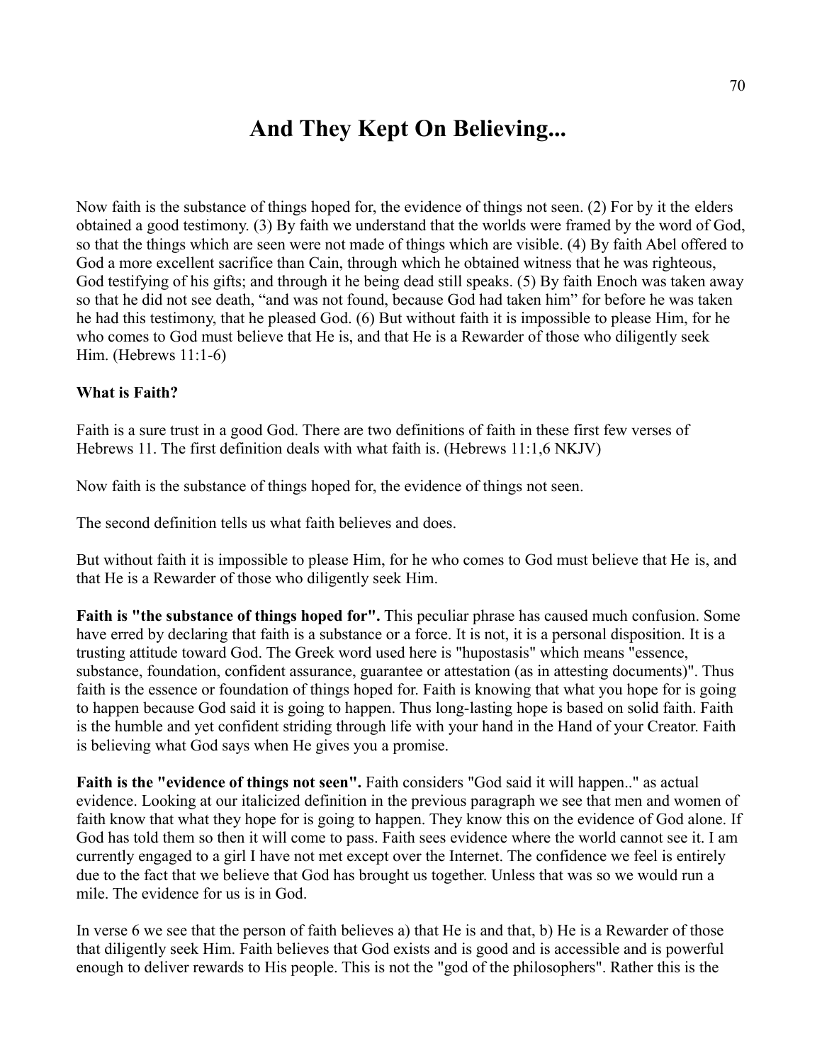# And They Kept On Believing...

Now faith is the substance of things hoped for, the evidence of things not seen. (2) For by it the elders obtained a good testimony. (3) By faith we understand that the worlds were framed by the word of God, so that the things which are seen were not made of things which are visible. (4) By faith Abel offered to God a more excellent sacrifice than Cain, through which he obtained witness that he was righteous, God testifying of his gifts; and through it he being dead still speaks. (5) By faith Enoch was taken away so that he did not see death, "and was not found, because God had taken him" for before he was taken he had this testimony, that he pleased God. (6) But without faith it is impossible to please Him, for he who comes to God must believe that He is, and that He is a Rewarder of those who diligently seek Him. (Hebrews 11:1-6)

**What is Faith?**

Faith is a sure trust in a good God. There are two definitions of faith in these first few verses of Hebrews 11. The first definition deals with what faith is. (Hebrews 11:1,6 NKJV)

Now faith is the substance of things hoped for, the evidence of things not seen.

The second definition tells us what faith believes and does.

But without faith it is impossible to please Him, for he who comes to God must believe that He is, and that He is a Rewarder of those who diligently seek Him.

**Faith is "the substance of things hoped for".** This peculiar phrase has caused much confusion. Some have erred by declaring that faith is a substance or a force. It is not, it is a personal disposition. It is a trusting attitude toward God. The Greek word used here is "hupostasis" which means "essence, substance, foundation, confident assurance, guarantee or attestation (as in attesting documents)". Thus faith is the essence or foundation of things hoped for. Faith is knowing that what you hope for is going to happen because God said it is going to happen. Thus long-lasting hope is based on solid faith. Faith is the humble and yet confident striding through life with your hand in the Hand of your Creator. Faith is believing what God says when He gives you a promise.

**Faith is the "evidence of things not seen".** Faith considers "God said it will happen.." as actual evidence. Looking at our italicized definition in the previous paragraph we see that men and women of faith know that what they hope for is going to happen. They know this on the evidence of God alone. If God has told them so then it will come to pass. Faith sees evidence where the world cannot see it. I am currently engaged to a girl I have not met except over the Internet. The confidence we feel is entirely due to the fact that we believe that God has brought us together. Unless that was so we would run a mile. The evidence for us is in God.

In verse 6 we see that the person of faith believes a) that He is and that, b) He is a Rewarder of those that diligently seek Him. Faith believes that God exists and is good and is accessible and is powerful enough to deliver rewards to His people. This is not the "god of the philosophers". Rather this is the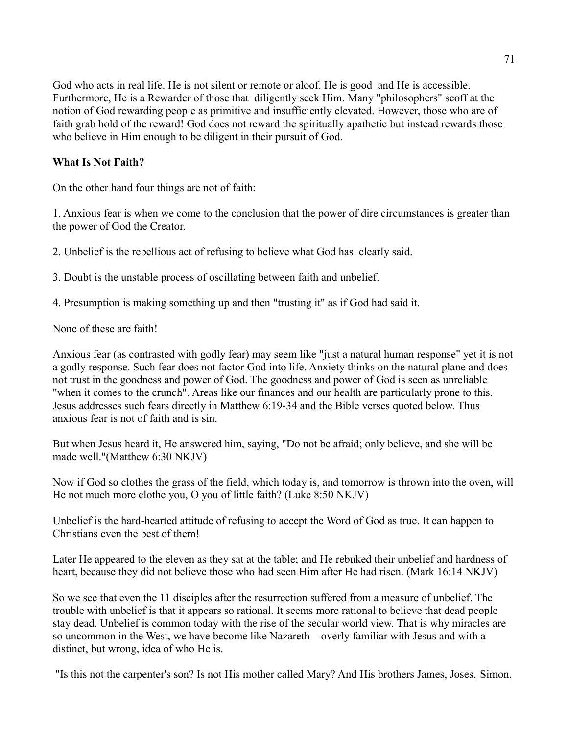God who acts in real life. He is not silent or remote or aloof. He is good and He is accessible. Furthermore, He is a Rewarder of those that diligently seek Him. Many "philosophers" scoff at the notion of God rewarding people as primitive and insufficiently elevated. However, those who are of faith grab hold of the reward! God does not reward the spiritually apathetic but instead rewards those who believe in Him enough to be diligent in their pursuit of God.

**What Is Not Faith?**

On the other hand four things are not of faith:

1. Anxious fear is when we come to the conclusion that the power of dire circumstances is greater than the power of God the Creator.

2. Unbelief is the rebellious act of refusing to believe what God has clearly said.

3. Doubt is the unstable process of oscillating between faith and unbelief.

4. Presumption is making something up and then "trusting it" as if God had said it.

None of these are faith!

Anxious fear (as contrasted with godly fear) may seem like "just a natural human response" yet it is not a godly response. Such fear does not factor God into life. Anxiety thinks on the natural plane and does not trust in the goodness and power of God. The goodness and power of God is seen as unreliable "when it comes to the crunch". Areas like our finances and our health are particularly prone to this. Jesus addresses such fears directly in Matthew 6:19-34 and the Bible verses quoted below. Thus anxious fear is not of faith and is sin.

But when Jesus heard it, He answered him, saying, "Do not be afraid; only believe, and she will be made well."(Matthew 6:30 NKJV)

Now if God so clothes the grass of the field, which today is, and tomorrow is thrown into the oven, will He not much more clothe you, O you of little faith? (Luke 8:50 NKJV)

Unbelief is the hard-hearted attitude of refusing to accept the Word of God as true. It can happen to Christians even the best of them!

Later He appeared to the eleven as they sat at the table; and He rebuked their unbelief and hardness of heart, because they did not believe those who had seen Him after He had risen. (Mark 16:14 NKJV)

So we see that even the 11 disciples after the resurrection suffered from a measure of unbelief. The trouble with unbelief is that it appears so rational. It seems more rational to believe that dead people stay dead. Unbelief is common today with the rise of the secular world view. That is why miracles are so uncommon in the West, we have become like Nazareth – overly familiar with Jesus and with a distinct, but wrong, idea of who He is.

"Is this not the carpenter's son? Is not His mother called Mary? And His brothers James, Joses, Simon,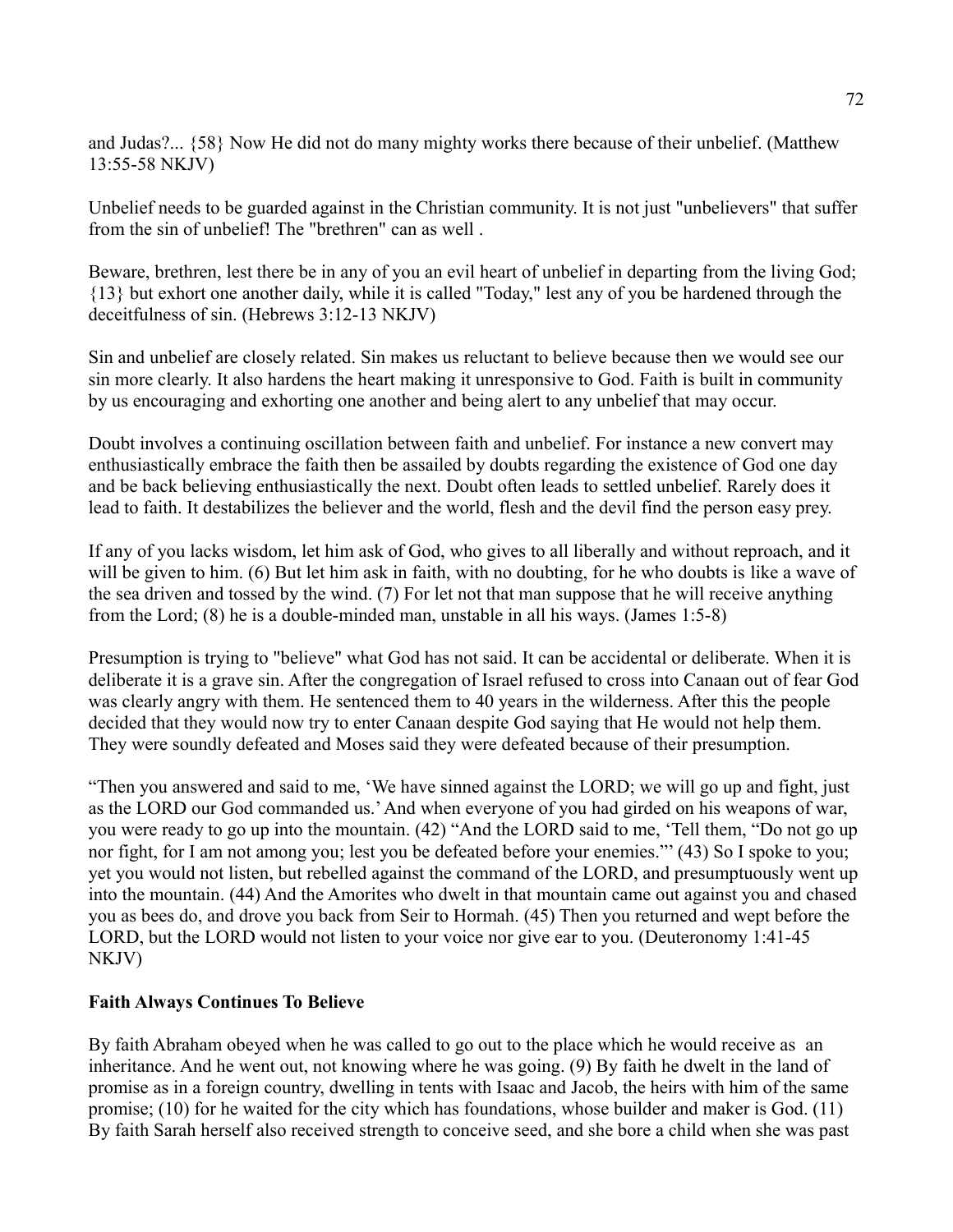and Judas?... {58} Now He did not do many mighty works there because of their unbelief. (Matthew 13:55-58 NKJV)

Unbelief needs to be guarded against in the Christian community. It is not just "unbelievers" that suffer from the sin of unbelief! The "brethren" can as well .

Beware, brethren, lest there be in any of you an evil heart of unbelief in departing from the living God; {13} but exhort one another daily, while it is called "Today," lest any of you be hardened through the deceitfulness of sin. (Hebrews 3:12-13 NKJV)

Sin and unbelief are closely related. Sin makes us reluctant to believe because then we would see our sin more clearly. It also hardens the heart making it unresponsive to God. Faith is built in community by us encouraging and exhorting one another and being alert to any unbelief that may occur.

Doubt involves a continuing oscillation between faith and unbelief. For instance a new convert may enthusiastically embrace the faith then be assailed by doubts regarding the existence of God one day and be back believing enthusiastically the next. Doubt often leads to settled unbelief. Rarely does it lead to faith. It destabilizes the believer and the world, flesh and the devil find the person easy prey.

If any of you lacks wisdom, let him ask of God, who gives to all liberally and without reproach, and it will be given to him. (6) But let him ask in faith, with no doubting, for he who doubts is like a wave of the sea driven and tossed by the wind. (7) For let not that man suppose that he will receive anything from the Lord; (8) he is a double-minded man, unstable in all his ways. (James 1:5-8)

Presumption is trying to "believe" what God has not said. It can be accidental or deliberate. When it is deliberate it is a grave sin. After the congregation of Israel refused to cross into Canaan out of fear God was clearly angry with them. He sentenced them to 40 years in the wilderness. After this the people decided that they would now try to enter Canaan despite God saying that He would not help them. They were soundly defeated and Moses said they were defeated because of their presumption.

"Then you answered and said to me, 'We have sinned against the LORD; we will go up and fight, just as the LORD our God commanded us.' And when everyone of you had girded on his weapons of war, you were ready to go up into the mountain. (42) "And the LORD said to me, 'Tell them, "Do not go up nor fight, for I am not among you; lest you be defeated before your enemies."' (43) So I spoke to you; yet you would not listen, but rebelled against the command of the LORD, and presumptuously went up into the mountain. (44) And the Amorites who dwelt in that mountain came out against you and chased you as bees do, and drove you back from Seir to Hormah. (45) Then you returned and wept before the LORD, but the LORD would not listen to your voice nor give ear to you. (Deuteronomy 1:41-45 NKJV)

**Faith Always Continues To Believe**

By faith Abraham obeyed when he was called to go out to the place which he would receive as an inheritance. And he went out, not knowing where he was going. (9) By faith he dwelt in the land of promise as in a foreign country, dwelling in tents with Isaac and Jacob, the heirs with him of the same promise; (10) for he waited for the city which has foundations, whose builder and maker is God. (11) By faith Sarah herself also received strength to conceive seed, and she bore a child when she was past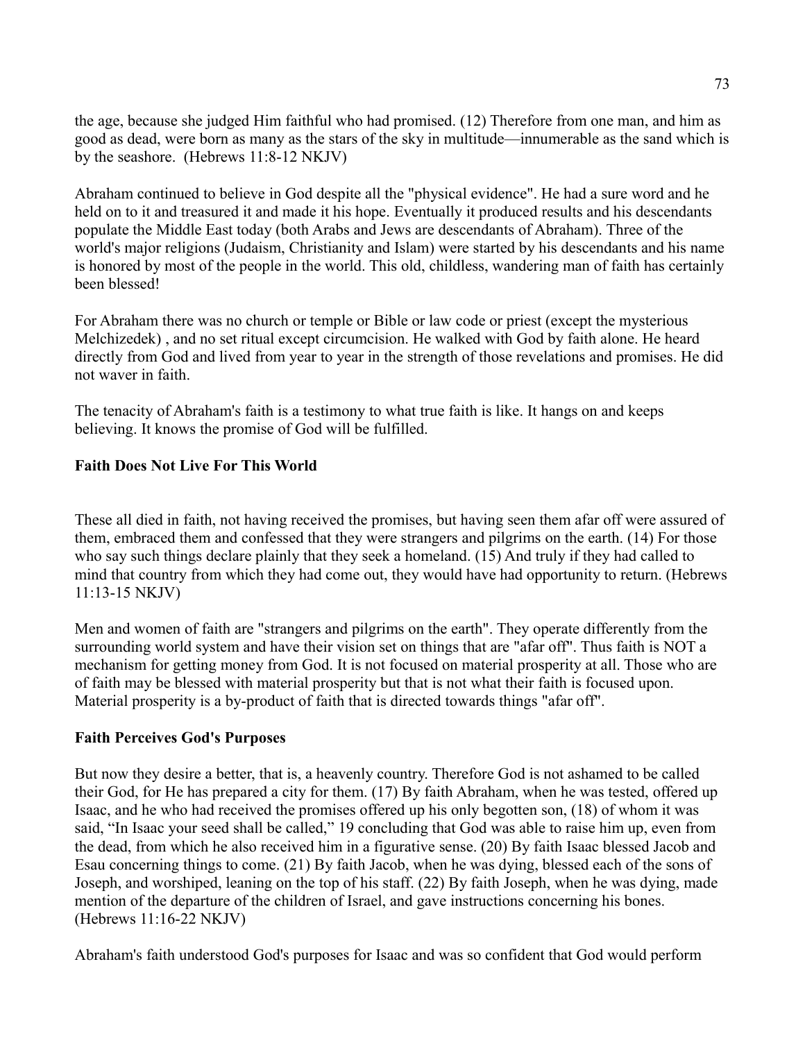the age, because she judged Him faithful who had promised. (12) Therefore from one man, and him as good as dead, were born as many as the stars of the sky in multitude—innumerable as the sand which is by the seashore. (Hebrews 11:8-12 NKJV)

Abraham continued to believe in God despite all the "physical evidence". He had a sure word and he held on to it and treasured it and made it his hope. Eventually it produced results and his descendants populate the Middle East today (both Arabs and Jews are descendants of Abraham). Three of the world's major religions (Judaism, Christianity and Islam) were started by his descendants and his name is honored by most of the people in the world. This old, childless, wandering man of faith has certainly been blessed!

For Abraham there was no church or temple or Bible or law code or priest (except the mysterious Melchizedek) , and no set ritual except circumcision. He walked with God by faith alone. He heard directly from God and lived from year to year in the strength of those revelations and promises. He did not waver in faith.

The tenacity of Abraham's faith is a testimony to what true faith is like. It hangs on and keeps believing. It knows the promise of God will be fulfilled.

**Faith Does Not Live For This World**

These all died in faith, not having received the promises, but having seen them afar off were assured of them, embraced them and confessed that they were strangers and pilgrims on the earth. (14) For those who say such things declare plainly that they seek a homeland. (15) And truly if they had called to mind that country from which they had come out, they would have had opportunity to return. (Hebrews 11:13-15 NKJV)

Men and women of faith are "strangers and pilgrims on the earth". They operate differently from the surrounding world system and have their vision set on things that are "afar off". Thus faith is NOT a mechanism for getting money from God. It is not focused on material prosperity at all. Those who are of faith may be blessed with material prosperity but that is not what their faith is focused upon. Material prosperity is a by-product of faith that is directed towards things "afar off".

**Faith Perceives God's Purposes**

But now they desire a better, that is, a heavenly country. Therefore God is not ashamed to be called their God, for He has prepared a city for them. (17) By faith Abraham, when he was tested, offered up Isaac, and he who had received the promises offered up his only begotten son, (18) of whom it was said, “In Isaac your seed shall be called,” 19 concluding that God was able to raise him up, even from the dead, from which he also received him in a figurative sense. (20) By faith Isaac blessed Jacob and Esau concerning things to come. (21) By faith Jacob, when he was dying, blessed each of the sons of Joseph, and worshiped, leaning on the top of his staff. (22) By faith Joseph, when he was dying, made mention of the departure of the children of Israel, and gave instructions concerning his bones. (Hebrews 11:16-22 NKJV)

Abraham's faith understood God's purposes for Isaac and was so confident that God would perform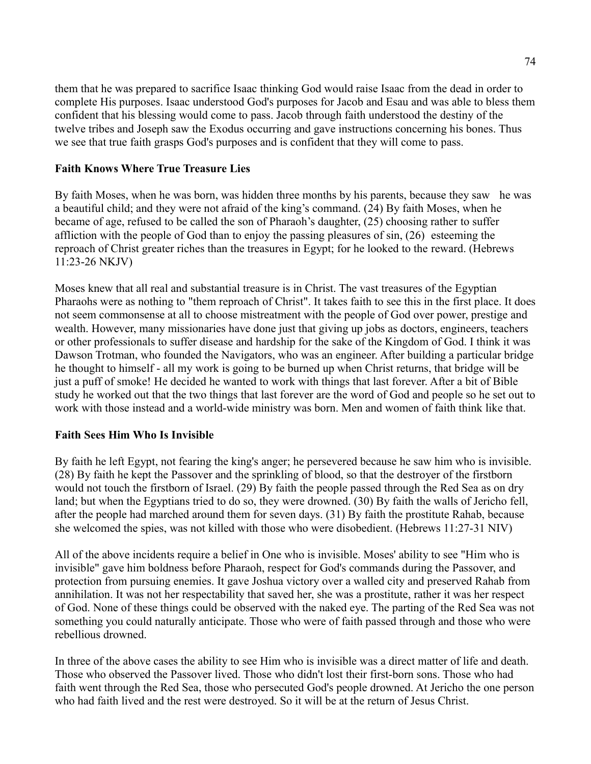them that he was prepared to sacrifice Isaac thinking God would raise Isaac from the dead in order to complete His purposes. Isaac understood God's purposes for Jacob and Esau and was able to bless them confident that his blessing would come to pass. Jacob through faith understood the destiny of the twelve tribes and Joseph saw the Exodus occurring and gave instructions concerning his bones. Thus we see that true faith grasps God's purposes and is confident that they will come to pass.

**Faith Knows Where True Treasure Lies**

By faith Moses, when he was born, was hidden three months by his parents, because they saw he was a beautiful child; and they were not afraid of the king's command. (24) By faith Moses, when he became of age, refused to be called the son of Pharaoh's daughter, (25) choosing rather to suffer affliction with the people of God than to enjoy the passing pleasures of sin, (26) esteeming the reproach of Christ greater riches than the treasures in Egypt; for he looked to the reward. (Hebrews 11:23-26 NKJV)

Moses knew that all real and substantial treasure is in Christ. The vast treasures of the Egyptian Pharaohs were as nothing to "them reproach of Christ". It takes faith to see this in the first place. It does not seem commonsense at all to choose mistreatment with the people of God over power, prestige and wealth. However, many missionaries have done just that giving up jobs as doctors, engineers, teachers or other professionals to suffer disease and hardship for the sake of the Kingdom of God. I think it was Dawson Trotman, who founded the Navigators, who was an engineer. After building a particular bridge he thought to himself - all my work is going to be burned up when Christ returns, that bridge will be just a puff of smoke! He decided he wanted to work with things that last forever. After a bit of Bible study he worked out that the two things that last forever are the word of God and people so he set out to work with those instead and a world-wide ministry was born. Men and women of faith think like that.

**Faith Sees Him Who Is Invisible**

By faith he left Egypt, not fearing the king's anger; he persevered because he saw him who is invisible. (28) By faith he kept the Passover and the sprinkling of blood, so that the destroyer of the firstborn would not touch the firstborn of Israel. (29) By faith the people passed through the Red Sea as on dry land; but when the Egyptians tried to do so, they were drowned. (30) By faith the walls of Jericho fell, after the people had marched around them for seven days. (31) By faith the prostitute Rahab, because she welcomed the spies, was not killed with those who were disobedient. (Hebrews 11:27-31 NIV)

All of the above incidents require a belief in One who is invisible. Moses' ability to see "Him who is invisible" gave him boldness before Pharaoh, respect for God's commands during the Passover, and protection from pursuing enemies. It gave Joshua victory over a walled city and preserved Rahab from annihilation. It was not her respectability that saved her, she was a prostitute, rather it was her respect of God. None of these things could be observed with the naked eye. The parting of the Red Sea was not something you could naturally anticipate. Those who were of faith passed through and those who were rebellious drowned.

In three of the above cases the ability to see Him who is invisible was a direct matter of life and death. Those who observed the Passover lived. Those who didn't lost their first-born sons. Those who had faith went through the Red Sea, those who persecuted God's people drowned. At Jericho the one person who had faith lived and the rest were destroyed. So it will be at the return of Jesus Christ.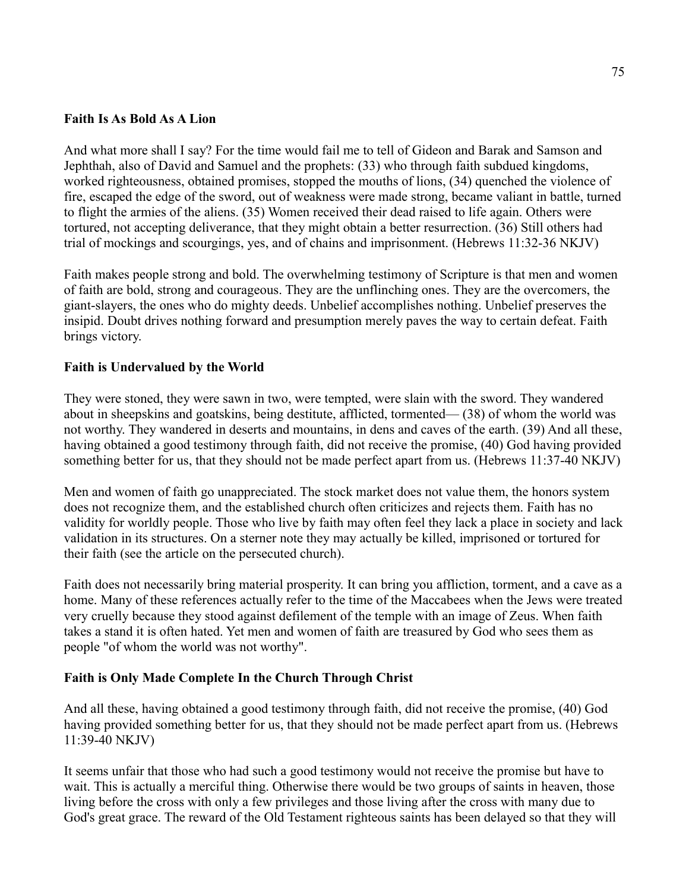**Faith Is As Bold As A Lion**

And what more shall I say? For the time would fail me to tell of Gideon and Barak and Samson and Jephthah, also of David and Samuel and the prophets: (33) who through faith subdued kingdoms, worked righteousness, obtained promises, stopped the mouths of lions, (34) quenched the violence of fire, escaped the edge of the sword, out of weakness were made strong, became valiant in battle, turned to flight the armies of the aliens. (35) Women received their dead raised to life again. Others were tortured, not accepting deliverance, that they might obtain a better resurrection. (36) Still others had trial of mockings and scourgings, yes, and of chains and imprisonment. (Hebrews 11:32-36 NKJV)

Faith makes people strong and bold. The overwhelming testimony of Scripture is that men and women of faith are bold, strong and courageous. They are the unflinching ones. They are the overcomers, the giant-slayers, the ones who do mighty deeds. Unbelief accomplishes nothing. Unbelief preserves the insipid. Doubt drives nothing forward and presumption merely paves the way to certain defeat. Faith brings victory.

**Faith is Undervalued by the World**

They were stoned, they were sawn in two, were tempted, were slain with the sword. They wandered about in sheepskins and goatskins, being destitute, afflicted, tormented— (38) of whom the world was not worthy. They wandered in deserts and mountains, in dens and caves of the earth. (39) And all these, having obtained a good testimony through faith, did not receive the promise, (40) God having provided something better for us, that they should not be made perfect apart from us. (Hebrews 11:37-40 NKJV)

Men and women of faith go unappreciated. The stock market does not value them, the honors system does not recognize them, and the established church often criticizes and rejects them. Faith has no validity for worldly people. Those who live by faith may often feel they lack a place in society and lack validation in its structures. On a sterner note they may actually be killed, imprisoned or tortured for their faith (see the article on the persecuted church).

Faith does not necessarily bring material prosperity. It can bring you affliction, torment, and a cave as a home. Many of these references actually refer to the time of the Maccabees when the Jews were treated very cruelly because they stood against defilement of the temple with an image of Zeus. When faith takes a stand it is often hated. Yet men and women of faith are treasured by God who sees them as people "of whom the world was not worthy".

**Faith is Only Made Complete In the Church Through Christ**

And all these, having obtained a good testimony through faith, did not receive the promise, (40) God having provided something better for us, that they should not be made perfect apart from us. (Hebrews 11:39-40 NKJV)

It seems unfair that those who had such a good testimony would not receive the promise but have to wait. This is actually a merciful thing. Otherwise there would be two groups of saints in heaven, those living before the cross with only a few privileges and those living after the cross with many due to God's great grace. The reward of the Old Testament righteous saints has been delayed so that they will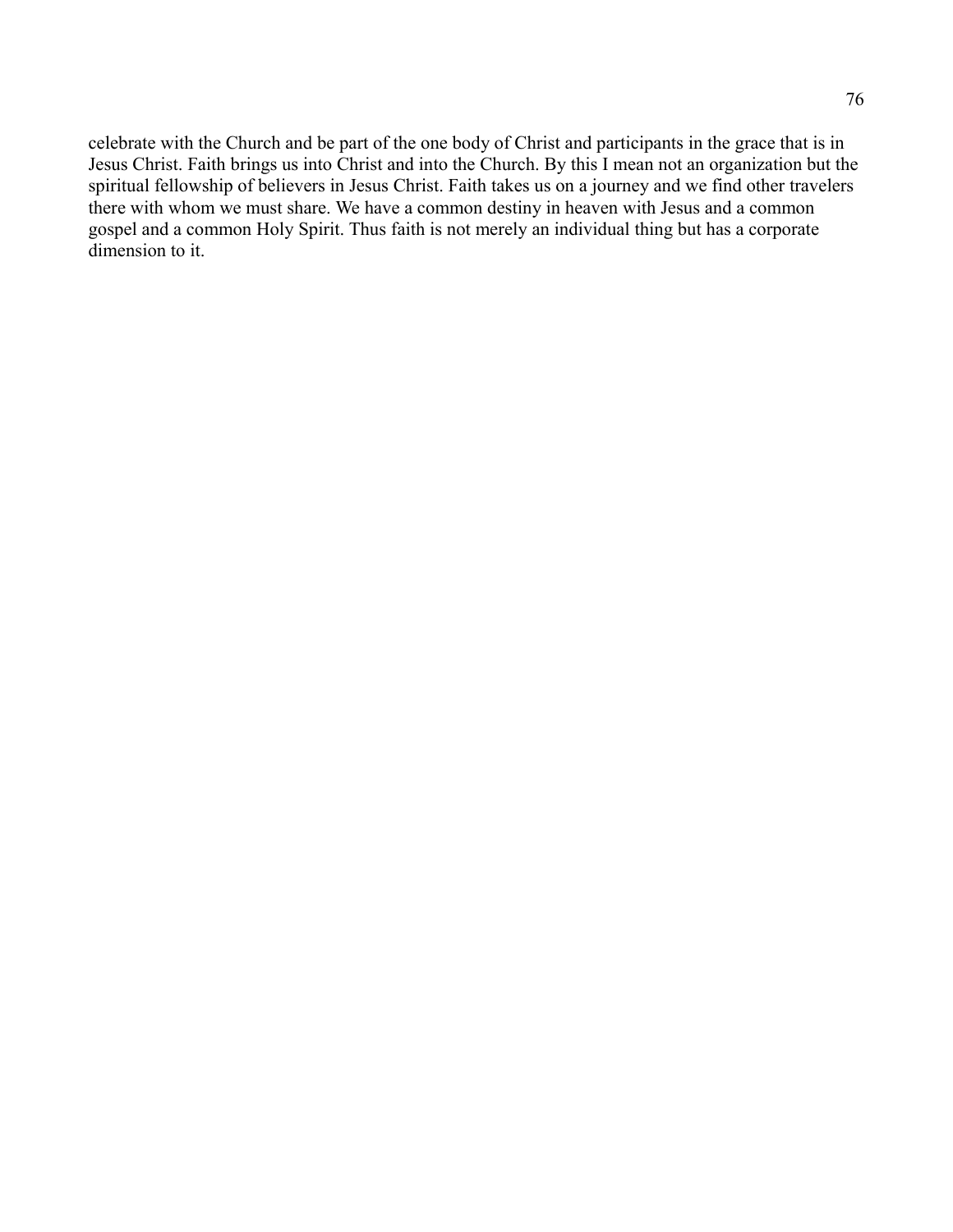celebrate with the Church and be part of the one body of Christ and participants in the grace that is in Jesus Christ. Faith brings us into Christ and into the Church. By this I mean not an organization but the spiritual fellowship of believers in Jesus Christ. Faith takes us on a journey and we find other travelers there with whom we must share. We have a common destiny in heaven with Jesus and a common gospel and a common Holy Spirit. Thus faith is not merely an individual thing but has a corporate dimension to it.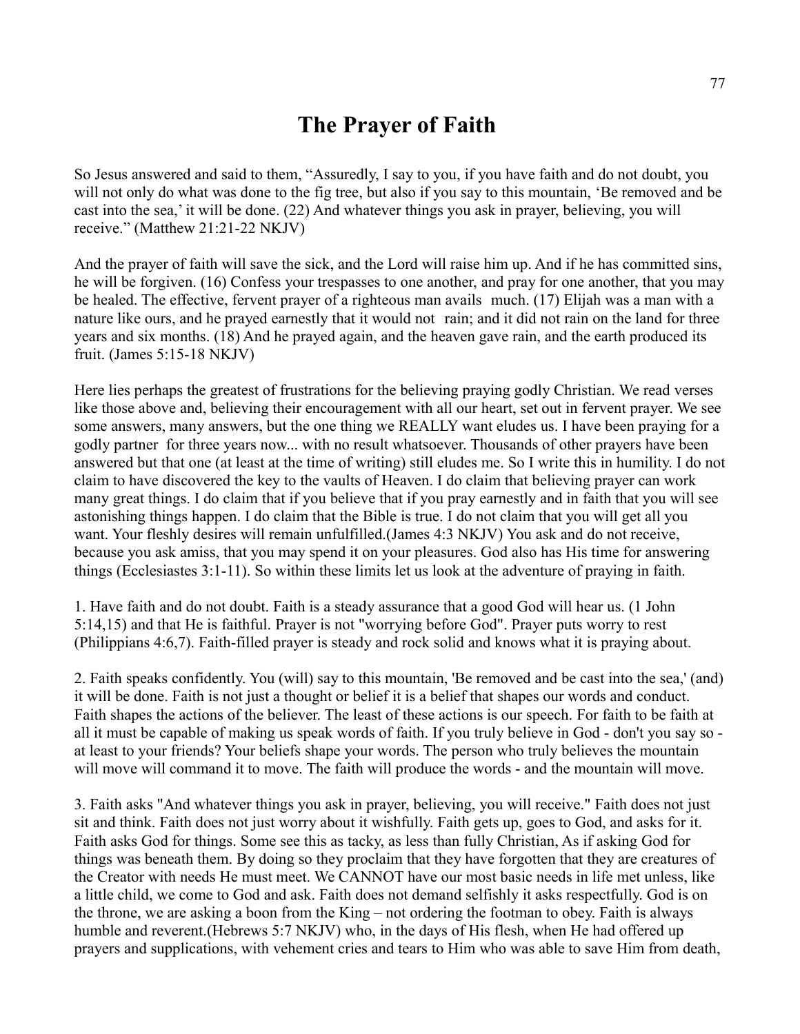# The Prayer of Faith

So Jesus answered and said to them, "Assuredly, I say to you, if you have faith and do not doubt, you will not only do what was done to the fig tree, but also if you say to this mountain, 'Be removed and be cast into the sea,' it will be done. (22) And whatever things you ask in prayer, believing, you will receive." (Matthew 21:21-22 NKJV)

And the prayer of faith will save the sick, and the Lord will raise him up. And if he has committed sins, he will be forgiven. (16) Confess your trespasses to one another, and pray for one another, that you may be healed. The effective, fervent prayer of a righteous man avails much. (17) Elijah was a man with a nature like ours, and he prayed earnestly that it would not rain; and it did not rain on the land for three years and six months. (18) And he prayed again, and the heaven gave rain, and the earth produced its fruit. (James 5:15-18 NKJV)

Here lies perhaps the greatest of frustrations for the believing praying godly Christian. We read verses like those above and, believing their encouragement with all our heart, set out in fervent prayer. We see some answers, many answers, but the one thing we REALLY want eludes us. I have been praying for a godly partner for three years now... with no result whatsoever. Thousands of other prayers have been answered but that one (at least at the time of writing) still eludes me. So I write this in humility. I do not claim to have discovered the key to the vaults of Heaven. I do claim that believing prayer can work many great things. I do claim that if you believe that if you pray earnestly and in faith that you will see astonishing things happen. I do claim that the Bible is true. I do not claim that you will get all you want. Your fleshly desires will remain unfulfilled.(James 4:3 NKJV) You ask and do not receive, because you ask amiss, that you may spend it on your pleasures. God also has His time for answering things (Ecclesiastes 3:1-11). So within these limits let us look at the adventure of praying in faith.

1. Have faith and do not doubt. Faith is a steady assurance that a good God will hear us. (1 John 5:14,15) and that He is faithful. Prayer is not "worrying before God". Prayer puts worry to rest (Philippians 4:6,7). Faith-filled prayer is steady and rock solid and knows what it is praying about.

2. Faith speaks confidently. You (will) say to this mountain, 'Be removed and be cast into the sea,' (and) it will be done. Faith is not just a thought or belief it is a belief that shapes our words and conduct. Faith shapes the actions of the believer. The least of these actions is our speech. For faith to be faith at all it must be capable of making us speak words of faith. If you truly believe in God - don't you say so - at least to your friends? Your beliefs shape your words. The person who truly believes the mountain will move will command it to move. The faith will produce the words - and the mountain will move.

3. Faith asks "And whatever things you ask in prayer, believing, you will receive." Faith does not just sit and think. Faith does not just worry about it wishfully. Faith gets up, goes to God, and asks for it. Faith asks God for things. Some see this as tacky, as less than fully Christian, As if asking God for things was beneath them. By doing so they proclaim that they have forgotten that they are creatures of the Creator with needs He must meet. We CANNOT have our most basic needs in life met unless, like a little child, we come to God and ask. Faith does not demand selfishly it asks respectfully. God is on the throne, we are asking a boon from the King – not ordering the footman to obey. Faith is always humble and reverent.(Hebrews 5:7 NKJV) who, in the days of His flesh, when He had offered up prayers and supplications, with vehement cries and tears to Him who was able to save Him from death,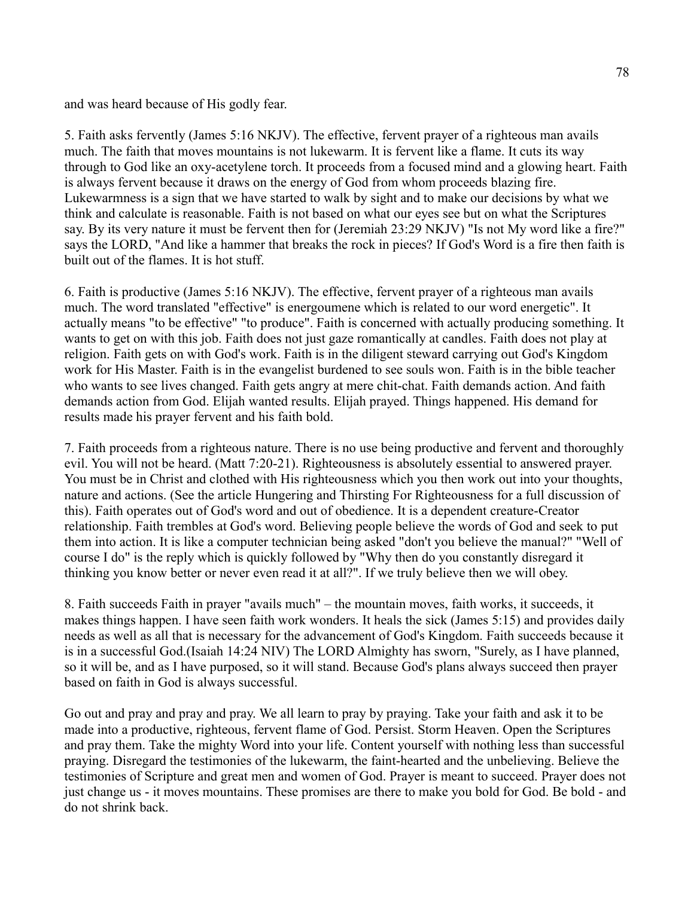and was heard because of His godly fear.

5. Faith asks fervently (James 5:16 NKJV). The effective, fervent prayer of a righteous man avails much. The faith that moves mountains is not lukewarm. It is fervent like a flame. It cuts its way through to God like an oxy-acetylene torch. It proceeds from a focused mind and a glowing heart. Faith is always fervent because it draws on the energy of God from whom proceeds blazing fire. Lukewarmness is a sign that we have started to walk by sight and to make our decisions by what we think and calculate is reasonable. Faith is not based on what our eyes see but on what the Scriptures say. By its very nature it must be fervent then for (Jeremiah 23:29 NKJV) "Is not My word like a fire?" says the LORD, "And like a hammer that breaks the rock in pieces? If God's Word is a fire then faith is built out of the flames. It is hot stuff.

6. Faith is productive (James 5:16 NKJV). The effective, fervent prayer of a righteous man avails much. The word translated "effective" is energoumene which is related to our word energetic". It actually means "to be effective" "to produce". Faith is concerned with actually producing something. It wants to get on with this job. Faith does not just gaze romantically at candles. Faith does not play at religion. Faith gets on with God's work. Faith is in the diligent steward carrying out God's Kingdom work for His Master. Faith is in the evangelist burdened to see souls won. Faith is in the bible teacher who wants to see lives changed. Faith gets angry at mere chit-chat. Faith demands action. And faith demands action from God. Elijah wanted results. Elijah prayed. Things happened. His demand for results made his prayer fervent and his faith bold.

7. Faith proceeds from a righteous nature. There is no use being productive and fervent and thoroughly evil. You will not be heard. (Matt 7:20-21). Righteousness is absolutely essential to answered prayer. You must be in Christ and clothed with His righteousness which you then work out into your thoughts, nature and actions. (See the article Hungering and Thirsting For Righteousness for a full discussion of this). Faith operates out of God's word and out of obedience. It is a dependent creature-Creator relationship. Faith trembles at God's word. Believing people believe the words of God and seek to put them into action. It is like a computer technician being asked "don't you believe the manual?" "Well of course I do" is the reply which is quickly followed by "Why then do you constantly disregard it thinking you know better or never even read it at all?". If we truly believe then we will obey.

8. Faith succeeds Faith in prayer "avails much" – the mountain moves, faith works, it succeeds, it makes things happen. I have seen faith work wonders. It heals the sick (James 5:15) and provides daily needs as well as all that is necessary for the advancement of God's Kingdom. Faith succeeds because it is in a successful God.(Isaiah 14:24 NIV) The LORD Almighty has sworn, "Surely, as I have planned, so it will be, and as I have purposed, so it will stand. Because God's plans always succeed then prayer based on faith in God is always successful.

Go out and pray and pray and pray. We all learn to pray by praying. Take your faith and ask it to be made into a productive, righteous, fervent flame of God. Persist. Storm Heaven. Open the Scriptures and pray them. Take the mighty Word into your life. Content yourself with nothing less than successful praying. Disregard the testimonies of the lukewarm, the faint-hearted and the unbelieving. Believe the testimonies of Scripture and great men and women of God. Prayer is meant to succeed. Prayer does not just change us - it moves mountains. These promises are there to make you bold for God. Be bold - and do not shrink back.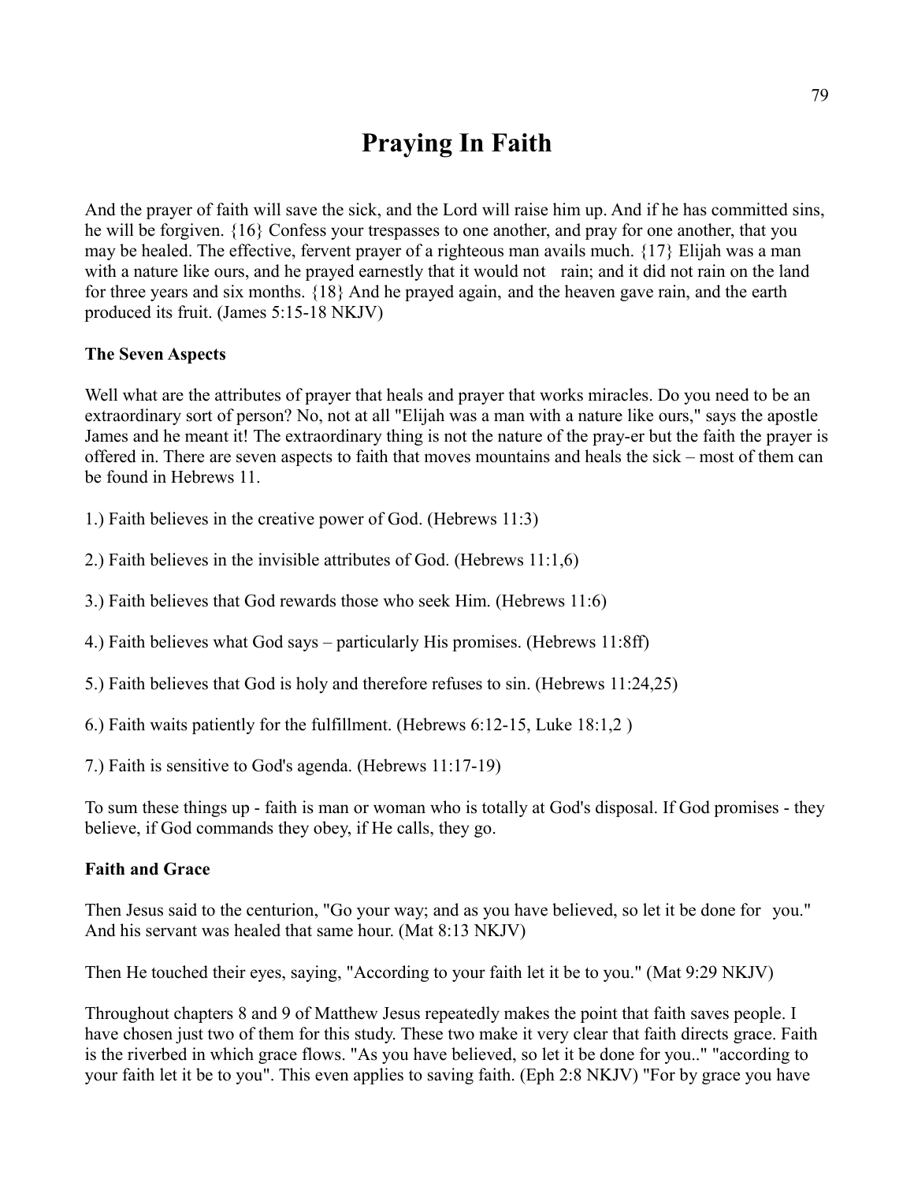# Praying In Faith

And the prayer of faith will save the sick, and the Lord will raise him up. And if he has committed sins, he will be forgiven. {16} Confess your trespasses to one another, and pray for one another, that you may be healed. The effective, fervent prayer of a righteous man avails much. {17} Elijah was a man with a nature like ours, and he prayed earnestly that it would not rain; and it did not rain on the land for three years and six months. {18} And he prayed again, and the heaven gave rain, and the earth produced its fruit. (James 5:15-18 NKJV)

**The Seven Aspects**

Well what are the attributes of prayer that heals and prayer that works miracles. Do you need to be an extraordinary sort of person? No, not at all "Elijah was a man with a nature like ours," says the apostle James and he meant it! The extraordinary thing is not the nature of the pray-er but the faith the prayer is offered in. There are seven aspects to faith that moves mountains and heals the sick – most of them can be found in Hebrews 11.

1.) Faith believes in the creative power of God. (Hebrews 11:3)

2.) Faith believes in the invisible attributes of God. (Hebrews 11:1,6)

3.) Faith believes that God rewards those who seek Him. (Hebrews 11:6)

4.) Faith believes what God says – particularly His promises. (Hebrews 11:8ff)

5.) Faith believes that God is holy and therefore refuses to sin. (Hebrews 11:24,25)

6.) Faith waits patiently for the fulfillment. (Hebrews 6:12-15, Luke 18:1,2 )

7.) Faith is sensitive to God's agenda. (Hebrews 11:17-19)

To sum these things up - faith is man or woman who is totally at God's disposal. If God promises - they believe, if God commands they obey, if He calls, they go.

**Faith and Grace**

Then Jesus said to the centurion, "Go your way; and as you have believed, so let it be done for you." And his servant was healed that same hour. (Mat 8:13 NKJV)

Then He touched their eyes, saying, "According to your faith let it be to you." (Mat 9:29 NKJV)

Throughout chapters 8 and 9 of Matthew Jesus repeatedly makes the point that faith saves people. I have chosen just two of them for this study. These two make it very clear that faith directs grace. Faith is the riverbed in which grace flows. "As you have believed, so let it be done for you.." "according to your faith let it be to you". This even applies to saving faith. (Eph 2:8 NKJV) "For by grace you have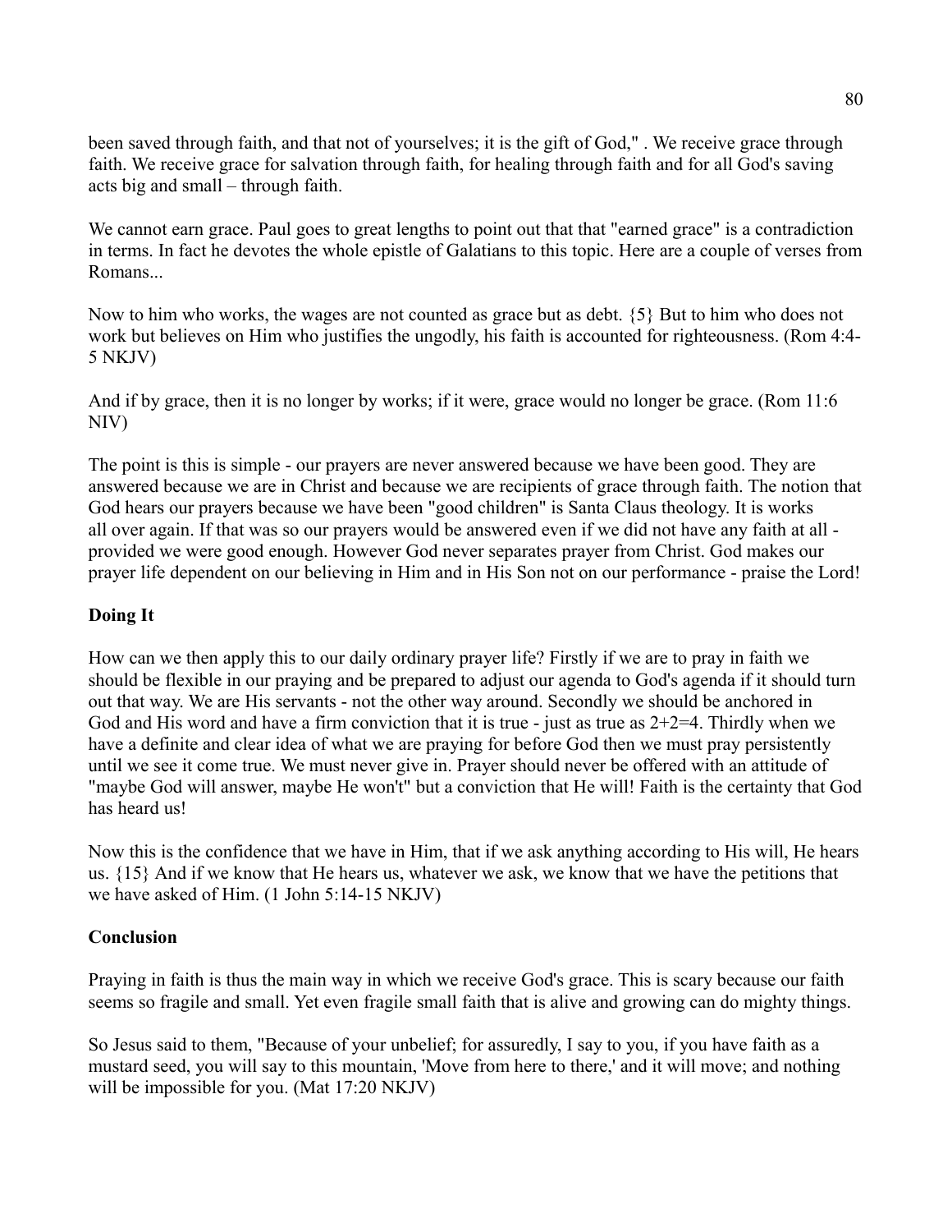been saved through faith, and that not of yourselves; it is the gift of God," . We receive grace through faith. We receive grace for salvation through faith, for healing through faith and for all God's saving acts big and small – through faith.

We cannot earn grace. Paul goes to great lengths to point out that that "earned grace" is a contradiction in terms. In fact he devotes the whole epistle of Galatians to this topic. Here are a couple of verses from Romans...

Now to him who works, the wages are not counted as grace but as debt. {5} But to him who does not work but believes on Him who justifies the ungodly, his faith is accounted for righteousness. (Rom 4:4-5 NKJV)

And if by grace, then it is no longer by works; if it were, grace would no longer be grace. (Rom 11:6 NIV)

The point is this is simple - our prayers are never answered because we have been good. They are answered because we are in Christ and because we are recipients of grace through faith. The notion that God hears our prayers because we have been "good children" is Santa Claus theology. It is works all over again. If that was so our prayers would be answered even if we did not have any faith at all - provided we were good enough. However God never separates prayer from Christ. God makes our prayer life dependent on our believing in Him and in His Son not on our performance - praise the Lord!

**Doing It**

How can we then apply this to our daily ordinary prayer life? Firstly if we are to pray in faith we should be flexible in our praying and be prepared to adjust our agenda to God's agenda if it should turn out that way. We are His servants - not the other way around. Secondly we should be anchored in God and His word and have a firm conviction that it is true - just as true as 2+2=4. Thirdly when we have a definite and clear idea of what we are praying for before God then we must pray persistently until we see it come true. We must never give in. Prayer should never be offered with an attitude of "maybe God will answer, maybe He won't" but a conviction that He will! Faith is the certainty that God has heard us!

Now this is the confidence that we have in Him, that if we ask anything according to His will, He hears us. {15} And if we know that He hears us, whatever we ask, we know that we have the petitions that we have asked of Him. (1 John 5:14-15 NKJV)

**Conclusion**

Praying in faith is thus the main way in which we receive God's grace. This is scary because our faith seems so fragile and small. Yet even fragile small faith that is alive and growing can do mighty things.

So Jesus said to them, "Because of your unbelief; for assuredly, I say to you, if you have faith as a mustard seed, you will say to this mountain, 'Move from here to there,' and it will move; and nothing will be impossible for you. (Mat 17:20 NKJV)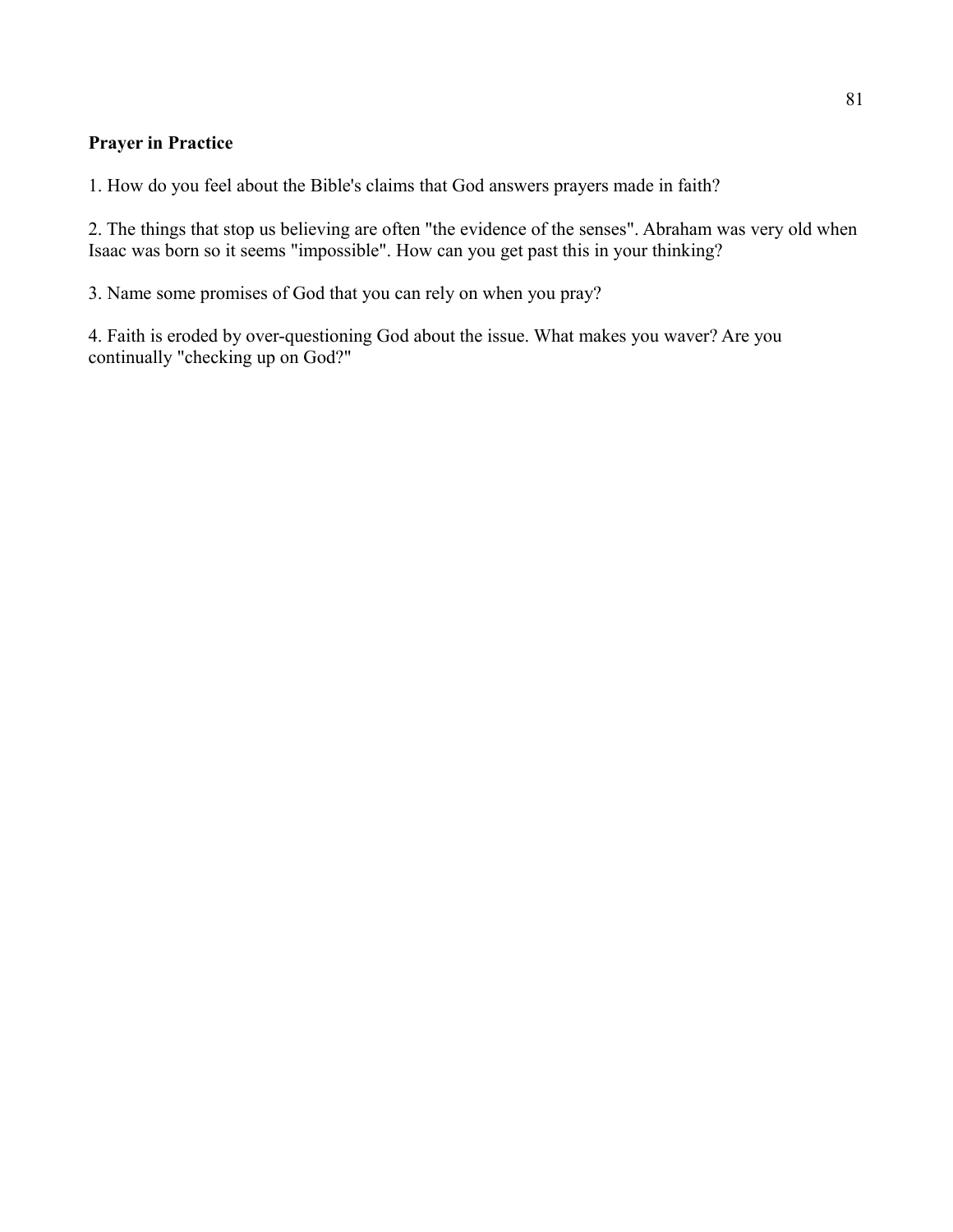**Prayer in Practice**

1. How do you feel about the Bible's claims that God answers prayers made in faith?

2. The things that stop us believing are often "the evidence of the senses". Abraham was very old when Isaac was born so it seems "impossible". How can you get past this in your thinking?

3. Name some promises of God that you can rely on when you pray?

4. Faith is eroded by over-questioning God about the issue. What makes you waver? Are you continually "checking up on God?"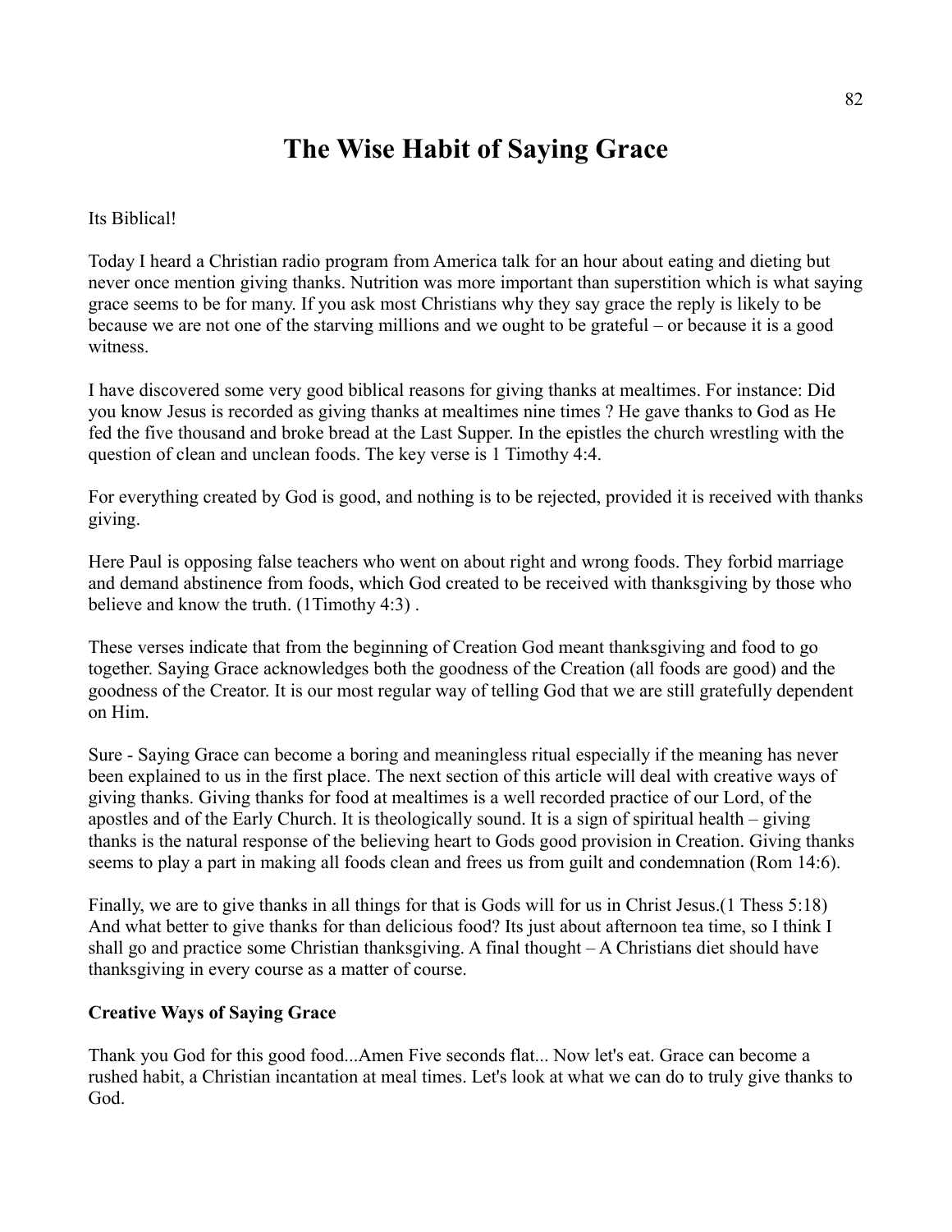# The Wise Habit of Saying Grace

Its Biblical!

Today I heard a Christian radio program from America talk for an hour about eating and dieting but never once mention giving thanks. Nutrition was more important than superstition which is what saying grace seems to be for many. If you ask most Christians why they say grace the reply is likely to be because we are not one of the starving millions and we ought to be grateful – or because it is a good witness.

I have discovered some very good biblical reasons for giving thanks at mealtimes. For instance: Did you know Jesus is recorded as giving thanks at mealtimes nine times ? He gave thanks to God as He fed the five thousand and broke bread at the Last Supper. In the epistles the church wrestling with the question of clean and unclean foods. The key verse is 1 Timothy 4:4.

For everything created by God is good, and nothing is to be rejected, provided it is received with thanks giving.

Here Paul is opposing false teachers who went on about right and wrong foods. They forbid marriage and demand abstinence from foods, which God created to be received with thanksgiving by those who believe and know the truth. (1Timothy 4:3) .

These verses indicate that from the beginning of Creation God meant thanksgiving and food to go together. Saying Grace acknowledges both the goodness of the Creation (all foods are good) and the goodness of the Creator. It is our most regular way of telling God that we are still gratefully dependent on Him.

Sure - Saying Grace can become a boring and meaningless ritual especially if the meaning has never been explained to us in the first place. The next section of this article will deal with creative ways of giving thanks. Giving thanks for food at mealtimes is a well recorded practice of our Lord, of the apostles and of the Early Church. It is theologically sound. It is a sign of spiritual health – giving thanks is the natural response of the believing heart to Gods good provision in Creation. Giving thanks seems to play a part in making all foods clean and frees us from guilt and condemnation (Rom 14:6).

Finally, we are to give thanks in all things for that is Gods will for us in Christ Jesus.(1 Thess 5:18) And what better to give thanks for than delicious food? Its just about afternoon tea time, so I think I shall go and practice some Christian thanksgiving. A final thought – A Christians diet should have thanksgiving in every course as a matter of course.

**Creative Ways of Saying Grace**

Thank you God for this good food...Amen Five seconds flat... Now let's eat. Grace can become a rushed habit, a Christian incantation at meal times. Let's look at what we can do to truly give thanks to God.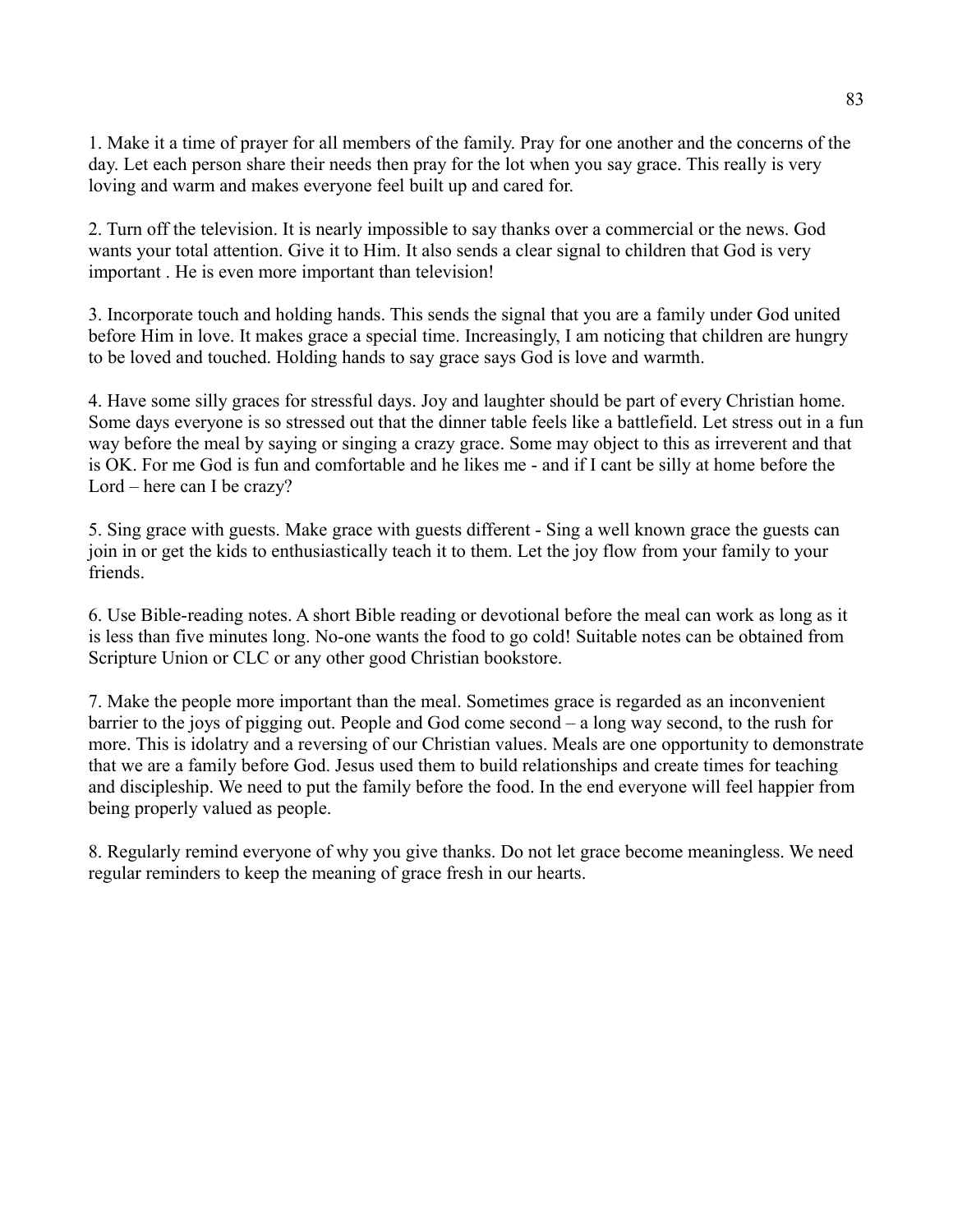1. Make it a time of prayer for all members of the family. Pray for one another and the concerns of the day. Let each person share their needs then pray for the lot when you say grace. This really is very loving and warm and makes everyone feel built up and cared for.

2. Turn off the television. It is nearly impossible to say thanks over a commercial or the news. God wants your total attention. Give it to Him. It also sends a clear signal to children that God is very important . He is even more important than television!

3. Incorporate touch and holding hands. This sends the signal that you are a family under God united before Him in love. It makes grace a special time. Increasingly, I am noticing that children are hungry to be loved and touched. Holding hands to say grace says God is love and warmth.

4. Have some silly graces for stressful days. Joy and laughter should be part of every Christian home. Some days everyone is so stressed out that the dinner table feels like a battlefield. Let stress out in a fun way before the meal by saying or singing a crazy grace. Some may object to this as irreverent and that is OK. For me God is fun and comfortable and he likes me - and if I cant be silly at home before the Lord – here can I be crazy?

5. Sing grace with guests. Make grace with guests different - Sing a well known grace the guests can join in or get the kids to enthusiastically teach it to them. Let the joy flow from your family to your friends.

6. Use Bible-reading notes. A short Bible reading or devotional before the meal can work as long as it is less than five minutes long. No-one wants the food to go cold! Suitable notes can be obtained from Scripture Union or CLC or any other good Christian bookstore.

7. Make the people more important than the meal. Sometimes grace is regarded as an inconvenient barrier to the joys of pigging out. People and God come second – a long way second, to the rush for more. This is idolatry and a reversing of our Christian values. Meals are one opportunity to demonstrate that we are a family before God. Jesus used them to build relationships and create times for teaching and discipleship. We need to put the family before the food. In the end everyone will feel happier from being properly valued as people.

8. Regularly remind everyone of why you give thanks. Do not let grace become meaningless. We need regular reminders to keep the meaning of grace fresh in our hearts.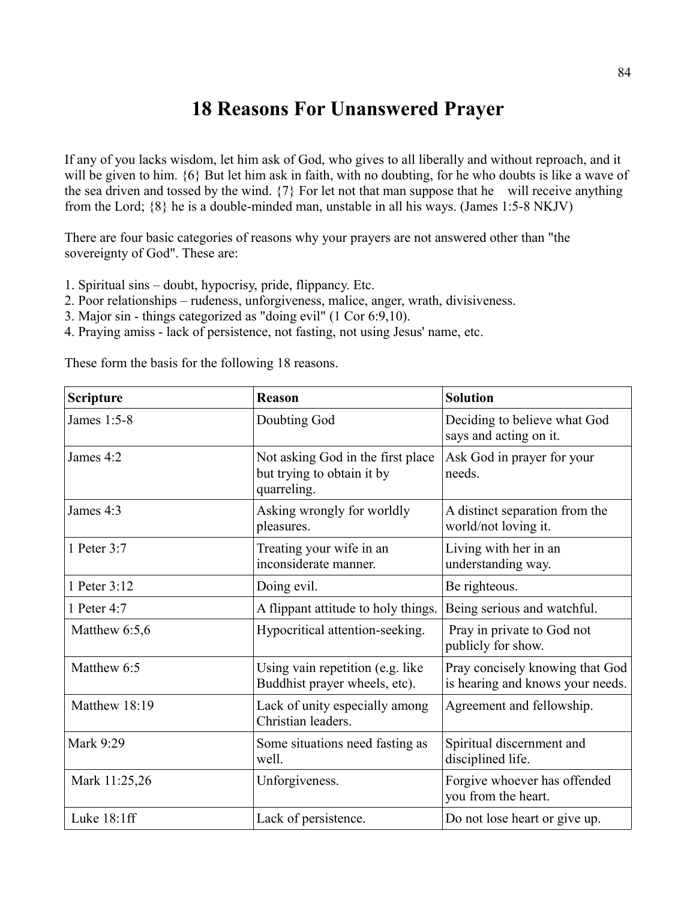# 18 Reasons For Unanswered Prayer

If any of you lacks wisdom, let him ask of God, who gives to all liberally and without reproach, and it will be given to him. {6} But let him ask in faith, with no doubting, for he who doubts is like a wave of the sea driven and tossed by the wind. {7} For let not that man suppose that he will receive anything from the Lord; {8} he is a double-minded man, unstable in all his ways. (James 1:5-8 NKJV)

There are four basic categories of reasons why your prayers are not answered other than "the sovereignty of God". These are:

1. Spiritual sins – doubt, hypocrisy, pride, flippancy. Etc.
2. Poor relationships – rudeness, unforgiveness, malice, anger, wrath, divisiveness.
3. Major sin - things categorized as "doing evil" (1 Cor 6:9,10).
4. Praying amiss - lack of persistence, not fasting, not using Jesus' name, etc.

These form the basis for the following 18 reasons.

| **Scripture** | **Reason** | **Solution** |
|---|---|---|
| James 1:5-8 | Doubting God | Deciding to believe what God says and acting on it. |
| James 4:2 | Not asking God in the first place but trying to obtain it by quarreling. | Ask God in prayer for your needs. |
| James 4:3 | Asking wrongly for worldly pleasures. | A distinct separation from the world/not loving it. |
| 1 Peter 3:7 | Treating your wife in an inconsiderate manner. | Living with her in an understanding way. |
| 1 Peter 3:12 | Doing evil. | Be righteous. |
| 1 Peter 4:7 | A flippant attitude to holy things. | Being serious and watchful. |
| Matthew 6:5,6 | Hypocritical attention-seeking. | Pray in private to God not publicly for show. |
| Matthew 6:5 | Using vain repetition (e.g. like Buddhist prayer wheels, etc). | Pray concisely knowing that God is hearing and knows your needs. |
| Matthew 18:19 | Lack of unity especially among Christian leaders. | Agreement and fellowship. |
| Mark 9:29 | Some situations need fasting as well. | Spiritual discernment and disciplined life. |
| Mark 11:25,26 | Unforgiveness. | Forgive whoever has offended you from the heart. |
| Luke 18:1ff | Lack of persistence. | Do not lose heart or give up. |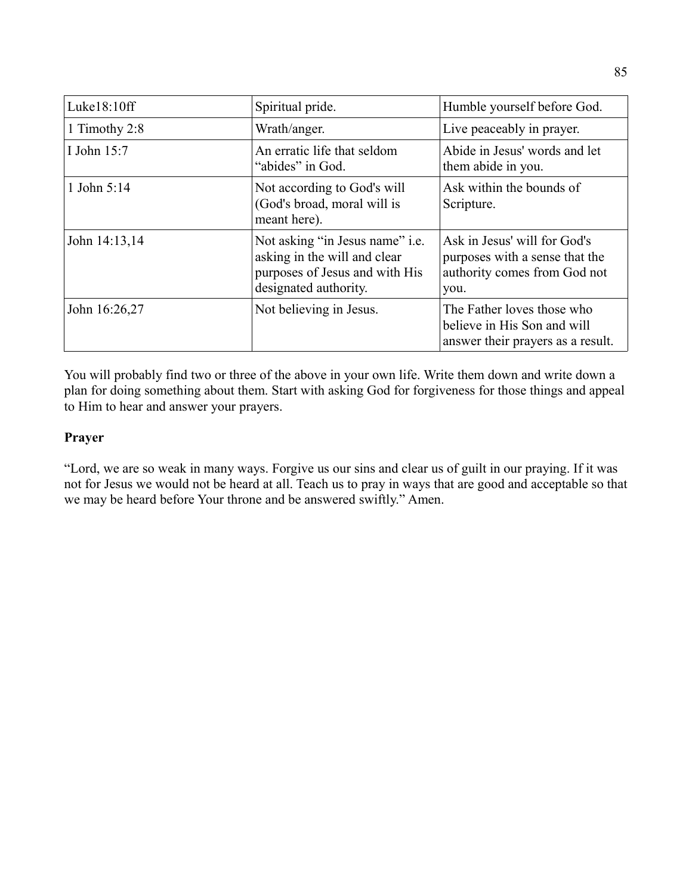| Luke18:10ff | Spiritual pride. | Humble yourself before God. |
|---|---|---|
| 1 Timothy 2:8 | Wrath/anger. | Live peaceably in prayer. |
| I John 15:7 | An erratic life that seldom "abides" in God. | Abide in Jesus' words and let them abide in you. |
| 1 John 5:14 | Not according to God's will (God's broad, moral will is meant here). | Ask within the bounds of Scripture. |
| John 14:13,14 | Not asking "in Jesus name" i.e. asking in the will and clear purposes of Jesus and with His designated authority. | Ask in Jesus' will for God's purposes with a sense that the authority comes from God not you. |
| John 16:26,27 | Not believing in Jesus. | The Father loves those who believe in His Son and will answer their prayers as a result. |

You will probably find two or three of the above in your own life. Write them down and write down a plan for doing something about them. Start with asking God for forgiveness for those things and appeal to Him to hear and answer your prayers.

**Prayer**

"Lord, we are so weak in many ways. Forgive us our sins and clear us of guilt in our praying. If it was not for Jesus we would not be heard at all. Teach us to pray in ways that are good and acceptable so that we may be heard before Your throne and be answered swiftly." Amen.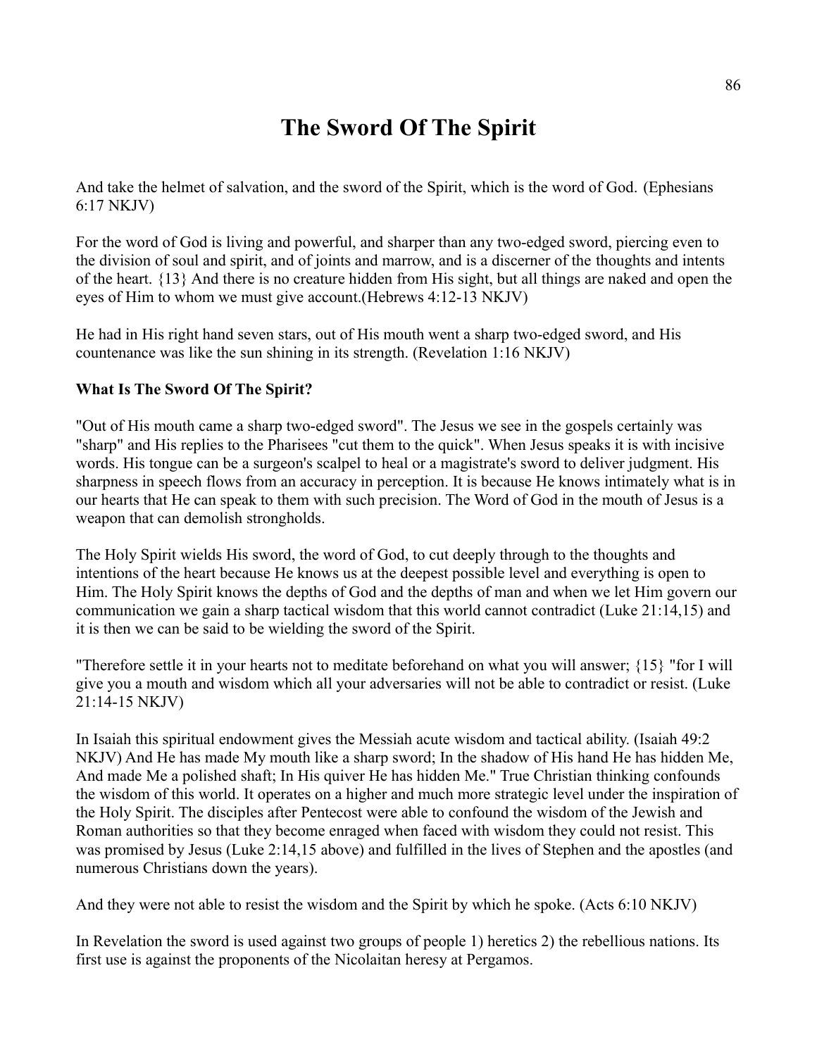# The Sword Of The Spirit

And take the helmet of salvation, and the sword of the Spirit, which is the word of God. (Ephesians 6:17 NKJV)

For the word of God is living and powerful, and sharper than any two-edged sword, piercing even to the division of soul and spirit, and of joints and marrow, and is a discerner of the thoughts and intents of the heart. {13} And there is no creature hidden from His sight, but all things are naked and open the eyes of Him to whom we must give account.(Hebrews 4:12-13 NKJV)

He had in His right hand seven stars, out of His mouth went a sharp two-edged sword, and His countenance was like the sun shining in its strength. (Revelation 1:16 NKJV)

**What Is The Sword Of The Spirit?**

"Out of His mouth came a sharp two-edged sword". The Jesus we see in the gospels certainly was "sharp" and His replies to the Pharisees "cut them to the quick". When Jesus speaks it is with incisive words. His tongue can be a surgeon's scalpel to heal or a magistrate's sword to deliver judgment. His sharpness in speech flows from an accuracy in perception. It is because He knows intimately what is in our hearts that He can speak to them with such precision. The Word of God in the mouth of Jesus is a weapon that can demolish strongholds.

The Holy Spirit wields His sword, the word of God, to cut deeply through to the thoughts and intentions of the heart because He knows us at the deepest possible level and everything is open to Him. The Holy Spirit knows the depths of God and the depths of man and when we let Him govern our communication we gain a sharp tactical wisdom that this world cannot contradict (Luke 21:14,15) and it is then we can be said to be wielding the sword of the Spirit.

"Therefore settle it in your hearts not to meditate beforehand on what you will answer; {15} "for I will give you a mouth and wisdom which all your adversaries will not be able to contradict or resist. (Luke 21:14-15 NKJV)

In Isaiah this spiritual endowment gives the Messiah acute wisdom and tactical ability. (Isaiah 49:2 NKJV) And He has made My mouth like a sharp sword; In the shadow of His hand He has hidden Me, And made Me a polished shaft; In His quiver He has hidden Me." True Christian thinking confounds the wisdom of this world. It operates on a higher and much more strategic level under the inspiration of the Holy Spirit. The disciples after Pentecost were able to confound the wisdom of the Jewish and Roman authorities so that they become enraged when faced with wisdom they could not resist. This was promised by Jesus (Luke 2:14,15 above) and fulfilled in the lives of Stephen and the apostles (and numerous Christians down the years).

And they were not able to resist the wisdom and the Spirit by which he spoke. (Acts 6:10 NKJV)

In Revelation the sword is used against two groups of people 1) heretics 2) the rebellious nations. Its first use is against the proponents of the Nicolaitan heresy at Pergamos.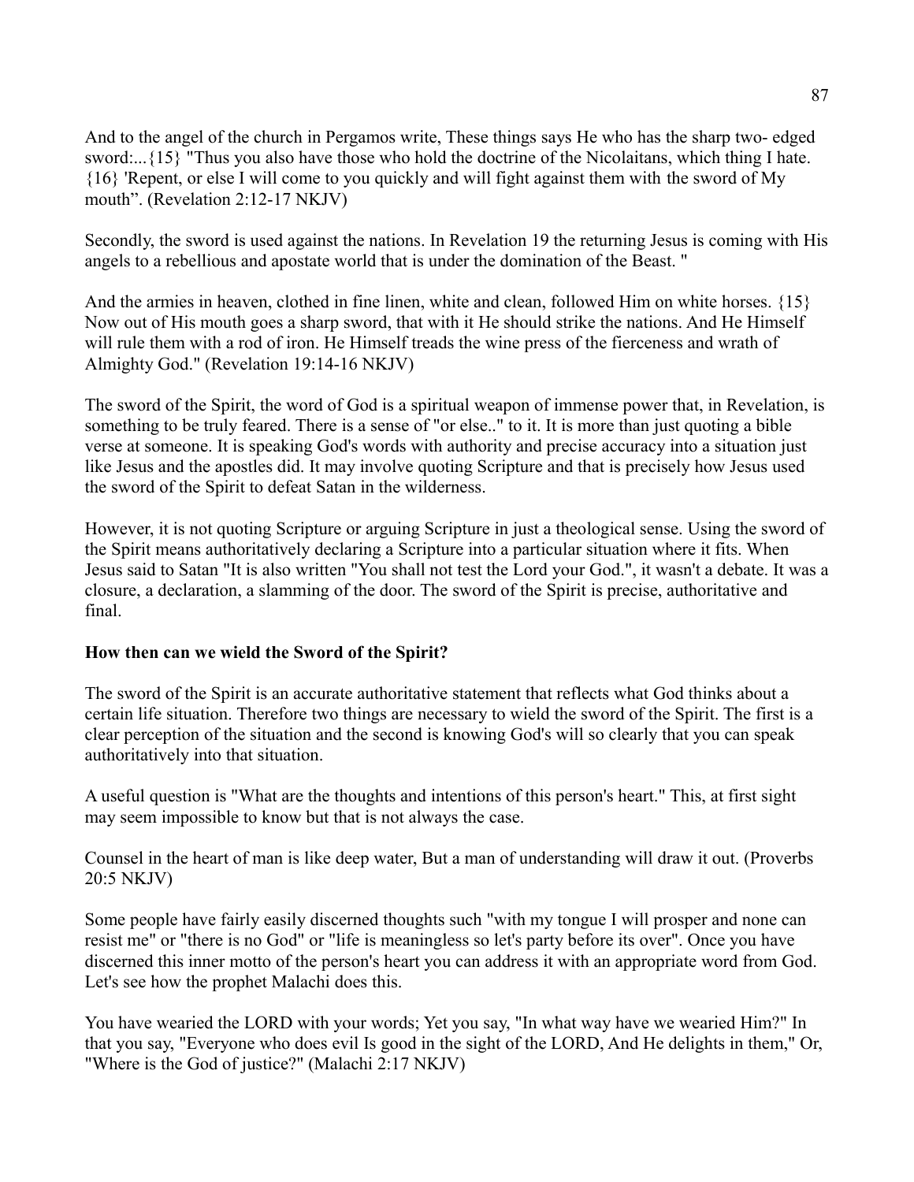And to the angel of the church in Pergamos write, These things says He who has the sharp two- edged sword:...{15} "Thus you also have those who hold the doctrine of the Nicolaitans, which thing I hate. {16} 'Repent, or else I will come to you quickly and will fight against them with the sword of My mouth". (Revelation 2:12-17 NKJV)

Secondly, the sword is used against the nations. In Revelation 19 the returning Jesus is coming with His angels to a rebellious and apostate world that is under the domination of the Beast. "

And the armies in heaven, clothed in fine linen, white and clean, followed Him on white horses. {15} Now out of His mouth goes a sharp sword, that with it He should strike the nations. And He Himself will rule them with a rod of iron. He Himself treads the wine press of the fierceness and wrath of Almighty God." (Revelation 19:14-16 NKJV)

The sword of the Spirit, the word of God is a spiritual weapon of immense power that, in Revelation, is something to be truly feared. There is a sense of "or else.." to it. It is more than just quoting a bible verse at someone. It is speaking God's words with authority and precise accuracy into a situation just like Jesus and the apostles did. It may involve quoting Scripture and that is precisely how Jesus used the sword of the Spirit to defeat Satan in the wilderness.

However, it is not quoting Scripture or arguing Scripture in just a theological sense. Using the sword of the Spirit means authoritatively declaring a Scripture into a particular situation where it fits. When Jesus said to Satan "It is also written "You shall not test the Lord your God.", it wasn't a debate. It was a closure, a declaration, a slamming of the door. The sword of the Spirit is precise, authoritative and final.

**How then can we wield the Sword of the Spirit?**

The sword of the Spirit is an accurate authoritative statement that reflects what God thinks about a certain life situation. Therefore two things are necessary to wield the sword of the Spirit. The first is a clear perception of the situation and the second is knowing God's will so clearly that you can speak authoritatively into that situation.

A useful question is "What are the thoughts and intentions of this person's heart." This, at first sight may seem impossible to know but that is not always the case.

Counsel in the heart of man is like deep water, But a man of understanding will draw it out. (Proverbs 20:5 NKJV)

Some people have fairly easily discerned thoughts such "with my tongue I will prosper and none can resist me" or "there is no God" or "life is meaningless so let's party before its over". Once you have discerned this inner motto of the person's heart you can address it with an appropriate word from God. Let's see how the prophet Malachi does this.

You have wearied the LORD with your words; Yet you say, "In what way have we wearied Him?" In that you say, "Everyone who does evil Is good in the sight of the LORD, And He delights in them," Or, "Where is the God of justice?" (Malachi 2:17 NKJV)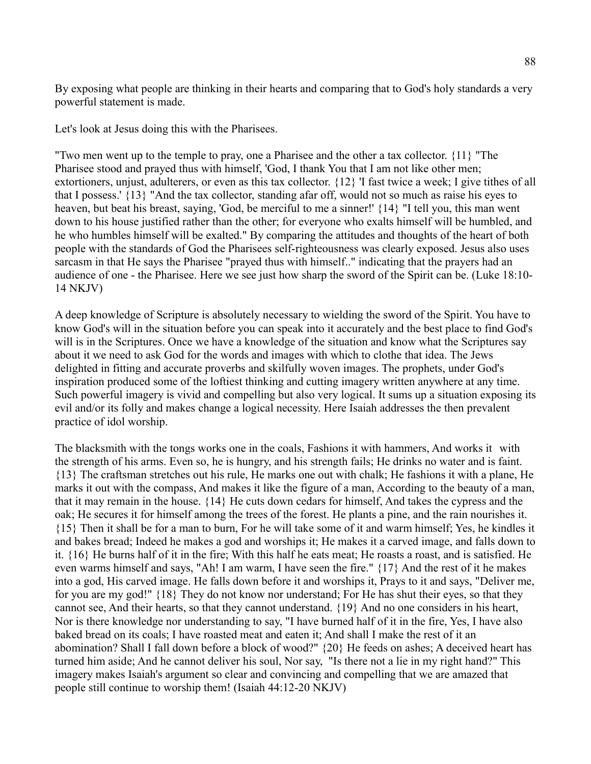By exposing what people are thinking in their hearts and comparing that to God's holy standards a very powerful statement is made.

Let's look at Jesus doing this with the Pharisees.

"Two men went up to the temple to pray, one a Pharisee and the other a tax collector. {11} "The Pharisee stood and prayed thus with himself, 'God, I thank You that I am not like other men; extortioners, unjust, adulterers, or even as this tax collector. {12} 'I fast twice a week; I give tithes of all that I possess.' {13} "And the tax collector, standing afar off, would not so much as raise his eyes to heaven, but beat his breast, saying, 'God, be merciful to me a sinner!' {14} "I tell you, this man went down to his house justified rather than the other; for everyone who exalts himself will be humbled, and he who humbles himself will be exalted." By comparing the attitudes and thoughts of the heart of both people with the standards of God the Pharisees self-righteousness was clearly exposed. Jesus also uses sarcasm in that He says the Pharisee "prayed thus with himself.." indicating that the prayers had an audience of one - the Pharisee. Here we see just how sharp the sword of the Spirit can be. (Luke 18:10-14 NKJV)

A deep knowledge of Scripture is absolutely necessary to wielding the sword of the Spirit. You have to know God's will in the situation before you can speak into it accurately and the best place to find God's will is in the Scriptures. Once we have a knowledge of the situation and know what the Scriptures say about it we need to ask God for the words and images with which to clothe that idea. The Jews delighted in fitting and accurate proverbs and skilfully woven images. The prophets, under God's inspiration produced some of the loftiest thinking and cutting imagery written anywhere at any time. Such powerful imagery is vivid and compelling but also very logical. It sums up a situation exposing its evil and/or its folly and makes change a logical necessity. Here Isaiah addresses the then prevalent practice of idol worship.

The blacksmith with the tongs works one in the coals, Fashions it with hammers, And works it with the strength of his arms. Even so, he is hungry, and his strength fails; He drinks no water and is faint. {13} The craftsman stretches out his rule, He marks one out with chalk; He fashions it with a plane, He marks it out with the compass, And makes it like the figure of a man, According to the beauty of a man, that it may remain in the house. {14} He cuts down cedars for himself, And takes the cypress and the oak; He secures it for himself among the trees of the forest. He plants a pine, and the rain nourishes it. {15} Then it shall be for a man to burn, For he will take some of it and warm himself; Yes, he kindles it and bakes bread; Indeed he makes a god and worships it; He makes it a carved image, and falls down to it. {16} He burns half of it in the fire; With this half he eats meat; He roasts a roast, and is satisfied. He even warms himself and says, "Ah! I am warm, I have seen the fire." {17} And the rest of it he makes into a god, His carved image. He falls down before it and worships it, Prays to it and says, "Deliver me, for you are my god!" {18} They do not know nor understand; For He has shut their eyes, so that they cannot see, And their hearts, so that they cannot understand. {19} And no one considers in his heart, Nor is there knowledge nor understanding to say, "I have burned half of it in the fire, Yes, I have also baked bread on its coals; I have roasted meat and eaten it; And shall I make the rest of it an abomination? Shall I fall down before a block of wood?" {20} He feeds on ashes; A deceived heart has turned him aside; And he cannot deliver his soul, Nor say, "Is there not a lie in my right hand?" This imagery makes Isaiah's argument so clear and convincing and compelling that we are amazed that people still continue to worship them! (Isaiah 44:12-20 NKJV)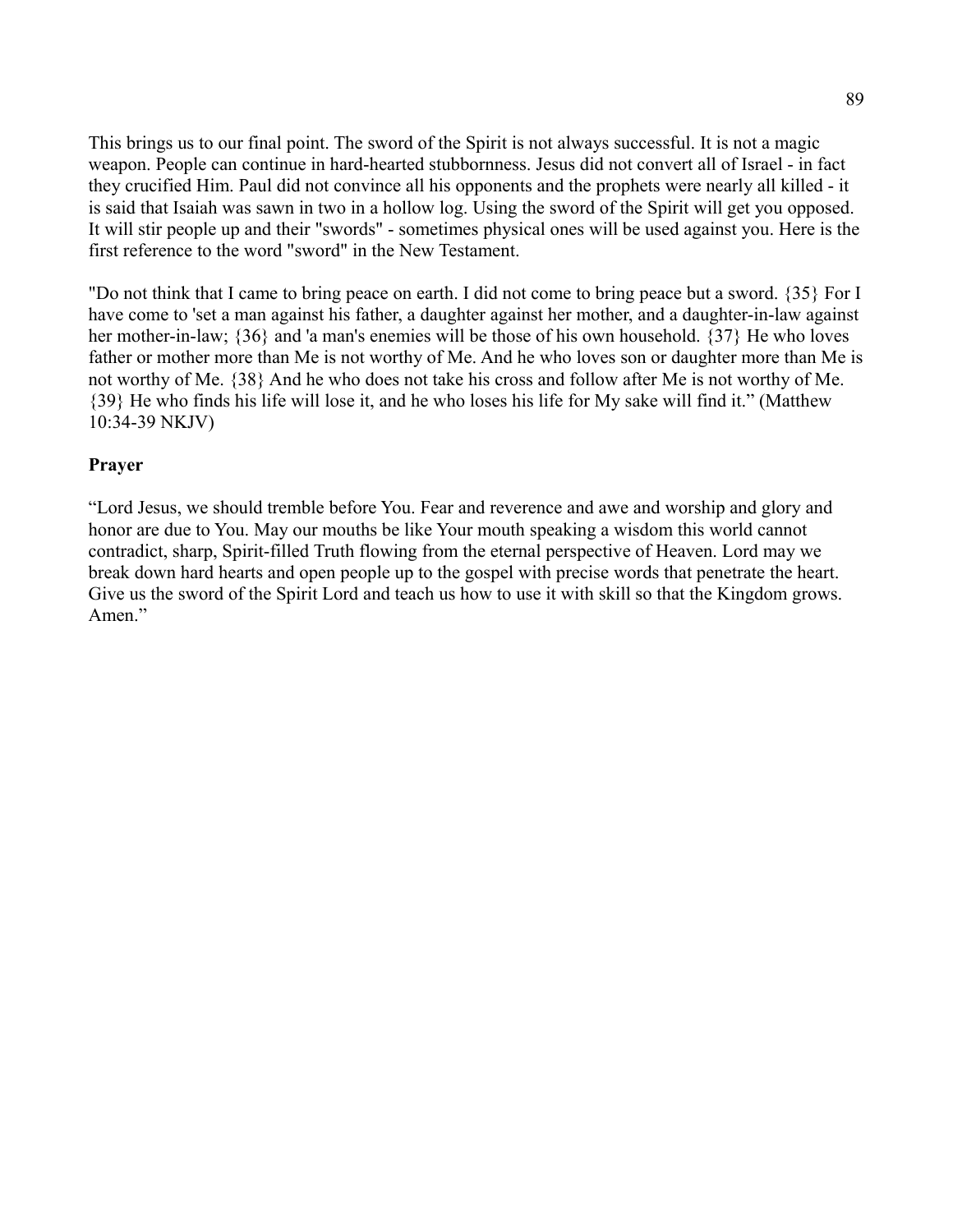This brings us to our final point. The sword of the Spirit is not always successful. It is not a magic weapon. People can continue in hard-hearted stubbornness. Jesus did not convert all of Israel - in fact they crucified Him. Paul did not convince all his opponents and the prophets were nearly all killed - it is said that Isaiah was sawn in two in a hollow log. Using the sword of the Spirit will get you opposed. It will stir people up and their "swords" - sometimes physical ones will be used against you. Here is the first reference to the word "sword" in the New Testament.

"Do not think that I came to bring peace on earth. I did not come to bring peace but a sword. {35} For I have come to 'set a man against his father, a daughter against her mother, and a daughter-in-law against her mother-in-law; {36} and 'a man's enemies will be those of his own household. {37} He who loves father or mother more than Me is not worthy of Me. And he who loves son or daughter more than Me is not worthy of Me. {38} And he who does not take his cross and follow after Me is not worthy of Me. {39} He who finds his life will lose it, and he who loses his life for My sake will find it." (Matthew 10:34-39 NKJV)

**Prayer**

"Lord Jesus, we should tremble before You. Fear and reverence and awe and worship and glory and honor are due to You. May our mouths be like Your mouth speaking a wisdom this world cannot contradict, sharp, Spirit-filled Truth flowing from the eternal perspective of Heaven. Lord may we break down hard hearts and open people up to the gospel with precise words that penetrate the heart. Give us the sword of the Spirit Lord and teach us how to use it with skill so that the Kingdom grows. Amen."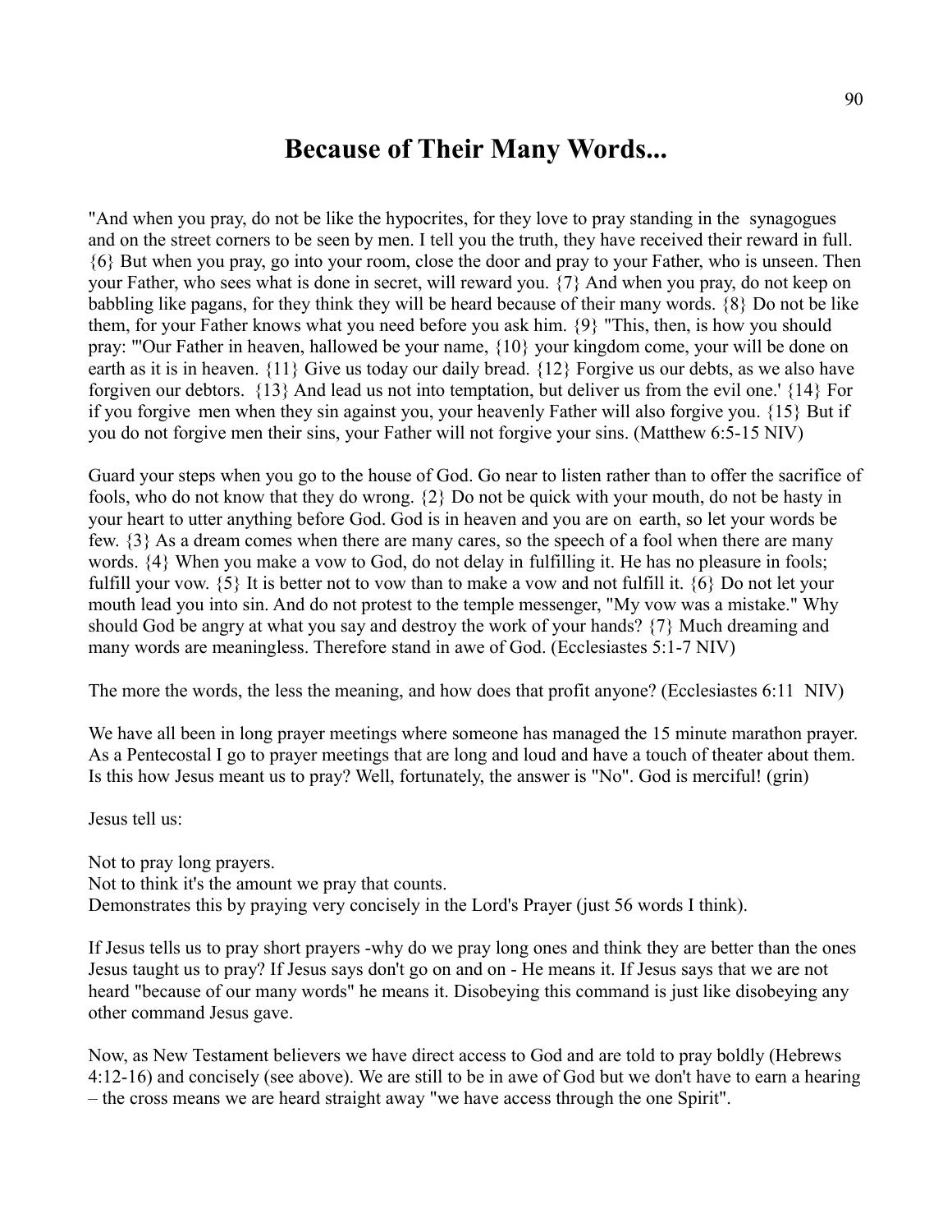# Because of Their Many Words...

"And when you pray, do not be like the hypocrites, for they love to pray standing in the synagogues and on the street corners to be seen by men. I tell you the truth, they have received their reward in full. {6} But when you pray, go into your room, close the door and pray to your Father, who is unseen. Then your Father, who sees what is done in secret, will reward you. {7} And when you pray, do not keep on babbling like pagans, for they think they will be heard because of their many words. {8} Do not be like them, for your Father knows what you need before you ask him. {9} "This, then, is how you should pray: "'Our Father in heaven, hallowed be your name, {10} your kingdom come, your will be done on earth as it is in heaven. {11} Give us today our daily bread. {12} Forgive us our debts, as we also have forgiven our debtors. {13} And lead us not into temptation, but deliver us from the evil one.' {14} For if you forgive men when they sin against you, your heavenly Father will also forgive you. {15} But if you do not forgive men their sins, your Father will not forgive your sins. (Matthew 6:5-15 NIV)

Guard your steps when you go to the house of God. Go near to listen rather than to offer the sacrifice of fools, who do not know that they do wrong. {2} Do not be quick with your mouth, do not be hasty in your heart to utter anything before God. God is in heaven and you are on earth, so let your words be few. {3} As a dream comes when there are many cares, so the speech of a fool when there are many words. {4} When you make a vow to God, do not delay in fulfilling it. He has no pleasure in fools; fulfill your vow. {5} It is better not to vow than to make a vow and not fulfill it. {6} Do not let your mouth lead you into sin. And do not protest to the temple messenger, "My vow was a mistake." Why should God be angry at what you say and destroy the work of your hands? {7} Much dreaming and many words are meaningless. Therefore stand in awe of God. (Ecclesiastes 5:1-7 NIV)

The more the words, the less the meaning, and how does that profit anyone? (Ecclesiastes 6:11 NIV)

We have all been in long prayer meetings where someone has managed the 15 minute marathon prayer. As a Pentecostal I go to prayer meetings that are long and loud and have a touch of theater about them. Is this how Jesus meant us to pray? Well, fortunately, the answer is "No". God is merciful! (grin)

Jesus tell us:

Not to pray long prayers.
Not to think it's the amount we pray that counts.
Demonstrates this by praying very concisely in the Lord's Prayer (just 56 words I think).

If Jesus tells us to pray short prayers -why do we pray long ones and think they are better than the ones Jesus taught us to pray? If Jesus says don't go on and on - He means it. If Jesus says that we are not heard "because of our many words" he means it. Disobeying this command is just like disobeying any other command Jesus gave.

Now, as New Testament believers we have direct access to God and are told to pray boldly (Hebrews 4:12-16) and concisely (see above). We are still to be in awe of God but we don't have to earn a hearing – the cross means we are heard straight away "we have access through the one Spirit".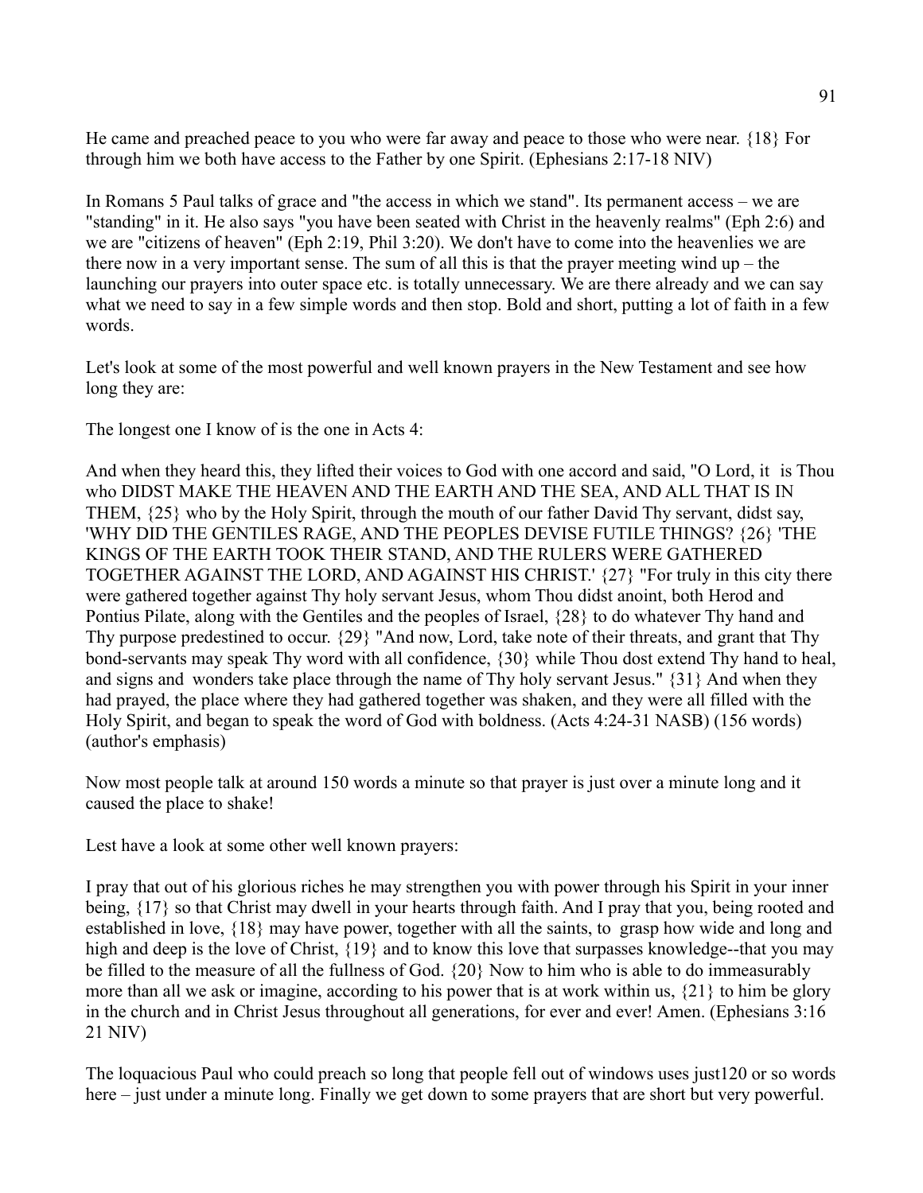He came and preached peace to you who were far away and peace to those who were near. {18} For through him we both have access to the Father by one Spirit. (Ephesians 2:17-18 NIV)

In Romans 5 Paul talks of grace and "the access in which we stand". Its permanent access – we are "standing" in it. He also says "you have been seated with Christ in the heavenly realms" (Eph 2:6) and we are "citizens of heaven" (Eph 2:19, Phil 3:20). We don't have to come into the heavenlies we are there now in a very important sense. The sum of all this is that the prayer meeting wind up – the launching our prayers into outer space etc. is totally unnecessary. We are there already and we can say what we need to say in a few simple words and then stop. Bold and short, putting a lot of faith in a few words.

Let's look at some of the most powerful and well known prayers in the New Testament and see how long they are:

The longest one I know of is the one in Acts 4:

And when they heard this, they lifted their voices to God with one accord and said, "O Lord, it is Thou who DIDST MAKE THE HEAVEN AND THE EARTH AND THE SEA, AND ALL THAT IS IN THEM, {25} who by the Holy Spirit, through the mouth of our father David Thy servant, didst say, 'WHY DID THE GENTILES RAGE, AND THE PEOPLES DEVISE FUTILE THINGS? {26} 'THE KINGS OF THE EARTH TOOK THEIR STAND, AND THE RULERS WERE GATHERED TOGETHER AGAINST THE LORD, AND AGAINST HIS CHRIST.' {27} "For truly in this city there were gathered together against Thy holy servant Jesus, whom Thou didst anoint, both Herod and Pontius Pilate, along with the Gentiles and the peoples of Israel, {28} to do whatever Thy hand and Thy purpose predestined to occur. {29} "And now, Lord, take note of their threats, and grant that Thy bond-servants may speak Thy word with all confidence, {30} while Thou dost extend Thy hand to heal, and signs and wonders take place through the name of Thy holy servant Jesus." {31} And when they had prayed, the place where they had gathered together was shaken, and they were all filled with the Holy Spirit, and began to speak the word of God with boldness. (Acts 4:24-31 NASB) (156 words) (author's emphasis)

Now most people talk at around 150 words a minute so that prayer is just over a minute long and it caused the place to shake!

Lest have a look at some other well known prayers:

I pray that out of his glorious riches he may strengthen you with power through his Spirit in your inner being, {17} so that Christ may dwell in your hearts through faith. And I pray that you, being rooted and established in love, {18} may have power, together with all the saints, to grasp how wide and long and high and deep is the love of Christ, {19} and to know this love that surpasses knowledge--that you may be filled to the measure of all the fullness of God. {20} Now to him who is able to do immeasurably more than all we ask or imagine, according to his power that is at work within us, {21} to him be glory in the church and in Christ Jesus throughout all generations, for ever and ever! Amen. (Ephesians 3:16 21 NIV)

The loquacious Paul who could preach so long that people fell out of windows uses just120 or so words here – just under a minute long. Finally we get down to some prayers that are short but very powerful.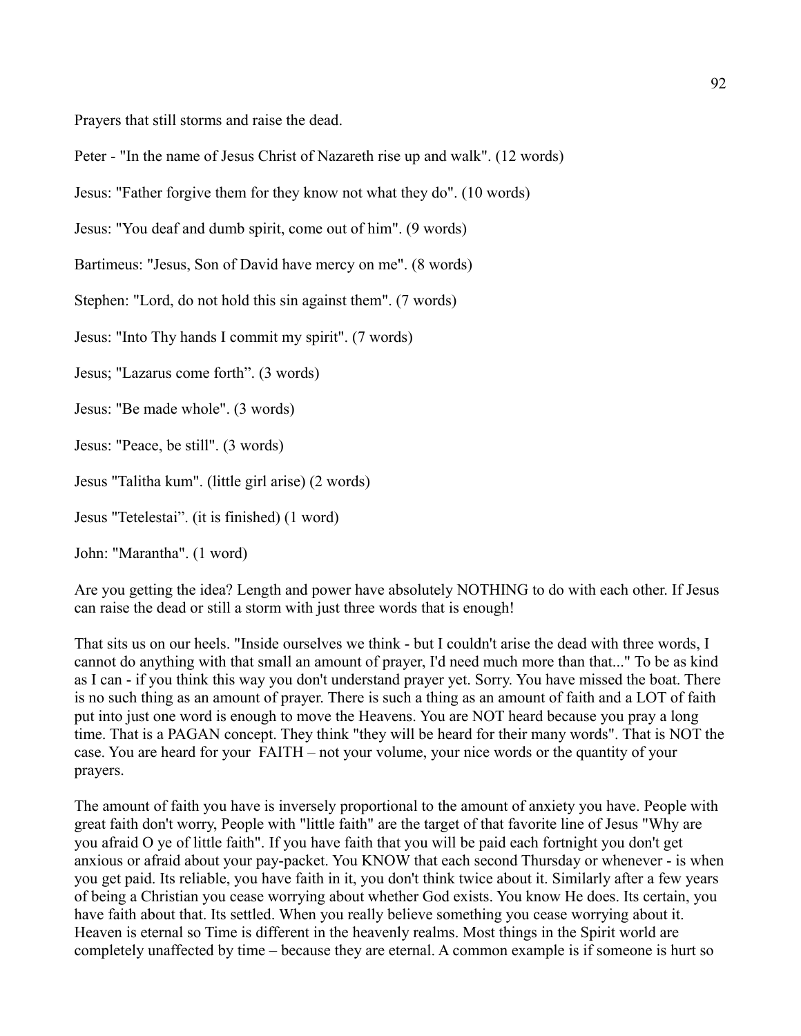Prayers that still storms and raise the dead.

Peter - "In the name of Jesus Christ of Nazareth rise up and walk". (12 words)

Jesus: "Father forgive them for they know not what they do". (10 words)

Jesus: "You deaf and dumb spirit, come out of him". (9 words)

Bartimeus: "Jesus, Son of David have mercy on me". (8 words)

Stephen: "Lord, do not hold this sin against them". (7 words)

Jesus: "Into Thy hands I commit my spirit". (7 words)

Jesus; "Lazarus come forth". (3 words)

Jesus: "Be made whole". (3 words)

Jesus: "Peace, be still". (3 words)

Jesus "Talitha kum". (little girl arise) (2 words)

Jesus "Tetelestai". (it is finished) (1 word)

John: "Marantha". (1 word)

Are you getting the idea? Length and power have absolutely NOTHING to do with each other. If Jesus can raise the dead or still a storm with just three words that is enough!

That sits us on our heels. "Inside ourselves we think - but I couldn't arise the dead with three words, I cannot do anything with that small an amount of prayer, I'd need much more than that..." To be as kind as I can - if you think this way you don't understand prayer yet. Sorry. You have missed the boat. There is no such thing as an amount of prayer. There is such a thing as an amount of faith and a LOT of faith put into just one word is enough to move the Heavens. You are NOT heard because you pray a long time. That is a PAGAN concept. They think "they will be heard for their many words". That is NOT the case. You are heard for your FAITH – not your volume, your nice words or the quantity of your prayers.

The amount of faith you have is inversely proportional to the amount of anxiety you have. People with great faith don't worry, People with "little faith" are the target of that favorite line of Jesus "Why are you afraid O ye of little faith". If you have faith that you will be paid each fortnight you don't get anxious or afraid about your pay-packet. You KNOW that each second Thursday or whenever - is when you get paid. Its reliable, you have faith in it, you don't think twice about it. Similarly after a few years of being a Christian you cease worrying about whether God exists. You know He does. Its certain, you have faith about that. Its settled. When you really believe something you cease worrying about it. Heaven is eternal so Time is different in the heavenly realms. Most things in the Spirit world are completely unaffected by time – because they are eternal. A common example is if someone is hurt so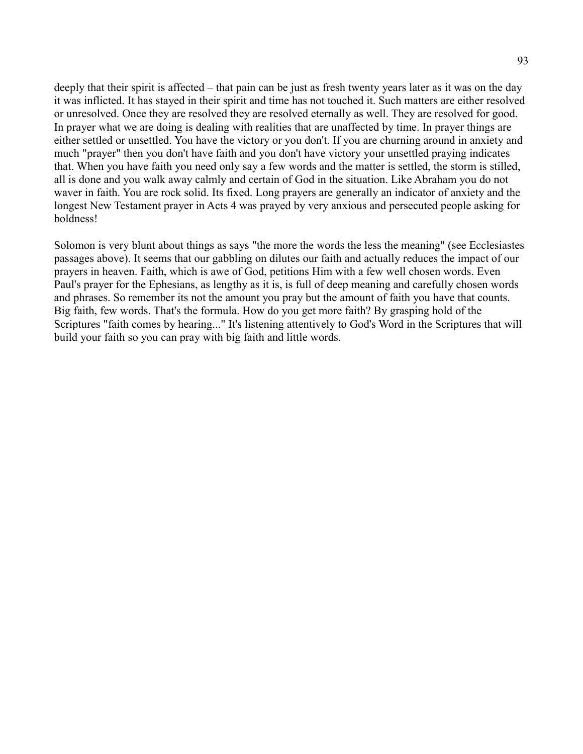deeply that their spirit is affected – that pain can be just as fresh twenty years later as it was on the day it was inflicted. It has stayed in their spirit and time has not touched it. Such matters are either resolved or unresolved. Once they are resolved they are resolved eternally as well. They are resolved for good. In prayer what we are doing is dealing with realities that are unaffected by time. In prayer things are either settled or unsettled. You have the victory or you don't. If you are churning around in anxiety and much "prayer" then you don't have faith and you don't have victory your unsettled praying indicates that. When you have faith you need only say a few words and the matter is settled, the storm is stilled, all is done and you walk away calmly and certain of God in the situation. Like Abraham you do not waver in faith. You are rock solid. Its fixed. Long prayers are generally an indicator of anxiety and the longest New Testament prayer in Acts 4 was prayed by very anxious and persecuted people asking for boldness!

Solomon is very blunt about things as says "the more the words the less the meaning" (see Ecclesiastes passages above). It seems that our gabbling on dilutes our faith and actually reduces the impact of our prayers in heaven. Faith, which is awe of God, petitions Him with a few well chosen words. Even Paul's prayer for the Ephesians, as lengthy as it is, is full of deep meaning and carefully chosen words and phrases. So remember its not the amount you pray but the amount of faith you have that counts. Big faith, few words. That's the formula. How do you get more faith? By grasping hold of the Scriptures "faith comes by hearing..." It's listening attentively to God's Word in the Scriptures that will build your faith so you can pray with big faith and little words.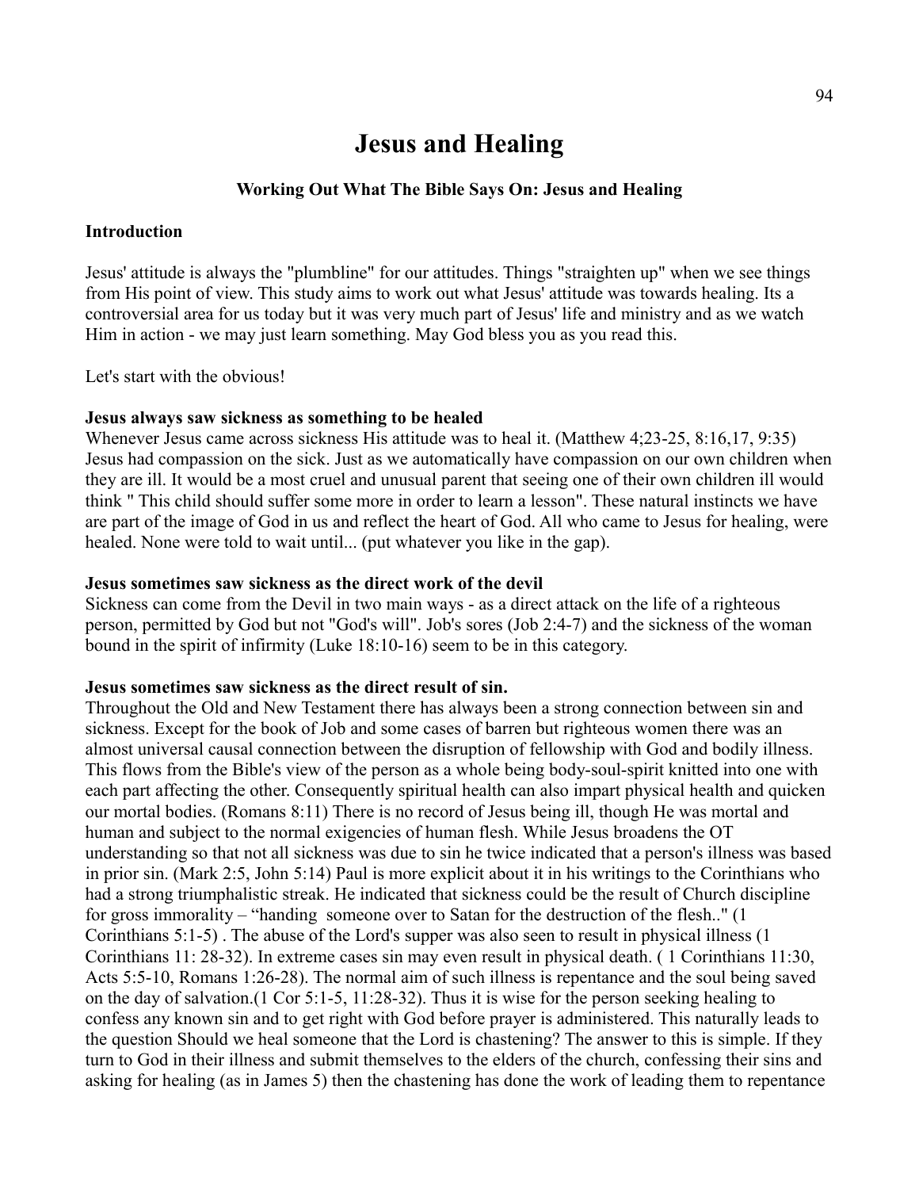# Jesus and Healing

### Working Out What The Bible Says On: Jesus and Healing

**Introduction**

Jesus' attitude is always the "plumbline" for our attitudes. Things "straighten up" when we see things from His point of view. This study aims to work out what Jesus' attitude was towards healing. Its a controversial area for us today but it was very much part of Jesus' life and ministry and as we watch Him in action - we may just learn something. May God bless you as you read this.

Let's start with the obvious!

**Jesus always saw sickness as something to be healed**

Whenever Jesus came across sickness His attitude was to heal it. (Matthew 4;23-25, 8:16,17, 9:35) Jesus had compassion on the sick. Just as we automatically have compassion on our own children when they are ill. It would be a most cruel and unusual parent that seeing one of their own children ill would think " This child should suffer some more in order to learn a lesson". These natural instincts we have are part of the image of God in us and reflect the heart of God. All who came to Jesus for healing, were healed. None were told to wait until... (put whatever you like in the gap).

**Jesus sometimes saw sickness as the direct work of the devil**

Sickness can come from the Devil in two main ways - as a direct attack on the life of a righteous person, permitted by God but not "God's will". Job's sores (Job 2:4-7) and the sickness of the woman bound in the spirit of infirmity (Luke 18:10-16) seem to be in this category.

**Jesus sometimes saw sickness as the direct result of sin.**

Throughout the Old and New Testament there has always been a strong connection between sin and sickness. Except for the book of Job and some cases of barren but righteous women there was an almost universal causal connection between the disruption of fellowship with God and bodily illness. This flows from the Bible's view of the person as a whole being body-soul-spirit knitted into one with each part affecting the other. Consequently spiritual health can also impart physical health and quicken our mortal bodies. (Romans 8:11) There is no record of Jesus being ill, though He was mortal and human and subject to the normal exigencies of human flesh. While Jesus broadens the OT understanding so that not all sickness was due to sin he twice indicated that a person's illness was based in prior sin. (Mark 2:5, John 5:14) Paul is more explicit about it in his writings to the Corinthians who had a strong triumphalistic streak. He indicated that sickness could be the result of Church discipline for gross immorality – "handing someone over to Satan for the destruction of the flesh.." (1 Corinthians 5:1-5) . The abuse of the Lord's supper was also seen to result in physical illness (1 Corinthians 11: 28-32). In extreme cases sin may even result in physical death. ( 1 Corinthians 11:30, Acts 5:5-10, Romans 1:26-28). The normal aim of such illness is repentance and the soul being saved on the day of salvation.(1 Cor 5:1-5, 11:28-32). Thus it is wise for the person seeking healing to confess any known sin and to get right with God before prayer is administered. This naturally leads to the question Should we heal someone that the Lord is chastening? The answer to this is simple. If they turn to God in their illness and submit themselves to the elders of the church, confessing their sins and asking for healing (as in James 5) then the chastening has done the work of leading them to repentance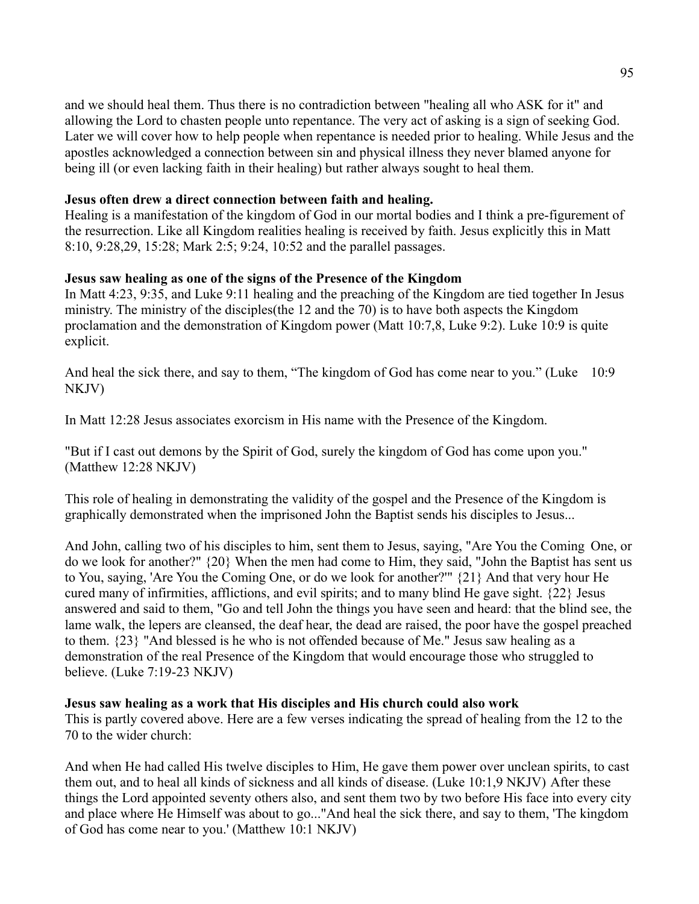and we should heal them. Thus there is no contradiction between "healing all who ASK for it" and allowing the Lord to chasten people unto repentance. The very act of asking is a sign of seeking God. Later we will cover how to help people when repentance is needed prior to healing. While Jesus and the apostles acknowledged a connection between sin and physical illness they never blamed anyone for being ill (or even lacking faith in their healing) but rather always sought to heal them.

**Jesus often drew a direct connection between faith and healing.**

Healing is a manifestation of the kingdom of God in our mortal bodies and I think a pre-figurement of the resurrection. Like all Kingdom realities healing is received by faith. Jesus explicitly this in Matt 8:10, 9:28,29, 15:28; Mark 2:5; 9:24, 10:52 and the parallel passages.

**Jesus saw healing as one of the signs of the Presence of the Kingdom**

In Matt 4:23, 9:35, and Luke 9:11 healing and the preaching of the Kingdom are tied together In Jesus ministry. The ministry of the disciples(the 12 and the 70) is to have both aspects the Kingdom proclamation and the demonstration of Kingdom power (Matt 10:7,8, Luke 9:2). Luke 10:9 is quite explicit.

And heal the sick there, and say to them, "The kingdom of God has come near to you." (Luke 10:9 NKJV)

In Matt 12:28 Jesus associates exorcism in His name with the Presence of the Kingdom.

"But if I cast out demons by the Spirit of God, surely the kingdom of God has come upon you." (Matthew 12:28 NKJV)

This role of healing in demonstrating the validity of the gospel and the Presence of the Kingdom is graphically demonstrated when the imprisoned John the Baptist sends his disciples to Jesus...

And John, calling two of his disciples to him, sent them to Jesus, saying, "Are You the Coming One, or do we look for another?" {20} When the men had come to Him, they said, "John the Baptist has sent us to You, saying, 'Are You the Coming One, or do we look for another?'" {21} And that very hour He cured many of infirmities, afflictions, and evil spirits; and to many blind He gave sight. {22} Jesus answered and said to them, "Go and tell John the things you have seen and heard: that the blind see, the lame walk, the lepers are cleansed, the deaf hear, the dead are raised, the poor have the gospel preached to them. {23} "And blessed is he who is not offended because of Me." Jesus saw healing as a demonstration of the real Presence of the Kingdom that would encourage those who struggled to believe. (Luke 7:19-23 NKJV)

**Jesus saw healing as a work that His disciples and His church could also work**

This is partly covered above. Here are a few verses indicating the spread of healing from the 12 to the 70 to the wider church:

And when He had called His twelve disciples to Him, He gave them power over unclean spirits, to cast them out, and to heal all kinds of sickness and all kinds of disease. (Luke 10:1,9 NKJV) After these things the Lord appointed seventy others also, and sent them two by two before His face into every city and place where He Himself was about to go..."And heal the sick there, and say to them, 'The kingdom of God has come near to you.' (Matthew 10:1 NKJV)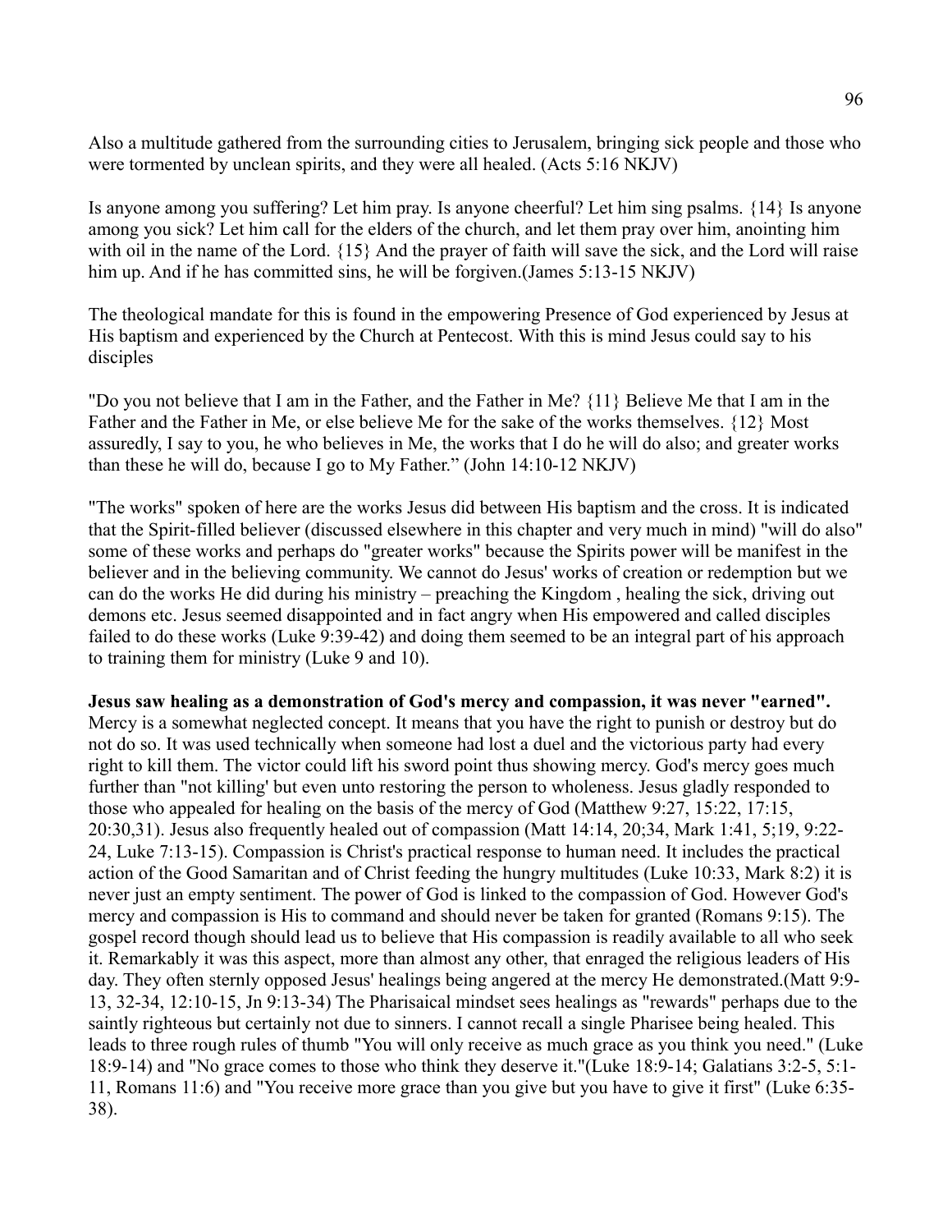Also a multitude gathered from the surrounding cities to Jerusalem, bringing sick people and those who were tormented by unclean spirits, and they were all healed. (Acts 5:16 NKJV)

Is anyone among you suffering? Let him pray. Is anyone cheerful? Let him sing psalms. {14} Is anyone among you sick? Let him call for the elders of the church, and let them pray over him, anointing him with oil in the name of the Lord. {15} And the prayer of faith will save the sick, and the Lord will raise him up. And if he has committed sins, he will be forgiven.(James 5:13-15 NKJV)

The theological mandate for this is found in the empowering Presence of God experienced by Jesus at His baptism and experienced by the Church at Pentecost. With this is mind Jesus could say to his disciples

"Do you not believe that I am in the Father, and the Father in Me? {11} Believe Me that I am in the Father and the Father in Me, or else believe Me for the sake of the works themselves. {12} Most assuredly, I say to you, he who believes in Me, the works that I do he will do also; and greater works than these he will do, because I go to My Father." (John 14:10-12 NKJV)

"The works" spoken of here are the works Jesus did between His baptism and the cross. It is indicated that the Spirit-filled believer (discussed elsewhere in this chapter and very much in mind) "will do also" some of these works and perhaps do "greater works" because the Spirits power will be manifest in the believer and in the believing community. We cannot do Jesus' works of creation or redemption but we can do the works He did during his ministry – preaching the Kingdom , healing the sick, driving out demons etc. Jesus seemed disappointed and in fact angry when His empowered and called disciples failed to do these works (Luke 9:39-42) and doing them seemed to be an integral part of his approach to training them for ministry (Luke 9 and 10).

**Jesus saw healing as a demonstration of God's mercy and compassion, it was never "earned".** Mercy is a somewhat neglected concept. It means that you have the right to punish or destroy but do not do so. It was used technically when someone had lost a duel and the victorious party had every right to kill them. The victor could lift his sword point thus showing mercy. God's mercy goes much further than "not killing' but even unto restoring the person to wholeness. Jesus gladly responded to those who appealed for healing on the basis of the mercy of God (Matthew 9:27, 15:22, 17:15, 20:30,31). Jesus also frequently healed out of compassion (Matt 14:14, 20;34, Mark 1:41, 5;19, 9:22-24, Luke 7:13-15). Compassion is Christ's practical response to human need. It includes the practical action of the Good Samaritan and of Christ feeding the hungry multitudes (Luke 10:33, Mark 8:2) it is never just an empty sentiment. The power of God is linked to the compassion of God. However God's mercy and compassion is His to command and should never be taken for granted (Romans 9:15). The gospel record though should lead us to believe that His compassion is readily available to all who seek it. Remarkably it was this aspect, more than almost any other, that enraged the religious leaders of His day. They often sternly opposed Jesus' healings being angered at the mercy He demonstrated.(Matt 9:9-13, 32-34, 12:10-15, Jn 9:13-34) The Pharisaical mindset sees healings as "rewards" perhaps due to the saintly righteous but certainly not due to sinners. I cannot recall a single Pharisee being healed. This leads to three rough rules of thumb "You will only receive as much grace as you think you need." (Luke 18:9-14) and "No grace comes to those who think they deserve it."(Luke 18:9-14; Galatians 3:2-5, 5:1-11, Romans 11:6) and "You receive more grace than you give but you have to give it first" (Luke 6:35-38).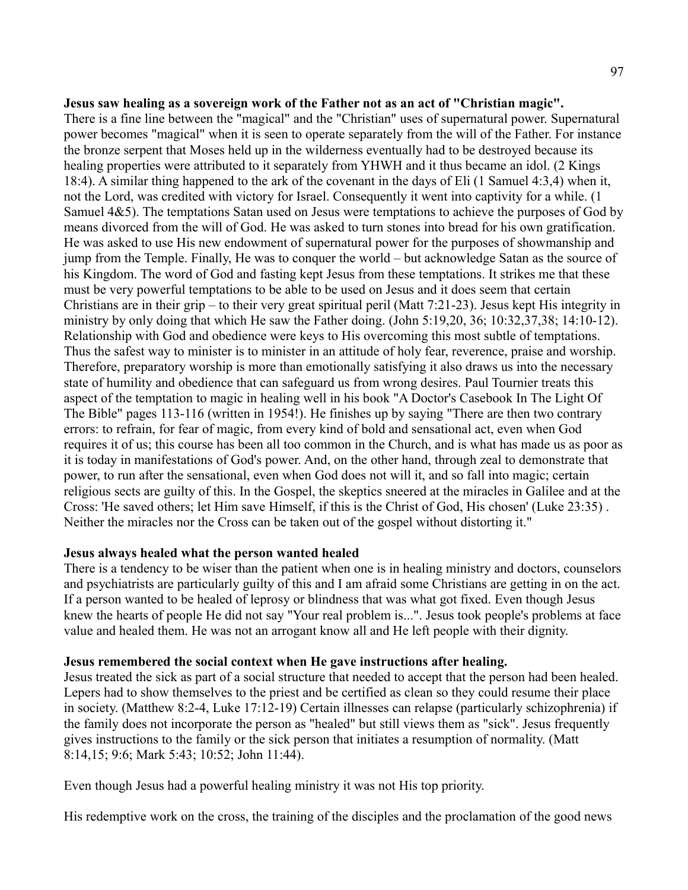**Jesus saw healing as a sovereign work of the Father not as an act of "Christian magic".**
There is a fine line between the "magical" and the "Christian" uses of supernatural power. Supernatural power becomes "magical" when it is seen to operate separately from the will of the Father. For instance the bronze serpent that Moses held up in the wilderness eventually had to be destroyed because its healing properties were attributed to it separately from YHWH and it thus became an idol. (2 Kings 18:4). A similar thing happened to the ark of the covenant in the days of Eli (1 Samuel 4:3,4) when it, not the Lord, was credited with victory for Israel. Consequently it went into captivity for a while. (1 Samuel 4&5). The temptations Satan used on Jesus were temptations to achieve the purposes of God by means divorced from the will of God. He was asked to turn stones into bread for his own gratification. He was asked to use His new endowment of supernatural power for the purposes of showmanship and jump from the Temple. Finally, He was to conquer the world – but acknowledge Satan as the source of his Kingdom. The word of God and fasting kept Jesus from these temptations. It strikes me that these must be very powerful temptations to be able to be used on Jesus and it does seem that certain Christians are in their grip – to their very great spiritual peril (Matt 7:21-23). Jesus kept His integrity in ministry by only doing that which He saw the Father doing. (John 5:19,20, 36; 10:32,37,38; 14:10-12). Relationship with God and obedience were keys to His overcoming this most subtle of temptations. Thus the safest way to minister is to minister in an attitude of holy fear, reverence, praise and worship. Therefore, preparatory worship is more than emotionally satisfying it also draws us into the necessary state of humility and obedience that can safeguard us from wrong desires. Paul Tournier treats this aspect of the temptation to magic in healing well in his book "A Doctor's Casebook In The Light Of The Bible" pages 113-116 (written in 1954!). He finishes up by saying "There are then two contrary errors: to refrain, for fear of magic, from every kind of bold and sensational act, even when God requires it of us; this course has been all too common in the Church, and is what has made us as poor as it is today in manifestations of God's power. And, on the other hand, through zeal to demonstrate that power, to run after the sensational, even when God does not will it, and so fall into magic; certain religious sects are guilty of this. In the Gospel, the skeptics sneered at the miracles in Galilee and at the Cross: 'He saved others; let Him save Himself, if this is the Christ of God, His chosen' (Luke 23:35) . Neither the miracles nor the Cross can be taken out of the gospel without distorting it."

**Jesus always healed what the person wanted healed**
There is a tendency to be wiser than the patient when one is in healing ministry and doctors, counselors and psychiatrists are particularly guilty of this and I am afraid some Christians are getting in on the act. If a person wanted to be healed of leprosy or blindness that was what got fixed. Even though Jesus knew the hearts of people He did not say "Your real problem is...". Jesus took people's problems at face value and healed them. He was not an arrogant know all and He left people with their dignity.

**Jesus remembered the social context when He gave instructions after healing.**
Jesus treated the sick as part of a social structure that needed to accept that the person had been healed. Lepers had to show themselves to the priest and be certified as clean so they could resume their place in society. (Matthew 8:2-4, Luke 17:12-19) Certain illnesses can relapse (particularly schizophrenia) if the family does not incorporate the person as "healed" but still views them as "sick". Jesus frequently gives instructions to the family or the sick person that initiates a resumption of normality. (Matt 8:14,15; 9:6; Mark 5:43; 10:52; John 11:44).

Even though Jesus had a powerful healing ministry it was not His top priority.

His redemptive work on the cross, the training of the disciples and the proclamation of the good news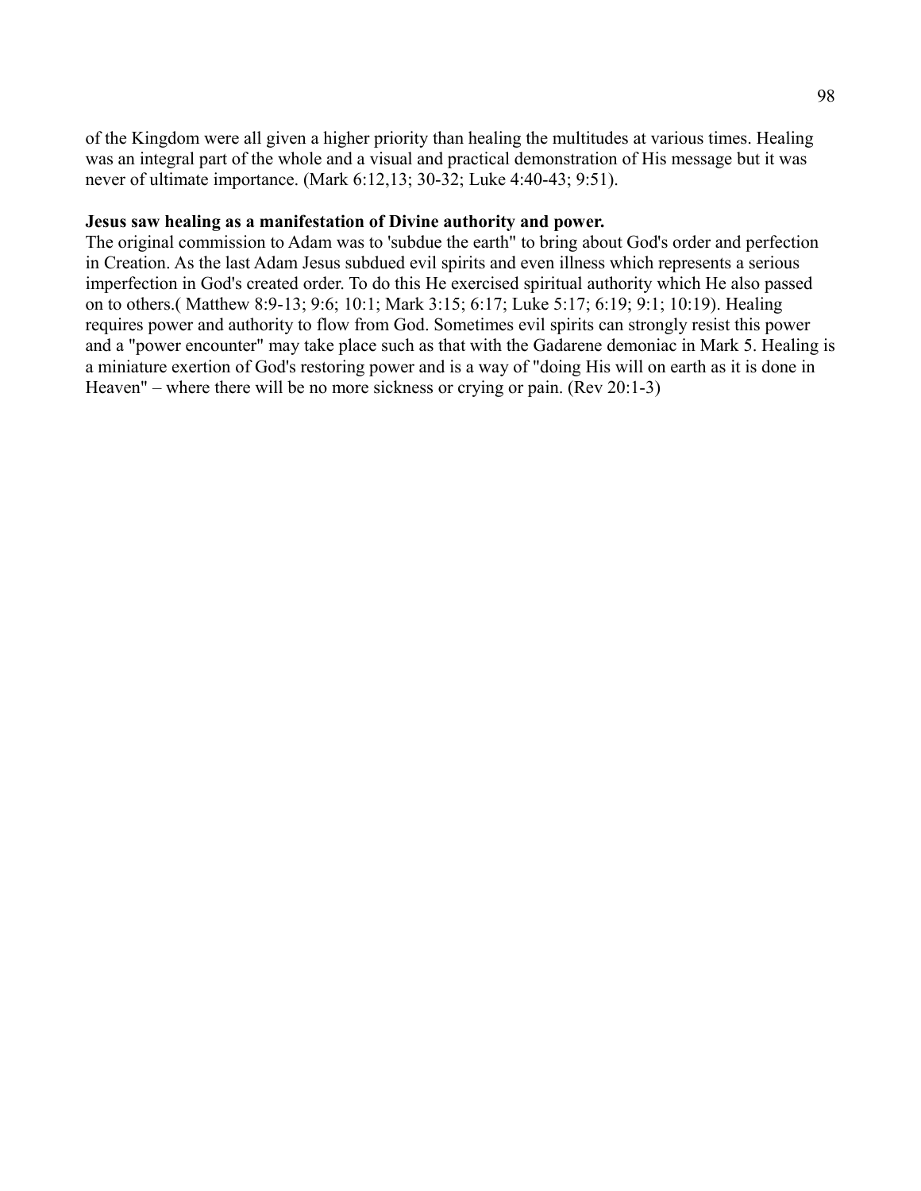of the Kingdom were all given a higher priority than healing the multitudes at various times. Healing was an integral part of the whole and a visual and practical demonstration of His message but it was never of ultimate importance. (Mark 6:12,13; 30-32; Luke 4:40-43; 9:51).

**Jesus saw healing as a manifestation of Divine authority and power.**

The original commission to Adam was to 'subdue the earth" to bring about God's order and perfection in Creation. As the last Adam Jesus subdued evil spirits and even illness which represents a serious imperfection in God's created order. To do this He exercised spiritual authority which He also passed on to others.( Matthew 8:9-13; 9:6; 10:1; Mark 3:15; 6:17; Luke 5:17; 6:19; 9:1; 10:19). Healing requires power and authority to flow from God. Sometimes evil spirits can strongly resist this power and a "power encounter" may take place such as that with the Gadarene demoniac in Mark 5. Healing is a miniature exertion of God's restoring power and is a way of "doing His will on earth as it is done in Heaven" – where there will be no more sickness or crying or pain. (Rev 20:1-3)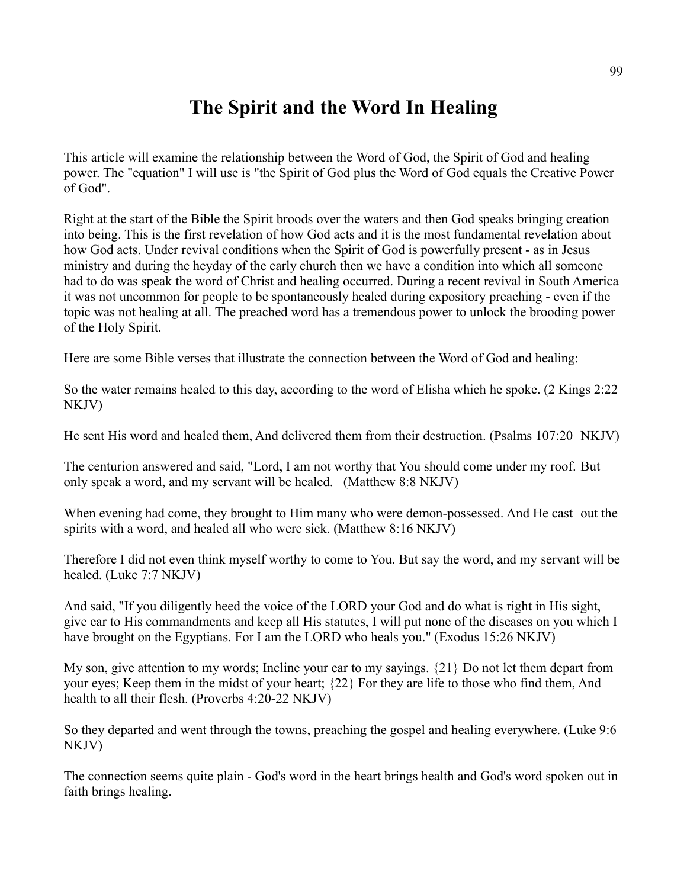# The Spirit and the Word In Healing

This article will examine the relationship between the Word of God, the Spirit of God and healing power. The "equation" I will use is "the Spirit of God plus the Word of God equals the Creative Power of God".

Right at the start of the Bible the Spirit broods over the waters and then God speaks bringing creation into being. This is the first revelation of how God acts and it is the most fundamental revelation about how God acts. Under revival conditions when the Spirit of God is powerfully present - as in Jesus ministry and during the heyday of the early church then we have a condition into which all someone had to do was speak the word of Christ and healing occurred. During a recent revival in South America it was not uncommon for people to be spontaneously healed during expository preaching - even if the topic was not healing at all. The preached word has a tremendous power to unlock the brooding power of the Holy Spirit.

Here are some Bible verses that illustrate the connection between the Word of God and healing:

So the water remains healed to this day, according to the word of Elisha which he spoke. (2 Kings 2:22 NKJV)

He sent His word and healed them, And delivered them from their destruction. (Psalms 107:20 NKJV)

The centurion answered and said, "Lord, I am not worthy that You should come under my roof. But only speak a word, and my servant will be healed. (Matthew 8:8 NKJV)

When evening had come, they brought to Him many who were demon-possessed. And He cast out the spirits with a word, and healed all who were sick. (Matthew 8:16 NKJV)

Therefore I did not even think myself worthy to come to You. But say the word, and my servant will be healed. (Luke 7:7 NKJV)

And said, "If you diligently heed the voice of the LORD your God and do what is right in His sight, give ear to His commandments and keep all His statutes, I will put none of the diseases on you which I have brought on the Egyptians. For I am the LORD who heals you." (Exodus 15:26 NKJV)

My son, give attention to my words; Incline your ear to my sayings. {21} Do not let them depart from your eyes; Keep them in the midst of your heart; {22} For they are life to those who find them, And health to all their flesh. (Proverbs 4:20-22 NKJV)

So they departed and went through the towns, preaching the gospel and healing everywhere. (Luke 9:6 NKJV)

The connection seems quite plain - God's word in the heart brings health and God's word spoken out in faith brings healing.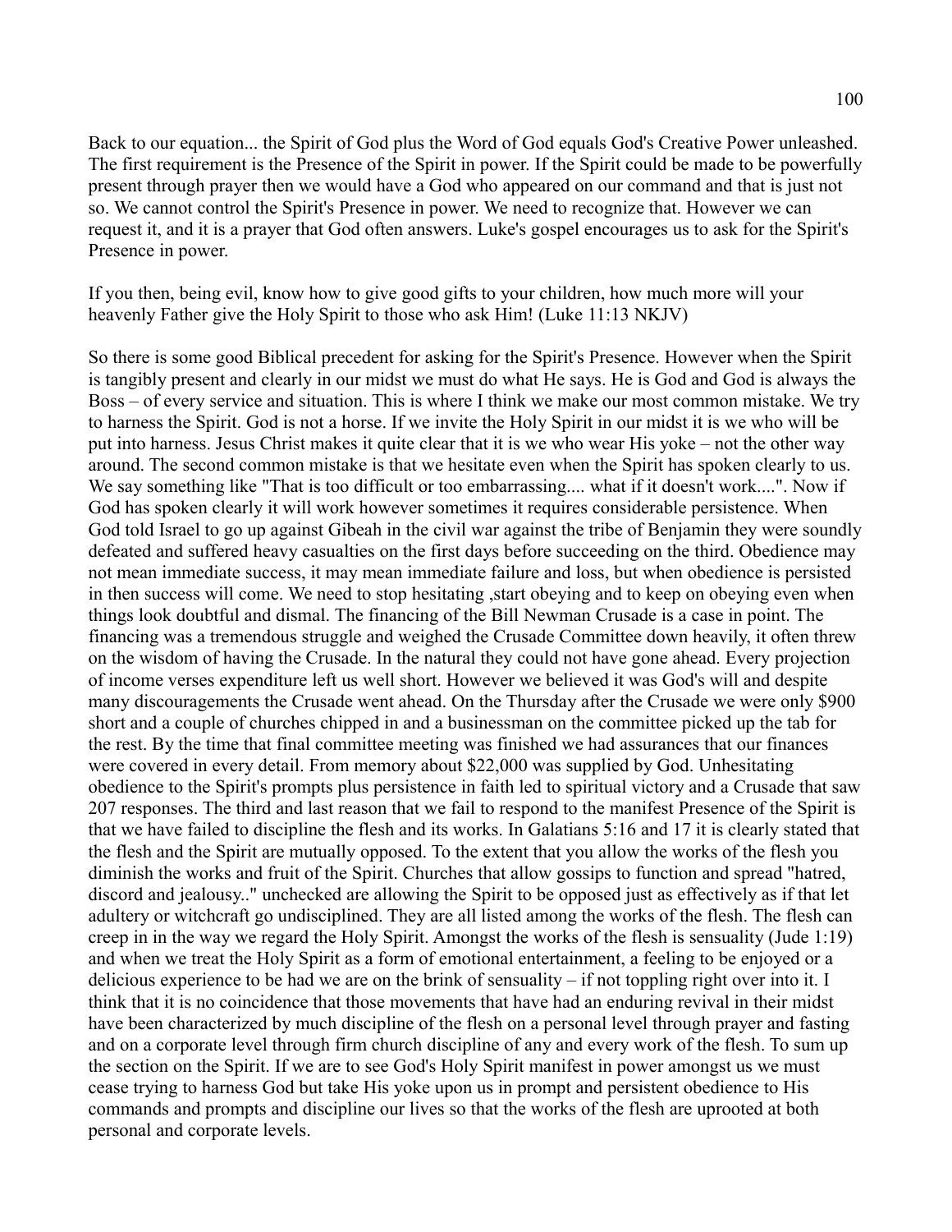Back to our equation... the Spirit of God plus the Word of God equals God's Creative Power unleashed. The first requirement is the Presence of the Spirit in power. If the Spirit could be made to be powerfully present through prayer then we would have a God who appeared on our command and that is just not so. We cannot control the Spirit's Presence in power. We need to recognize that. However we can request it, and it is a prayer that God often answers. Luke's gospel encourages us to ask for the Spirit's Presence in power.

If you then, being evil, know how to give good gifts to your children, how much more will your heavenly Father give the Holy Spirit to those who ask Him! (Luke 11:13 NKJV)

So there is some good Biblical precedent for asking for the Spirit's Presence. However when the Spirit is tangibly present and clearly in our midst we must do what He says. He is God and God is always the Boss – of every service and situation. This is where I think we make our most common mistake. We try to harness the Spirit. God is not a horse. If we invite the Holy Spirit in our midst it is we who will be put into harness. Jesus Christ makes it quite clear that it is we who wear His yoke – not the other way around. The second common mistake is that we hesitate even when the Spirit has spoken clearly to us. We say something like "That is too difficult or too embarrassing.... what if it doesn't work....". Now if God has spoken clearly it will work however sometimes it requires considerable persistence. When God told Israel to go up against Gibeah in the civil war against the tribe of Benjamin they were soundly defeated and suffered heavy casualties on the first days before succeeding on the third. Obedience may not mean immediate success, it may mean immediate failure and loss, but when obedience is persisted in then success will come. We need to stop hesitating ,start obeying and to keep on obeying even when things look doubtful and dismal. The financing of the Bill Newman Crusade is a case in point. The financing was a tremendous struggle and weighed the Crusade Committee down heavily, it often threw on the wisdom of having the Crusade. In the natural they could not have gone ahead. Every projection of income verses expenditure left us well short. However we believed it was God's will and despite many discouragements the Crusade went ahead. On the Thursday after the Crusade we were only $900 short and a couple of churches chipped in and a businessman on the committee picked up the tab for the rest. By the time that final committee meeting was finished we had assurances that our finances were covered in every detail. From memory about $22,000 was supplied by God. Unhesitating obedience to the Spirit's prompts plus persistence in faith led to spiritual victory and a Crusade that saw 207 responses. The third and last reason that we fail to respond to the manifest Presence of the Spirit is that we have failed to discipline the flesh and its works. In Galatians 5:16 and 17 it is clearly stated that the flesh and the Spirit are mutually opposed. To the extent that you allow the works of the flesh you diminish the works and fruit of the Spirit. Churches that allow gossips to function and spread "hatred, discord and jealousy.." unchecked are allowing the Spirit to be opposed just as effectively as if that let adultery or witchcraft go undisciplined. They are all listed among the works of the flesh. The flesh can creep in in the way we regard the Holy Spirit. Amongst the works of the flesh is sensuality (Jude 1:19) and when we treat the Holy Spirit as a form of emotional entertainment, a feeling to be enjoyed or a delicious experience to be had we are on the brink of sensuality – if not toppling right over into it. I think that it is no coincidence that those movements that have had an enduring revival in their midst have been characterized by much discipline of the flesh on a personal level through prayer and fasting and on a corporate level through firm church discipline of any and every work of the flesh. To sum up the section on the Spirit. If we are to see God's Holy Spirit manifest in power amongst us we must cease trying to harness God but take His yoke upon us in prompt and persistent obedience to His commands and prompts and discipline our lives so that the works of the flesh are uprooted at both personal and corporate levels.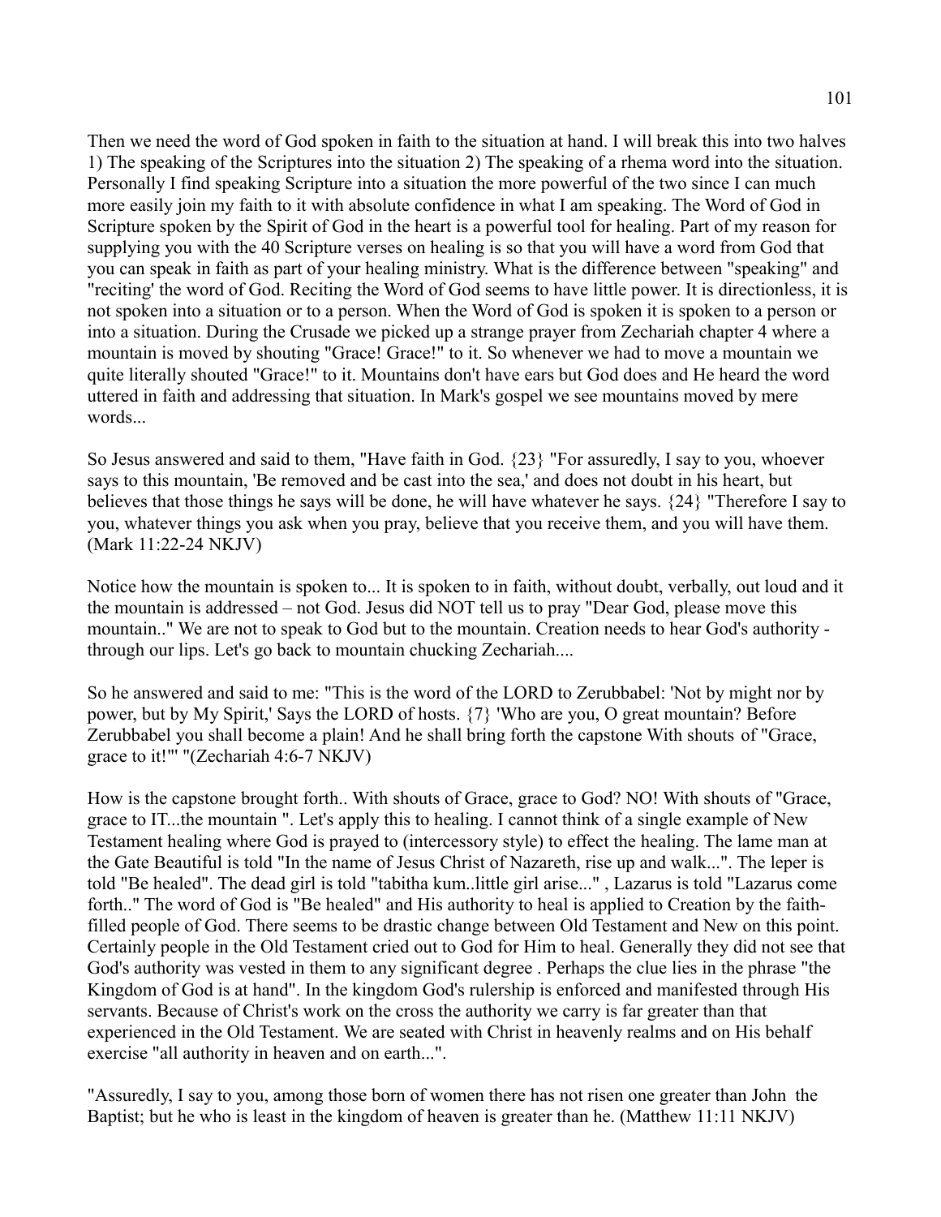Then we need the word of God spoken in faith to the situation at hand. I will break this into two halves 1) The speaking of the Scriptures into the situation 2) The speaking of a rhema word into the situation. Personally I find speaking Scripture into a situation the more powerful of the two since I can much more easily join my faith to it with absolute confidence in what I am speaking. The Word of God in Scripture spoken by the Spirit of God in the heart is a powerful tool for healing. Part of my reason for supplying you with the 40 Scripture verses on healing is so that you will have a word from God that you can speak in faith as part of your healing ministry. What is the difference between "speaking" and "reciting' the word of God. Reciting the Word of God seems to have little power. It is directionless, it is not spoken into a situation or to a person. When the Word of God is spoken it is spoken to a person or into a situation. During the Crusade we picked up a strange prayer from Zechariah chapter 4 where a mountain is moved by shouting "Grace! Grace!" to it. So whenever we had to move a mountain we quite literally shouted "Grace!" to it. Mountains don't have ears but God does and He heard the word uttered in faith and addressing that situation. In Mark's gospel we see mountains moved by mere words...

So Jesus answered and said to them, "Have faith in God. {23} "For assuredly, I say to you, whoever says to this mountain, 'Be removed and be cast into the sea,' and does not doubt in his heart, but believes that those things he says will be done, he will have whatever he says. {24} "Therefore I say to you, whatever things you ask when you pray, believe that you receive them, and you will have them. (Mark 11:22-24 NKJV)

Notice how the mountain is spoken to... It is spoken to in faith, without doubt, verbally, out loud and it the mountain is addressed – not God. Jesus did NOT tell us to pray "Dear God, please move this mountain.." We are not to speak to God but to the mountain. Creation needs to hear God's authority - through our lips. Let's go back to mountain chucking Zechariah....

So he answered and said to me: "This is the word of the LORD to Zerubbabel: 'Not by might nor by power, but by My Spirit,' Says the LORD of hosts. {7} 'Who are you, O great mountain? Before Zerubbabel you shall become a plain! And he shall bring forth the capstone With shouts of "Grace, grace to it!"' "(Zechariah 4:6-7 NKJV)

How is the capstone brought forth.. With shouts of Grace, grace to God? NO! With shouts of "Grace, grace to IT...the mountain ". Let's apply this to healing. I cannot think of a single example of New Testament healing where God is prayed to (intercessory style) to effect the healing. The lame man at the Gate Beautiful is told "In the name of Jesus Christ of Nazareth, rise up and walk...". The leper is told "Be healed". The dead girl is told "tabitha kum..little girl arise..." , Lazarus is told "Lazarus come forth.." The word of God is "Be healed" and His authority to heal is applied to Creation by the faith-filled people of God. There seems to be drastic change between Old Testament and New on this point. Certainly people in the Old Testament cried out to God for Him to heal. Generally they did not see that God's authority was vested in them to any significant degree . Perhaps the clue lies in the phrase "the Kingdom of God is at hand". In the kingdom God's rulership is enforced and manifested through His servants. Because of Christ's work on the cross the authority we carry is far greater than that experienced in the Old Testament. We are seated with Christ in heavenly realms and on His behalf exercise "all authority in heaven and on earth...".

"Assuredly, I say to you, among those born of women there has not risen one greater than John the Baptist; but he who is least in the kingdom of heaven is greater than he. (Matthew 11:11 NKJV)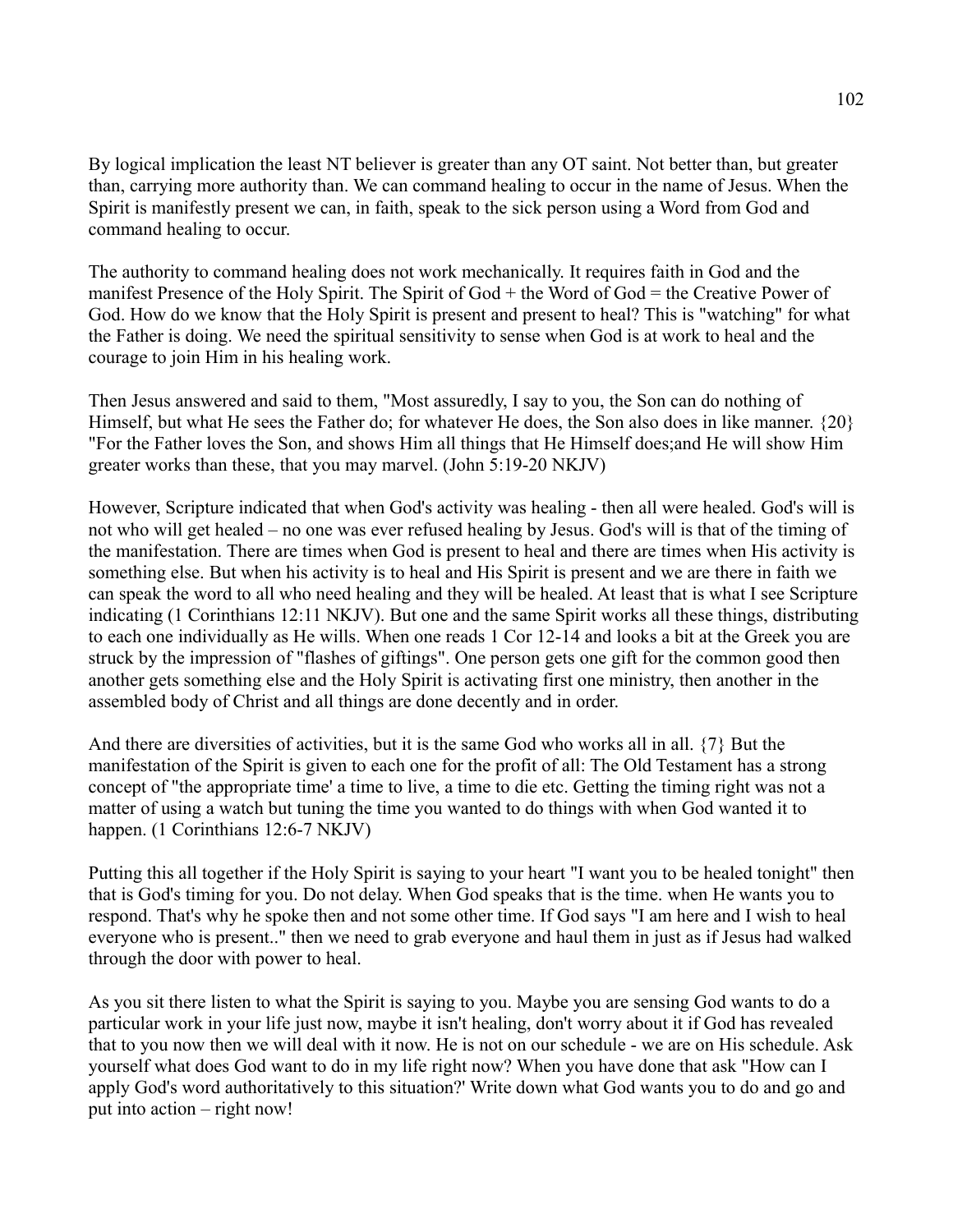By logical implication the least NT believer is greater than any OT saint. Not better than, but greater than, carrying more authority than. We can command healing to occur in the name of Jesus. When the Spirit is manifestly present we can, in faith, speak to the sick person using a Word from God and command healing to occur.

The authority to command healing does not work mechanically. It requires faith in God and the manifest Presence of the Holy Spirit. The Spirit of God + the Word of God = the Creative Power of God. How do we know that the Holy Spirit is present and present to heal? This is "watching" for what the Father is doing. We need the spiritual sensitivity to sense when God is at work to heal and the courage to join Him in his healing work.

Then Jesus answered and said to them, "Most assuredly, I say to you, the Son can do nothing of Himself, but what He sees the Father do; for whatever He does, the Son also does in like manner. {20} "For the Father loves the Son, and shows Him all things that He Himself does;and He will show Him greater works than these, that you may marvel. (John 5:19-20 NKJV)

However, Scripture indicated that when God's activity was healing - then all were healed. God's will is not who will get healed – no one was ever refused healing by Jesus. God's will is that of the timing of the manifestation. There are times when God is present to heal and there are times when His activity is something else. But when his activity is to heal and His Spirit is present and we are there in faith we can speak the word to all who need healing and they will be healed. At least that is what I see Scripture indicating (1 Corinthians 12:11 NKJV). But one and the same Spirit works all these things, distributing to each one individually as He wills. When one reads 1 Cor 12-14 and looks a bit at the Greek you are struck by the impression of "flashes of giftings". One person gets one gift for the common good then another gets something else and the Holy Spirit is activating first one ministry, then another in the assembled body of Christ and all things are done decently and in order.

And there are diversities of activities, but it is the same God who works all in all. {7} But the manifestation of the Spirit is given to each one for the profit of all: The Old Testament has a strong concept of "the appropriate time' a time to live, a time to die etc. Getting the timing right was not a matter of using a watch but tuning the time you wanted to do things with when God wanted it to happen. (1 Corinthians 12:6-7 NKJV)

Putting this all together if the Holy Spirit is saying to your heart "I want you to be healed tonight" then that is God's timing for you. Do not delay. When God speaks that is the time. when He wants you to respond. That's why he spoke then and not some other time. If God says "I am here and I wish to heal everyone who is present.." then we need to grab everyone and haul them in just as if Jesus had walked through the door with power to heal.

As you sit there listen to what the Spirit is saying to you. Maybe you are sensing God wants to do a particular work in your life just now, maybe it isn't healing, don't worry about it if God has revealed that to you now then we will deal with it now. He is not on our schedule - we are on His schedule. Ask yourself what does God want to do in my life right now? When you have done that ask "How can I apply God's word authoritatively to this situation?' Write down what God wants you to do and go and put into action – right now!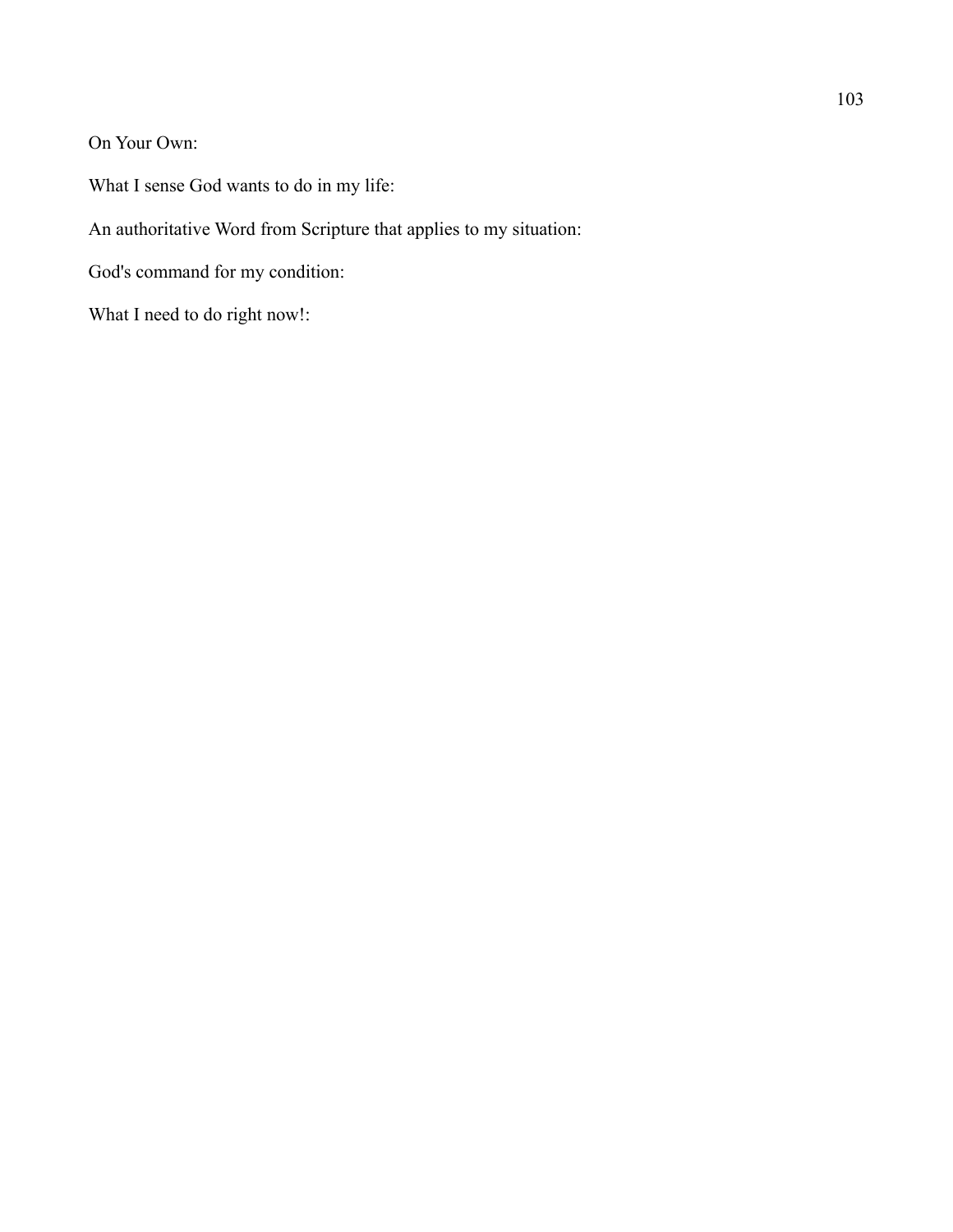On Your Own:

What I sense God wants to do in my life:

An authoritative Word from Scripture that applies to my situation:

God's command for my condition:

What I need to do right now!: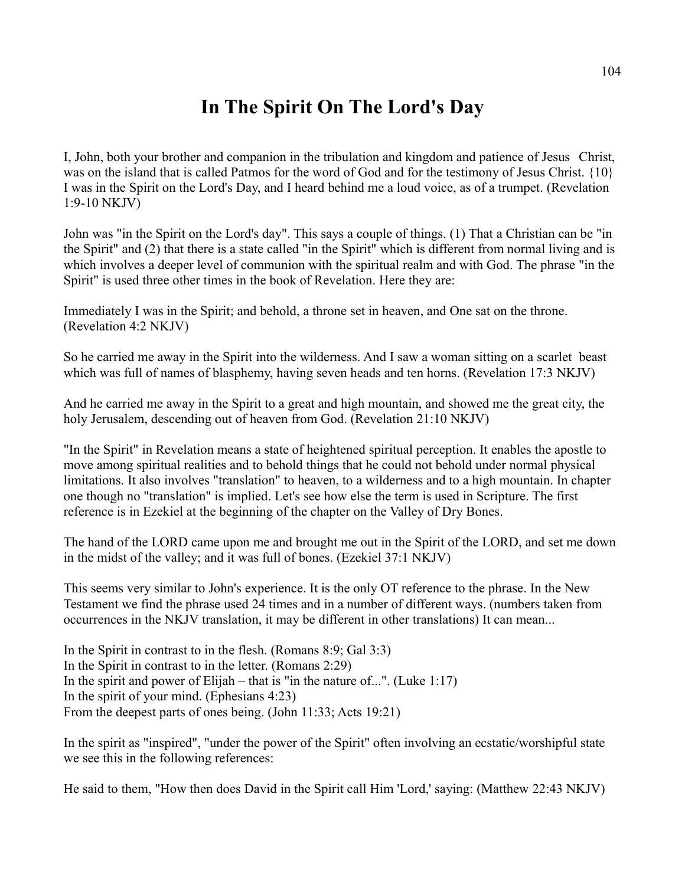# In The Spirit On The Lord's Day

I, John, both your brother and companion in the tribulation and kingdom and patience of Jesus Christ, was on the island that is called Patmos for the word of God and for the testimony of Jesus Christ. {10} I was in the Spirit on the Lord's Day, and I heard behind me a loud voice, as of a trumpet. (Revelation 1:9-10 NKJV)

John was "in the Spirit on the Lord's day". This says a couple of things. (1) That a Christian can be "in the Spirit" and (2) that there is a state called "in the Spirit" which is different from normal living and is which involves a deeper level of communion with the spiritual realm and with God. The phrase "in the Spirit" is used three other times in the book of Revelation. Here they are:

Immediately I was in the Spirit; and behold, a throne set in heaven, and One sat on the throne. (Revelation 4:2 NKJV)

So he carried me away in the Spirit into the wilderness. And I saw a woman sitting on a scarlet beast which was full of names of blasphemy, having seven heads and ten horns. (Revelation 17:3 NKJV)

And he carried me away in the Spirit to a great and high mountain, and showed me the great city, the holy Jerusalem, descending out of heaven from God. (Revelation 21:10 NKJV)

"In the Spirit" in Revelation means a state of heightened spiritual perception. It enables the apostle to move among spiritual realities and to behold things that he could not behold under normal physical limitations. It also involves "translation" to heaven, to a wilderness and to a high mountain. In chapter one though no "translation" is implied. Let's see how else the term is used in Scripture. The first reference is in Ezekiel at the beginning of the chapter on the Valley of Dry Bones.

The hand of the LORD came upon me and brought me out in the Spirit of the LORD, and set me down in the midst of the valley; and it was full of bones. (Ezekiel 37:1 NKJV)

This seems very similar to John's experience. It is the only OT reference to the phrase. In the New Testament we find the phrase used 24 times and in a number of different ways. (numbers taken from occurrences in the NKJV translation, it may be different in other translations) It can mean...

In the Spirit in contrast to in the flesh. (Romans 8:9; Gal 3:3)
In the Spirit in contrast to in the letter. (Romans 2:29)
In the spirit and power of Elijah – that is "in the nature of...". (Luke 1:17)
In the spirit of your mind. (Ephesians 4:23)
From the deepest parts of ones being. (John 11:33; Acts 19:21)

In the spirit as "inspired", "under the power of the Spirit" often involving an ecstatic/worshipful state we see this in the following references:

He said to them, "How then does David in the Spirit call Him 'Lord,' saying: (Matthew 22:43 NKJV)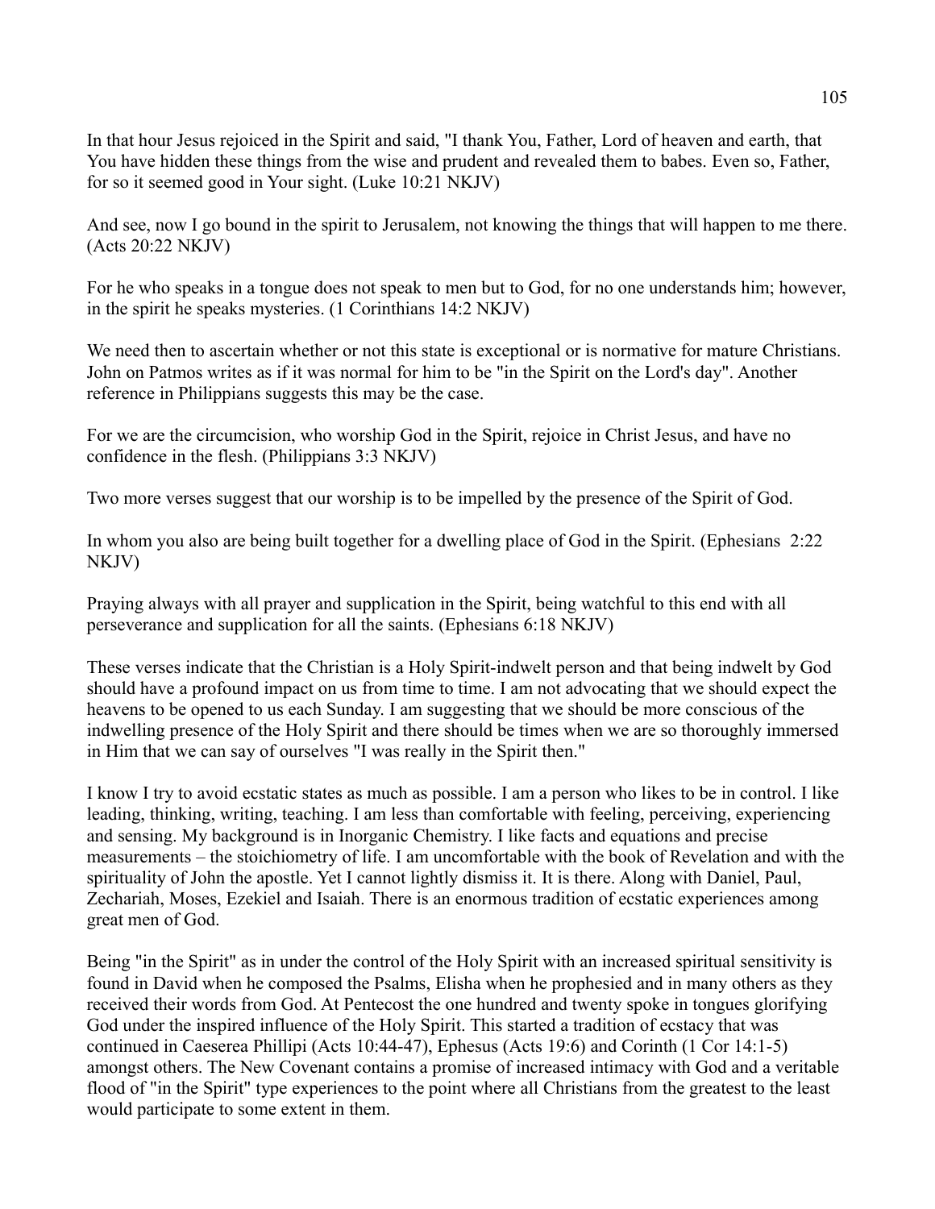In that hour Jesus rejoiced in the Spirit and said, "I thank You, Father, Lord of heaven and earth, that You have hidden these things from the wise and prudent and revealed them to babes. Even so, Father, for so it seemed good in Your sight. (Luke 10:21 NKJV)

And see, now I go bound in the spirit to Jerusalem, not knowing the things that will happen to me there. (Acts 20:22 NKJV)

For he who speaks in a tongue does not speak to men but to God, for no one understands him; however, in the spirit he speaks mysteries. (1 Corinthians 14:2 NKJV)

We need then to ascertain whether or not this state is exceptional or is normative for mature Christians. John on Patmos writes as if it was normal for him to be "in the Spirit on the Lord's day". Another reference in Philippians suggests this may be the case.

For we are the circumcision, who worship God in the Spirit, rejoice in Christ Jesus, and have no confidence in the flesh. (Philippians 3:3 NKJV)

Two more verses suggest that our worship is to be impelled by the presence of the Spirit of God.

In whom you also are being built together for a dwelling place of God in the Spirit. (Ephesians 2:22 NKJV)

Praying always with all prayer and supplication in the Spirit, being watchful to this end with all perseverance and supplication for all the saints. (Ephesians 6:18 NKJV)

These verses indicate that the Christian is a Holy Spirit-indwelt person and that being indwelt by God should have a profound impact on us from time to time. I am not advocating that we should expect the heavens to be opened to us each Sunday. I am suggesting that we should be more conscious of the indwelling presence of the Holy Spirit and there should be times when we are so thoroughly immersed in Him that we can say of ourselves "I was really in the Spirit then."

I know I try to avoid ecstatic states as much as possible. I am a person who likes to be in control. I like leading, thinking, writing, teaching. I am less than comfortable with feeling, perceiving, experiencing and sensing. My background is in Inorganic Chemistry. I like facts and equations and precise measurements – the stoichiometry of life. I am uncomfortable with the book of Revelation and with the spirituality of John the apostle. Yet I cannot lightly dismiss it. It is there. Along with Daniel, Paul, Zechariah, Moses, Ezekiel and Isaiah. There is an enormous tradition of ecstatic experiences among great men of God.

Being "in the Spirit" as in under the control of the Holy Spirit with an increased spiritual sensitivity is found in David when he composed the Psalms, Elisha when he prophesied and in many others as they received their words from God. At Pentecost the one hundred and twenty spoke in tongues glorifying God under the inspired influence of the Holy Spirit. This started a tradition of ecstacy that was continued in Caeserea Phillipi (Acts 10:44-47), Ephesus (Acts 19:6) and Corinth (1 Cor 14:1-5) amongst others. The New Covenant contains a promise of increased intimacy with God and a veritable flood of "in the Spirit" type experiences to the point where all Christians from the greatest to the least would participate to some extent in them.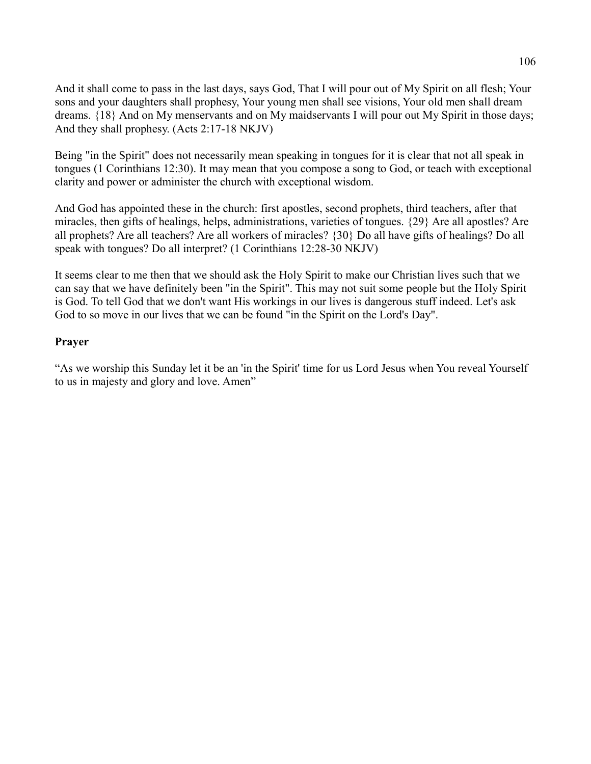And it shall come to pass in the last days, says God, That I will pour out of My Spirit on all flesh; Your sons and your daughters shall prophesy, Your young men shall see visions, Your old men shall dream dreams. {18} And on My menservants and on My maidservants I will pour out My Spirit in those days; And they shall prophesy. (Acts 2:17-18 NKJV)

Being "in the Spirit" does not necessarily mean speaking in tongues for it is clear that not all speak in tongues (1 Corinthians 12:30). It may mean that you compose a song to God, or teach with exceptional clarity and power or administer the church with exceptional wisdom.

And God has appointed these in the church: first apostles, second prophets, third teachers, after that miracles, then gifts of healings, helps, administrations, varieties of tongues. {29} Are all apostles? Are all prophets? Are all teachers? Are all workers of miracles? {30} Do all have gifts of healings? Do all speak with tongues? Do all interpret? (1 Corinthians 12:28-30 NKJV)

It seems clear to me then that we should ask the Holy Spirit to make our Christian lives such that we can say that we have definitely been "in the Spirit". This may not suit some people but the Holy Spirit is God. To tell God that we don't want His workings in our lives is dangerous stuff indeed. Let's ask God to so move in our lives that we can be found "in the Spirit on the Lord's Day".

**Prayer**

"As we worship this Sunday let it be an 'in the Spirit' time for us Lord Jesus when You reveal Yourself to us in majesty and glory and love. Amen"